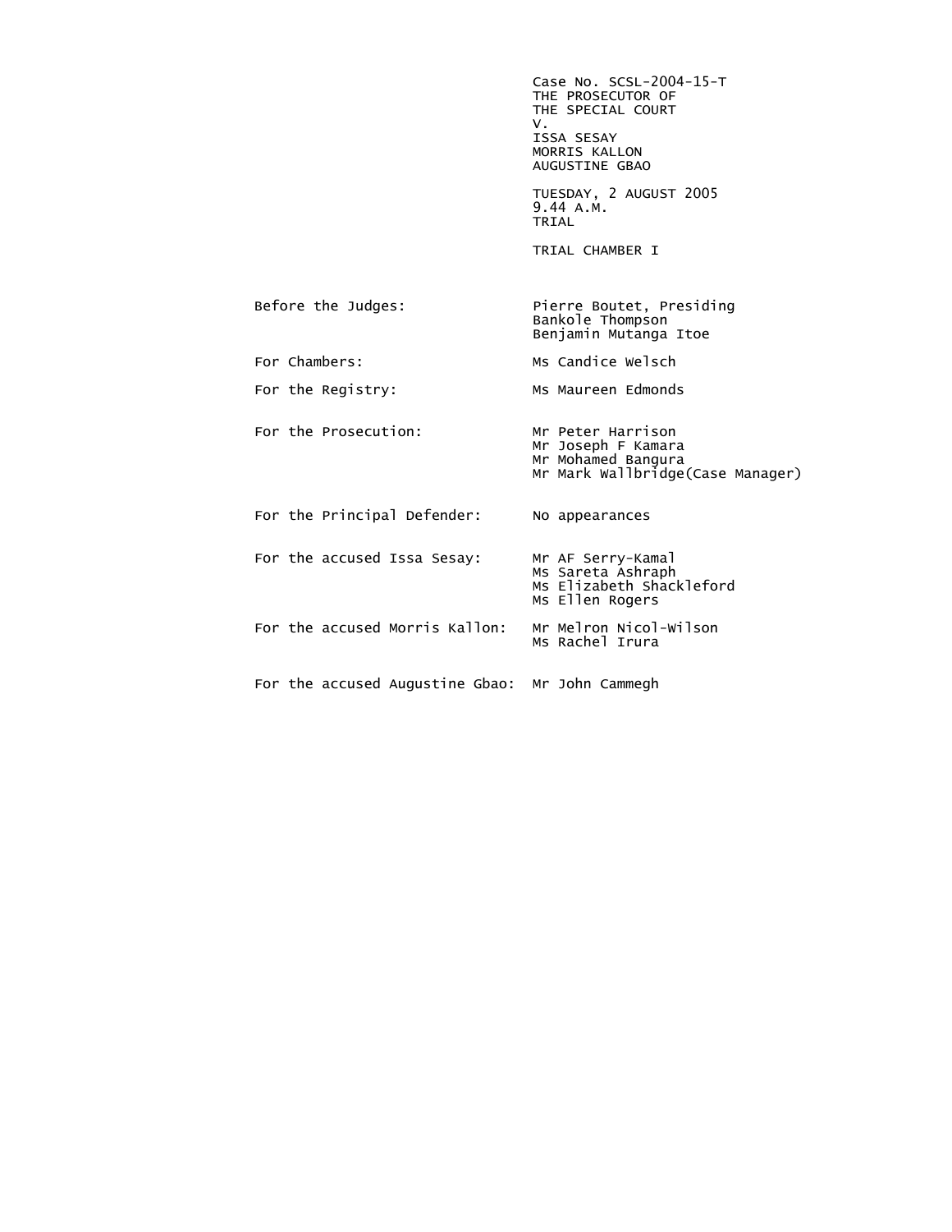Case No. SCSL-2004-15-T
THE PROSECUTOR OF
THE SPECIAL COURT
V.
ISSA SESAY
MORRIS KALLON
AUGUSTINE GBAO

TUESDAY, 2 AUGUST 2005
9.44 A.M.
TRIAL

TRIAL CHAMBER I

| | |
|---|---|
| Before the Judges: | Pierre Boutet, Presiding<br>Bankole Thompson<br>Benjamin Mutanga Itoe |
| For Chambers: | Ms Candice Welsch |
| For the Registry: | Ms Maureen Edmonds |
| For the Prosecution: | Mr Peter Harrison<br>Mr Joseph F Kamara<br>Mr Mohamed Bangura<br>Mr Mark Wallbridge(Case Manager) |
| For the Principal Defender: | No appearances |
| For the accused Issa Sesay: | Mr AF Serry-Kamal<br>Ms Sareta Ashraph<br>Ms Elizabeth Shackleford<br>Ms Ellen Rogers |
| For the accused Morris Kallon: | Mr Melron Nicol-Wilson<br>Ms Rachel Irura |
| For the accused Augustine Gbao: | Mr John Cammegh |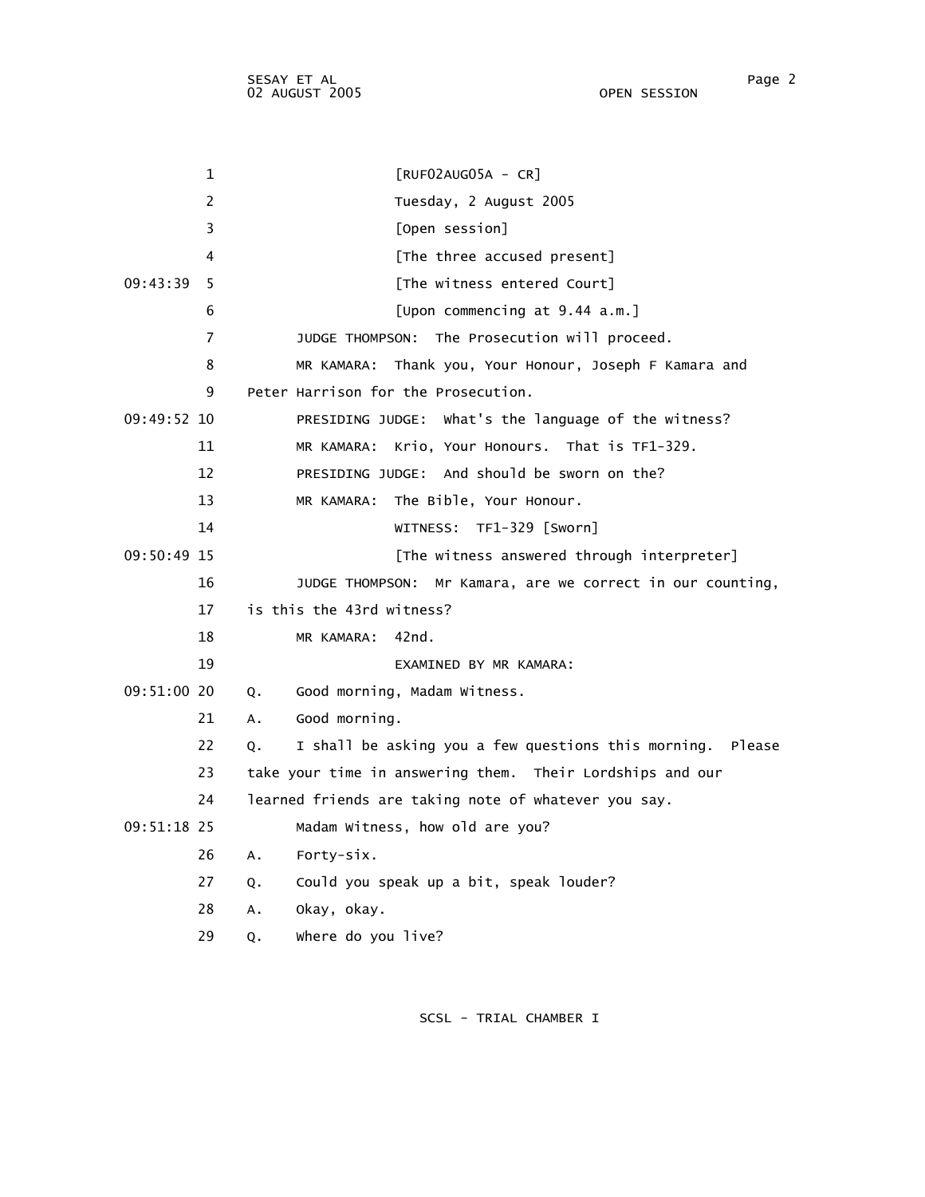[RUF02AUG05A - CR]

Tuesday, 2 August 2005

[Open session]

[The three accused present]

[The witness entered Court]

[Upon commencing at 9.44 a.m.]

JUDGE THOMPSON: The Prosecution will proceed.

MR KAMARA: Thank you, Your Honour, Joseph F Kamara and Peter Harrison for the Prosecution.

PRESIDING JUDGE: What's the language of the witness?

MR KAMARA: Krio, Your Honours. That is TF1-329.

PRESIDING JUDGE: And should be sworn on the?

MR KAMARA: The Bible, Your Honour.

WITNESS: TF1-329 [Sworn]

[The witness answered through interpreter]

JUDGE THOMPSON: Mr Kamara, are we correct in our counting, is this the 43rd witness?

MR KAMARA: 42nd.

EXAMINED BY MR KAMARA:

Q. Good morning, Madam Witness.

A. Good morning.

Q. I shall be asking you a few questions this morning. Please take your time in answering them. Their Lordships and our learned friends are taking note of whatever you say.

Madam Witness, how old are you?

A. Forty-six.

Q. Could you speak up a bit, speak louder?

A. Okay, okay.

Q. Where do you live?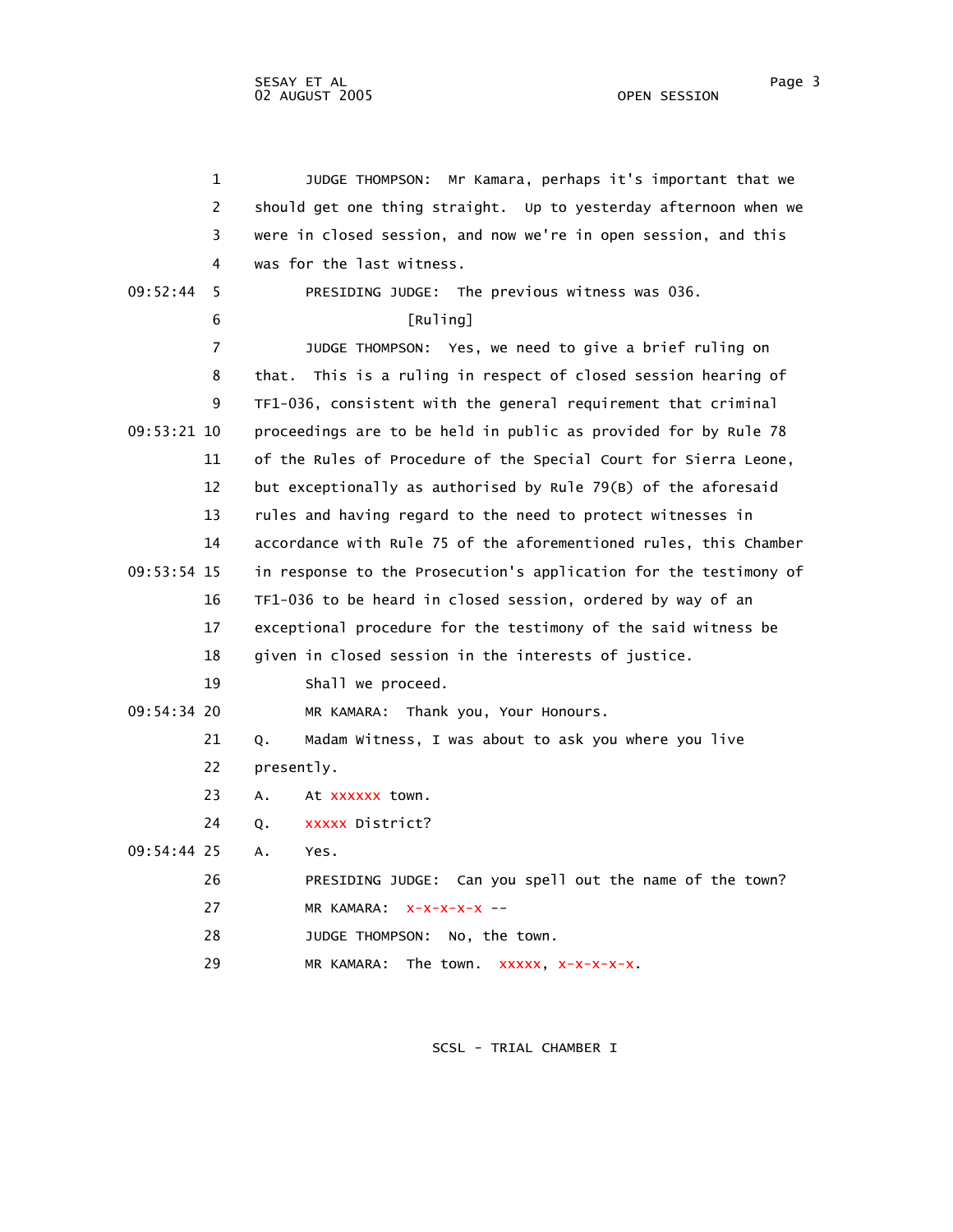1 JUDGE THOMPSON: Mr Kamara, perhaps it's important that we
2 should get one thing straight. Up to yesterday afternoon when we
3 were in closed session, and now we're in open session, and this
4 was for the last witness.

09:52:44 5 PRESIDING JUDGE: The previous witness was 036.

6 [Ruling]

7 JUDGE THOMPSON: Yes, we need to give a brief ruling on
8 that. This is a ruling in respect of closed session hearing of
9 TF1-036, consistent with the general requirement that criminal
09:53:21 10 proceedings are to be held in public as provided for by Rule 78
11 of the Rules of Procedure of the Special Court for Sierra Leone,
12 but exceptionally as authorised by Rule 79(B) of the aforesaid
13 rules and having regard to the need to protect witnesses in
14 accordance with Rule 75 of the aforementioned rules, this Chamber
09:53:54 15 in response to the Prosecution's application for the testimony of
16 TF1-036 to be heard in closed session, ordered by way of an
17 exceptional procedure for the testimony of the said witness be
18 given in closed session in the interests of justice.

19 Shall we proceed.

09:54:34 20 MR KAMARA: Thank you, Your Honours.

21 Q. Madam Witness, I was about to ask you where you live
22 presently.

23 A. At xxxxxx town.

24 Q. xxxxx District?

09:54:44 25 A. Yes.

26 PRESIDING JUDGE: Can you spell out the name of the town?

27 MR KAMARA: x-x-x-x-x --

28 JUDGE THOMPSON: No, the town.

29 MR KAMARA: The town. xxxxx, x-x-x-x-x.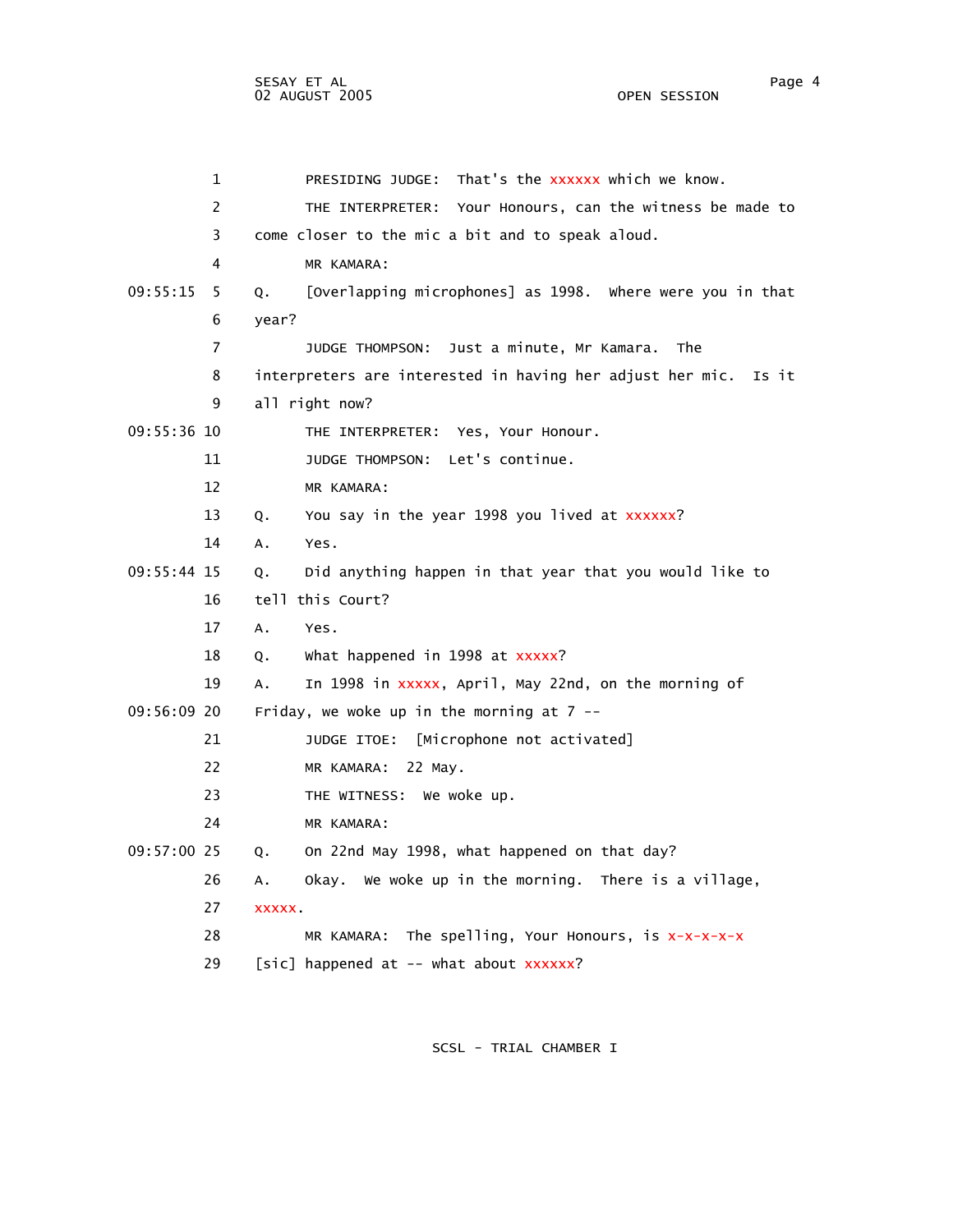1 PRESIDING JUDGE: That's the xxxxxx which we know.

2 THE INTERPRETER: Your Honours, can the witness be made to

3 come closer to the mic a bit and to speak aloud.

4 MR KAMARA:

09:55:15 5 Q. [Overlapping microphones] as 1998. Where were you in that

6 year?

7 JUDGE THOMPSON: Just a minute, Mr Kamara. The

8 interpreters are interested in having her adjust her mic. Is it

9 all right now?

09:55:36 10 THE INTERPRETER: Yes, Your Honour.

11 JUDGE THOMPSON: Let's continue.

12 MR KAMARA:

13 Q. You say in the year 1998 you lived at xxxxxx?

14 A. Yes.

09:55:44 15 Q. Did anything happen in that year that you would like to

16 tell this Court?

17 A. Yes.

18 Q. What happened in 1998 at xxxxx?

19 A. In 1998 in xxxxx, April, May 22nd, on the morning of

09:56:09 20 Friday, we woke up in the morning at 7 --

21 JUDGE ITOE: [Microphone not activated]

22 MR KAMARA: 22 May.

23 THE WITNESS: We woke up.

24 MR KAMARA:

09:57:00 25 Q. On 22nd May 1998, what happened on that day?

26 A. Okay. We woke up in the morning. There is a village,

27 xxxxx.

28 MR KAMARA: The spelling, Your Honours, is x-x-x-x-x

29 [sic] happened at -- what about xxxxxx?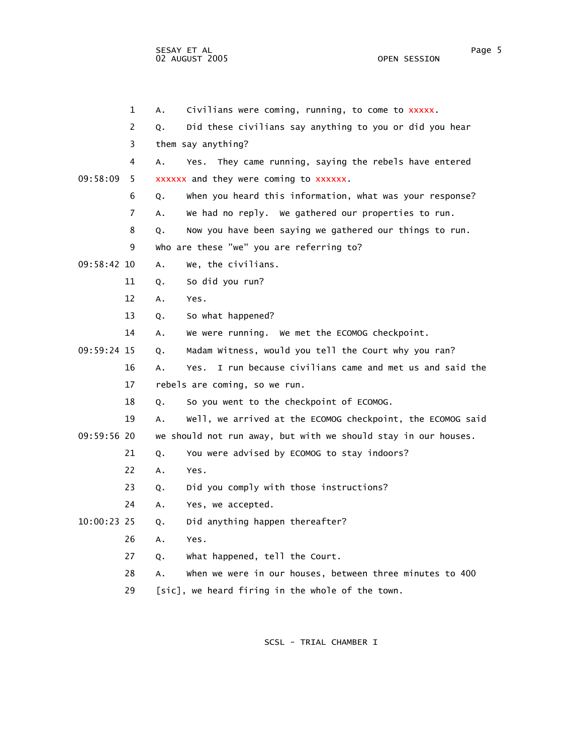1 A. Civilians were coming, running, to come to xxxxx.

2 Q. Did these civilians say anything to you or did you hear

3 them say anything?

4 A. Yes. They came running, saying the rebels have entered

09:58:09 5 xxxxxx and they were coming to xxxxxx.

6 Q. When you heard this information, what was your response?

7 A. We had no reply. We gathered our properties to run.

8 Q. Now you have been saying we gathered our things to run.

9 Who are these "we" you are referring to?

09:58:42 10 A. We, the civilians.

11 Q. So did you run?

12 A. Yes.

13 Q. So what happened?

14 A. We were running. We met the ECOMOG checkpoint.

09:59:24 15 Q. Madam Witness, would you tell the Court why you ran?

16 A. Yes. I run because civilians came and met us and said the

17 rebels are coming, so we run.

18 Q. So you went to the checkpoint of ECOMOG.

19 A. Well, we arrived at the ECOMOG checkpoint, the ECOMOG said

09:59:56 20 we should not run away, but with we should stay in our houses.

21 Q. You were advised by ECOMOG to stay indoors?

22 A. Yes.

23 Q. Did you comply with those instructions?

24 A. Yes, we accepted.

10:00:23 25 Q. Did anything happen thereafter?

26 A. Yes.

27 Q. What happened, tell the Court.

28 A. When we were in our houses, between three minutes to 400

29 [sic], we heard firing in the whole of the town.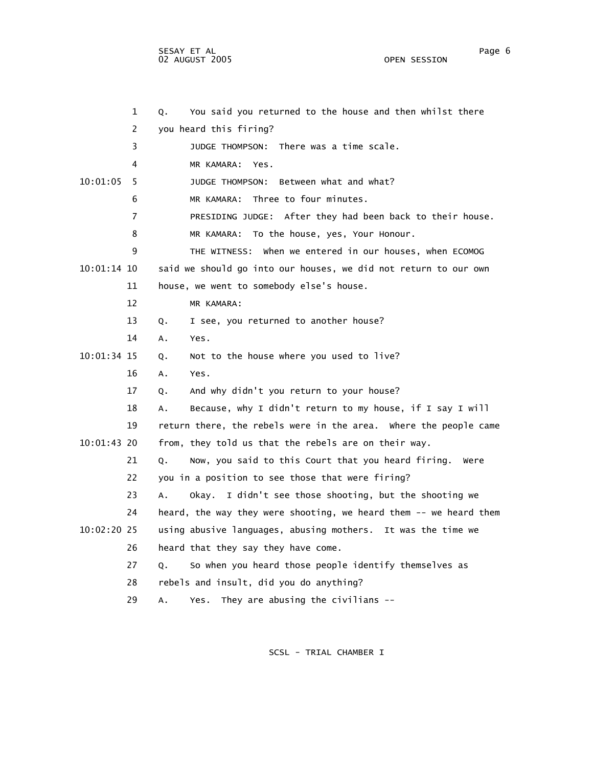Q. You said you returned to the house and then whilst there you heard this firing?

JUDGE THOMPSON: There was a time scale.

MR KAMARA: Yes.

JUDGE THOMPSON: Between what and what?

MR KAMARA: Three to four minutes.

PRESIDING JUDGE: After they had been back to their house.

MR KAMARA: To the house, yes, Your Honour.

THE WITNESS: When we entered in our houses, when ECOMOG said we should go into our houses, we did not return to our own house, we went to somebody else's house.

MR KAMARA:

Q. I see, you returned to another house?

A. Yes.

Q. Not to the house where you used to live?

A. Yes.

Q. And why didn't you return to your house?

A. Because, why I didn't return to my house, if I say I will return there, the rebels were in the area. Where the people came from, they told us that the rebels are on their way.

Q. Now, you said to this Court that you heard firing. Were you in a position to see those that were firing?

A. Okay. I didn't see those shooting, but the shooting we heard, the way they were shooting, we heard them -- we heard them using abusive languages, abusing mothers. It was the time we heard that they say they have come.

Q. So when you heard those people identify themselves as rebels and insult, did you do anything?

A. Yes. They are abusing the civilians --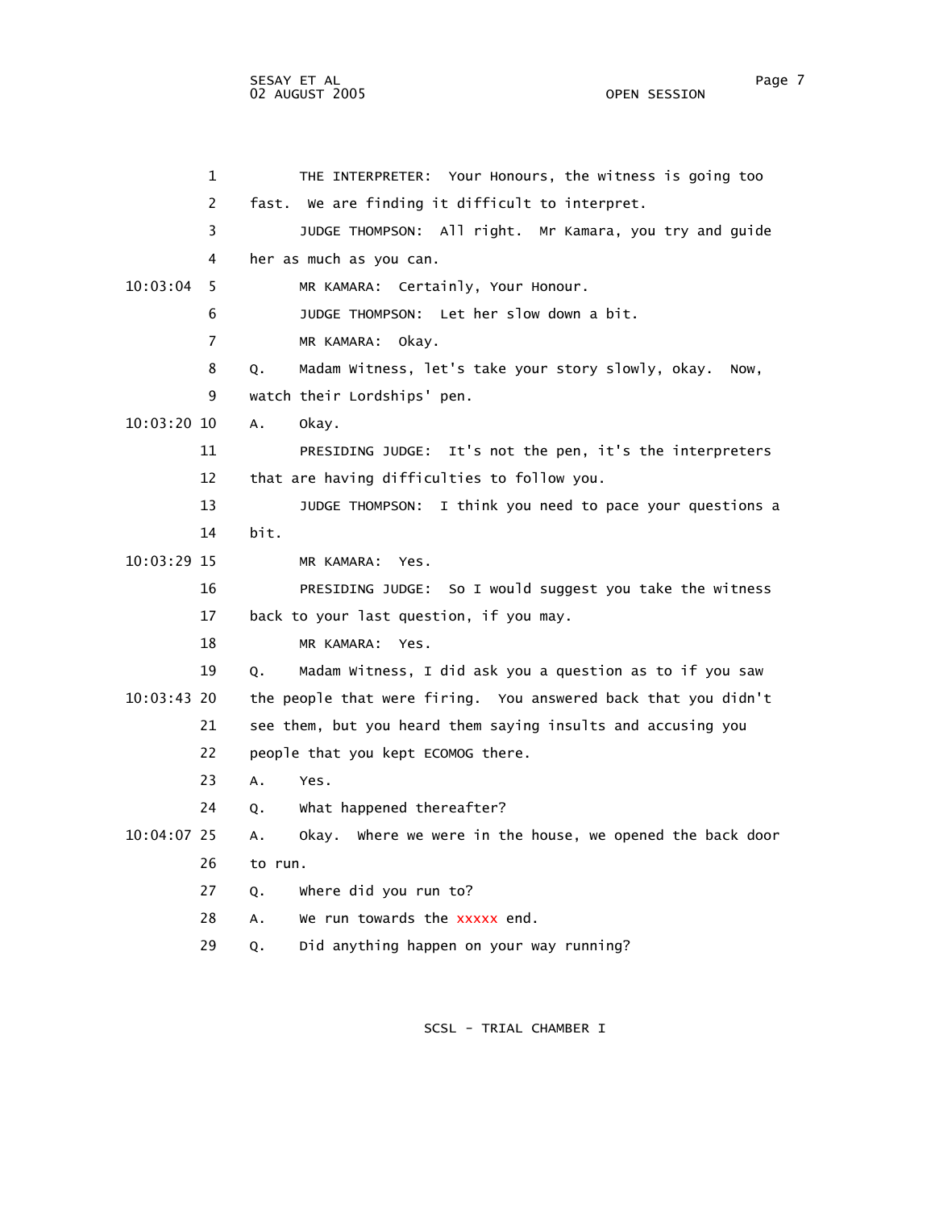1 THE INTERPRETER: Your Honours, the witness is going too
2 fast. We are finding it difficult to interpret.
3 JUDGE THOMPSON: All right. Mr Kamara, you try and guide
4 her as much as you can.
10:03:04 5 MR KAMARA: Certainly, Your Honour.
6 JUDGE THOMPSON: Let her slow down a bit.
7 MR KAMARA: Okay.
8 Q. Madam Witness, let's take your story slowly, okay. Now,
9 watch their Lordships' pen.
10:03:20 10 A. Okay.
11 PRESIDING JUDGE: It's not the pen, it's the interpreters
12 that are having difficulties to follow you.
13 JUDGE THOMPSON: I think you need to pace your questions a
14 bit.
10:03:29 15 MR KAMARA: Yes.
16 PRESIDING JUDGE: So I would suggest you take the witness
17 back to your last question, if you may.
18 MR KAMARA: Yes.
19 Q. Madam Witness, I did ask you a question as to if you saw
10:03:43 20 the people that were firing. You answered back that you didn't
21 see them, but you heard them saying insults and accusing you
22 people that you kept ECOMOG there.
23 A. Yes.
24 Q. What happened thereafter?
10:04:07 25 A. Okay. Where we were in the house, we opened the back door
26 to run.
27 Q. Where did you run to?
28 A. We run towards the xxxxx end.
29 Q. Did anything happen on your way running?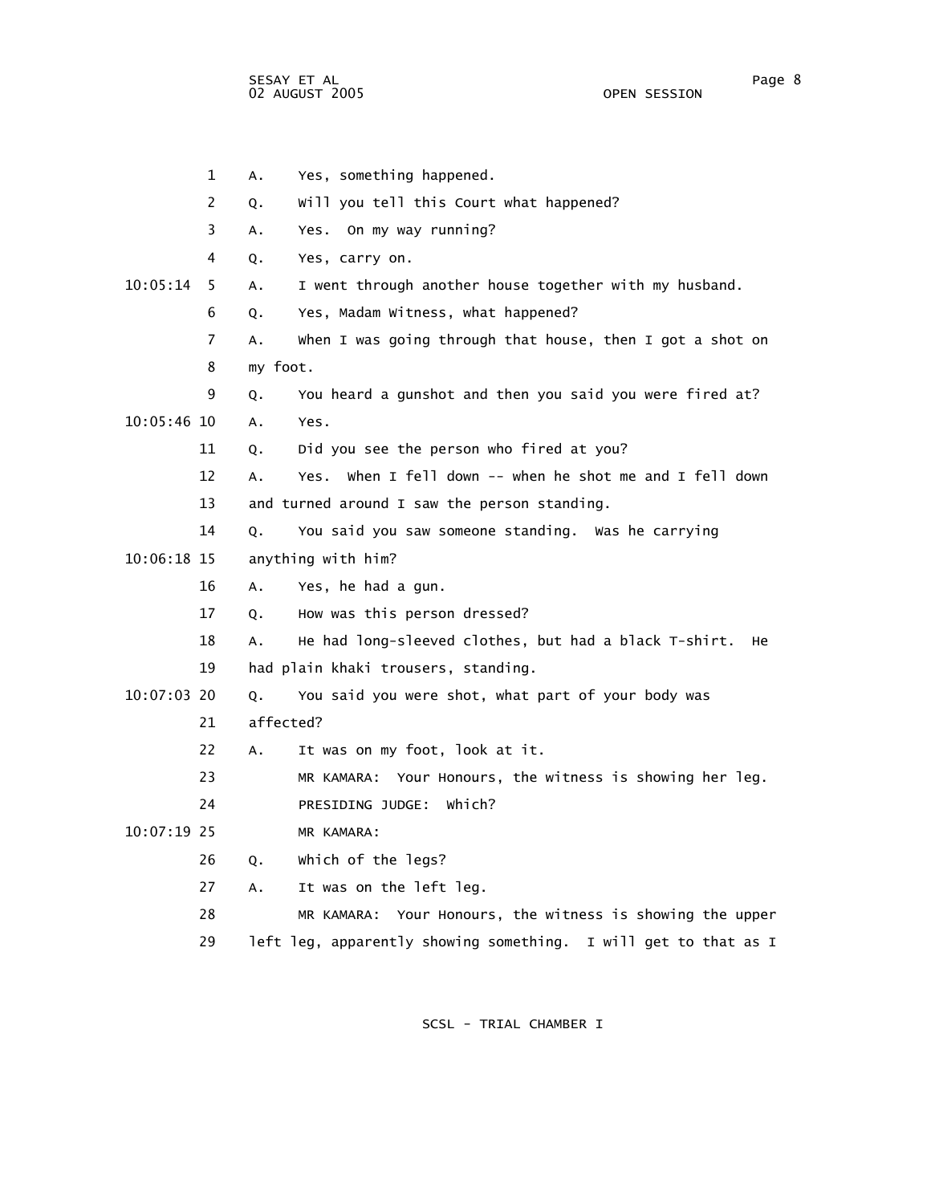1 A. Yes, something happened.

2 Q. Will you tell this Court what happened?

3 A. Yes. On my way running?

4 Q. Yes, carry on.

10:05:14 5 A. I went through another house together with my husband.

6 Q. Yes, Madam Witness, what happened?

7 A. When I was going through that house, then I got a shot on

8 my foot.

9 Q. You heard a gunshot and then you said you were fired at?

10:05:46 10 A. Yes.

11 Q. Did you see the person who fired at you?

12 A. Yes. When I fell down -- when he shot me and I fell down

13 and turned around I saw the person standing.

14 Q. You said you saw someone standing. Was he carrying

10:06:18 15 anything with him?

16 A. Yes, he had a gun.

17 Q. How was this person dressed?

18 A. He had long-sleeved clothes, but had a black T-shirt. He

19 had plain khaki trousers, standing.

10:07:03 20 Q. You said you were shot, what part of your body was

21 affected?

22 A. It was on my foot, look at it.

23 MR KAMARA: Your Honours, the witness is showing her leg.

24 PRESIDING JUDGE: Which?

10:07:19 25 MR KAMARA:

26 Q. Which of the legs?

27 A. It was on the left leg.

28 MR KAMARA: Your Honours, the witness is showing the upper

29 left leg, apparently showing something. I will get to that as I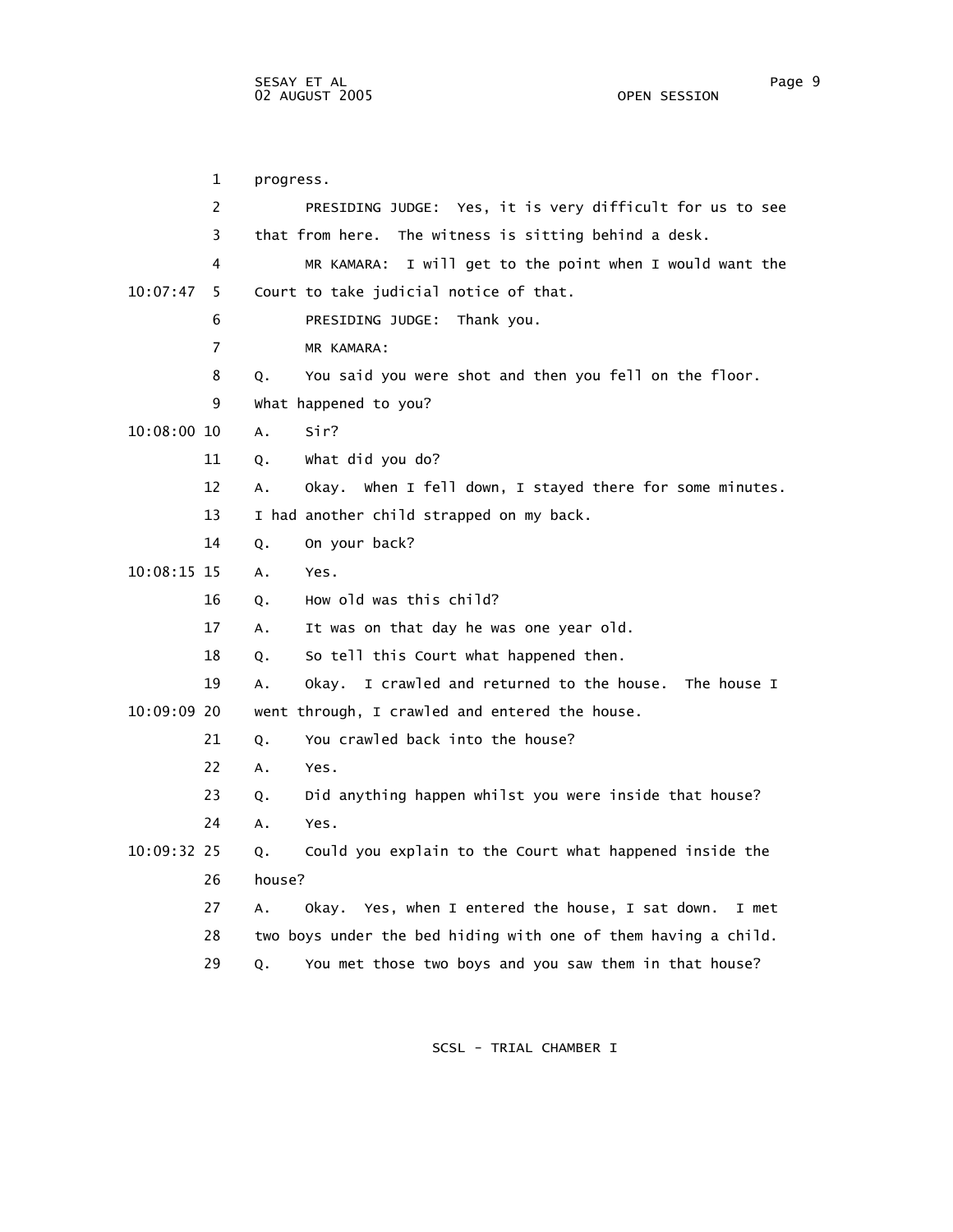progress.

PRESIDING JUDGE: Yes, it is very difficult for us to see that from here. The witness is sitting behind a desk.

MR KAMARA: I will get to the point when I would want the Court to take judicial notice of that.

PRESIDING JUDGE: Thank you.

MR KAMARA:

Q. You said you were shot and then you fell on the floor. What happened to you?

A. Sir?

Q. What did you do?

A. Okay. When I fell down, I stayed there for some minutes. I had another child strapped on my back.

Q. On your back?

A. Yes.

Q. How old was this child?

A. It was on that day he was one year old.

Q. So tell this Court what happened then.

A. Okay. I crawled and returned to the house. The house I went through, I crawled and entered the house.

Q. You crawled back into the house?

A. Yes.

Q. Did anything happen whilst you were inside that house?

A. Yes.

Q. Could you explain to the Court what happened inside the house?

A. Okay. Yes, when I entered the house, I sat down. I met two boys under the bed hiding with one of them having a child.

Q. You met those two boys and you saw them in that house?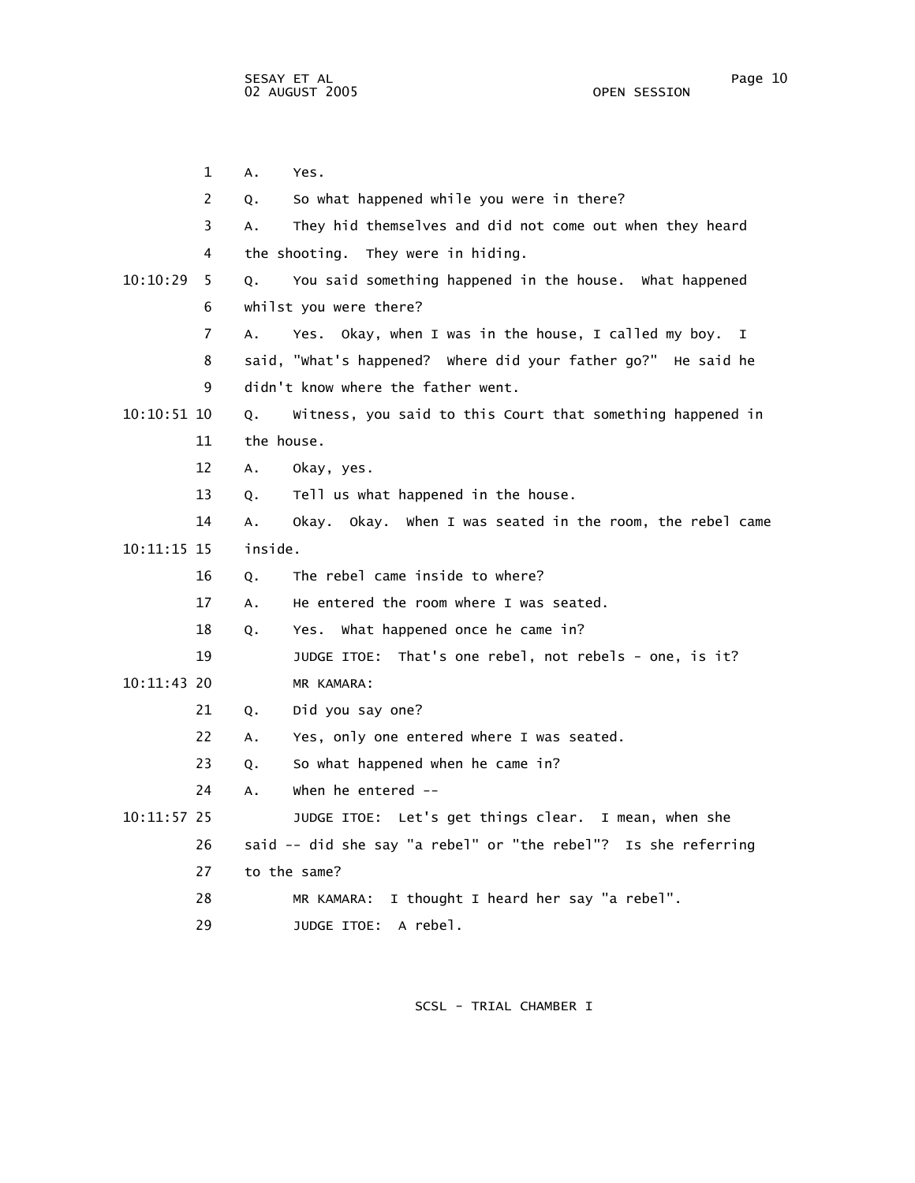1 A. Yes.

2 Q. So what happened while you were in there?

3 A. They hid themselves and did not come out when they heard

4 the shooting. They were in hiding.

10:10:29 5 Q. You said something happened in the house. What happened

6 whilst you were there?

7 A. Yes. Okay, when I was in the house, I called my boy. I

8 said, "What's happened? Where did your father go?" He said he

9 didn't know where the father went.

10:10:51 10 Q. Witness, you said to this Court that something happened in

11 the house.

12 A. Okay, yes.

13 Q. Tell us what happened in the house.

14 A. Okay. Okay. When I was seated in the room, the rebel came

10:11:15 15 inside.

16 Q. The rebel came inside to where?

17 A. He entered the room where I was seated.

18 Q. Yes. What happened once he came in?

19 JUDGE ITOE: That's one rebel, not rebels - one, is it?

10:11:43 20 MR KAMARA:

21 Q. Did you say one?

22 A. Yes, only one entered where I was seated.

23 Q. So what happened when he came in?

24 A. When he entered --

10:11:57 25 JUDGE ITOE: Let's get things clear. I mean, when she

26 said -- did she say "a rebel" or "the rebel"? Is she referring

27 to the same?

28 MR KAMARA: I thought I heard her say "a rebel".

29 JUDGE ITOE: A rebel.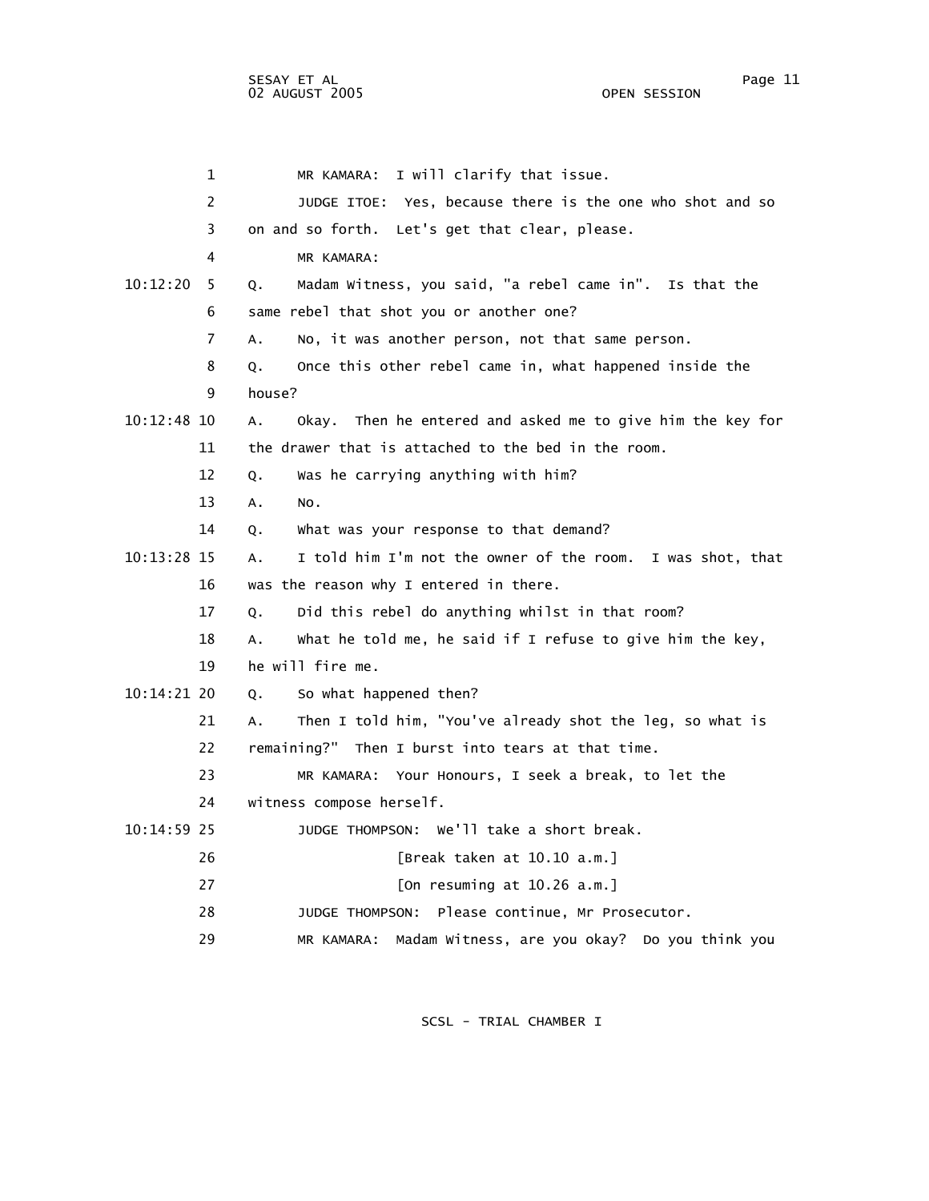MR KAMARA: I will clarify that issue.

JUDGE ITOE: Yes, because there is the one who shot and so on and so forth. Let's get that clear, please.

MR KAMARA:

Q. Madam Witness, you said, "a rebel came in". Is that the same rebel that shot you or another one?

A. No, it was another person, not that same person.

Q. Once this other rebel came in, what happened inside the house?

A. Okay. Then he entered and asked me to give him the key for the drawer that is attached to the bed in the room.

Q. Was he carrying anything with him?

A. No.

Q. What was your response to that demand?

A. I told him I'm not the owner of the room. I was shot, that was the reason why I entered in there.

Q. Did this rebel do anything whilst in that room?

A. What he told me, he said if I refuse to give him the key, he will fire me.

Q. So what happened then?

A. Then I told him, "You've already shot the leg, so what is remaining?" Then I burst into tears at that time.

MR KAMARA: Your Honours, I seek a break, to let the witness compose herself.

JUDGE THOMPSON: We'll take a short break.

[Break taken at 10.10 a.m.]

[On resuming at 10.26 a.m.]

JUDGE THOMPSON: Please continue, Mr Prosecutor.

MR KAMARA: Madam Witness, are you okay? Do you think you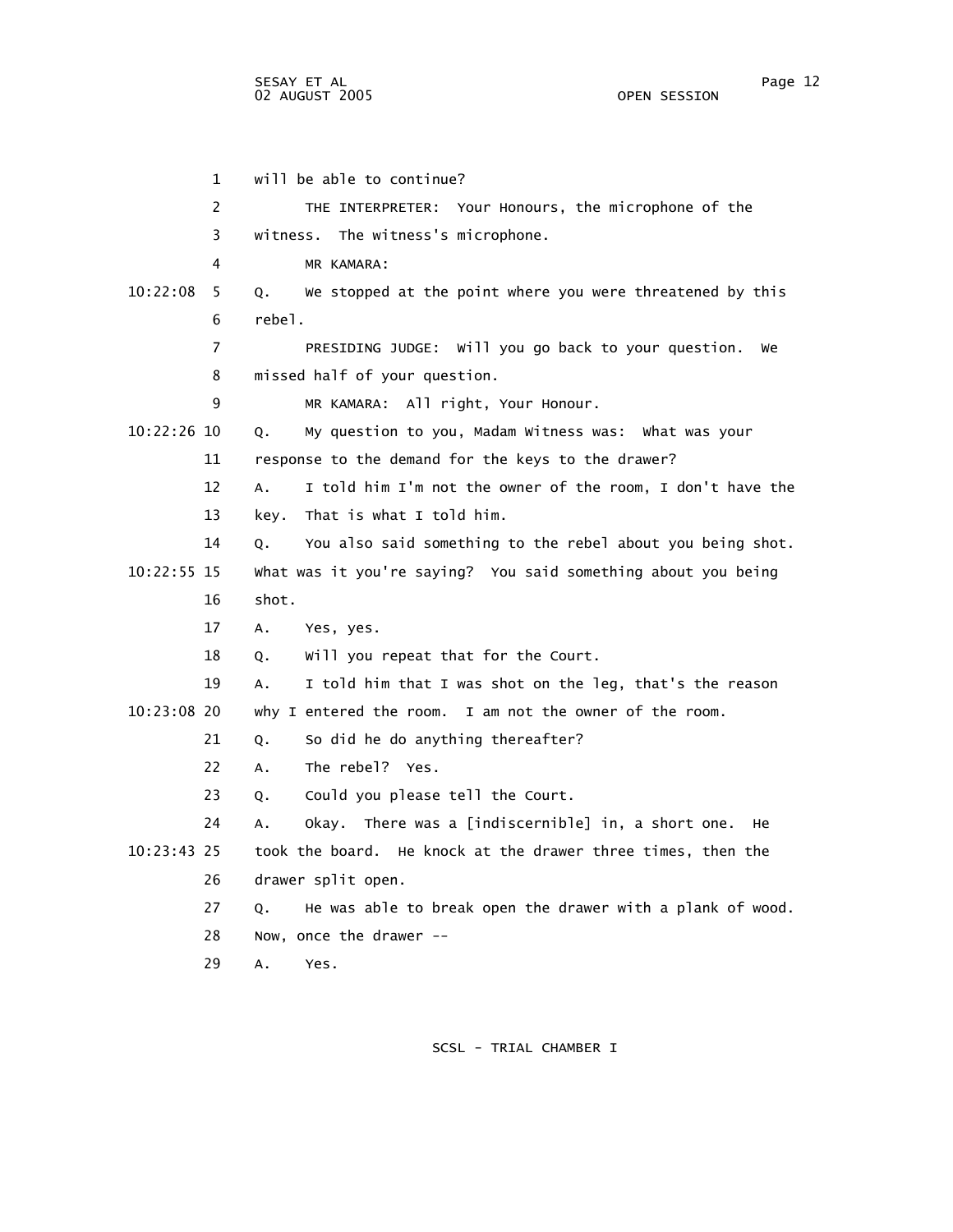will be able to continue?

THE INTERPRETER: Your Honours, the microphone of the witness. The witness's microphone.

MR KAMARA:

Q. We stopped at the point where you were threatened by this rebel.

PRESIDING JUDGE: Will you go back to your question. We missed half of your question.

MR KAMARA: All right, Your Honour.

Q. My question to you, Madam Witness was: What was your response to the demand for the keys to the drawer?

A. I told him I'm not the owner of the room, I don't have the key. That is what I told him.

Q. You also said something to the rebel about you being shot. What was it you're saying? You said something about you being shot.

A. Yes, yes.

Q. Will you repeat that for the Court.

A. I told him that I was shot on the leg, that's the reason why I entered the room. I am not the owner of the room.

Q. So did he do anything thereafter?

A. The rebel? Yes.

Q. Could you please tell the Court.

A. Okay. There was a [indiscernible] in, a short one. He took the board. He knock at the drawer three times, then the drawer split open.

Q. He was able to break open the drawer with a plank of wood. Now, once the drawer --

A. Yes.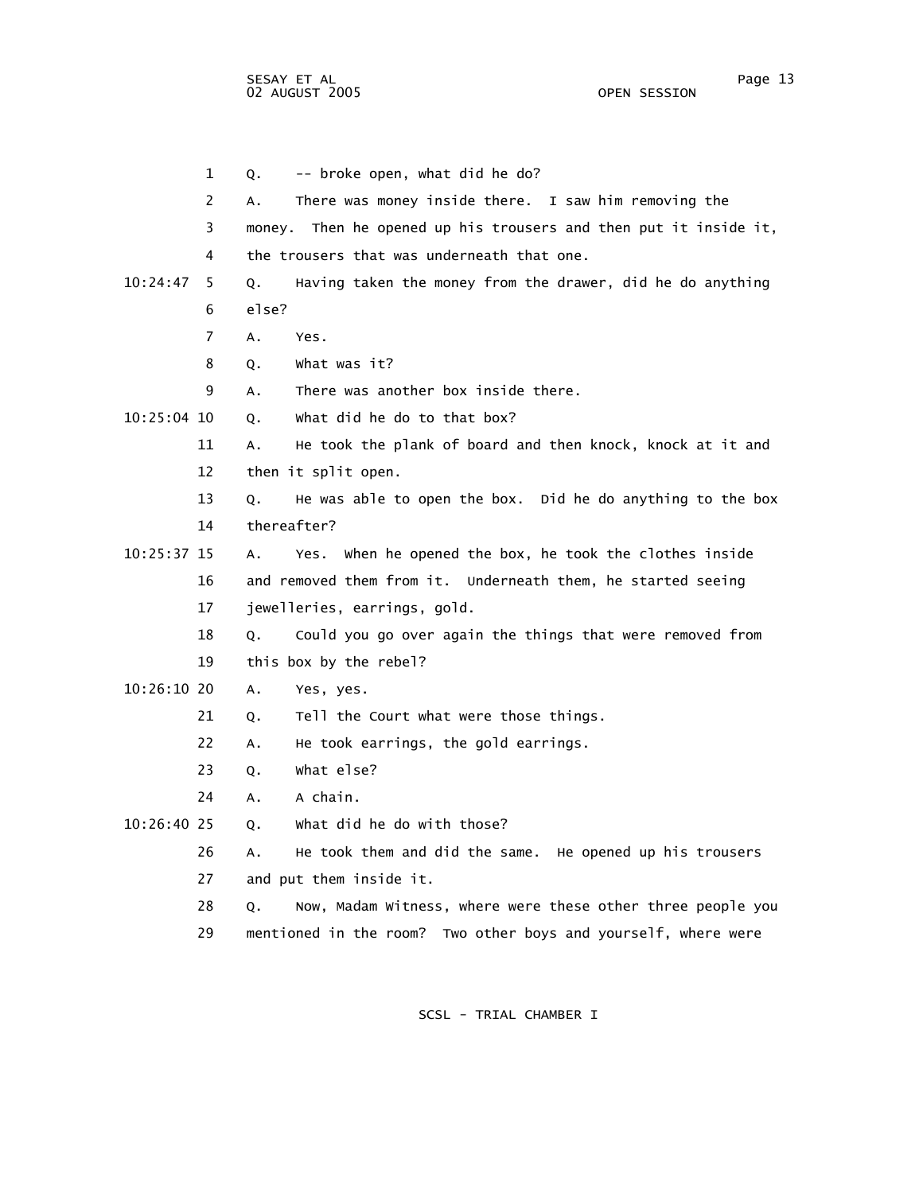1 Q. -- broke open, what did he do?

2 A. There was money inside there. I saw him removing the

3 money. Then he opened up his trousers and then put it inside it,

4 the trousers that was underneath that one.

10:24:47 5 Q. Having taken the money from the drawer, did he do anything

6 else?

7 A. Yes.

8 Q. What was it?

9 A. There was another box inside there.

10:25:04 10 Q. What did he do to that box?

11 A. He took the plank of board and then knock, knock at it and

12 then it split open.

13 Q. He was able to open the box. Did he do anything to the box

14 thereafter?

10:25:37 15 A. Yes. When he opened the box, he took the clothes inside

16 and removed them from it. Underneath them, he started seeing

17 jewelleries, earrings, gold.

18 Q. Could you go over again the things that were removed from

19 this box by the rebel?

10:26:10 20 A. Yes, yes.

21 Q. Tell the Court what were those things.

22 A. He took earrings, the gold earrings.

23 Q. What else?

24 A. A chain.

10:26:40 25 Q. What did he do with those?

26 A. He took them and did the same. He opened up his trousers

27 and put them inside it.

28 Q. Now, Madam Witness, where were these other three people you

29 mentioned in the room? Two other boys and yourself, where were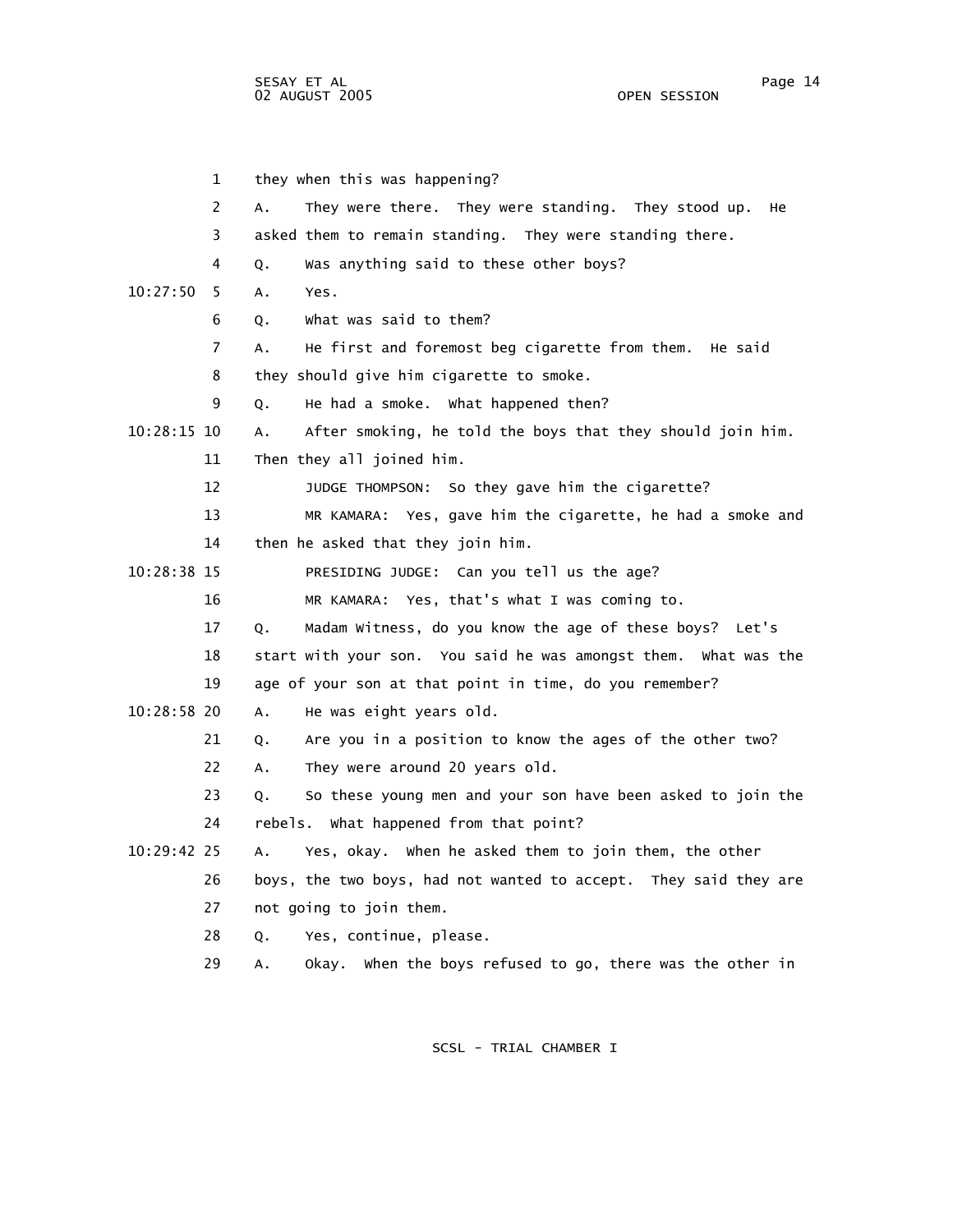1 they when this was happening?

2 A. They were there. They were standing. They stood up. He

3 asked them to remain standing. They were standing there.

4 Q. Was anything said to these other boys?

10:27:50 5 A. Yes.

6 Q. What was said to them?

7 A. He first and foremost beg cigarette from them. He said

8 they should give him cigarette to smoke.

9 Q. He had a smoke. What happened then?

10:28:15 10 A. After smoking, he told the boys that they should join him.

11 Then they all joined him.

12 JUDGE THOMPSON: So they gave him the cigarette?

13 MR KAMARA: Yes, gave him the cigarette, he had a smoke and

14 then he asked that they join him.

10:28:38 15 PRESIDING JUDGE: Can you tell us the age?

16 MR KAMARA: Yes, that's what I was coming to.

17 Q. Madam Witness, do you know the age of these boys? Let's

18 start with your son. You said he was amongst them. What was the

19 age of your son at that point in time, do you remember?

10:28:58 20 A. He was eight years old.

21 Q. Are you in a position to know the ages of the other two?

22 A. They were around 20 years old.

23 Q. So these young men and your son have been asked to join the

24 rebels. What happened from that point?

10:29:42 25 A. Yes, okay. When he asked them to join them, the other

26 boys, the two boys, had not wanted to accept. They said they are

27 not going to join them.

28 Q. Yes, continue, please.

29 A. Okay. When the boys refused to go, there was the other in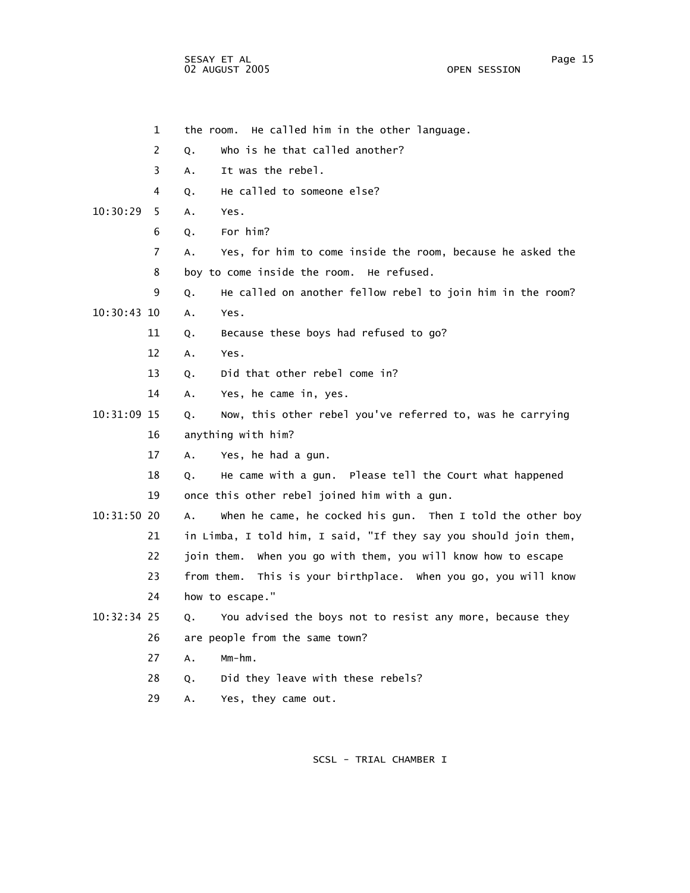1 the room. He called him in the other language.

2 Q. Who is he that called another?

3 A. It was the rebel.

4 Q. He called to someone else?

10:30:29 5 A. Yes.

6 Q. For him?

7 A. Yes, for him to come inside the room, because he asked the

8 boy to come inside the room. He refused.

9 Q. He called on another fellow rebel to join him in the room?

10:30:43 10 A. Yes.

11 Q. Because these boys had refused to go?

12 A. Yes.

13 Q. Did that other rebel come in?

14 A. Yes, he came in, yes.

10:31:09 15 Q. Now, this other rebel you've referred to, was he carrying

16 anything with him?

17 A. Yes, he had a gun.

18 Q. He came with a gun. Please tell the Court what happened

19 once this other rebel joined him with a gun.

10:31:50 20 A. When he came, he cocked his gun. Then I told the other boy

21 in Limba, I told him, I said, "If they say you should join them,

22 join them. When you go with them, you will know how to escape

23 from them. This is your birthplace. When you go, you will know

24 how to escape."

10:32:34 25 Q. You advised the boys not to resist any more, because they

26 are people from the same town?

27 A. Mm-hm.

28 Q. Did they leave with these rebels?

29 A. Yes, they came out.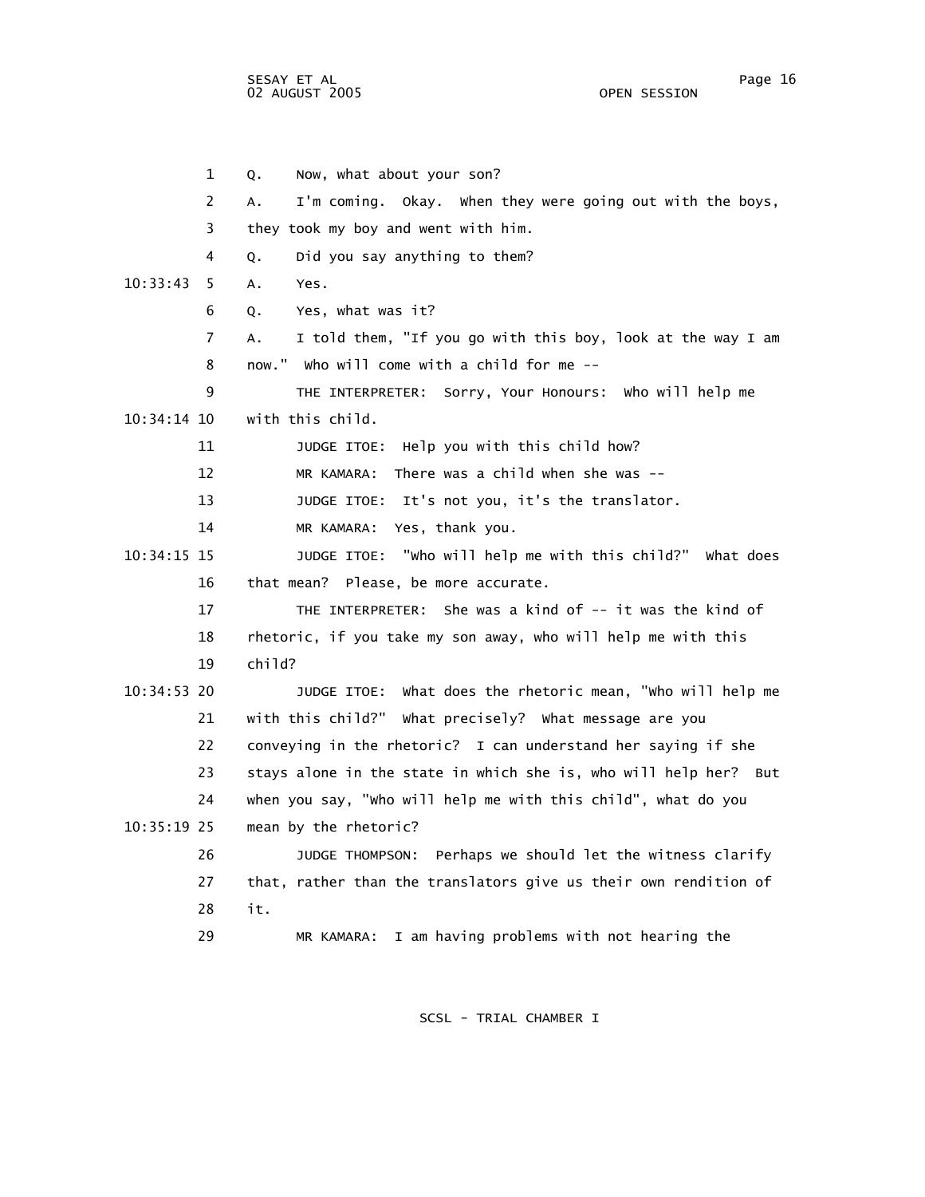Q. Now, what about your son?

A. I'm coming. Okay. When they were going out with the boys, they took my boy and went with him.

Q. Did you say anything to them?

A. Yes.

Q. Yes, what was it?

A. I told them, "If you go with this boy, look at the way I am now." Who will come with a child for me --

THE INTERPRETER: Sorry, Your Honours: Who will help me with this child.

JUDGE ITOE: Help you with this child how?

MR KAMARA: There was a child when she was --

JUDGE ITOE: It's not you, it's the translator.

MR KAMARA: Yes, thank you.

JUDGE ITOE: "Who will help me with this child?" What does that mean? Please, be more accurate.

THE INTERPRETER: She was a kind of -- it was the kind of rhetoric, if you take my son away, who will help me with this child?

JUDGE ITOE: What does the rhetoric mean, "Who will help me with this child?" What precisely? What message are you conveying in the rhetoric? I can understand her saying if she stays alone in the state in which she is, who will help her? But when you say, "Who will help me with this child", what do you mean by the rhetoric?

JUDGE THOMPSON: Perhaps we should let the witness clarify that, rather than the translators give us their own rendition of it.

MR KAMARA: I am having problems with not hearing the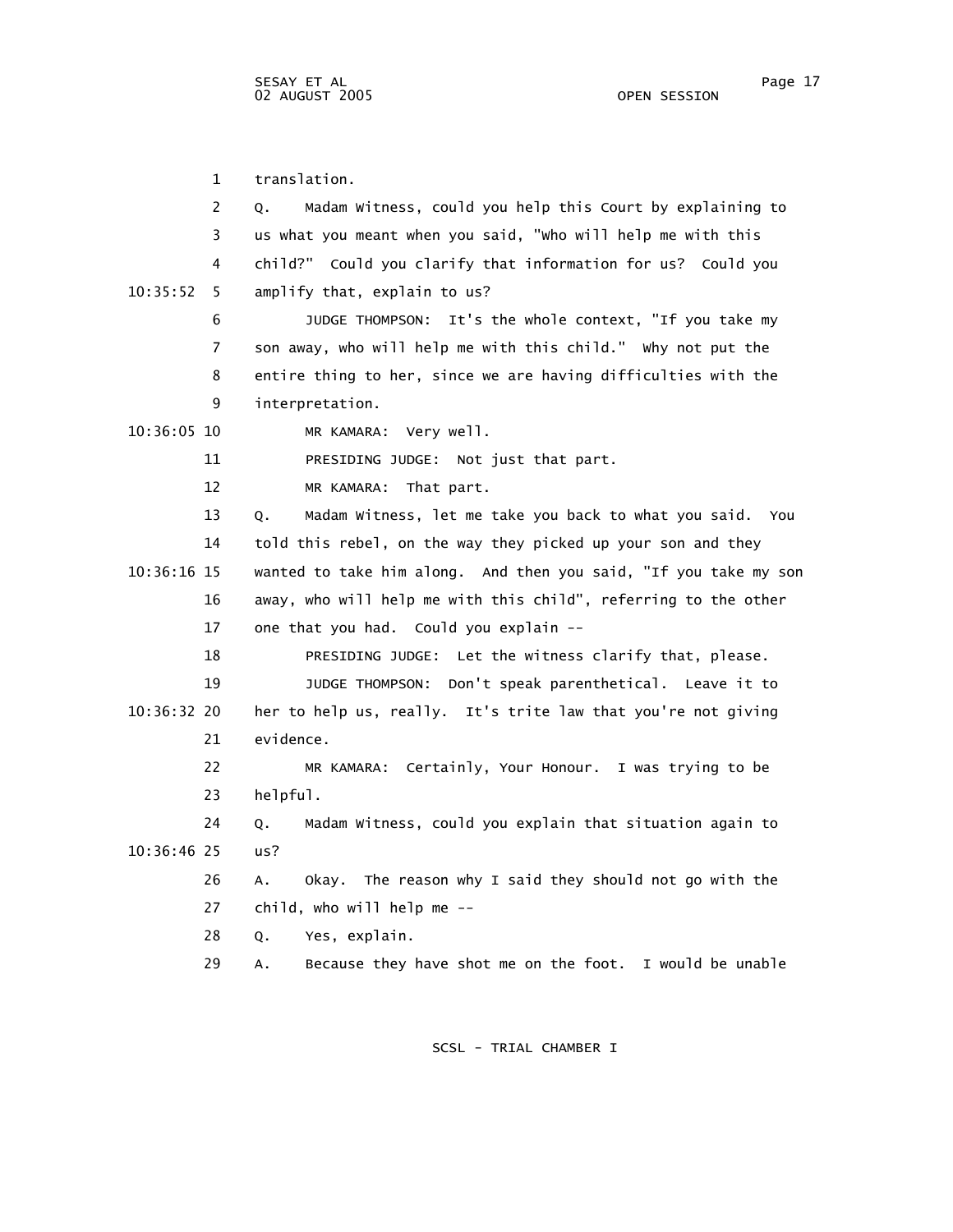translation.

Q. Madam Witness, could you help this Court by explaining to us what you meant when you said, "Who will help me with this child?" Could you clarify that information for us? Could you amplify that, explain to us?

JUDGE THOMPSON: It's the whole context, "If you take my son away, who will help me with this child." Why not put the entire thing to her, since we are having difficulties with the interpretation.

MR KAMARA: Very well.

PRESIDING JUDGE: Not just that part.

MR KAMARA: That part.

Q. Madam Witness, let me take you back to what you said. You told this rebel, on the way they picked up your son and they wanted to take him along. And then you said, "If you take my son away, who will help me with this child", referring to the other one that you had. Could you explain --

PRESIDING JUDGE: Let the witness clarify that, please.

JUDGE THOMPSON: Don't speak parenthetical. Leave it to her to help us, really. It's trite law that you're not giving evidence.

MR KAMARA: Certainly, Your Honour. I was trying to be helpful.

Q. Madam Witness, could you explain that situation again to us?

A. Okay. The reason why I said they should not go with the child, who will help me --

Q. Yes, explain.

A. Because they have shot me on the foot. I would be unable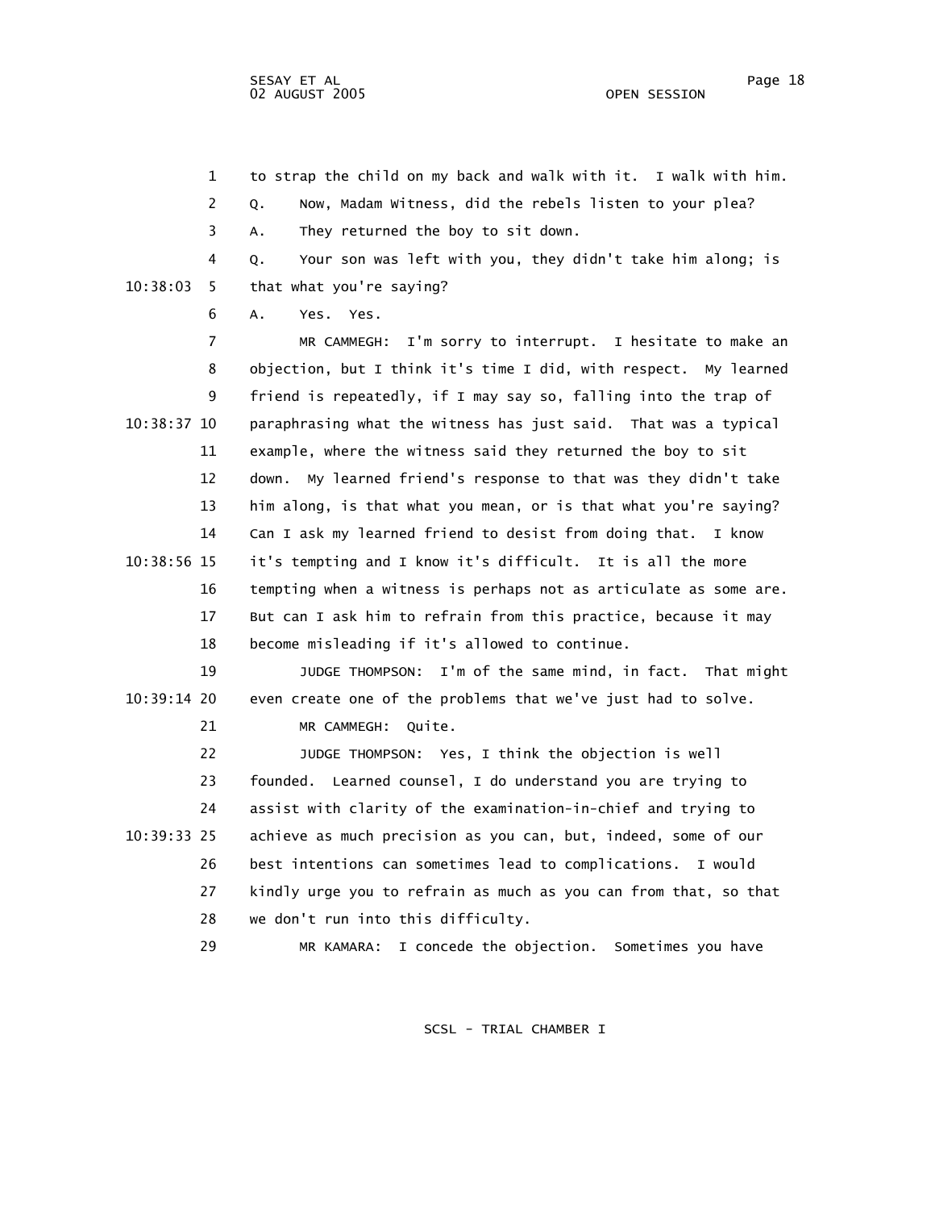to strap the child on my back and walk with it. I walk with him.

Q. Now, Madam Witness, did the rebels listen to your plea?

A. They returned the boy to sit down.

Q. Your son was left with you, they didn't take him along; is that what you're saying?

A. Yes. Yes.

MR CAMMEGH: I'm sorry to interrupt. I hesitate to make an objection, but I think it's time I did, with respect. My learned friend is repeatedly, if I may say so, falling into the trap of paraphrasing what the witness has just said. That was a typical example, where the witness said they returned the boy to sit down. My learned friend's response to that was they didn't take him along, is that what you mean, or is that what you're saying? Can I ask my learned friend to desist from doing that. I know it's tempting and I know it's difficult. It is all the more tempting when a witness is perhaps not as articulate as some are. But can I ask him to refrain from this practice, because it may become misleading if it's allowed to continue.

JUDGE THOMPSON: I'm of the same mind, in fact. That might even create one of the problems that we've just had to solve.

MR CAMMEGH: Quite.

JUDGE THOMPSON: Yes, I think the objection is well founded. Learned counsel, I do understand you are trying to assist with clarity of the examination-in-chief and trying to achieve as much precision as you can, but, indeed, some of our best intentions can sometimes lead to complications. I would kindly urge you to refrain as much as you can from that, so that we don't run into this difficulty.

MR KAMARA: I concede the objection. Sometimes you have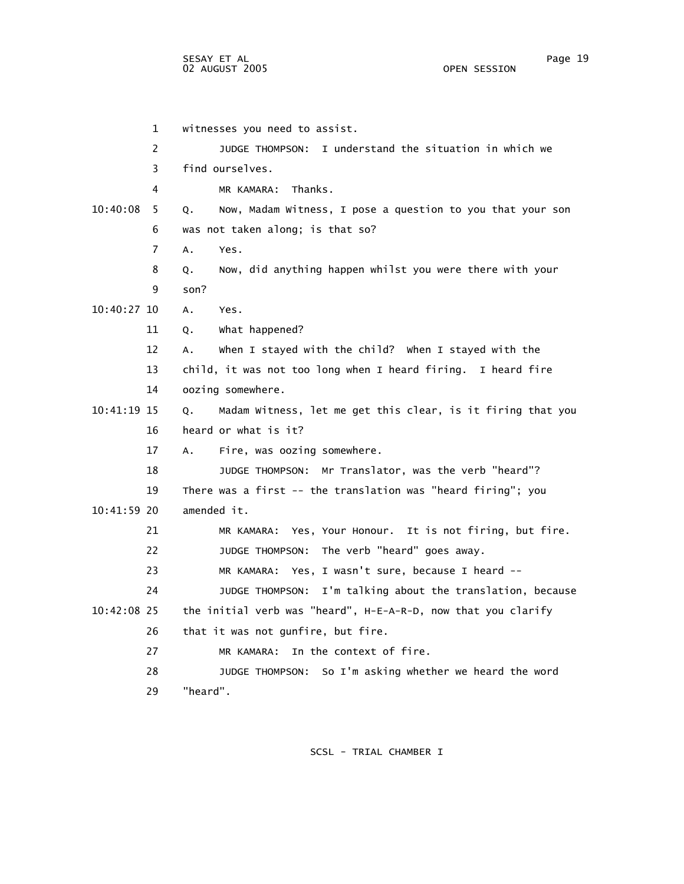1 witnesses you need to assist.

2 JUDGE THOMPSON: I understand the situation in which we

3 find ourselves.

4 MR KAMARA: Thanks.

10:40:08 5 Q. Now, Madam Witness, I pose a question to you that your son

6 was not taken along; is that so?

7 A. Yes.

8 Q. Now, did anything happen whilst you were there with your

9 son?

10:40:27 10 A. Yes.

11 Q. What happened?

12 A. When I stayed with the child? When I stayed with the

13 child, it was not too long when I heard firing. I heard fire

14 oozing somewhere.

10:41:19 15 Q. Madam Witness, let me get this clear, is it firing that you

16 heard or what is it?

17 A. Fire, was oozing somewhere.

18 JUDGE THOMPSON: Mr Translator, was the verb "heard"?

19 There was a first -- the translation was "heard firing"; you

10:41:59 20 amended it.

21 MR KAMARA: Yes, Your Honour. It is not firing, but fire.

22 JUDGE THOMPSON: The verb "heard" goes away.

23 MR KAMARA: Yes, I wasn't sure, because I heard --

24 JUDGE THOMPSON: I'm talking about the translation, because

10:42:08 25 the initial verb was "heard", H-E-A-R-D, now that you clarify

26 that it was not gunfire, but fire.

27 MR KAMARA: In the context of fire.

28 JUDGE THOMPSON: So I'm asking whether we heard the word

29 "heard".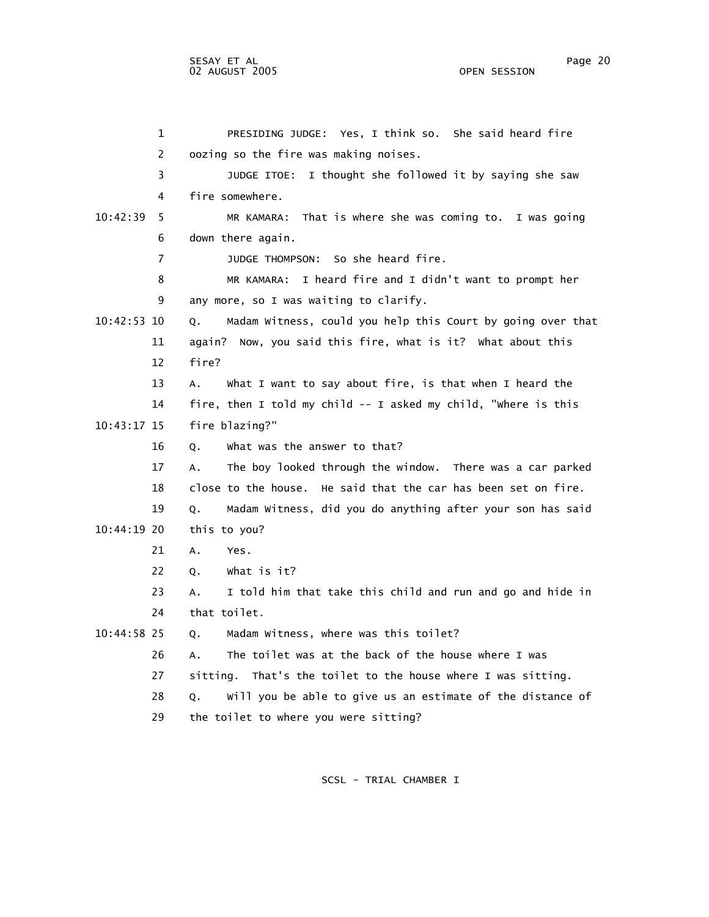PRESIDING JUDGE: Yes, I think so. She said heard fire oozing so the fire was making noises.

JUDGE ITOE: I thought she followed it by saying she saw fire somewhere.

MR KAMARA: That is where she was coming to. I was going down there again.

JUDGE THOMPSON: So she heard fire.

MR KAMARA: I heard fire and I didn't want to prompt her any more, so I was waiting to clarify.

Q. Madam Witness, could you help this Court by going over that again? Now, you said this fire, what is it? What about this fire?

A. What I want to say about fire, is that when I heard the fire, then I told my child -- I asked my child, "Where is this fire blazing?"

Q. What was the answer to that?

A. The boy looked through the window. There was a car parked close to the house. He said that the car has been set on fire.

Q. Madam Witness, did you do anything after your son has said this to you?

A. Yes.

Q. What is it?

A. I told him that take this child and run and go and hide in that toilet.

Q. Madam Witness, where was this toilet?

A. The toilet was at the back of the house where I was sitting. That's the toilet to the house where I was sitting.

Q. Will you be able to give us an estimate of the distance of the toilet to where you were sitting?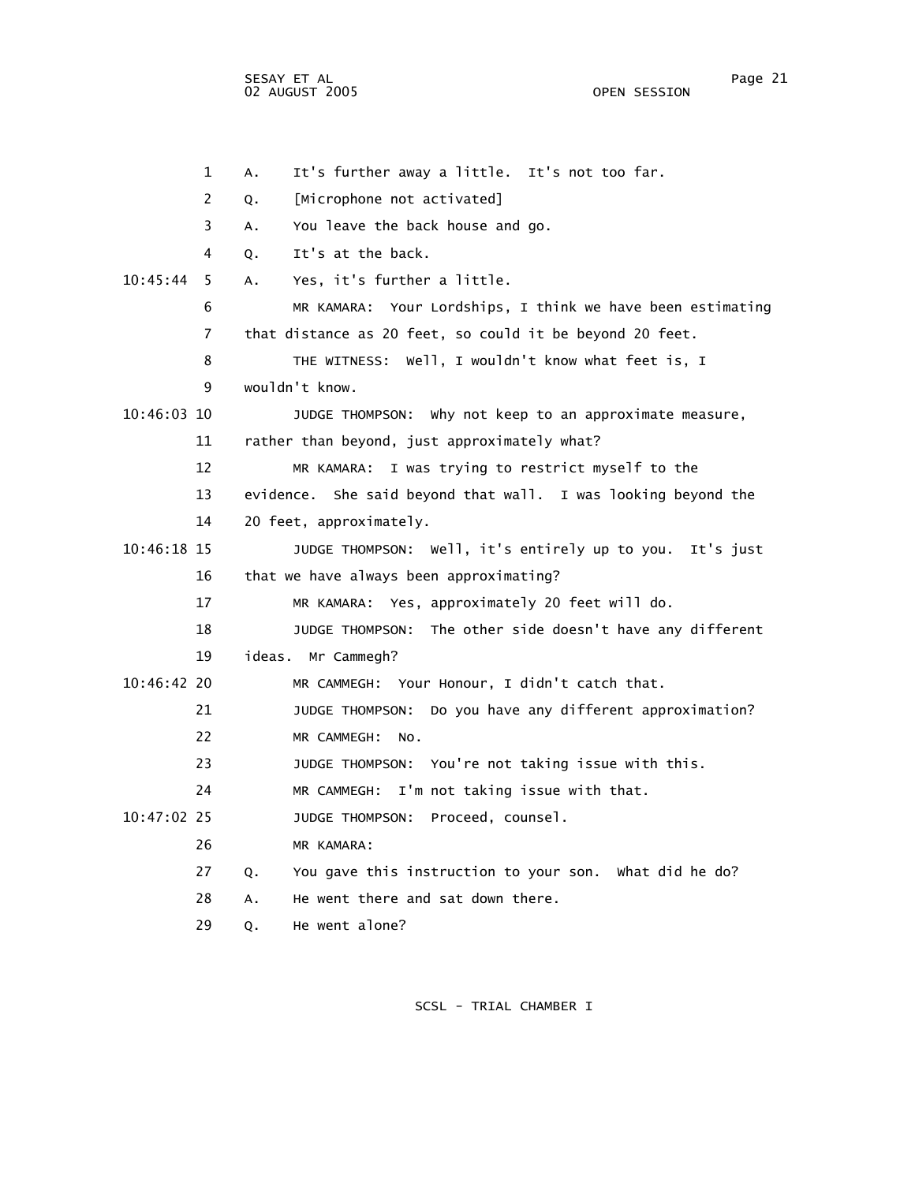A. It's further away a little. It's not too far.

Q. [Microphone not activated]

A. You leave the back house and go.

Q. It's at the back.

A. Yes, it's further a little.

MR KAMARA: Your Lordships, I think we have been estimating that distance as 20 feet, so could it be beyond 20 feet.

THE WITNESS: Well, I wouldn't know what feet is, I wouldn't know.

JUDGE THOMPSON: Why not keep to an approximate measure, rather than beyond, just approximately what?

MR KAMARA: I was trying to restrict myself to the evidence. She said beyond that wall. I was looking beyond the 20 feet, approximately.

JUDGE THOMPSON: Well, it's entirely up to you. It's just that we have always been approximating?

MR KAMARA: Yes, approximately 20 feet will do.

JUDGE THOMPSON: The other side doesn't have any different ideas. Mr Cammegh?

MR CAMMEGH: Your Honour, I didn't catch that.

JUDGE THOMPSON: Do you have any different approximation?

MR CAMMEGH: No.

JUDGE THOMPSON: You're not taking issue with this.

MR CAMMEGH: I'm not taking issue with that.

JUDGE THOMPSON: Proceed, counsel.

MR KAMARA:

Q. You gave this instruction to your son. What did he do?

A. He went there and sat down there.

Q. He went alone?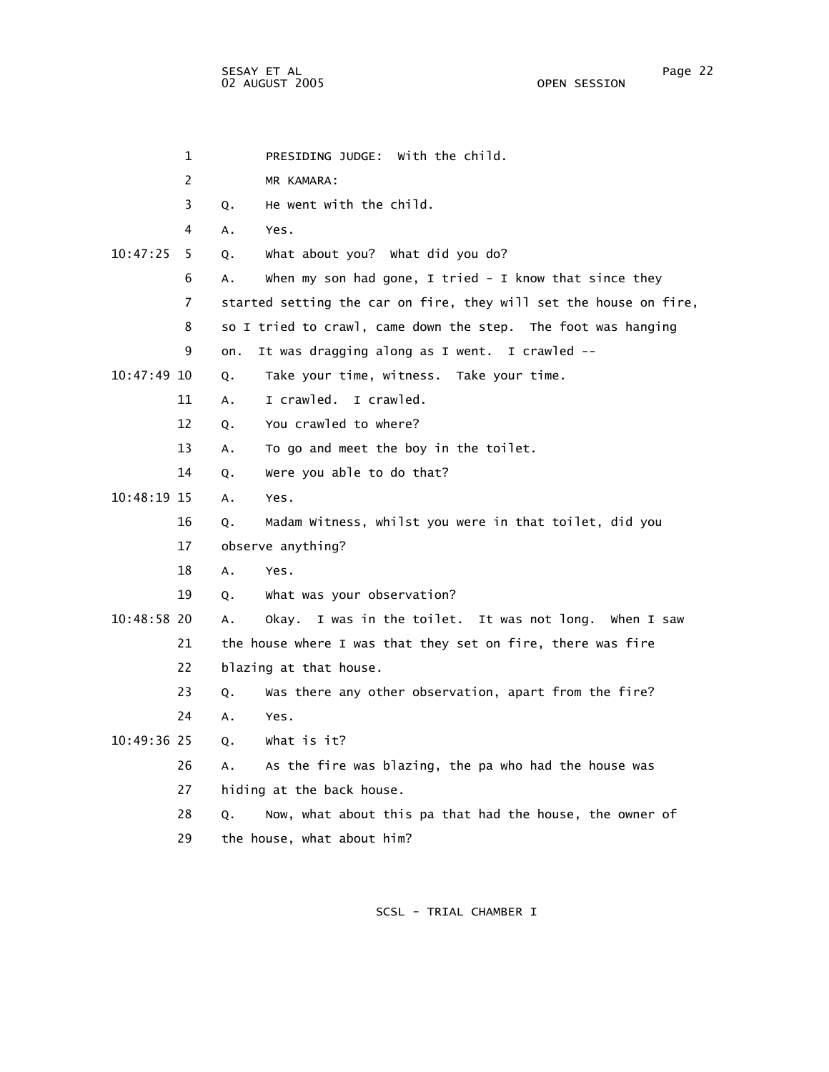PRESIDING JUDGE: With the child.

MR KAMARA:

Q. He went with the child.

A. Yes.

Q. What about you? What did you do?

A. When my son had gone, I tried - I know that since they started setting the car on fire, they will set the house on fire, so I tried to crawl, came down the step. The foot was hanging on. It was dragging along as I went. I crawled --

Q. Take your time, witness. Take your time.

A. I crawled. I crawled.

Q. You crawled to where?

A. To go and meet the boy in the toilet.

Q. Were you able to do that?

A. Yes.

Q. Madam Witness, whilst you were in that toilet, did you observe anything?

A. Yes.

Q. What was your observation?

A. Okay. I was in the toilet. It was not long. When I saw the house where I was that they set on fire, there was fire blazing at that house.

Q. Was there any other observation, apart from the fire?

A. Yes.

Q. What is it?

A. As the fire was blazing, the pa who had the house was hiding at the back house.

Q. Now, what about this pa that had the house, the owner of the house, what about him?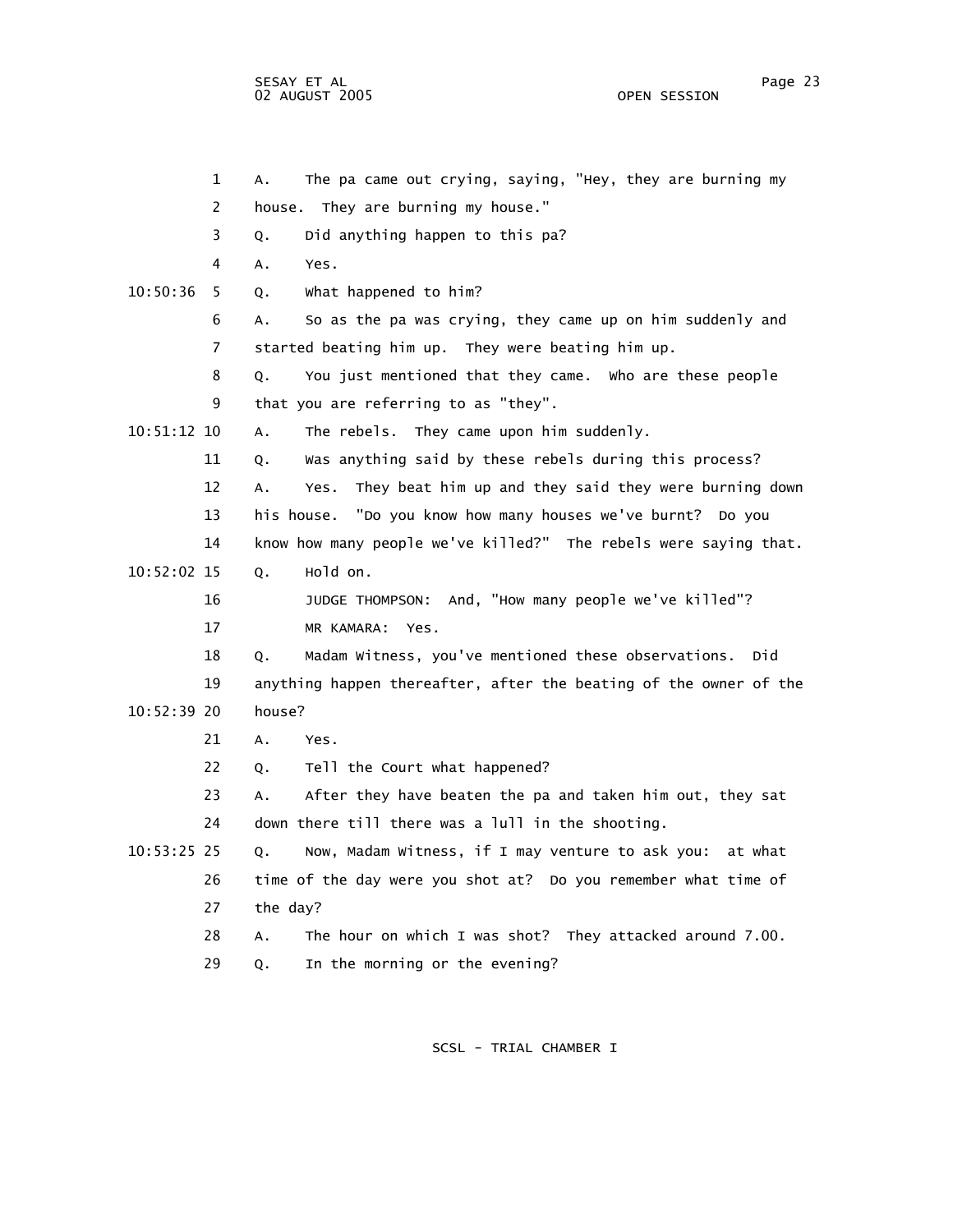A. The pa came out crying, saying, "Hey, they are burning my house. They are burning my house."

Q. Did anything happen to this pa?

A. Yes.

Q. What happened to him?

A. So as the pa was crying, they came up on him suddenly and started beating him up. They were beating him up.

Q. You just mentioned that they came. Who are these people that you are referring to as "they".

A. The rebels. They came upon him suddenly.

Q. Was anything said by these rebels during this process?

A. Yes. They beat him up and they said they were burning down his house. "Do you know how many houses we've burnt? Do you know how many people we've killed?" The rebels were saying that.

Q. Hold on.

JUDGE THOMPSON: And, "How many people we've killed"?

MR KAMARA: Yes.

Q. Madam Witness, you've mentioned these observations. Did anything happen thereafter, after the beating of the owner of the house?

A. Yes.

Q. Tell the Court what happened?

A. After they have beaten the pa and taken him out, they sat down there till there was a lull in the shooting.

Q. Now, Madam Witness, if I may venture to ask you: at what time of the day were you shot at? Do you remember what time of the day?

A. The hour on which I was shot? They attacked around 7.00.

Q. In the morning or the evening?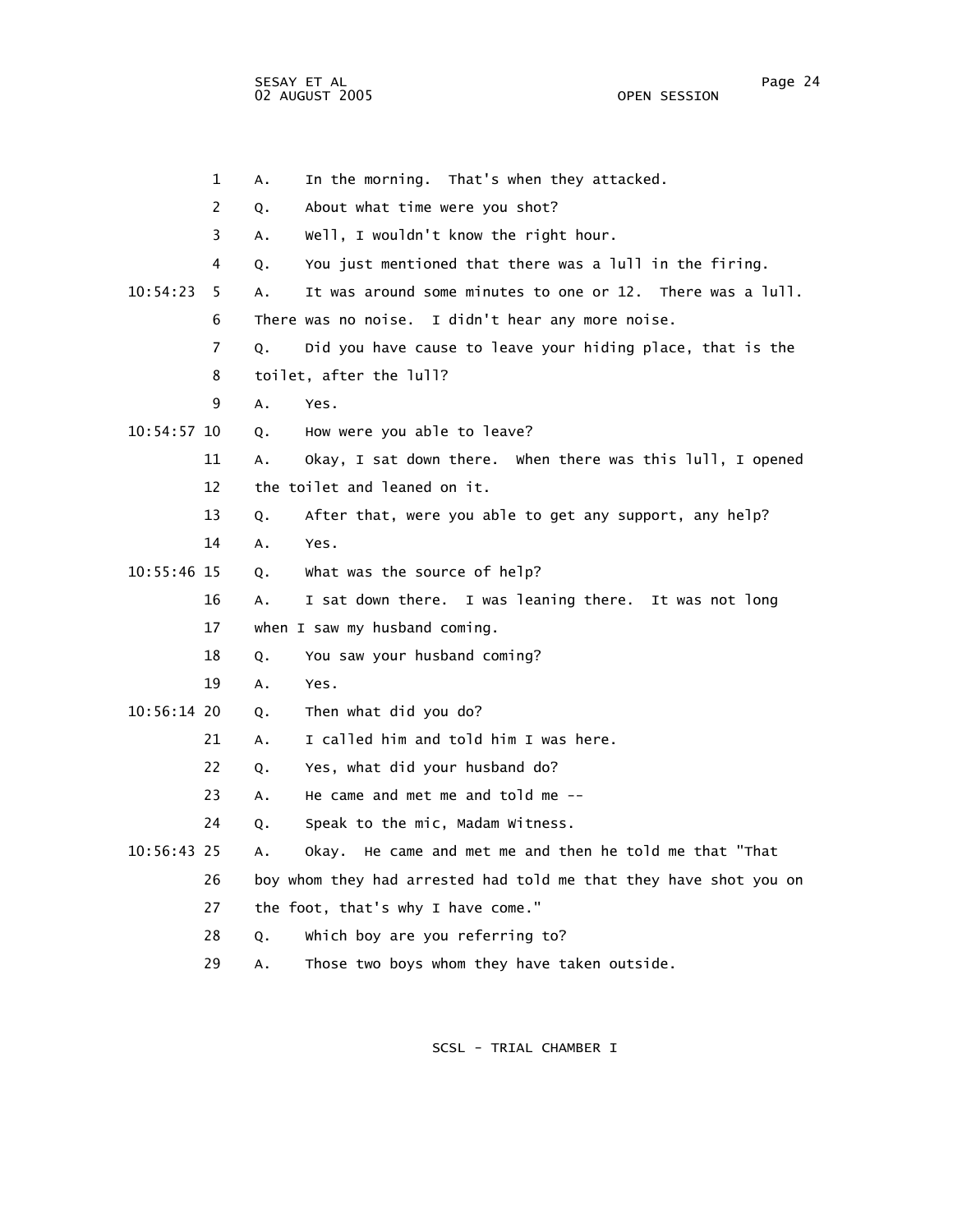1 A. In the morning. That's when they attacked.

2 Q. About what time were you shot?

3 A. Well, I wouldn't know the right hour.

4 Q. You just mentioned that there was a lull in the firing.

10:54:23 5 A. It was around some minutes to one or 12. There was a lull.

6 There was no noise. I didn't hear any more noise.

7 Q. Did you have cause to leave your hiding place, that is the

8 toilet, after the lull?

9 A. Yes.

10:54:57 10 Q. How were you able to leave?

11 A. Okay, I sat down there. When there was this lull, I opened

12 the toilet and leaned on it.

13 Q. After that, were you able to get any support, any help?

14 A. Yes.

10:55:46 15 Q. What was the source of help?

16 A. I sat down there. I was leaning there. It was not long

17 when I saw my husband coming.

18 Q. You saw your husband coming?

19 A. Yes.

10:56:14 20 Q. Then what did you do?

21 A. I called him and told him I was here.

22 Q. Yes, what did your husband do?

23 A. He came and met me and told me --

24 Q. Speak to the mic, Madam Witness.

10:56:43 25 A. Okay. He came and met me and then he told me that "That

26 boy whom they had arrested had told me that they have shot you on

27 the foot, that's why I have come."

28 Q. Which boy are you referring to?

29 A. Those two boys whom they have taken outside.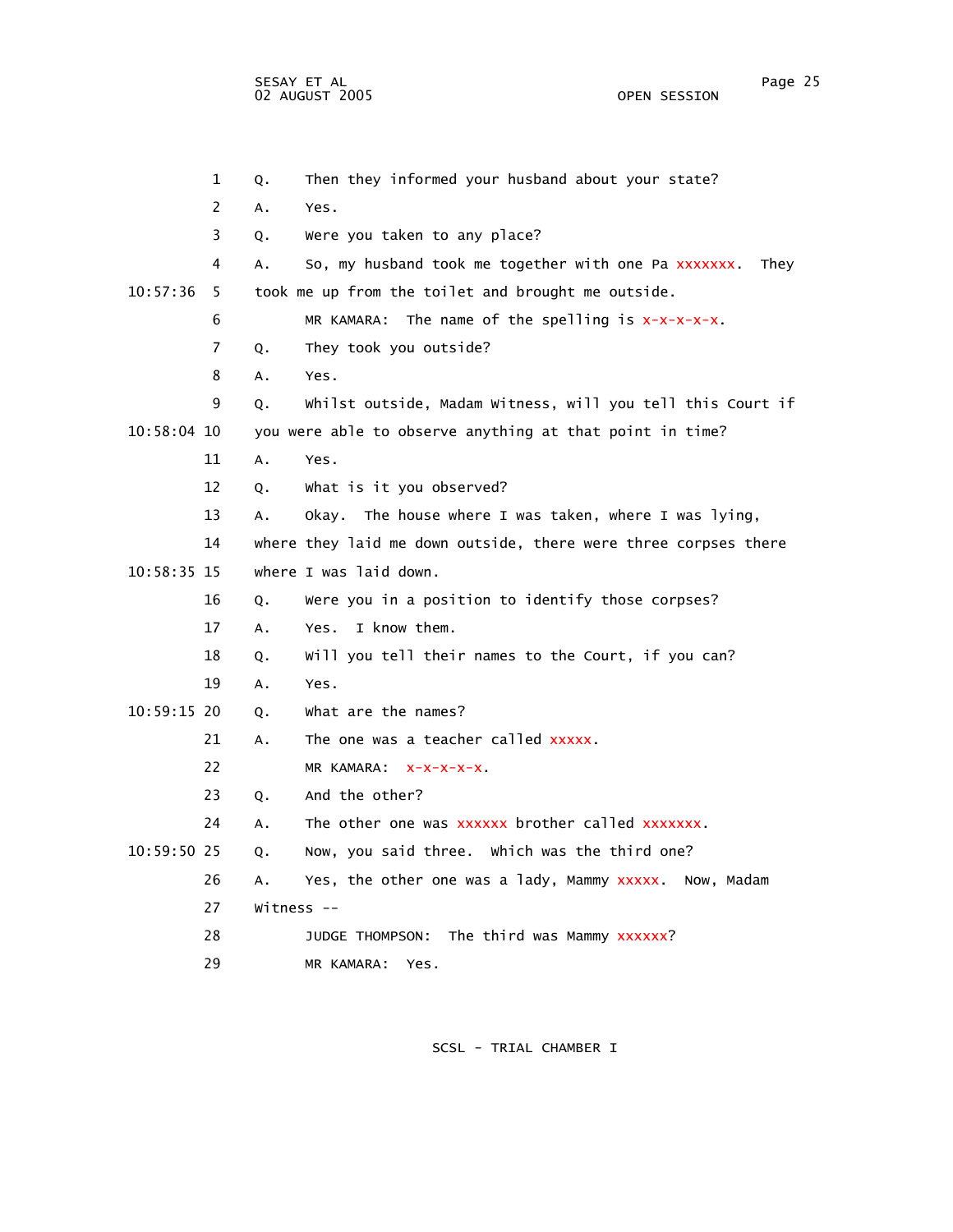1 Q. Then they informed your husband about your state?

2 A. Yes.

3 Q. Were you taken to any place?

4 A. So, my husband took me together with one Pa xxxxxxx. They

10:57:36 5 took me up from the toilet and brought me outside.

6 MR KAMARA: The name of the spelling is x-x-x-x-x.

7 Q. They took you outside?

8 A. Yes.

9 Q. Whilst outside, Madam Witness, will you tell this Court if

10:58:04 10 you were able to observe anything at that point in time?

11 A. Yes.

12 Q. What is it you observed?

13 A. Okay. The house where I was taken, where I was lying,

14 where they laid me down outside, there were three corpses there

10:58:35 15 where I was laid down.

16 Q. Were you in a position to identify those corpses?

17 A. Yes. I know them.

18 Q. Will you tell their names to the Court, if you can?

19 A. Yes.

10:59:15 20 Q. What are the names?

21 A. The one was a teacher called xxxxx.

22 MR KAMARA: x-x-x-x-x.

23 Q. And the other?

24 A. The other one was xxxxxx brother called xxxxxxx.

10:59:50 25 Q. Now, you said three. Which was the third one?

26 A. Yes, the other one was a lady, Mammy xxxxx. Now, Madam

27 Witness --

28 JUDGE THOMPSON: The third was Mammy xxxxxx?

29 MR KAMARA: Yes.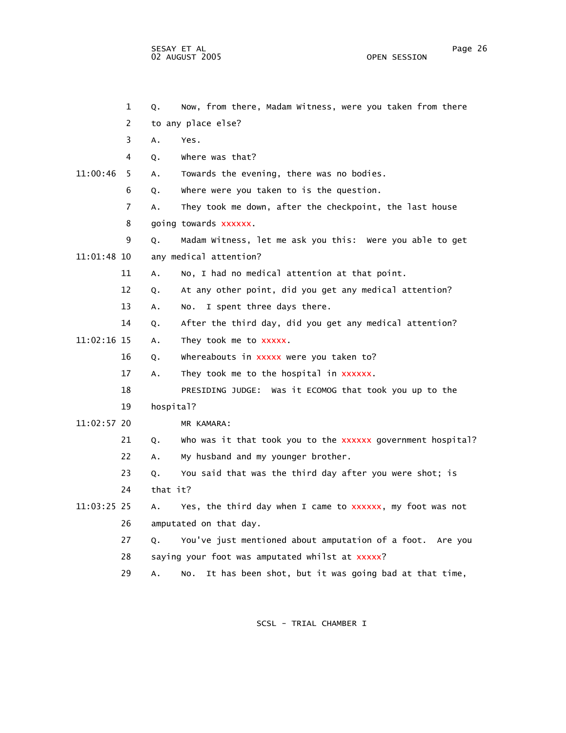1 Q. Now, from there, Madam Witness, were you taken from there

2 to any place else?

3 A. Yes.

4 Q. Where was that?

11:00:46 5 A. Towards the evening, there was no bodies.

6 Q. Where were you taken to is the question.

7 A. They took me down, after the checkpoint, the last house

8 going towards xxxxxx.

9 Q. Madam Witness, let me ask you this: Were you able to get

11:01:48 10 any medical attention?

11 A. No, I had no medical attention at that point.

12 Q. At any other point, did you get any medical attention?

13 A. No. I spent three days there.

14 Q. After the third day, did you get any medical attention?

11:02:16 15 A. They took me to xxxxx.

16 Q. Whereabouts in xxxxx were you taken to?

17 A. They took me to the hospital in xxxxxx.

18 PRESIDING JUDGE: Was it ECOMOG that took you up to the

19 hospital?

11:02:57 20 MR KAMARA:

21 Q. Who was it that took you to the xxxxxx government hospital?

22 A. My husband and my younger brother.

23 Q. You said that was the third day after you were shot; is

24 that it?

11:03:25 25 A. Yes, the third day when I came to xxxxxx, my foot was not

26 amputated on that day.

27 Q. You've just mentioned about amputation of a foot. Are you

28 saying your foot was amputated whilst at xxxxx?

29 A. No. It has been shot, but it was going bad at that time,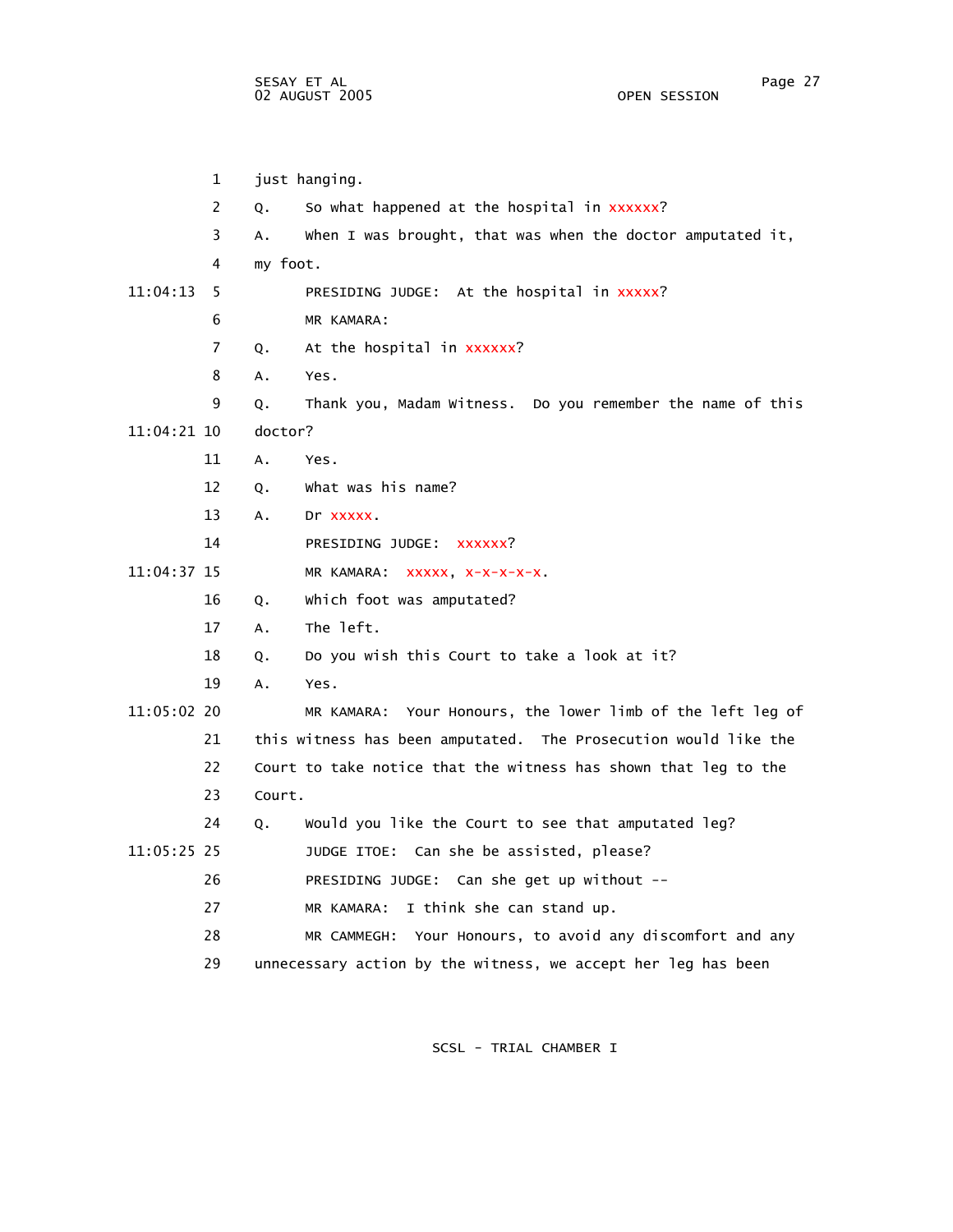1 just hanging.

2 Q. So what happened at the hospital in xxxxxx?

3 A. When I was brought, that was when the doctor amputated it,

4 my foot.

11:04:13 5 PRESIDING JUDGE: At the hospital in xxxxx?

6 MR KAMARA:

7 Q. At the hospital in xxxxxx?

8 A. Yes.

9 Q. Thank you, Madam Witness. Do you remember the name of this

11:04:21 10 doctor?

11 A. Yes.

12 Q. What was his name?

13 A. Dr xxxxx.

14 PRESIDING JUDGE: xxxxxx?

11:04:37 15 MR KAMARA: xxxxx, x-x-x-x-x.

16 Q. Which foot was amputated?

17 A. The left.

18 Q. Do you wish this Court to take a look at it?

19 A. Yes.

11:05:02 20 MR KAMARA: Your Honours, the lower limb of the left leg of

21 this witness has been amputated. The Prosecution would like the

22 Court to take notice that the witness has shown that leg to the

23 Court.

24 Q. Would you like the Court to see that amputated leg?

11:05:25 25 JUDGE ITOE: Can she be assisted, please?

26 PRESIDING JUDGE: Can she get up without --

27 MR KAMARA: I think she can stand up.

28 MR CAMMEGH: Your Honours, to avoid any discomfort and any

29 unnecessary action by the witness, we accept her leg has been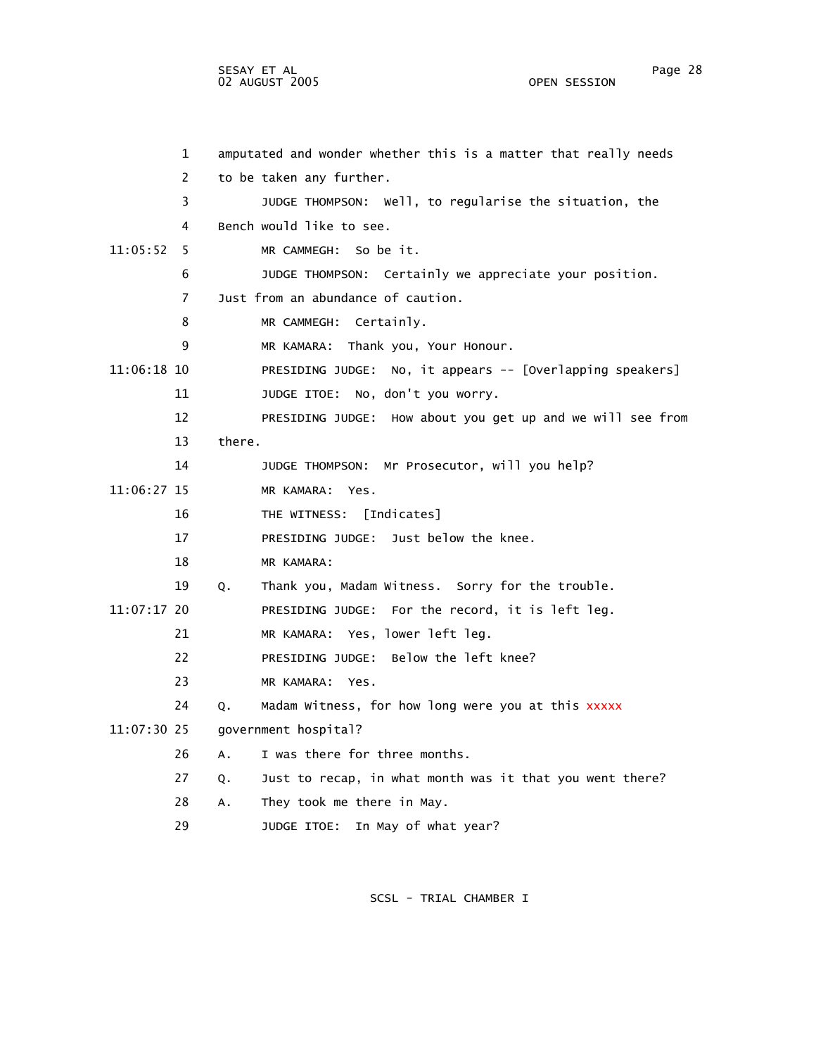1 amputated and wonder whether this is a matter that really needs
2 to be taken any further.
3 JUDGE THOMPSON: Well, to regularise the situation, the
4 Bench would like to see.
11:05:52 5 MR CAMMEGH: So be it.
6 JUDGE THOMPSON: Certainly we appreciate your position.
7 Just from an abundance of caution.
8 MR CAMMEGH: Certainly.
9 MR KAMARA: Thank you, Your Honour.
11:06:18 10 PRESIDING JUDGE: No, it appears -- [Overlapping speakers]
11 JUDGE ITOE: No, don't you worry.
12 PRESIDING JUDGE: How about you get up and we will see from
13 there.
14 JUDGE THOMPSON: Mr Prosecutor, will you help?
11:06:27 15 MR KAMARA: Yes.
16 THE WITNESS: [Indicates]
17 PRESIDING JUDGE: Just below the knee.
18 MR KAMARA:
19 Q. Thank you, Madam Witness. Sorry for the trouble.
11:07:17 20 PRESIDING JUDGE: For the record, it is left leg.
21 MR KAMARA: Yes, lower left leg.
22 PRESIDING JUDGE: Below the left knee?
23 MR KAMARA: Yes.
24 Q. Madam Witness, for how long were you at this xxxxx
11:07:30 25 government hospital?
26 A. I was there for three months.
27 Q. Just to recap, in what month was it that you went there?
28 A. They took me there in May.
29 JUDGE ITOE: In May of what year?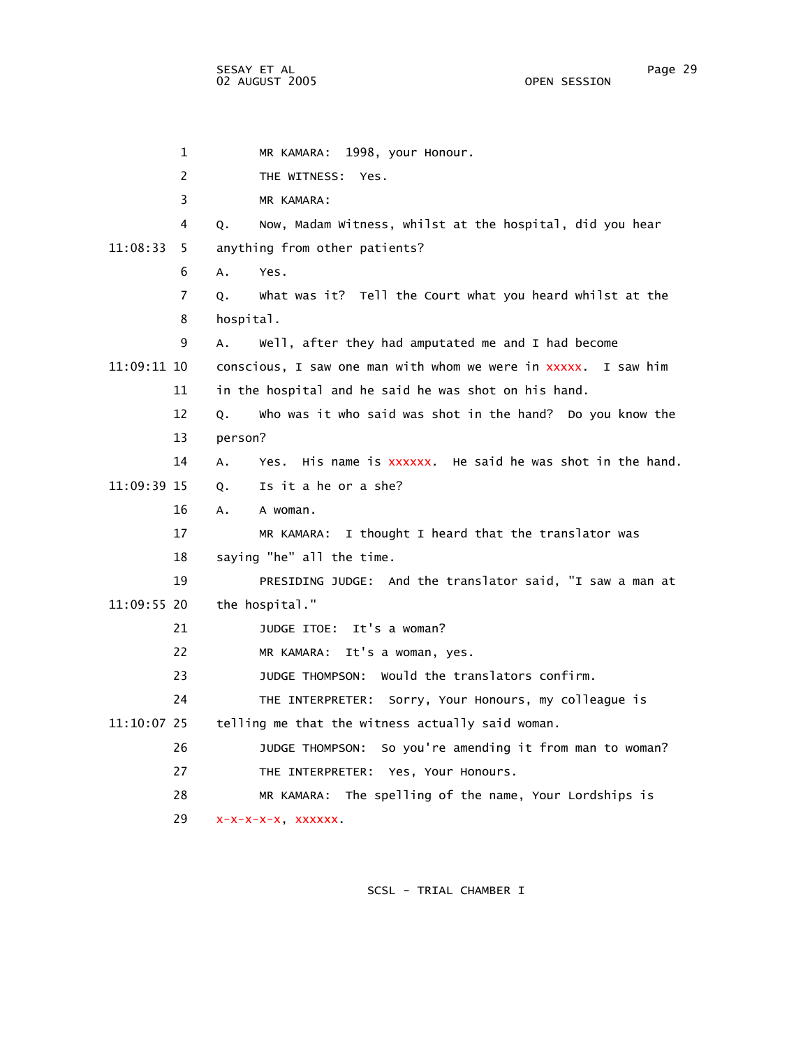MR KAMARA: 1998, your Honour.

THE WITNESS: Yes.

MR KAMARA:

Q. Now, Madam Witness, whilst at the hospital, did you hear anything from other patients?

A. Yes.

Q. What was it? Tell the Court what you heard whilst at the hospital.

A. Well, after they had amputated me and I had become conscious, I saw one man with whom we were in xxxxx. I saw him in the hospital and he said he was shot on his hand.

Q. Who was it who said was shot in the hand? Do you know the person?

A. Yes. His name is xxxxxx. He said he was shot in the hand.

Q. Is it a he or a she?

A. A woman.

MR KAMARA: I thought I heard that the translator was saying "he" all the time.

PRESIDING JUDGE: And the translator said, "I saw a man at the hospital."

JUDGE ITOE: It's a woman?

MR KAMARA: It's a woman, yes.

JUDGE THOMPSON: Would the translators confirm.

THE INTERPRETER: Sorry, Your Honours, my colleague is telling me that the witness actually said woman.

JUDGE THOMPSON: So you're amending it from man to woman?

THE INTERPRETER: Yes, Your Honours.

MR KAMARA: The spelling of the name, Your Lordships is x-x-x-x-x, xxxxxx.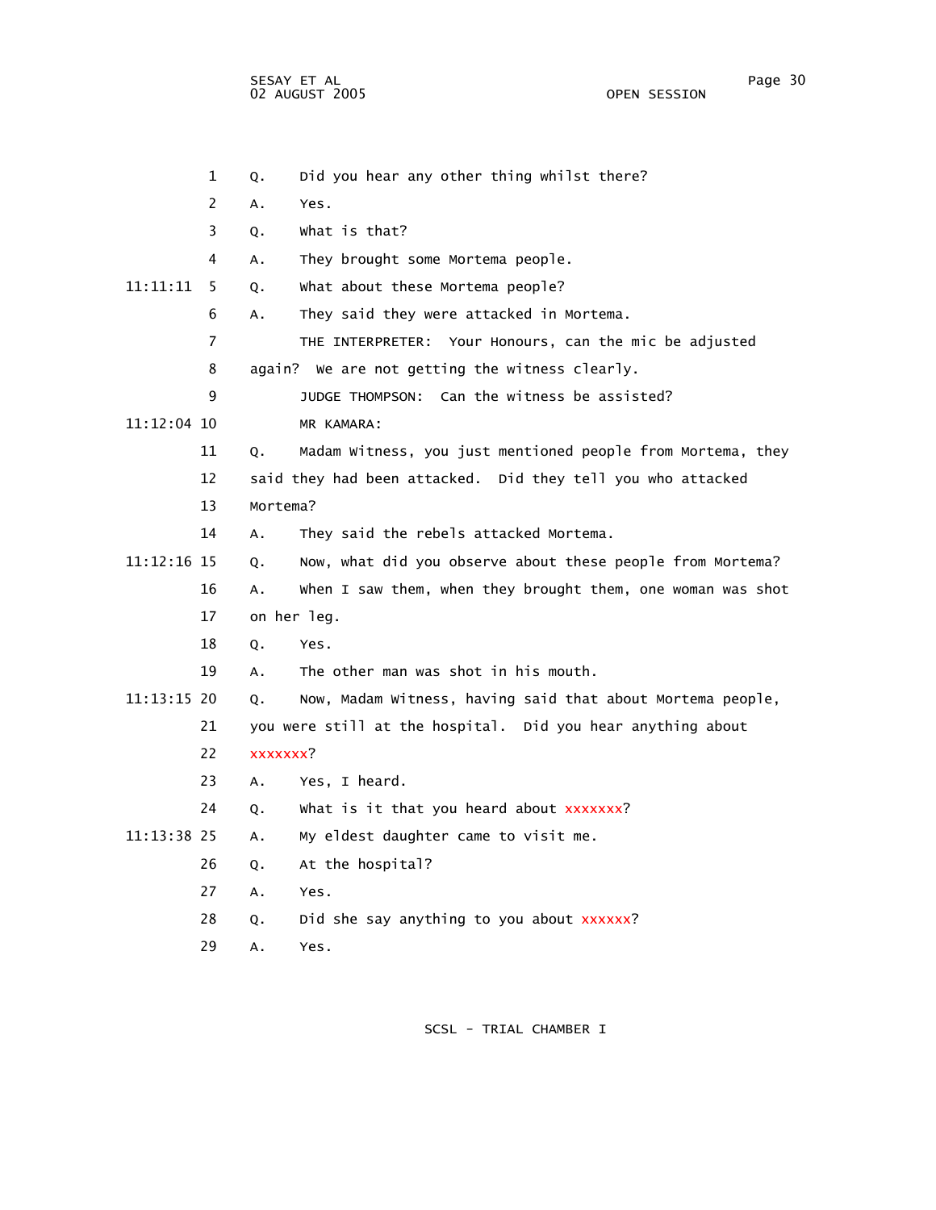1 Q. Did you hear any other thing whilst there?

2 A. Yes.

3 Q. What is that?

4 A. They brought some Mortema people.

11:11:11 5 Q. What about these Mortema people?

6 A. They said they were attacked in Mortema.

7 THE INTERPRETER: Your Honours, can the mic be adjusted

8 again? We are not getting the witness clearly.

9 JUDGE THOMPSON: Can the witness be assisted?

11:12:04 10 MR KAMARA:

11 Q. Madam Witness, you just mentioned people from Mortema, they

12 said they had been attacked. Did they tell you who attacked

13 Mortema?

14 A. They said the rebels attacked Mortema.

11:12:16 15 Q. Now, what did you observe about these people from Mortema?

16 A. When I saw them, when they brought them, one woman was shot

17 on her leg.

18 Q. Yes.

19 A. The other man was shot in his mouth.

11:13:15 20 Q. Now, Madam Witness, having said that about Mortema people,

21 you were still at the hospital. Did you hear anything about

22 xxxxxxx?

23 A. Yes, I heard.

24 Q. What is it that you heard about xxxxxxx?

11:13:38 25 A. My eldest daughter came to visit me.

26 Q. At the hospital?

27 A. Yes.

28 Q. Did she say anything to you about xxxxxx?

29 A. Yes.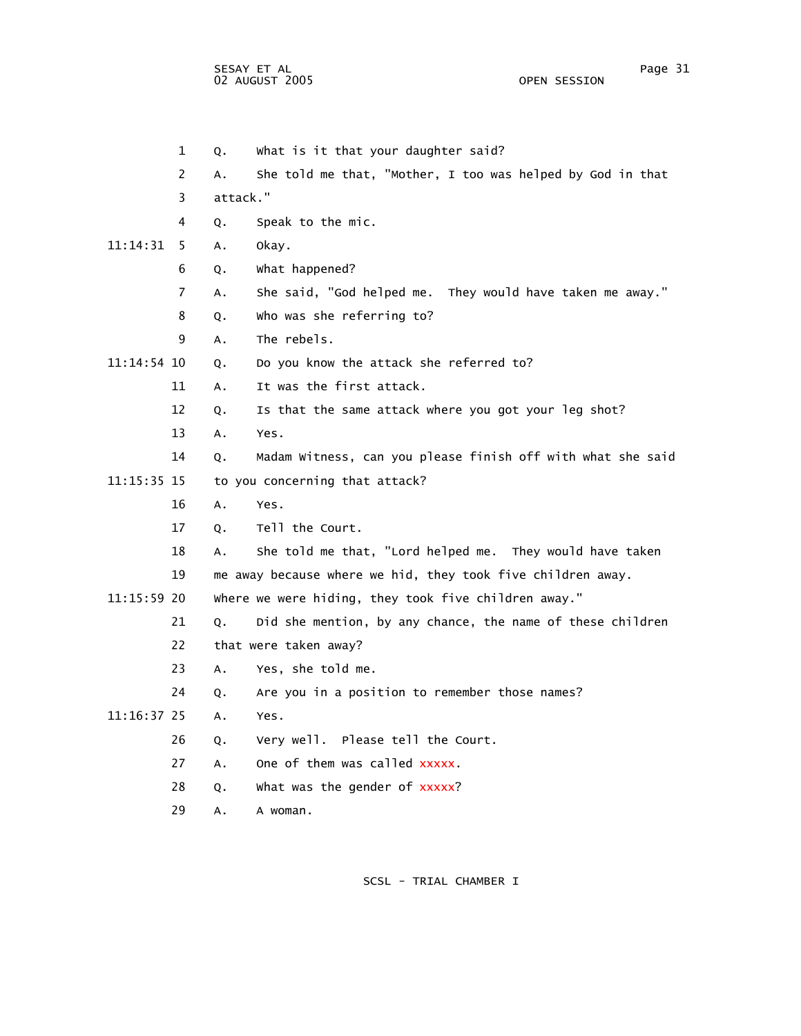1 Q. What is it that your daughter said?

2 A. She told me that, "Mother, I too was helped by God in that

3 attack."

4 Q. Speak to the mic.

11:14:31 5 A. Okay.

6 Q. What happened?

7 A. She said, "God helped me. They would have taken me away."

8 Q. Who was she referring to?

9 A. The rebels.

11:14:54 10 Q. Do you know the attack she referred to?

11 A. It was the first attack.

12 Q. Is that the same attack where you got your leg shot?

13 A. Yes.

14 Q. Madam Witness, can you please finish off with what she said

11:15:35 15 to you concerning that attack?

16 A. Yes.

17 Q. Tell the Court.

18 A. She told me that, "Lord helped me. They would have taken

19 me away because where we hid, they took five children away.

11:15:59 20 Where we were hiding, they took five children away."

21 Q. Did she mention, by any chance, the name of these children

22 that were taken away?

23 A. Yes, she told me.

24 Q. Are you in a position to remember those names?

11:16:37 25 A. Yes.

26 Q. Very well. Please tell the Court.

27 A. One of them was called xxxxx.

28 Q. What was the gender of xxxxx?

29 A. A woman.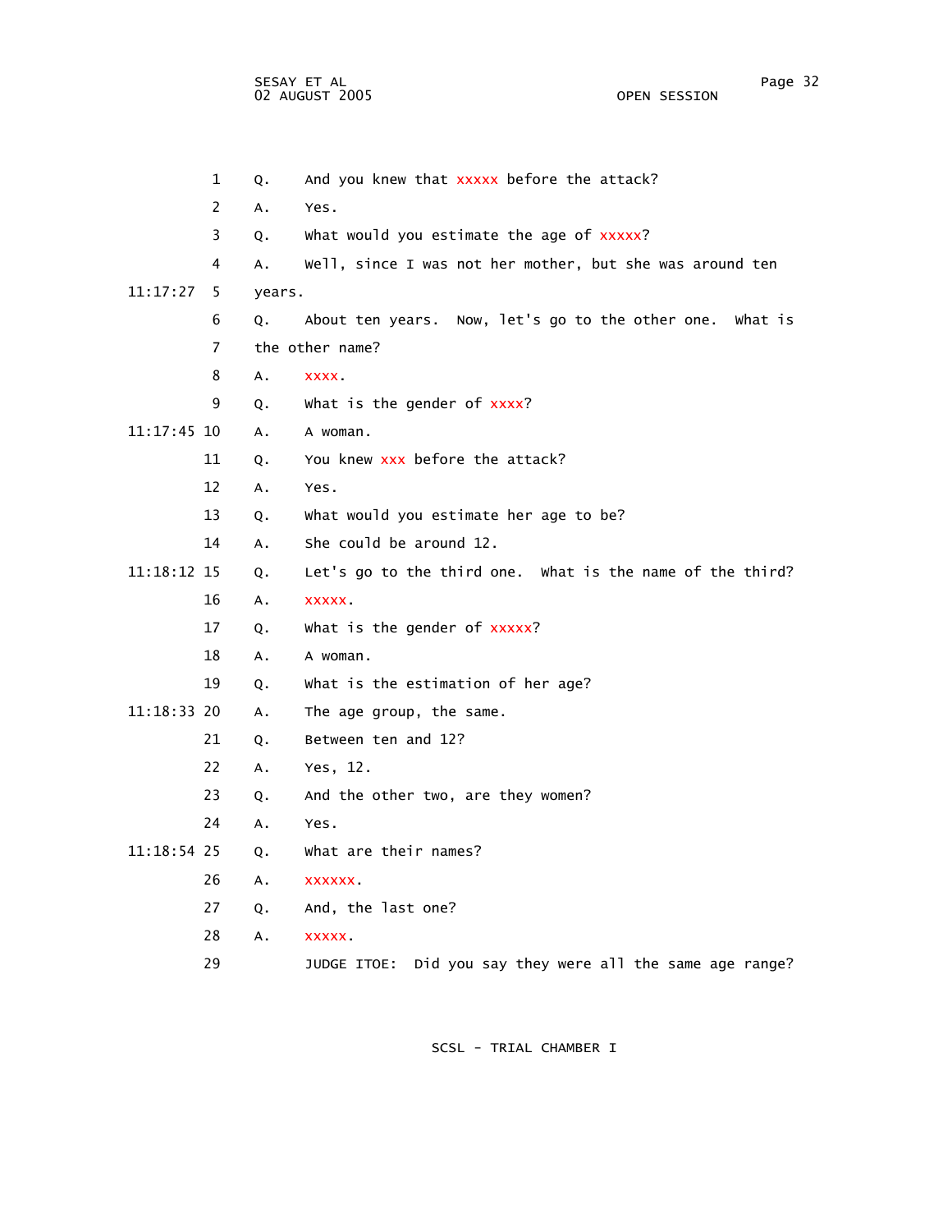1 Q. And you knew that xxxxx before the attack?

2 A. Yes.

3 Q. What would you estimate the age of xxxxx?

4 A. Well, since I was not her mother, but she was around ten

11:17:27 5 years.

6 Q. About ten years. Now, let's go to the other one. What is

7 the other name?

8 A. xxxx.

9 Q. What is the gender of xxxx?

11:17:45 10 A. A woman.

11 Q. You knew xxx before the attack?

12 A. Yes.

13 Q. What would you estimate her age to be?

14 A. She could be around 12.

11:18:12 15 Q. Let's go to the third one. What is the name of the third?

16 A. xxxxx.

17 Q. What is the gender of xxxxx?

18 A. A woman.

19 Q. What is the estimation of her age?

11:18:33 20 A. The age group, the same.

21 Q. Between ten and 12?

22 A. Yes, 12.

23 Q. And the other two, are they women?

24 A. Yes.

11:18:54 25 Q. What are their names?

26 A. xxxxxx.

27 Q. And, the last one?

28 A. xxxxx.

29 JUDGE ITOE: Did you say they were all the same age range?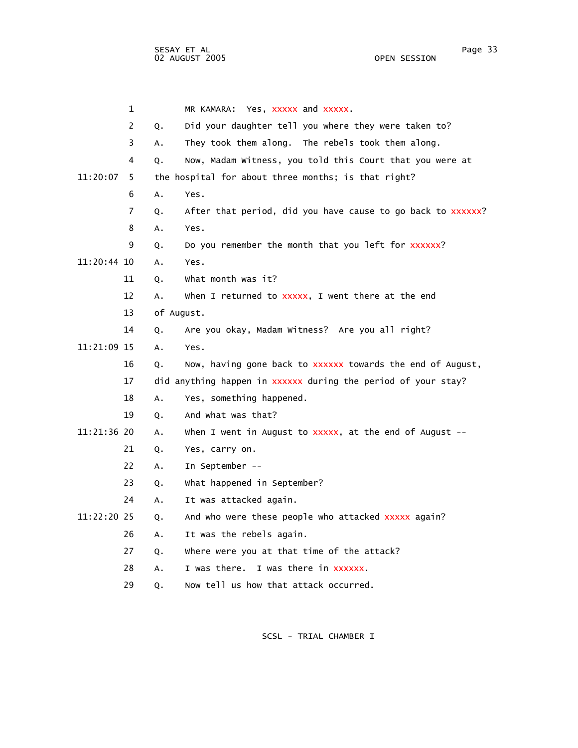1 MR KAMARA: Yes, xxxxx and xxxxx.

2 Q. Did your daughter tell you where they were taken to?

3 A. They took them along. The rebels took them along.

4 Q. Now, Madam Witness, you told this Court that you were at

11:20:07 5 the hospital for about three months; is that right?

6 A. Yes.

7 Q. After that period, did you have cause to go back to xxxxxx?

8 A. Yes.

9 Q. Do you remember the month that you left for xxxxxx?

11:20:44 10 A. Yes.

11 Q. What month was it?

12 A. When I returned to xxxxx, I went there at the end

13 of August.

14 Q. Are you okay, Madam Witness? Are you all right?

11:21:09 15 A. Yes.

16 Q. Now, having gone back to xxxxxx towards the end of August,

17 did anything happen in xxxxxx during the period of your stay?

18 A. Yes, something happened.

19 Q. And what was that?

11:21:36 20 A. When I went in August to xxxxx, at the end of August --

21 Q. Yes, carry on.

22 A. In September --

23 Q. What happened in September?

24 A. It was attacked again.

11:22:20 25 Q. And who were these people who attacked xxxxx again?

26 A. It was the rebels again.

27 Q. Where were you at that time of the attack?

28 A. I was there. I was there in xxxxxx.

29 Q. Now tell us how that attack occurred.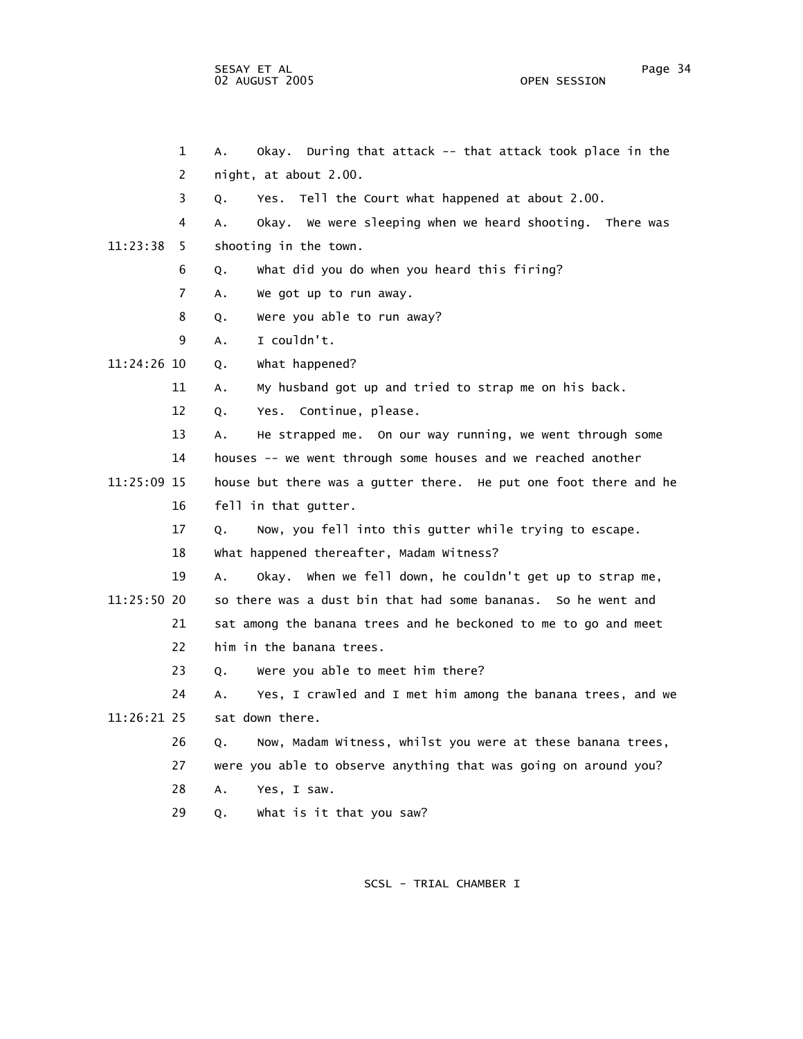A. Okay. During that attack -- that attack took place in the night, at about 2.00.

Q. Yes. Tell the Court what happened at about 2.00.

A. Okay. We were sleeping when we heard shooting. There was shooting in the town.

Q. What did you do when you heard this firing?

A. We got up to run away.

Q. Were you able to run away?

A. I couldn't.

Q. What happened?

A. My husband got up and tried to strap me on his back.

Q. Yes. Continue, please.

A. He strapped me. On our way running, we went through some houses -- we went through some houses and we reached another house but there was a gutter there. He put one foot there and he fell in that gutter.

Q. Now, you fell into this gutter while trying to escape. What happened thereafter, Madam Witness?

A. Okay. When we fell down, he couldn't get up to strap me, so there was a dust bin that had some bananas. So he went and sat among the banana trees and he beckoned to me to go and meet him in the banana trees.

Q. Were you able to meet him there?

A. Yes, I crawled and I met him among the banana trees, and we sat down there.

Q. Now, Madam Witness, whilst you were at these banana trees, were you able to observe anything that was going on around you?

A. Yes, I saw.

Q. What is it that you saw?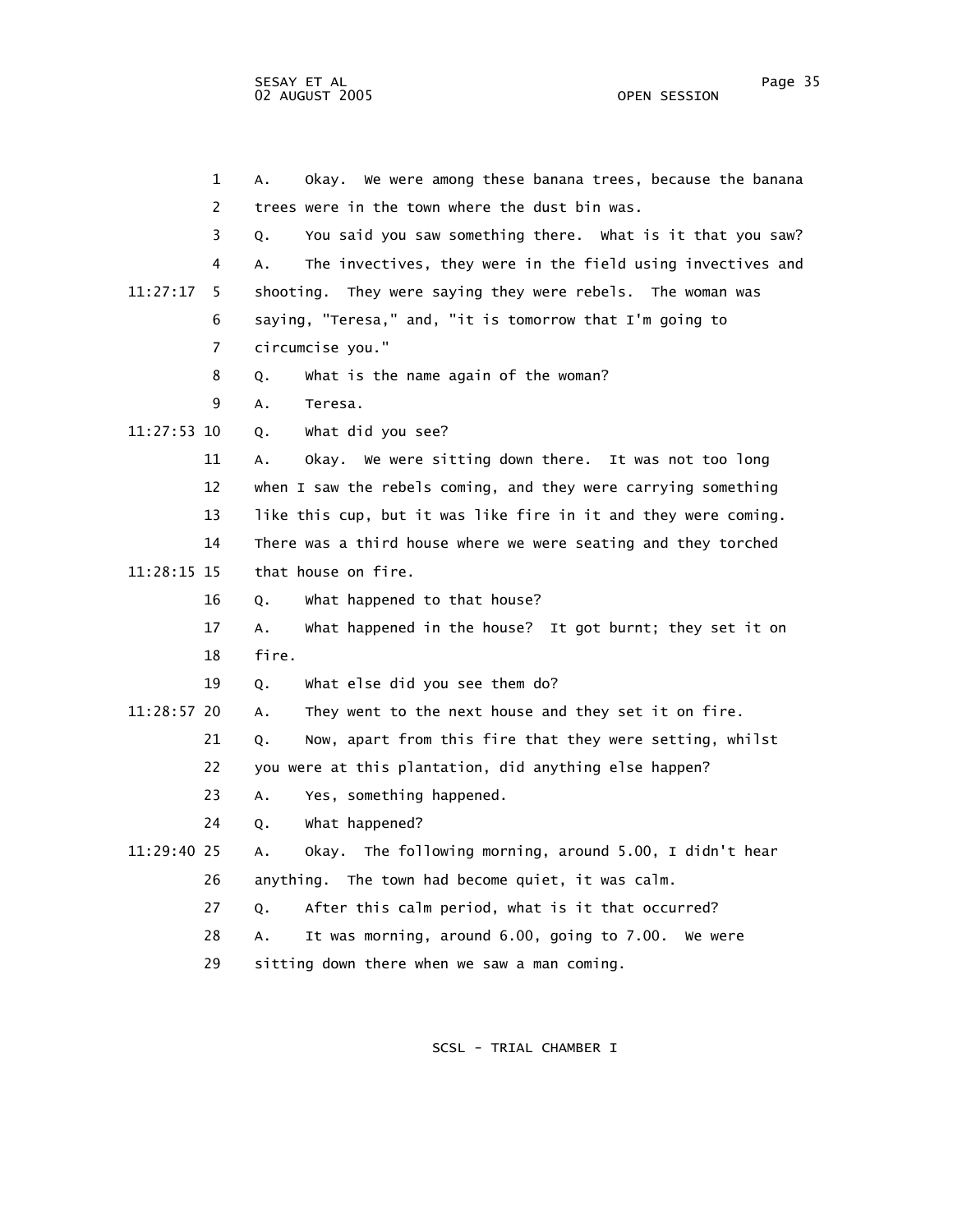A. Okay. We were among these banana trees, because the banana trees were in the town where the dust bin was.

Q. You said you saw something there. What is it that you saw?

A. The invectives, they were in the field using invectives and shooting. They were saying they were rebels. The woman was saying, "Teresa," and, "it is tomorrow that I'm going to circumcise you."

Q. What is the name again of the woman?

A. Teresa.

Q. What did you see?

A. Okay. We were sitting down there. It was not too long when I saw the rebels coming, and they were carrying something like this cup, but it was like fire in it and they were coming. There was a third house where we were seating and they torched that house on fire.

Q. What happened to that house?

A. What happened in the house? It got burnt; they set it on fire.

Q. What else did you see them do?

A. They went to the next house and they set it on fire.

Q. Now, apart from this fire that they were setting, whilst you were at this plantation, did anything else happen?

A. Yes, something happened.

Q. What happened?

A. Okay. The following morning, around 5.00, I didn't hear anything. The town had become quiet, it was calm.

Q. After this calm period, what is it that occurred?

A. It was morning, around 6.00, going to 7.00. We were sitting down there when we saw a man coming.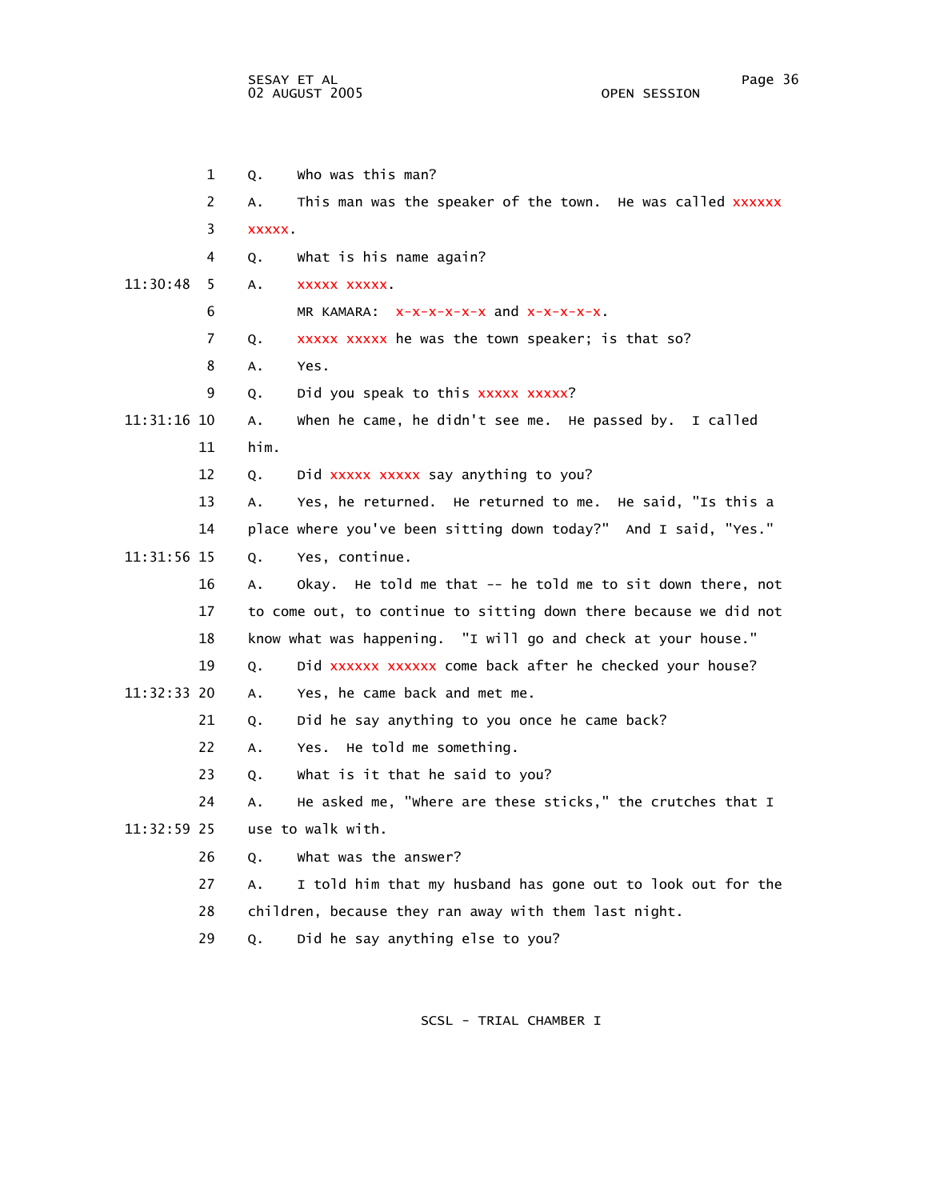1 Q. Who was this man?

2 A. This man was the speaker of the town. He was called xxxxxx

3 xxxxx.

4 Q. What is his name again?

11:30:48 5 A. xxxxx xxxxx.

6 MR KAMARA: x-x-x-x-x-x and x-x-x-x-x.

7 Q. xxxxx xxxxx he was the town speaker; is that so?

8 A. Yes.

9 Q. Did you speak to this xxxxx xxxxx?

11:31:16 10 A. When he came, he didn't see me. He passed by. I called

11 him.

12 Q. Did xxxxx xxxxx say anything to you?

13 A. Yes, he returned. He returned to me. He said, "Is this a

14 place where you've been sitting down today?" And I said, "Yes."

11:31:56 15 Q. Yes, continue.

16 A. Okay. He told me that -- he told me to sit down there, not

17 to come out, to continue to sitting down there because we did not

18 know what was happening. "I will go and check at your house."

19 Q. Did xxxxxx xxxxxx come back after he checked your house?

11:32:33 20 A. Yes, he came back and met me.

21 Q. Did he say anything to you once he came back?

22 A. Yes. He told me something.

23 Q. What is it that he said to you?

24 A. He asked me, "Where are these sticks," the crutches that I

11:32:59 25 use to walk with.

26 Q. What was the answer?

27 A. I told him that my husband has gone out to look out for the

28 children, because they ran away with them last night.

29 Q. Did he say anything else to you?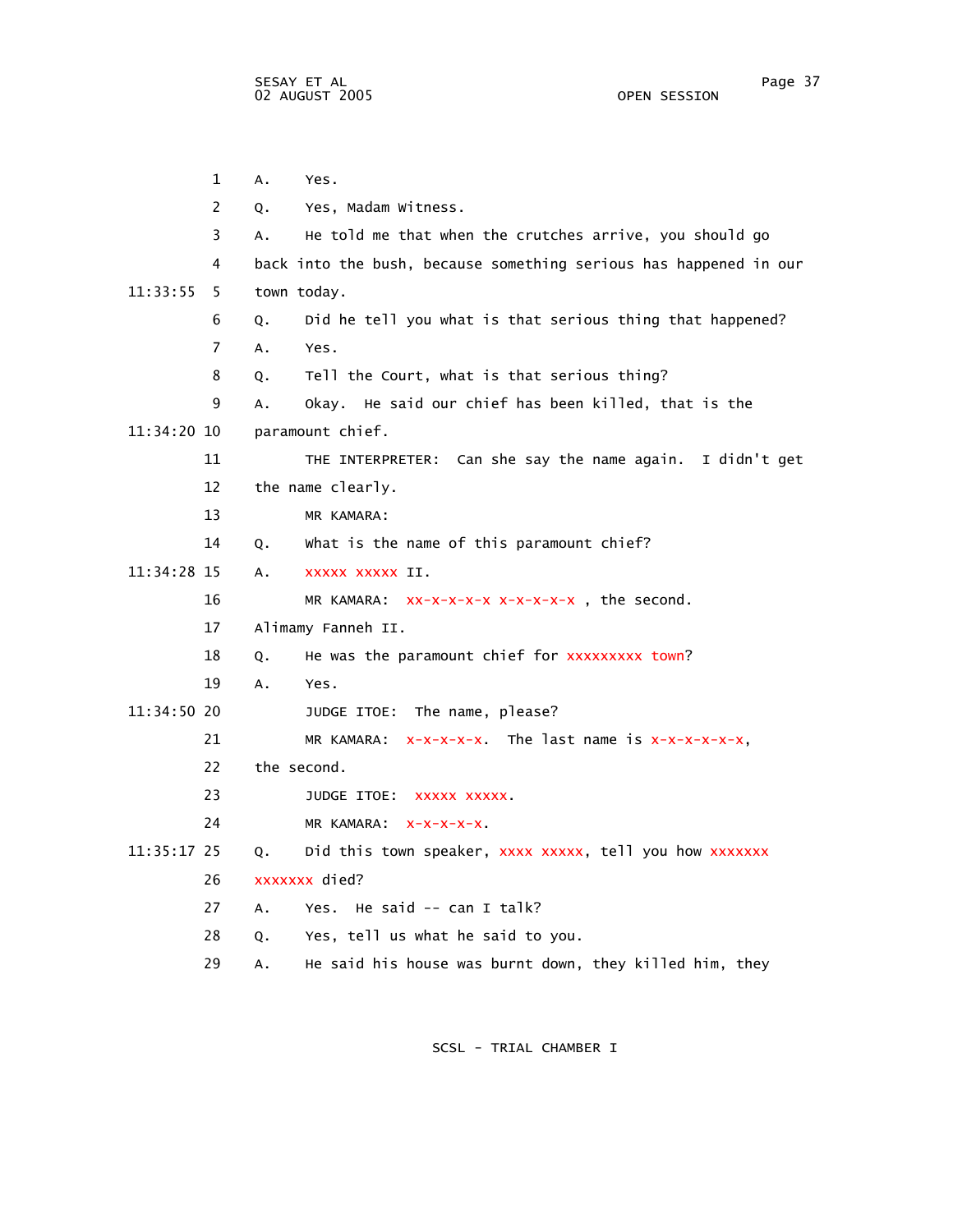1 A. Yes.

2 Q. Yes, Madam Witness.

3 A. He told me that when the crutches arrive, you should go

4 back into the bush, because something serious has happened in our

11:33:55 5 town today.

6 Q. Did he tell you what is that serious thing that happened?

7 A. Yes.

8 Q. Tell the Court, what is that serious thing?

9 A. Okay. He said our chief has been killed, that is the

11:34:20 10 paramount chief.

11 THE INTERPRETER: Can she say the name again. I didn't get

12 the name clearly.

13 MR KAMARA:

14 Q. What is the name of this paramount chief?

11:34:28 15 A. xxxxx xxxxx II.

16 MR KAMARA: xx-x-x-x-x x-x-x-x-x , the second.

17 Alimamy Fanneh II.

18 Q. He was the paramount chief for xxxxxxxxx town?

19 A. Yes.

11:34:50 20 JUDGE ITOE: The name, please?

21 MR KAMARA: x-x-x-x-x. The last name is x-x-x-x-x-x,

22 the second.

23 JUDGE ITOE: xxxxx xxxxx.

24 MR KAMARA: x-x-x-x-x.

11:35:17 25 Q. Did this town speaker, xxxx xxxxx, tell you how xxxxxxx

26 xxxxxxx died?

27 A. Yes. He said -- can I talk?

28 Q. Yes, tell us what he said to you.

29 A. He said his house was burnt down, they killed him, they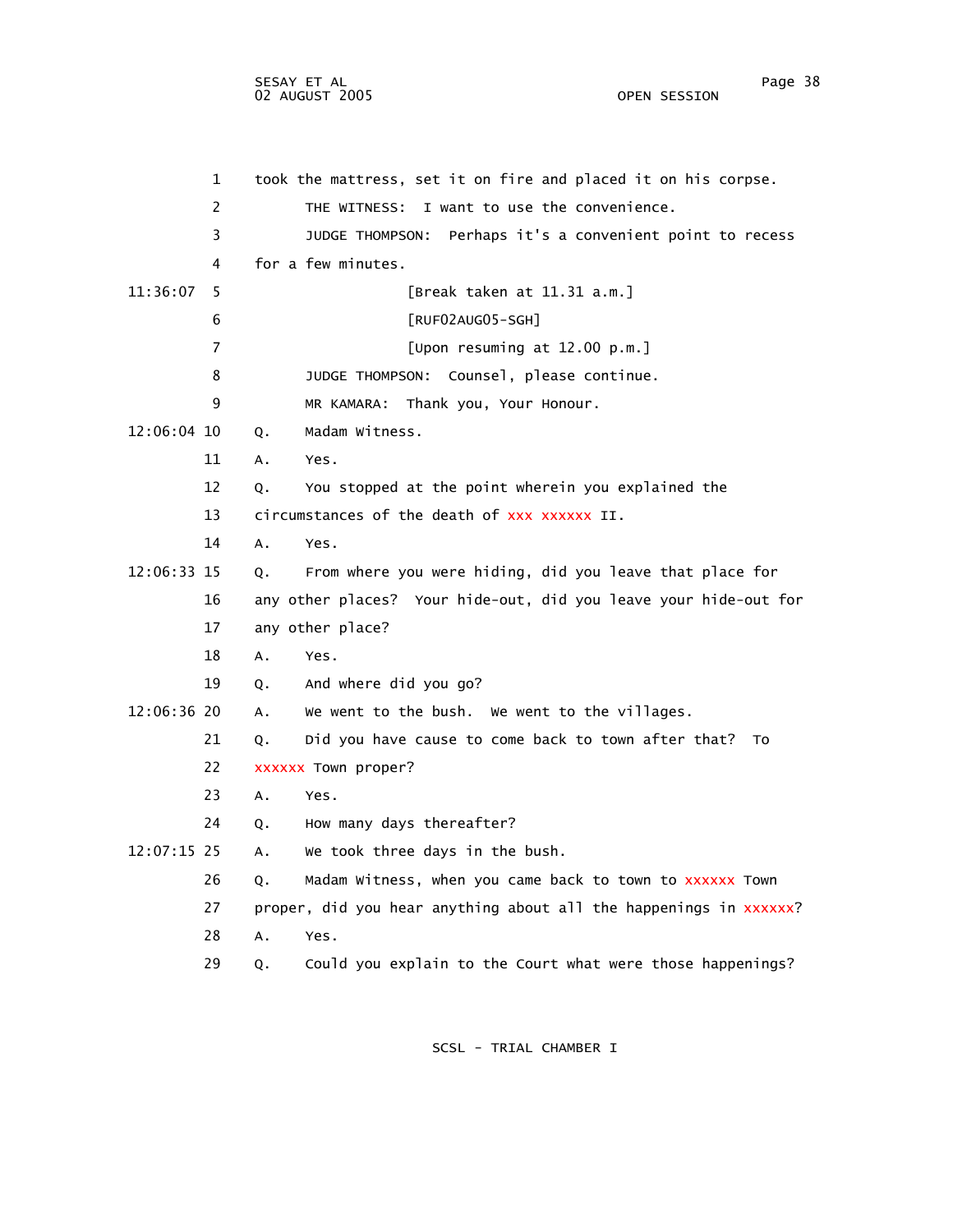took the mattress, set it on fire and placed it on his corpse.

THE WITNESS: I want to use the convenience.

JUDGE THOMPSON: Perhaps it's a convenient point to recess for a few minutes.

[Break taken at 11.31 a.m.]

[RUF02AUG05-SGH]

[Upon resuming at 12.00 p.m.]

JUDGE THOMPSON: Counsel, please continue.

MR KAMARA: Thank you, Your Honour.

Q. Madam Witness.

A. Yes.

Q. You stopped at the point wherein you explained the circumstances of the death of xxx xxxxxx II.

A. Yes.

Q. From where you were hiding, did you leave that place for any other places? Your hide-out, did you leave your hide-out for any other place?

A. Yes.

Q. And where did you go?

A. We went to the bush. We went to the villages.

Q. Did you have cause to come back to town after that? To xxxxxx Town proper?

A. Yes.

Q. How many days thereafter?

A. We took three days in the bush.

Q. Madam Witness, when you came back to town to xxxxxx Town proper, did you hear anything about all the happenings in xxxxxx?

A. Yes.

Q. Could you explain to the Court what were those happenings?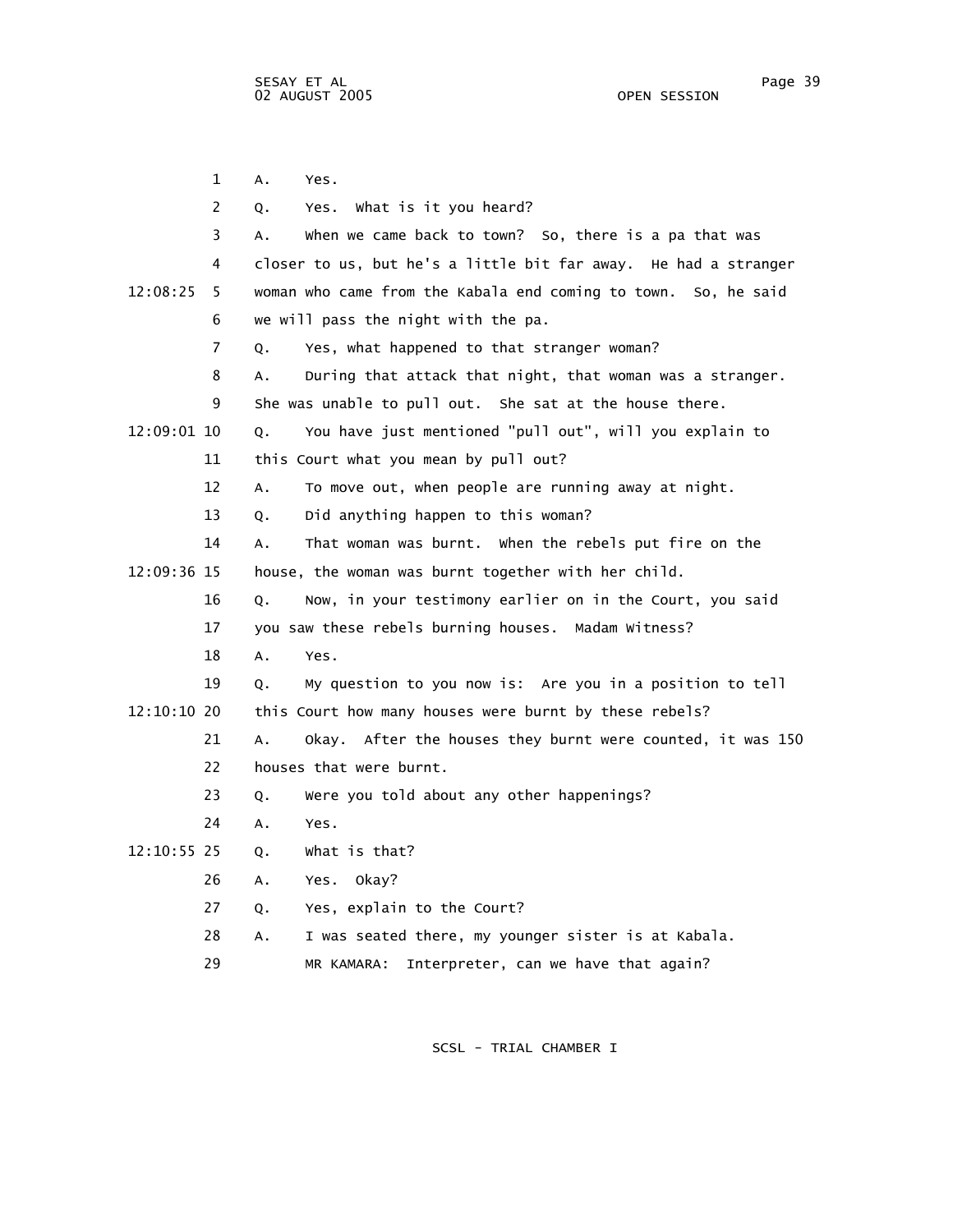A. Yes.

Q. Yes. What is it you heard?

A. When we came back to town? So, there is a pa that was closer to us, but he's a little bit far away. He had a stranger woman who came from the Kabala end coming to town. So, he said we will pass the night with the pa.

Q. Yes, what happened to that stranger woman?

A. During that attack that night, that woman was a stranger. She was unable to pull out. She sat at the house there.

Q. You have just mentioned "pull out", will you explain to this Court what you mean by pull out?

A. To move out, when people are running away at night.

Q. Did anything happen to this woman?

A. That woman was burnt. When the rebels put fire on the house, the woman was burnt together with her child.

Q. Now, in your testimony earlier on in the Court, you said you saw these rebels burning houses. Madam Witness?

A. Yes.

Q. My question to you now is: Are you in a position to tell this Court how many houses were burnt by these rebels?

A. Okay. After the houses they burnt were counted, it was 150 houses that were burnt.

Q. Were you told about any other happenings?

A. Yes.

Q. What is that?

A. Yes. Okay?

Q. Yes, explain to the Court?

A. I was seated there, my younger sister is at Kabala.

MR KAMARA: Interpreter, can we have that again?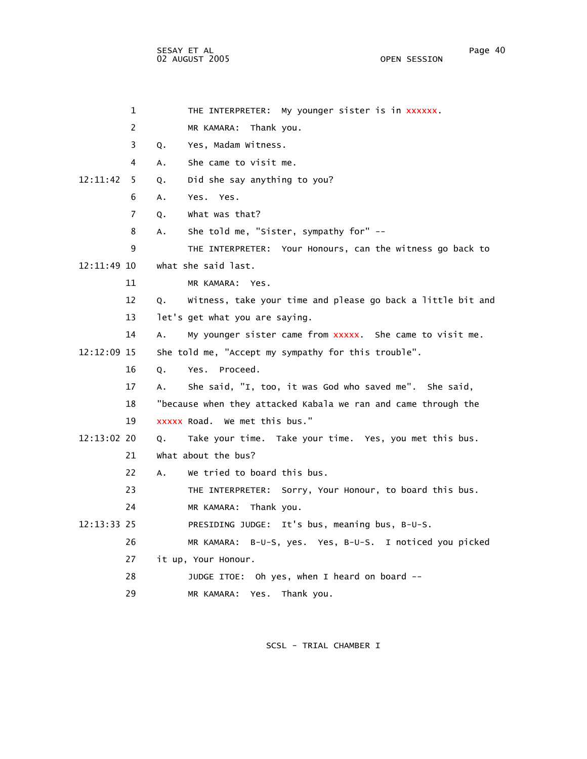THE INTERPRETER: My younger sister is in xxxxxx.

MR KAMARA: Thank you.

Q. Yes, Madam Witness.

A. She came to visit me.

Q. Did she say anything to you?

A. Yes. Yes.

Q. What was that?

A. She told me, "Sister, sympathy for" --

THE INTERPRETER: Your Honours, can the witness go back to what she said last.

MR KAMARA: Yes.

Q. Witness, take your time and please go back a little bit and let's get what you are saying.

A. My younger sister came from xxxxx. She came to visit me. She told me, "Accept my sympathy for this trouble".

Q. Yes. Proceed.

A. She said, "I, too, it was God who saved me". She said, "because when they attacked Kabala we ran and came through the xxxxx Road. We met this bus."

Q. Take your time. Take your time. Yes, you met this bus. What about the bus?

A. We tried to board this bus.

THE INTERPRETER: Sorry, Your Honour, to board this bus.

MR KAMARA: Thank you.

PRESIDING JUDGE: It's bus, meaning bus, B-U-S.

MR KAMARA: B-U-S, yes. Yes, B-U-S. I noticed you picked it up, Your Honour.

JUDGE ITOE: Oh yes, when I heard on board --

MR KAMARA: Yes. Thank you.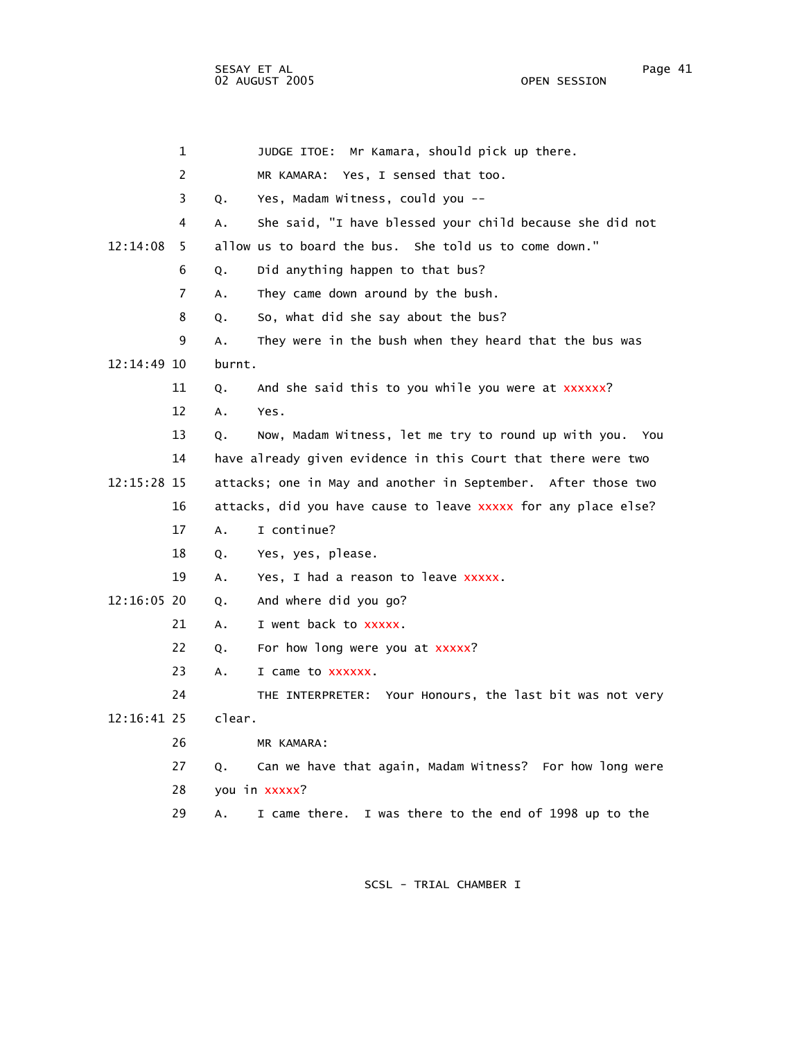1 JUDGE ITOE: Mr Kamara, should pick up there.

2 MR KAMARA: Yes, I sensed that too.

3 Q. Yes, Madam Witness, could you --

4 A. She said, "I have blessed your child because she did not

12:14:08 5 allow us to board the bus. She told us to come down."

6 Q. Did anything happen to that bus?

7 A. They came down around by the bush.

8 Q. So, what did she say about the bus?

9 A. They were in the bush when they heard that the bus was

12:14:49 10 burnt.

11 Q. And she said this to you while you were at xxxxxx?

12 A. Yes.

13 Q. Now, Madam Witness, let me try to round up with you. You

14 have already given evidence in this Court that there were two

12:15:28 15 attacks; one in May and another in September. After those two

16 attacks, did you have cause to leave xxxxx for any place else?

17 A. I continue?

18 Q. Yes, yes, please.

19 A. Yes, I had a reason to leave xxxxx.

12:16:05 20 Q. And where did you go?

21 A. I went back to xxxxx.

22 Q. For how long were you at xxxxx?

23 A. I came to xxxxxx.

24 THE INTERPRETER: Your Honours, the last bit was not very

12:16:41 25 clear.

26 MR KAMARA:

27 Q. Can we have that again, Madam Witness? For how long were

28 you in xxxxx?

29 A. I came there. I was there to the end of 1998 up to the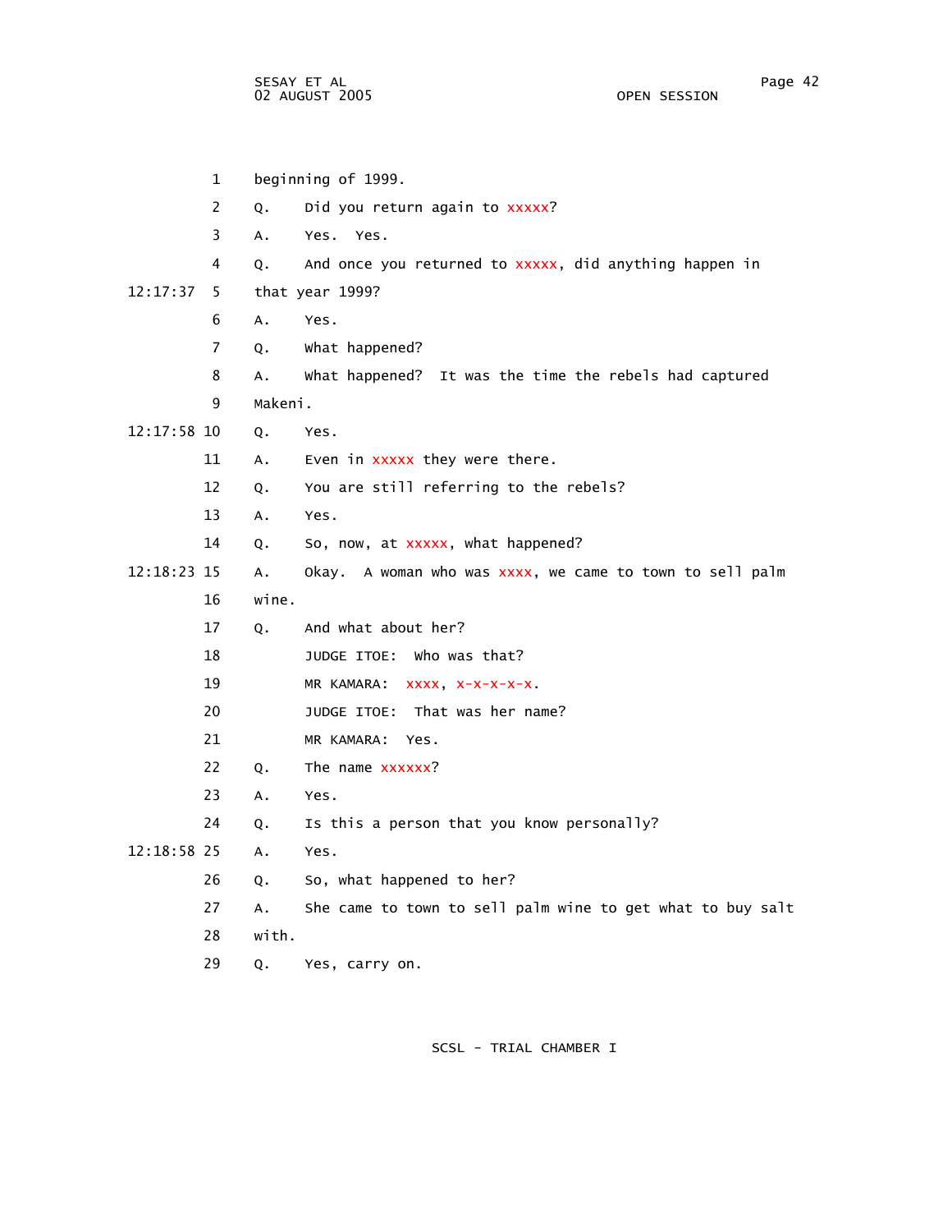1 beginning of 1999.

2 Q. Did you return again to xxxxx?

3 A. Yes. Yes.

4 Q. And once you returned to xxxxx, did anything happen in

12:17:37 5 that year 1999?

6 A. Yes.

7 Q. What happened?

8 A. What happened? It was the time the rebels had captured

9 Makeni.

12:17:58 10 Q. Yes.

11 A. Even in xxxxx they were there.

12 Q. You are still referring to the rebels?

13 A. Yes.

14 Q. So, now, at xxxxx, what happened?

12:18:23 15 A. Okay. A woman who was xxxx, we came to town to sell palm

16 wine.

17 Q. And what about her?

18 JUDGE ITOE: Who was that?

19 MR KAMARA: xxxx, x-x-x-x-x.

20 JUDGE ITOE: That was her name?

21 MR KAMARA: Yes.

22 Q. The name xxxxxx?

23 A. Yes.

24 Q. Is this a person that you know personally?

12:18:58 25 A. Yes.

26 Q. So, what happened to her?

27 A. She came to town to sell palm wine to get what to buy salt

28 with.

29 Q. Yes, carry on.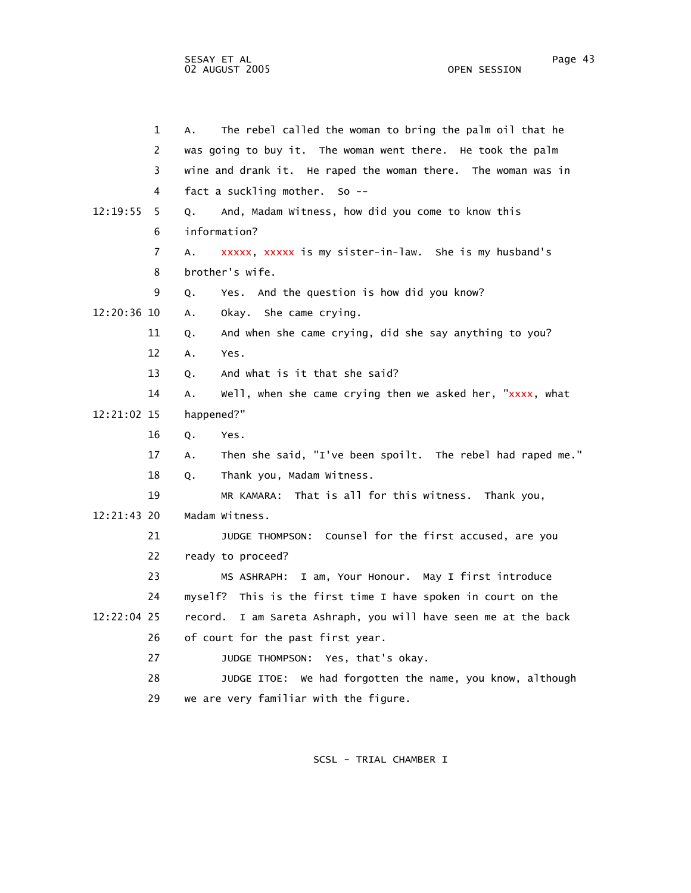1 A. The rebel called the woman to bring the palm oil that he
2 was going to buy it. The woman went there. He took the palm
3 wine and drank it. He raped the woman there. The woman was in
4 fact a suckling mother. So --
12:19:55 5 Q. And, Madam Witness, how did you come to know this
6 information?
7 A. xxxxx, xxxxx is my sister-in-law. She is my husband's
8 brother's wife.
9 Q. Yes. And the question is how did you know?
12:20:36 10 A. Okay. She came crying.
11 Q. And when she came crying, did she say anything to you?
12 A. Yes.
13 Q. And what is it that she said?
14 A. Well, when she came crying then we asked her, "xxxx, what
12:21:02 15 happened?"
16 Q. Yes.
17 A. Then she said, "I've been spoilt. The rebel had raped me."
18 Q. Thank you, Madam Witness.
19 MR KAMARA: That is all for this witness. Thank you,
12:21:43 20 Madam Witness.
21 JUDGE THOMPSON: Counsel for the first accused, are you
22 ready to proceed?
23 MS ASHRAPH: I am, Your Honour. May I first introduce
24 myself? This is the first time I have spoken in court on the
12:22:04 25 record. I am Sareta Ashraph, you will have seen me at the back
26 of court for the past first year.
27 JUDGE THOMPSON: Yes, that's okay.
28 JUDGE ITOE: We had forgotten the name, you know, although
29 we are very familiar with the figure.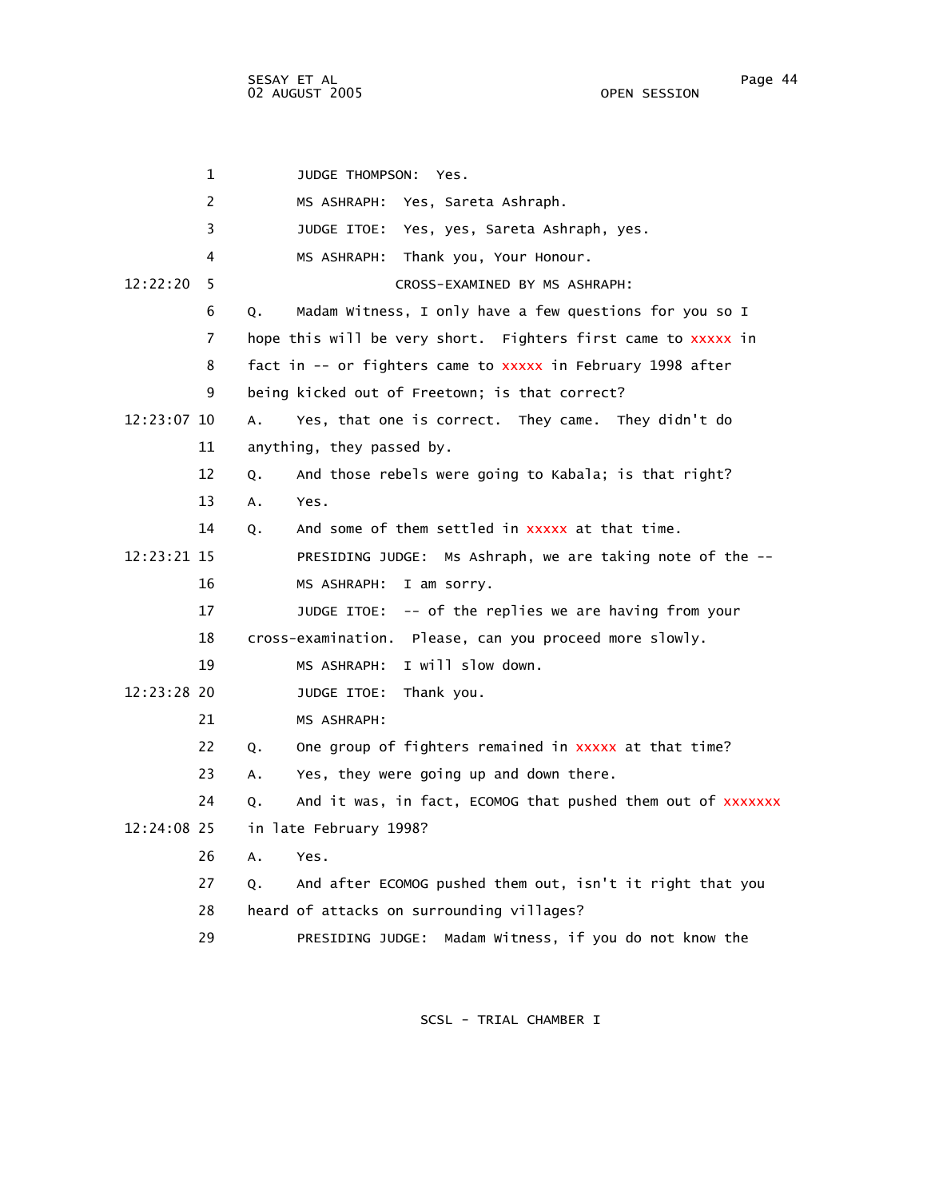JUDGE THOMPSON: Yes.

MS ASHRAPH: Yes, Sareta Ashraph.

JUDGE ITOE: Yes, yes, Sareta Ashraph, yes.

MS ASHRAPH: Thank you, Your Honour.

CROSS-EXAMINED BY MS ASHRAPH:

Q. Madam Witness, I only have a few questions for you so I hope this will be very short. Fighters first came to xxxxx in fact in -- or fighters came to xxxxx in February 1998 after being kicked out of Freetown; is that correct?

A. Yes, that one is correct. They came. They didn't do anything, they passed by.

Q. And those rebels were going to Kabala; is that right?

A. Yes.

Q. And some of them settled in xxxxx at that time.

PRESIDING JUDGE: Ms Ashraph, we are taking note of the --

MS ASHRAPH: I am sorry.

JUDGE ITOE: -- of the replies we are having from your cross-examination. Please, can you proceed more slowly.

MS ASHRAPH: I will slow down.

JUDGE ITOE: Thank you.

MS ASHRAPH:

Q. One group of fighters remained in xxxxx at that time?

A. Yes, they were going up and down there.

Q. And it was, in fact, ECOMOG that pushed them out of xxxxxxx in late February 1998?

A. Yes.

Q. And after ECOMOG pushed them out, isn't it right that you heard of attacks on surrounding villages?

PRESIDING JUDGE: Madam Witness, if you do not know the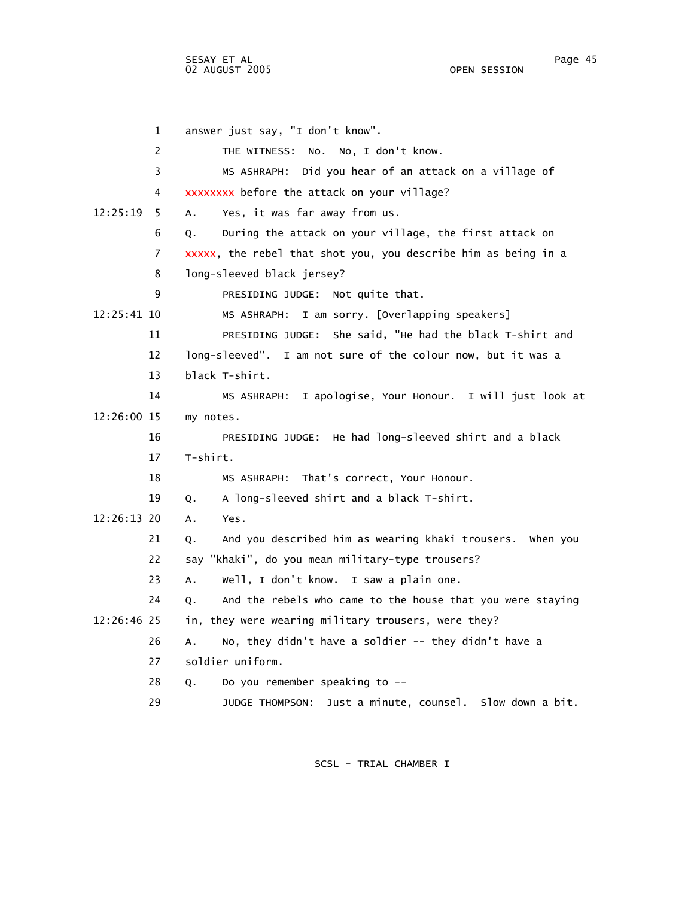1 answer just say, "I don't know".

2 THE WITNESS: No. No, I don't know.

3 MS ASHRAPH: Did you hear of an attack on a village of

4 xxxxxxxx before the attack on your village?

12:25:19 5 A. Yes, it was far away from us.

6 Q. During the attack on your village, the first attack on

7 xxxxx, the rebel that shot you, you describe him as being in a

8 long-sleeved black jersey?

9 PRESIDING JUDGE: Not quite that.

12:25:41 10 MS ASHRAPH: I am sorry. [Overlapping speakers]

11 PRESIDING JUDGE: She said, "He had the black T-shirt and

12 long-sleeved". I am not sure of the colour now, but it was a

13 black T-shirt.

14 MS ASHRAPH: I apologise, Your Honour. I will just look at

12:26:00 15 my notes.

16 PRESIDING JUDGE: He had long-sleeved shirt and a black

17 T-shirt.

18 MS ASHRAPH: That's correct, Your Honour.

19 Q. A long-sleeved shirt and a black T-shirt.

12:26:13 20 A. Yes.

21 Q. And you described him as wearing khaki trousers. When you

22 say "khaki", do you mean military-type trousers?

23 A. Well, I don't know. I saw a plain one.

24 Q. And the rebels who came to the house that you were staying

12:26:46 25 in, they were wearing military trousers, were they?

26 A. No, they didn't have a soldier -- they didn't have a

27 soldier uniform.

28 Q. Do you remember speaking to --

29 JUDGE THOMPSON: Just a minute, counsel. Slow down a bit.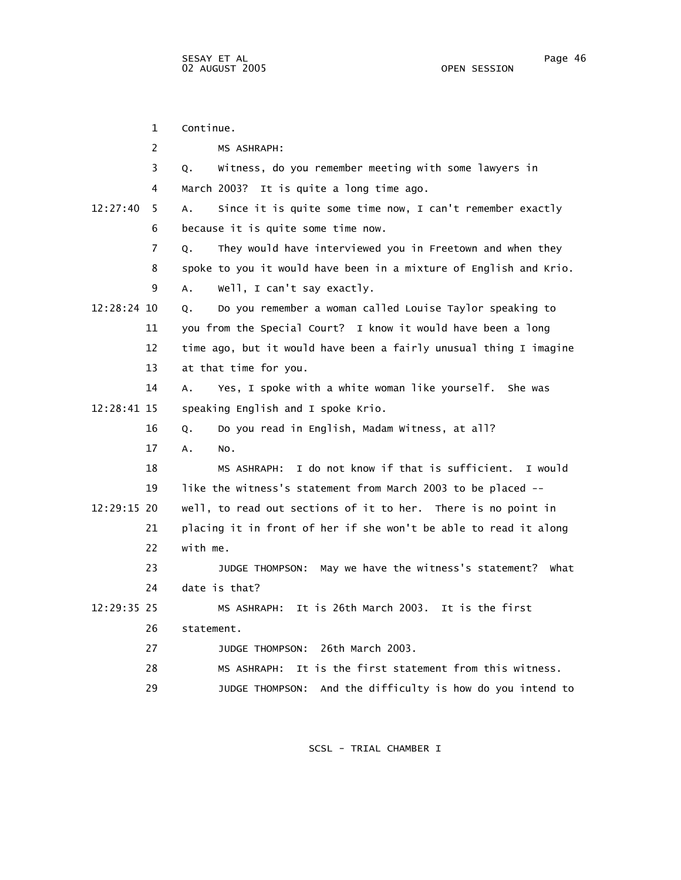Continue.

MS ASHRAPH:

Q. Witness, do you remember meeting with some lawyers in March 2003? It is quite a long time ago.

A. Since it is quite some time now, I can't remember exactly because it is quite some time now.

Q. They would have interviewed you in Freetown and when they spoke to you it would have been in a mixture of English and Krio.

A. Well, I can't say exactly.

Q. Do you remember a woman called Louise Taylor speaking to you from the Special Court? I know it would have been a long time ago, but it would have been a fairly unusual thing I imagine at that time for you.

A. Yes, I spoke with a white woman like yourself. She was speaking English and I spoke Krio.

Q. Do you read in English, Madam Witness, at all?

A. No.

MS ASHRAPH: I do not know if that is sufficient. I would like the witness's statement from March 2003 to be placed -- well, to read out sections of it to her. There is no point in placing it in front of her if she won't be able to read it along with me.

JUDGE THOMPSON: May we have the witness's statement? What date is that?

MS ASHRAPH: It is 26th March 2003. It is the first statement.

JUDGE THOMPSON: 26th March 2003.

MS ASHRAPH: It is the first statement from this witness.

JUDGE THOMPSON: And the difficulty is how do you intend to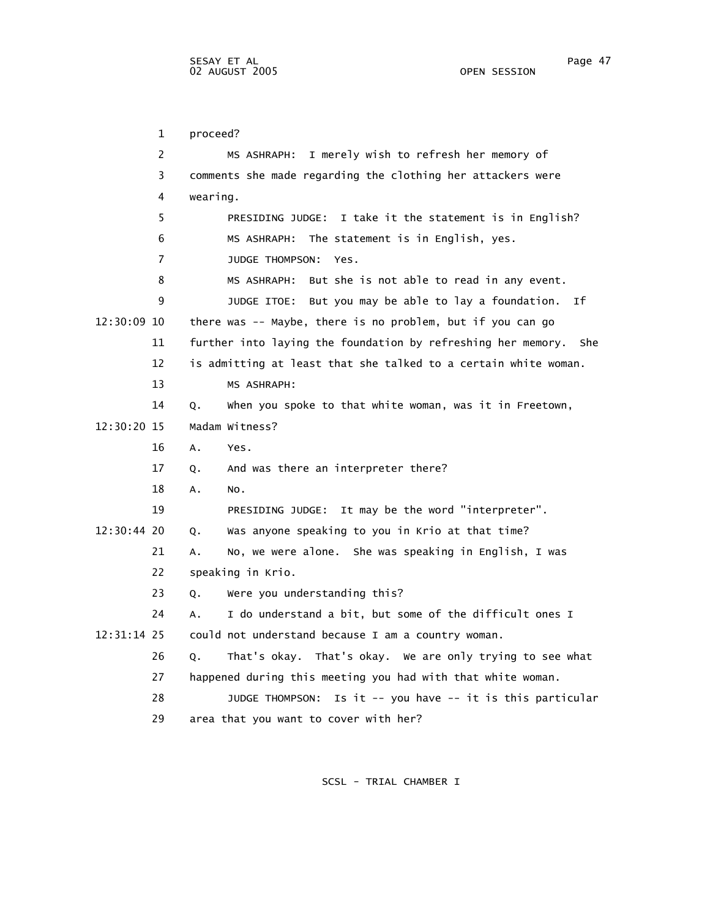proceed?

MS ASHRAPH: I merely wish to refresh her memory of comments she made regarding the clothing her attackers were wearing.

PRESIDING JUDGE: I take it the statement is in English?

MS ASHRAPH: The statement is in English, yes.

JUDGE THOMPSON: Yes.

MS ASHRAPH: But she is not able to read in any event.

JUDGE ITOE: But you may be able to lay a foundation. If there was -- Maybe, there is no problem, but if you can go further into laying the foundation by refreshing her memory. She is admitting at least that she talked to a certain white woman.

MS ASHRAPH:

Q. When you spoke to that white woman, was it in Freetown, Madam Witness?

A. Yes.

Q. And was there an interpreter there?

A. No.

PRESIDING JUDGE: It may be the word "interpreter".

Q. Was anyone speaking to you in Krio at that time?

A. No, we were alone. She was speaking in English, I was speaking in Krio.

Q. Were you understanding this?

A. I do understand a bit, but some of the difficult ones I could not understand because I am a country woman.

Q. That's okay. That's okay. We are only trying to see what happened during this meeting you had with that white woman.

JUDGE THOMPSON: Is it -- you have -- it is this particular area that you want to cover with her?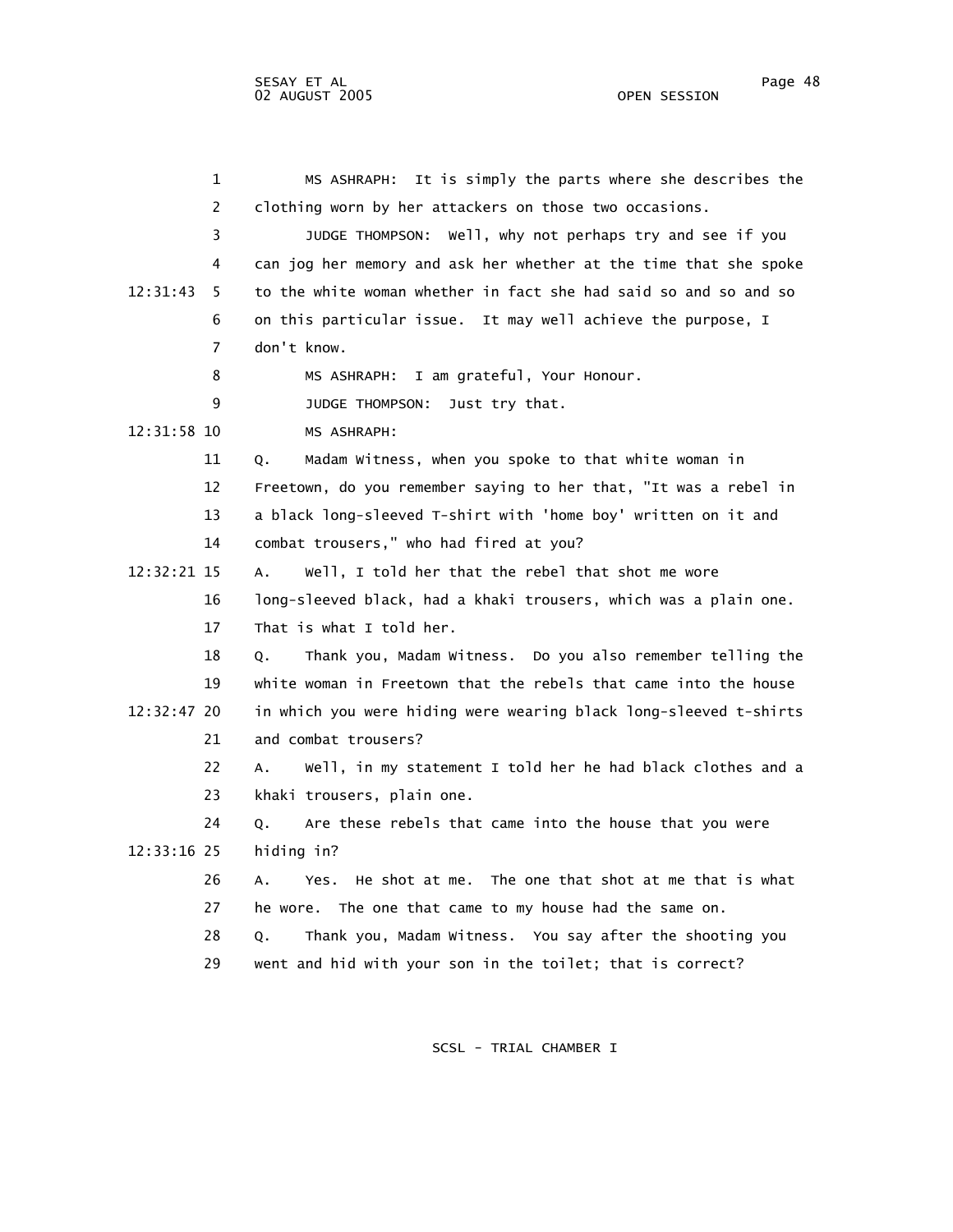MS ASHRAPH: It is simply the parts where she describes the clothing worn by her attackers on those two occasions.

JUDGE THOMPSON: Well, why not perhaps try and see if you can jog her memory and ask her whether at the time that she spoke to the white woman whether in fact she had said so and so and so on this particular issue. It may well achieve the purpose, I don't know.

MS ASHRAPH: I am grateful, Your Honour.

JUDGE THOMPSON: Just try that.

MS ASHRAPH:

Q. Madam Witness, when you spoke to that white woman in Freetown, do you remember saying to her that, "It was a rebel in a black long-sleeved T-shirt with 'home boy' written on it and combat trousers," who had fired at you?

A. Well, I told her that the rebel that shot me wore long-sleeved black, had a khaki trousers, which was a plain one. That is what I told her.

Q. Thank you, Madam Witness. Do you also remember telling the white woman in Freetown that the rebels that came into the house in which you were hiding were wearing black long-sleeved t-shirts and combat trousers?

A. Well, in my statement I told her he had black clothes and a khaki trousers, plain one.

Q. Are these rebels that came into the house that you were hiding in?

A. Yes. He shot at me. The one that shot at me that is what he wore. The one that came to my house had the same on.

Q. Thank you, Madam Witness. You say after the shooting you went and hid with your son in the toilet; that is correct?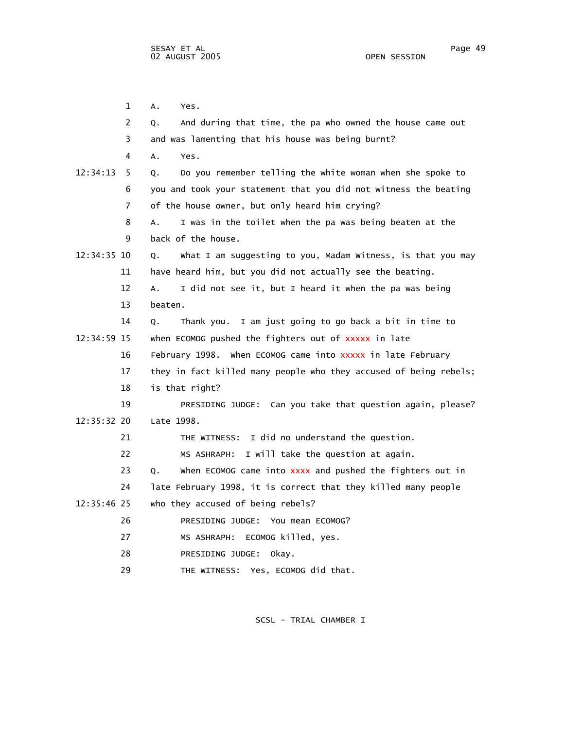1 A. Yes.

2 Q. And during that time, the pa who owned the house came out

3 and was lamenting that his house was being burnt?

4 A. Yes.

12:34:13 5 Q. Do you remember telling the white woman when she spoke to

6 you and took your statement that you did not witness the beating

7 of the house owner, but only heard him crying?

8 A. I was in the toilet when the pa was being beaten at the

9 back of the house.

12:34:35 10 Q. What I am suggesting to you, Madam Witness, is that you may

11 have heard him, but you did not actually see the beating.

12 A. I did not see it, but I heard it when the pa was being

13 beaten.

14 Q. Thank you. I am just going to go back a bit in time to

12:34:59 15 when ECOMOG pushed the fighters out of xxxxx in late

16 February 1998. When ECOMOG came into xxxxx in late February

17 they in fact killed many people who they accused of being rebels;

18 is that right?

19 PRESIDING JUDGE: Can you take that question again, please?

12:35:32 20 Late 1998.

21 THE WITNESS: I did no understand the question.

22 MS ASHRAPH: I will take the question at again.

23 Q. When ECOMOG came into xxxx and pushed the fighters out in

24 late February 1998, it is correct that they killed many people

12:35:46 25 who they accused of being rebels?

26 PRESIDING JUDGE: You mean ECOMOG?

27 MS ASHRAPH: ECOMOG killed, yes.

28 PRESIDING JUDGE: Okay.

29 THE WITNESS: Yes, ECOMOG did that.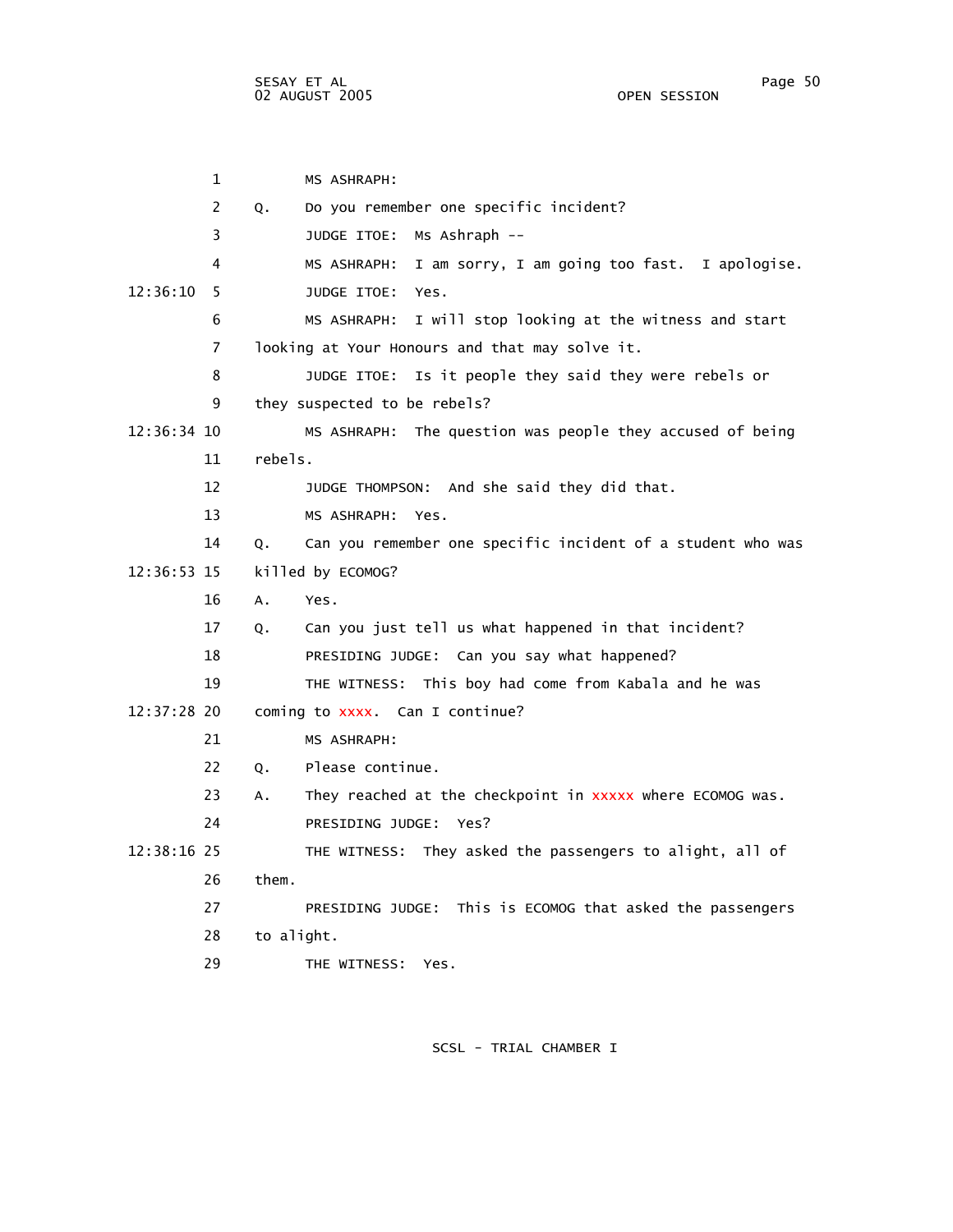1 MS ASHRAPH:

2 Q. Do you remember one specific incident?

3 JUDGE ITOE: Ms Ashraph --

4 MS ASHRAPH: I am sorry, I am going too fast. I apologise.

12:36:10 5 JUDGE ITOE: Yes.

6 MS ASHRAPH: I will stop looking at the witness and start

7 looking at Your Honours and that may solve it.

8 JUDGE ITOE: Is it people they said they were rebels or

9 they suspected to be rebels?

12:36:34 10 MS ASHRAPH: The question was people they accused of being

11 rebels.

12 JUDGE THOMPSON: And she said they did that.

13 MS ASHRAPH: Yes.

14 Q. Can you remember one specific incident of a student who was

12:36:53 15 killed by ECOMOG?

16 A. Yes.

17 Q. Can you just tell us what happened in that incident?

18 PRESIDING JUDGE: Can you say what happened?

19 THE WITNESS: This boy had come from Kabala and he was

12:37:28 20 coming to xxxx. Can I continue?

21 MS ASHRAPH:

22 Q. Please continue.

23 A. They reached at the checkpoint in xxxxx where ECOMOG was.

24 PRESIDING JUDGE: Yes?

12:38:16 25 THE WITNESS: They asked the passengers to alight, all of

26 them.

27 PRESIDING JUDGE: This is ECOMOG that asked the passengers

28 to alight.

29 THE WITNESS: Yes.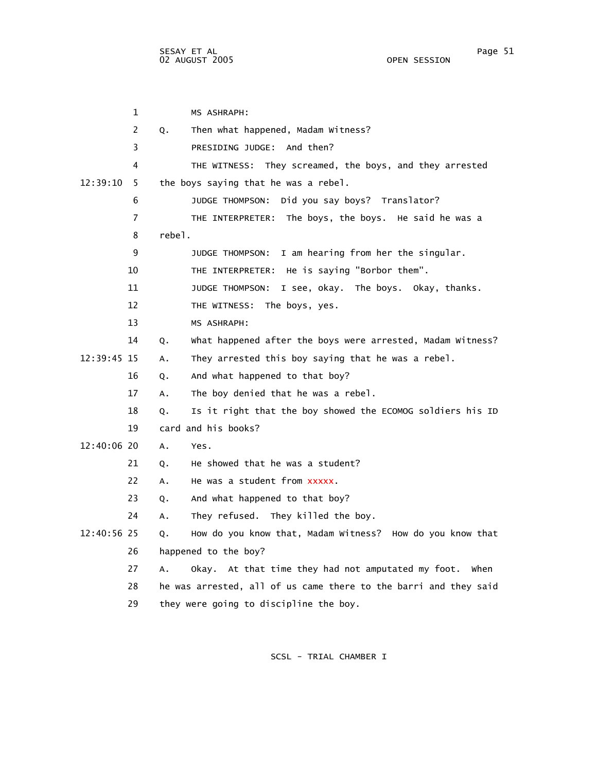MS ASHRAPH:

Q. Then what happened, Madam Witness?

PRESIDING JUDGE: And then?

THE WITNESS: They screamed, the boys, and they arrested the boys saying that he was a rebel.

JUDGE THOMPSON: Did you say boys? Translator?

THE INTERPRETER: The boys, the boys. He said he was a rebel.

JUDGE THOMPSON: I am hearing from her the singular.

THE INTERPRETER: He is saying "Borbor them".

JUDGE THOMPSON: I see, okay. The boys. Okay, thanks.

THE WITNESS: The boys, yes.

MS ASHRAPH:

Q. What happened after the boys were arrested, Madam Witness?

A. They arrested this boy saying that he was a rebel.

Q. And what happened to that boy?

A. The boy denied that he was a rebel.

Q. Is it right that the boy showed the ECOMOG soldiers his ID card and his books?

A. Yes.

Q. He showed that he was a student?

A. He was a student from xxxxx.

Q. And what happened to that boy?

A. They refused. They killed the boy.

Q. How do you know that, Madam Witness? How do you know that happened to the boy?

A. Okay. At that time they had not amputated my foot. When he was arrested, all of us came there to the barri and they said they were going to discipline the boy.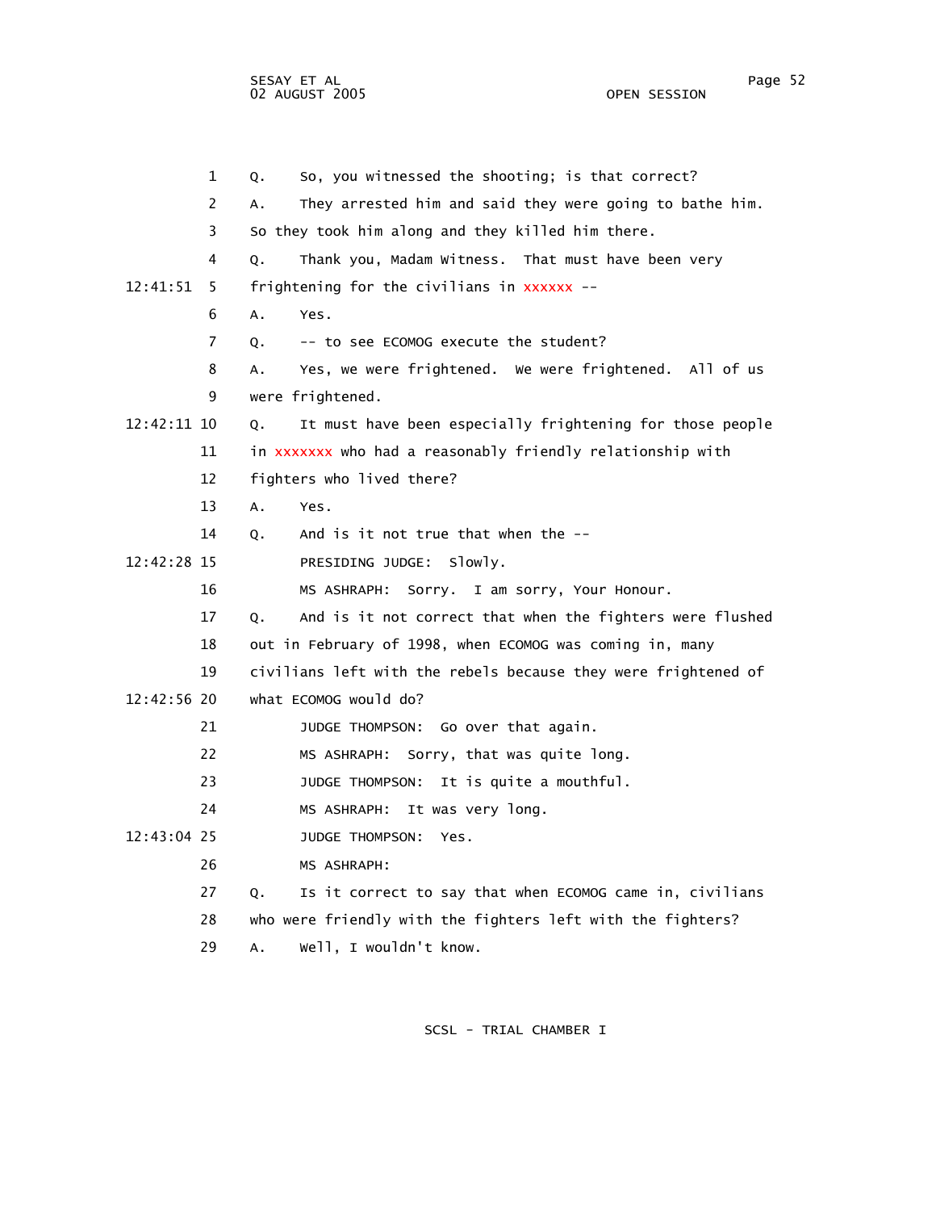1 Q. So, you witnessed the shooting; is that correct?

2 A. They arrested him and said they were going to bathe him.

3 So they took him along and they killed him there.

4 Q. Thank you, Madam Witness. That must have been very

12:41:51 5 frightening for the civilians in xxxxxx --

6 A. Yes.

7 Q. -- to see ECOMOG execute the student?

8 A. Yes, we were frightened. We were frightened. All of us

9 were frightened.

12:42:11 10 Q. It must have been especially frightening for those people

11 in xxxxxxx who had a reasonably friendly relationship with

12 fighters who lived there?

13 A. Yes.

14 Q. And is it not true that when the --

12:42:28 15 PRESIDING JUDGE: Slowly.

16 MS ASHRAPH: Sorry. I am sorry, Your Honour.

17 Q. And is it not correct that when the fighters were flushed

18 out in February of 1998, when ECOMOG was coming in, many

19 civilians left with the rebels because they were frightened of

12:42:56 20 what ECOMOG would do?

21 JUDGE THOMPSON: Go over that again.

22 MS ASHRAPH: Sorry, that was quite long.

23 JUDGE THOMPSON: It is quite a mouthful.

24 MS ASHRAPH: It was very long.

12:43:04 25 JUDGE THOMPSON: Yes.

26 MS ASHRAPH:

27 Q. Is it correct to say that when ECOMOG came in, civilians

28 who were friendly with the fighters left with the fighters?

29 A. Well, I wouldn't know.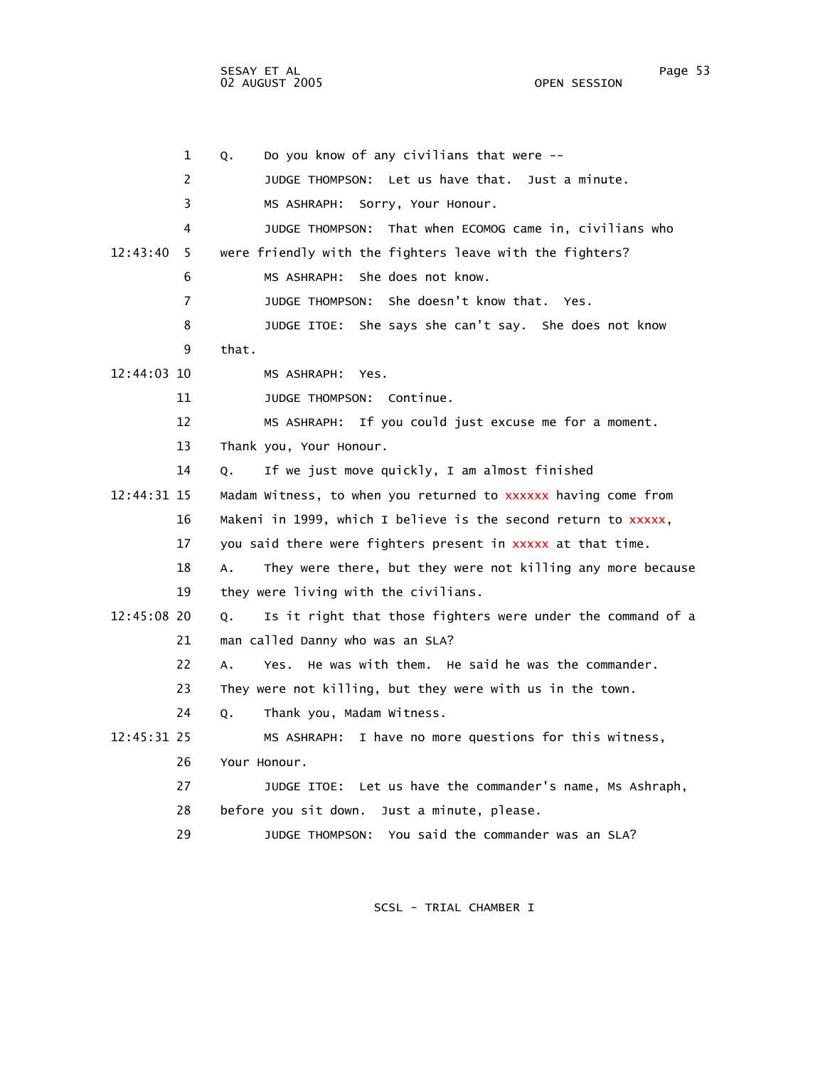1 Q. Do you know of any civilians that were --

2 JUDGE THOMPSON: Let us have that. Just a minute.

3 MS ASHRAPH: Sorry, Your Honour.

4 JUDGE THOMPSON: That when ECOMOG came in, civilians who

12:43:40 5 were friendly with the fighters leave with the fighters?

6 MS ASHRAPH: She does not know.

7 JUDGE THOMPSON: She doesn't know that. Yes.

8 JUDGE ITOE: She says she can't say. She does not know

9 that.

12:44:03 10 MS ASHRAPH: Yes.

11 JUDGE THOMPSON: Continue.

12 MS ASHRAPH: If you could just excuse me for a moment.

13 Thank you, Your Honour.

14 Q. If we just move quickly, I am almost finished

12:44:31 15 Madam Witness, to when you returned to xxxxxx having come from

16 Makeni in 1999, which I believe is the second return to xxxxx,

17 you said there were fighters present in xxxxx at that time.

18 A. They were there, but they were not killing any more because

19 they were living with the civilians.

12:45:08 20 Q. Is it right that those fighters were under the command of a

21 man called Danny who was an SLA?

22 A. Yes. He was with them. He said he was the commander.

23 They were not killing, but they were with us in the town.

24 Q. Thank you, Madam Witness.

12:45:31 25 MS ASHRAPH: I have no more questions for this witness,

26 Your Honour.

27 JUDGE ITOE: Let us have the commander's name, Ms Ashraph,

28 before you sit down. Just a minute, please.

29 JUDGE THOMPSON: You said the commander was an SLA?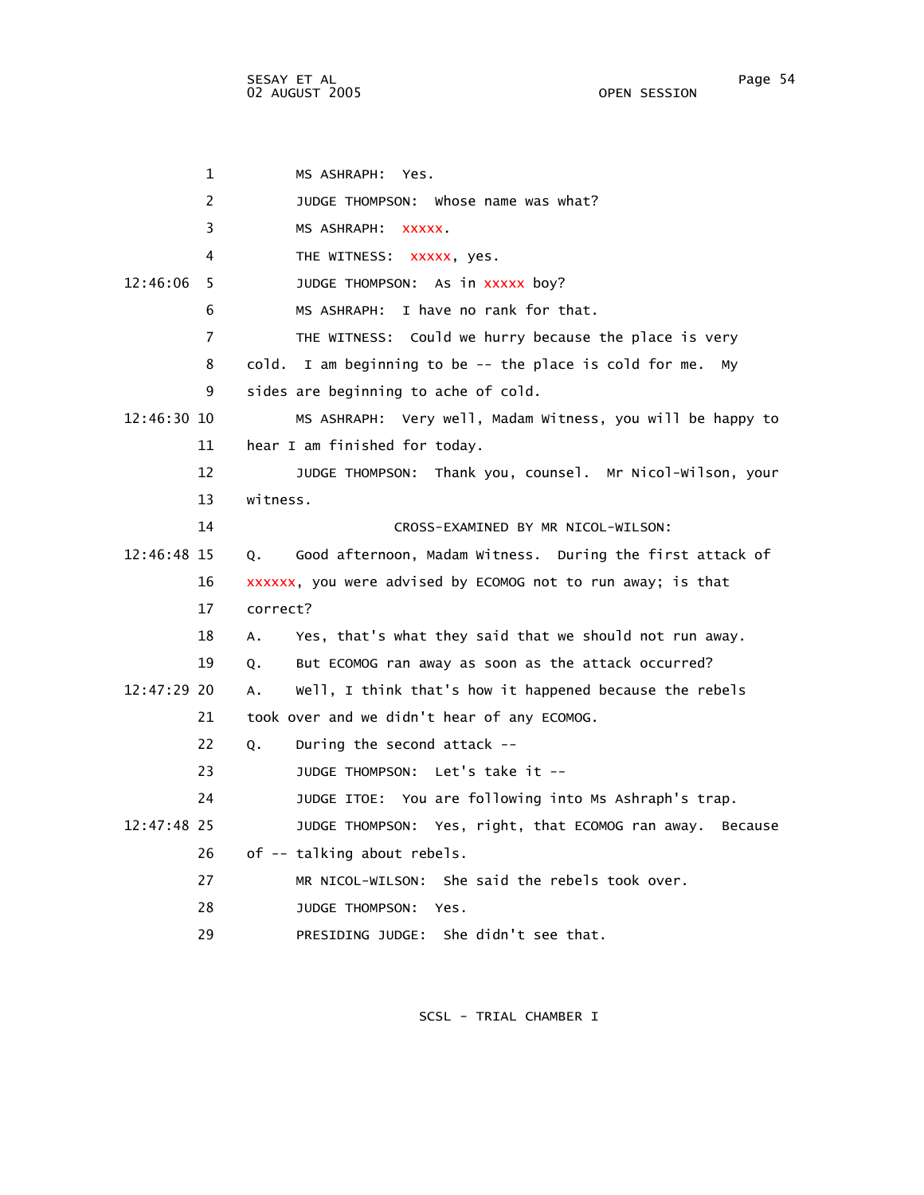1 MS ASHRAPH: Yes.

2 JUDGE THOMPSON: Whose name was what?

3 MS ASHRAPH: xxxxx.

4 THE WITNESS: xxxxx, yes.

12:46:06 5 JUDGE THOMPSON: As in xxxxx boy?

6 MS ASHRAPH: I have no rank for that.

7 THE WITNESS: Could we hurry because the place is very

8 cold. I am beginning to be -- the place is cold for me. My

9 sides are beginning to ache of cold.

12:46:30 10 MS ASHRAPH: Very well, Madam Witness, you will be happy to

11 hear I am finished for today.

12 JUDGE THOMPSON: Thank you, counsel. Mr Nicol-Wilson, your

13 witness.

14 CROSS-EXAMINED BY MR NICOL-WILSON:

12:46:48 15 Q. Good afternoon, Madam Witness. During the first attack of

16 xxxxxx, you were advised by ECOMOG not to run away; is that

17 correct?

18 A. Yes, that's what they said that we should not run away.

19 Q. But ECOMOG ran away as soon as the attack occurred?

12:47:29 20 A. Well, I think that's how it happened because the rebels

21 took over and we didn't hear of any ECOMOG.

22 Q. During the second attack --

23 JUDGE THOMPSON: Let's take it --

24 JUDGE ITOE: You are following into Ms Ashraph's trap.

12:47:48 25 JUDGE THOMPSON: Yes, right, that ECOMOG ran away. Because

26 of -- talking about rebels.

27 MR NICOL-WILSON: She said the rebels took over.

28 JUDGE THOMPSON: Yes.

29 PRESIDING JUDGE: She didn't see that.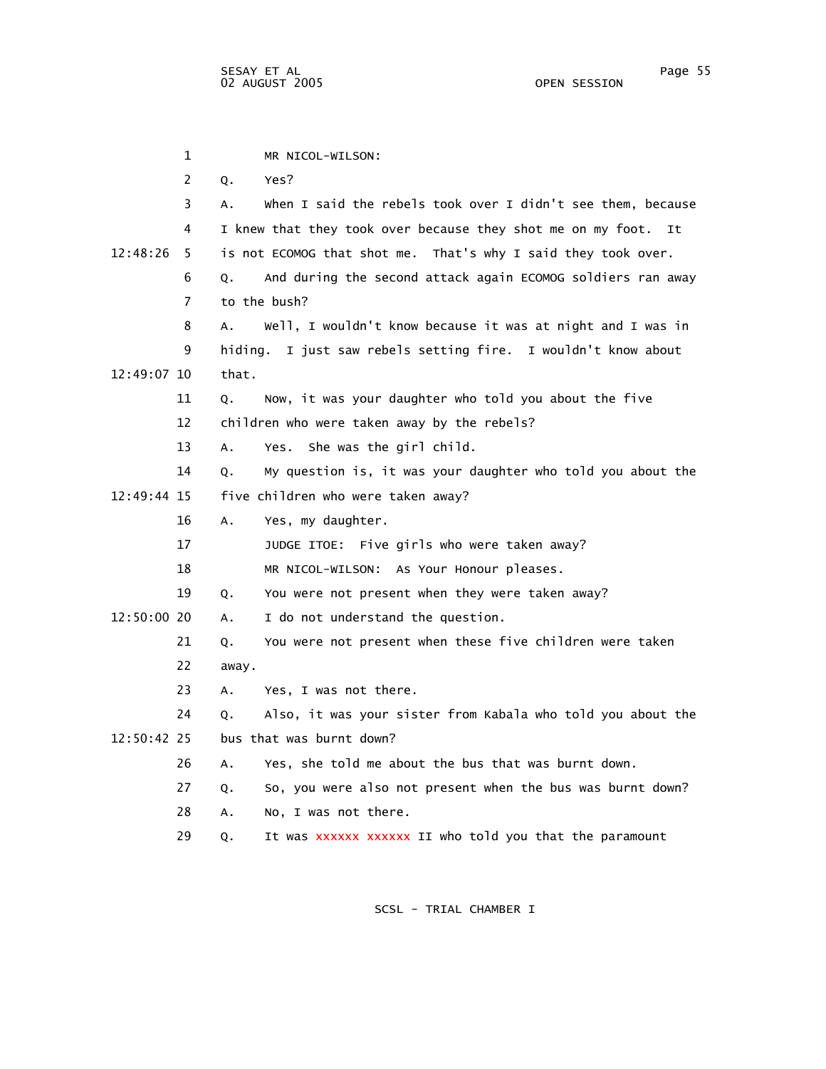MR NICOL-WILSON:

Q. Yes?

A. When I said the rebels took over I didn't see them, because I knew that they took over because they shot me on my foot. It is not ECOMOG that shot me. That's why I said they took over.

Q. And during the second attack again ECOMOG soldiers ran away to the bush?

A. Well, I wouldn't know because it was at night and I was in hiding. I just saw rebels setting fire. I wouldn't know about that.

Q. Now, it was your daughter who told you about the five children who were taken away by the rebels?

A. Yes. She was the girl child.

Q. My question is, it was your daughter who told you about the five children who were taken away?

A. Yes, my daughter.

JUDGE ITOE: Five girls who were taken away?

MR NICOL-WILSON: As Your Honour pleases.

Q. You were not present when they were taken away?

A. I do not understand the question.

Q. You were not present when these five children were taken away.

A. Yes, I was not there.

Q. Also, it was your sister from Kabala who told you about the bus that was burnt down?

A. Yes, she told me about the bus that was burnt down.

Q. So, you were also not present when the bus was burnt down?

A. No, I was not there.

Q. It was xxxxxx xxxxxx II who told you that the paramount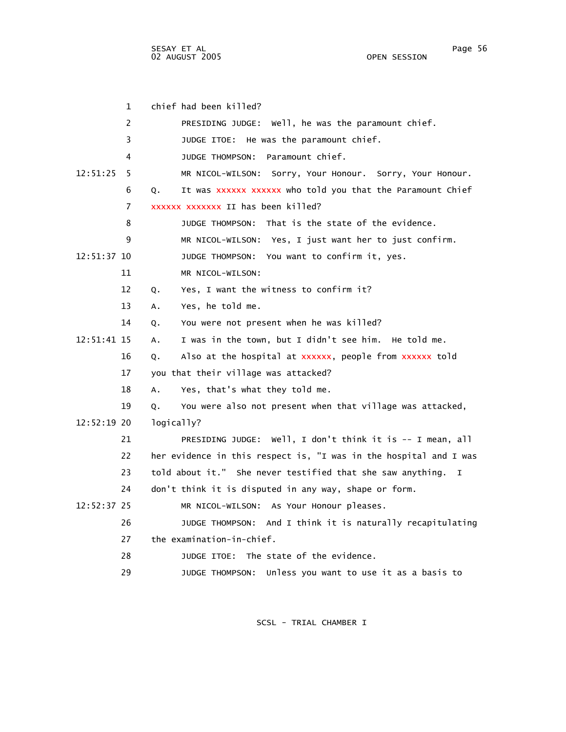1 chief had been killed?

2 PRESIDING JUDGE: Well, he was the paramount chief.

3 JUDGE ITOE: He was the paramount chief.

4 JUDGE THOMPSON: Paramount chief.

12:51:25 5 MR NICOL-WILSON: Sorry, Your Honour. Sorry, Your Honour.

6 Q. It was xxxxxx xxxxxx who told you that the Paramount Chief

7 xxxxxx xxxxxxx II has been killed?

8 JUDGE THOMPSON: That is the state of the evidence.

9 MR NICOL-WILSON: Yes, I just want her to just confirm.

12:51:37 10 JUDGE THOMPSON: You want to confirm it, yes.

11 MR NICOL-WILSON:

12 Q. Yes, I want the witness to confirm it?

13 A. Yes, he told me.

14 Q. You were not present when he was killed?

12:51:41 15 A. I was in the town, but I didn't see him. He told me.

16 Q. Also at the hospital at xxxxxx, people from xxxxxx told

17 you that their village was attacked?

18 A. Yes, that's what they told me.

19 Q. You were also not present when that village was attacked,

12:52:19 20 logically?

21 PRESIDING JUDGE: Well, I don't think it is -- I mean, all

22 her evidence in this respect is, "I was in the hospital and I was

23 told about it." She never testified that she saw anything. I

24 don't think it is disputed in any way, shape or form.

12:52:37 25 MR NICOL-WILSON: As Your Honour pleases.

26 JUDGE THOMPSON: And I think it is naturally recapitulating

27 the examination-in-chief.

28 JUDGE ITOE: The state of the evidence.

29 JUDGE THOMPSON: Unless you want to use it as a basis to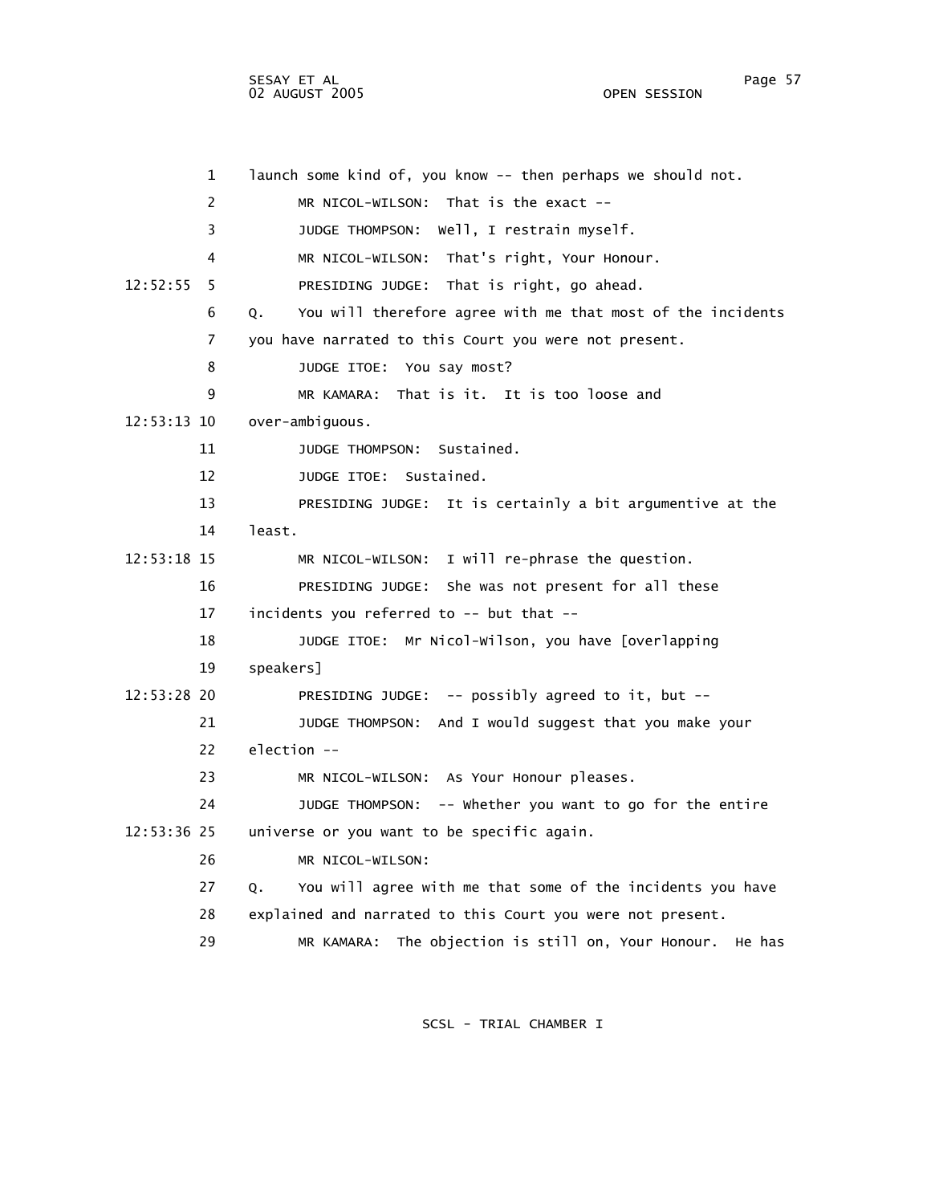1 launch some kind of, you know -- then perhaps we should not.

2 MR NICOL-WILSON: That is the exact --

3 JUDGE THOMPSON: Well, I restrain myself.

4 MR NICOL-WILSON: That's right, Your Honour.

12:52:55 5 PRESIDING JUDGE: That is right, go ahead.

6 Q. You will therefore agree with me that most of the incidents

7 you have narrated to this Court you were not present.

8 JUDGE ITOE: You say most?

9 MR KAMARA: That is it. It is too loose and

12:53:13 10 over-ambiguous.

11 JUDGE THOMPSON: Sustained.

12 JUDGE ITOE: Sustained.

13 PRESIDING JUDGE: It is certainly a bit argumentive at the

14 least.

12:53:18 15 MR NICOL-WILSON: I will re-phrase the question.

16 PRESIDING JUDGE: She was not present for all these

17 incidents you referred to -- but that --

18 JUDGE ITOE: Mr Nicol-Wilson, you have [overlapping

19 speakers]

12:53:28 20 PRESIDING JUDGE: -- possibly agreed to it, but --

21 JUDGE THOMPSON: And I would suggest that you make your

22 election --

23 MR NICOL-WILSON: As Your Honour pleases.

24 JUDGE THOMPSON: -- Whether you want to go for the entire

12:53:36 25 universe or you want to be specific again.

26 MR NICOL-WILSON:

27 Q. You will agree with me that some of the incidents you have

28 explained and narrated to this Court you were not present.

29 MR KAMARA: The objection is still on, Your Honour. He has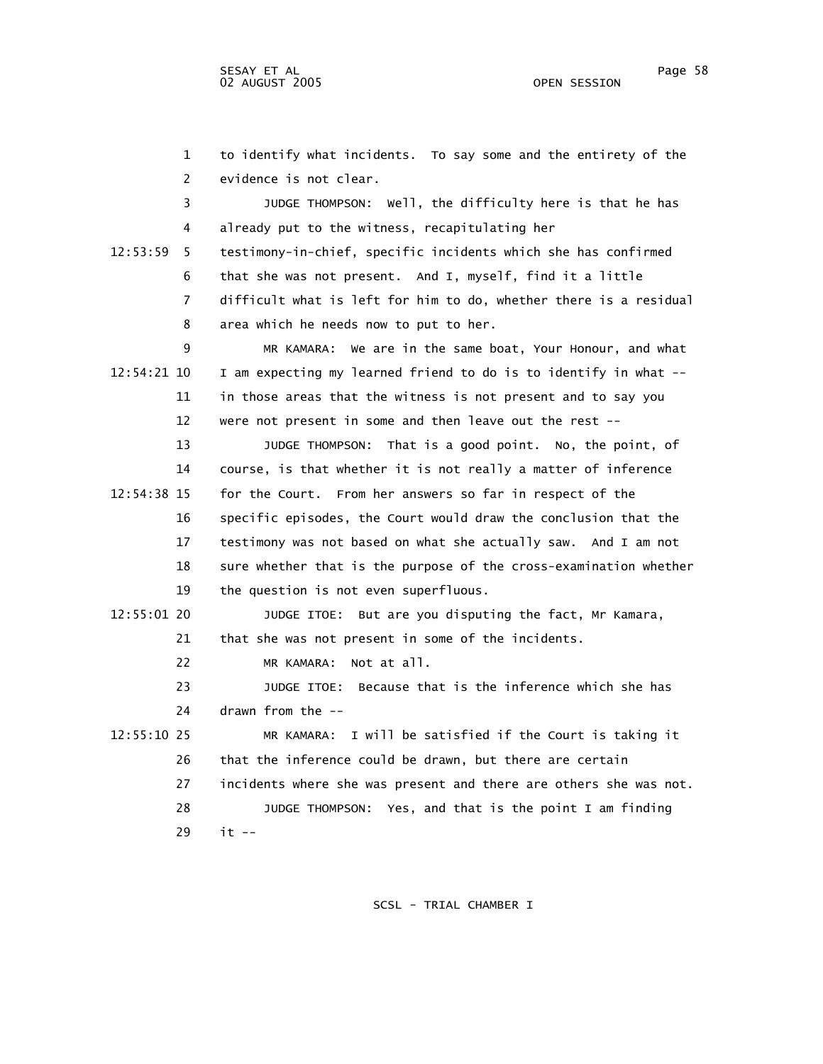to identify what incidents. To say some and the entirety of the evidence is not clear.

JUDGE THOMPSON: Well, the difficulty here is that he has already put to the witness, recapitulating her testimony-in-chief, specific incidents which she has confirmed that she was not present. And I, myself, find it a little difficult what is left for him to do, whether there is a residual area which he needs now to put to her.

MR KAMARA: We are in the same boat, Your Honour, and what I am expecting my learned friend to do is to identify in what -- in those areas that the witness is not present and to say you were not present in some and then leave out the rest --

JUDGE THOMPSON: That is a good point. No, the point, of course, is that whether it is not really a matter of inference for the Court. From her answers so far in respect of the specific episodes, the Court would draw the conclusion that the testimony was not based on what she actually saw. And I am not sure whether that is the purpose of the cross-examination whether the question is not even superfluous.

JUDGE ITOE: But are you disputing the fact, Mr Kamara, that she was not present in some of the incidents.

MR KAMARA: Not at all.

JUDGE ITOE: Because that is the inference which she has drawn from the --

MR KAMARA: I will be satisfied if the Court is taking it that the inference could be drawn, but there are certain incidents where she was present and there are others she was not.

JUDGE THOMPSON: Yes, and that is the point I am finding it --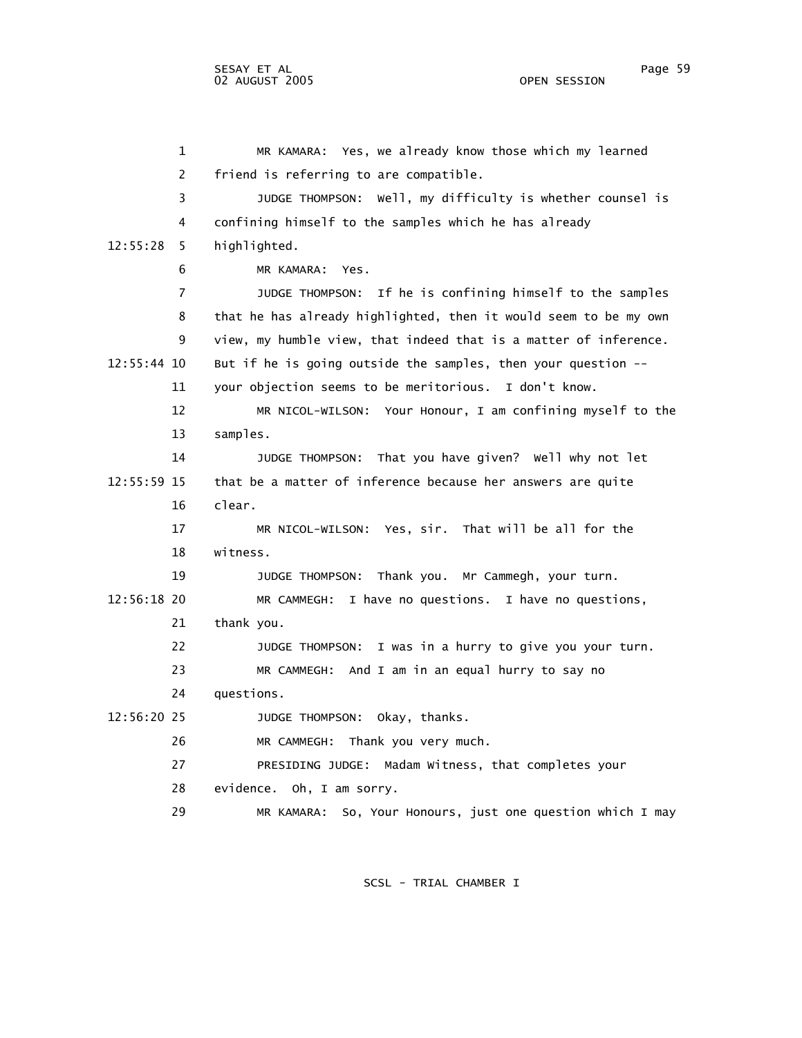1 MR KAMARA: Yes, we already know those which my learned
2 friend is referring to are compatible.
3 JUDGE THOMPSON: Well, my difficulty is whether counsel is
4 confining himself to the samples which he has already
12:55:28 5 highlighted.
6 MR KAMARA: Yes.
7 JUDGE THOMPSON: If he is confining himself to the samples
8 that he has already highlighted, then it would seem to be my own
9 view, my humble view, that indeed that is a matter of inference.
12:55:44 10 But if he is going outside the samples, then your question --
11 your objection seems to be meritorious. I don't know.
12 MR NICOL-WILSON: Your Honour, I am confining myself to the
13 samples.
14 JUDGE THOMPSON: That you have given? Well why not let
12:55:59 15 that be a matter of inference because her answers are quite
16 clear.
17 MR NICOL-WILSON: Yes, sir. That will be all for the
18 witness.
19 JUDGE THOMPSON: Thank you. Mr Cammegh, your turn.
12:56:18 20 MR CAMMEGH: I have no questions. I have no questions,
21 thank you.
22 JUDGE THOMPSON: I was in a hurry to give you your turn.
23 MR CAMMEGH: And I am in an equal hurry to say no
24 questions.
12:56:20 25 JUDGE THOMPSON: Okay, thanks.
26 MR CAMMEGH: Thank you very much.
27 PRESIDING JUDGE: Madam Witness, that completes your
28 evidence. Oh, I am sorry.
29 MR KAMARA: So, Your Honours, just one question which I may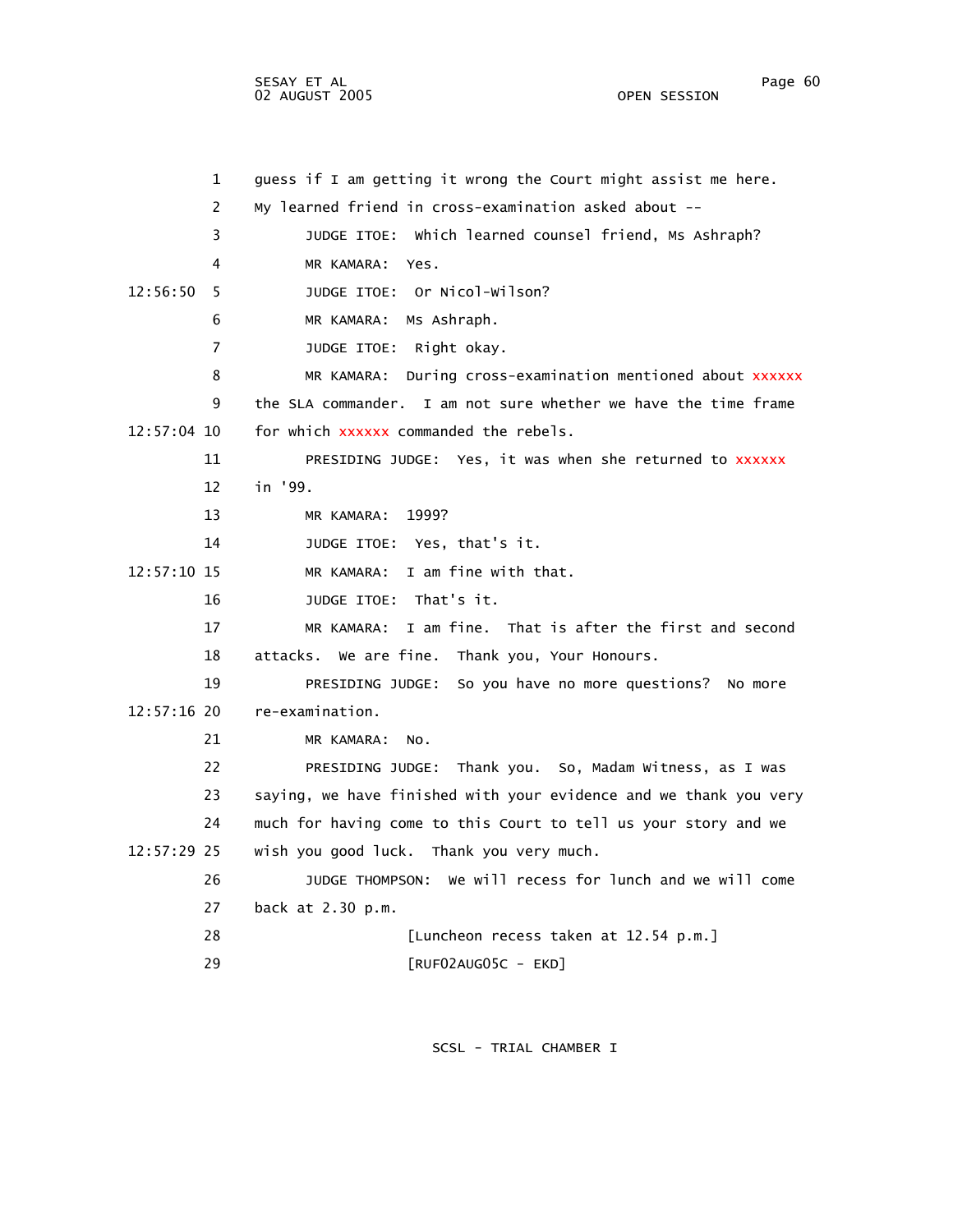1 guess if I am getting it wrong the Court might assist me here.
2 My learned friend in cross-examination asked about --
3 JUDGE ITOE: Which learned counsel friend, Ms Ashraph?
4 MR KAMARA: Yes.
12:56:50 5 JUDGE ITOE: Or Nicol-Wilson?
6 MR KAMARA: Ms Ashraph.
7 JUDGE ITOE: Right okay.
8 MR KAMARA: During cross-examination mentioned about xxxxxx
9 the SLA commander. I am not sure whether we have the time frame
12:57:04 10 for which xxxxxx commanded the rebels.
11 PRESIDING JUDGE: Yes, it was when she returned to xxxxxx
12 in '99.
13 MR KAMARA: 1999?
14 JUDGE ITOE: Yes, that's it.
12:57:10 15 MR KAMARA: I am fine with that.
16 JUDGE ITOE: That's it.
17 MR KAMARA: I am fine. That is after the first and second
18 attacks. We are fine. Thank you, Your Honours.
19 PRESIDING JUDGE: So you have no more questions? No more
12:57:16 20 re-examination.
21 MR KAMARA: No.
22 PRESIDING JUDGE: Thank you. So, Madam Witness, as I was
23 saying, we have finished with your evidence and we thank you very
24 much for having come to this Court to tell us your story and we
12:57:29 25 wish you good luck. Thank you very much.
26 JUDGE THOMPSON: We will recess for lunch and we will come
27 back at 2.30 p.m.
28 [Luncheon recess taken at 12.54 p.m.]
29 [RUF02AUG05C - EKD]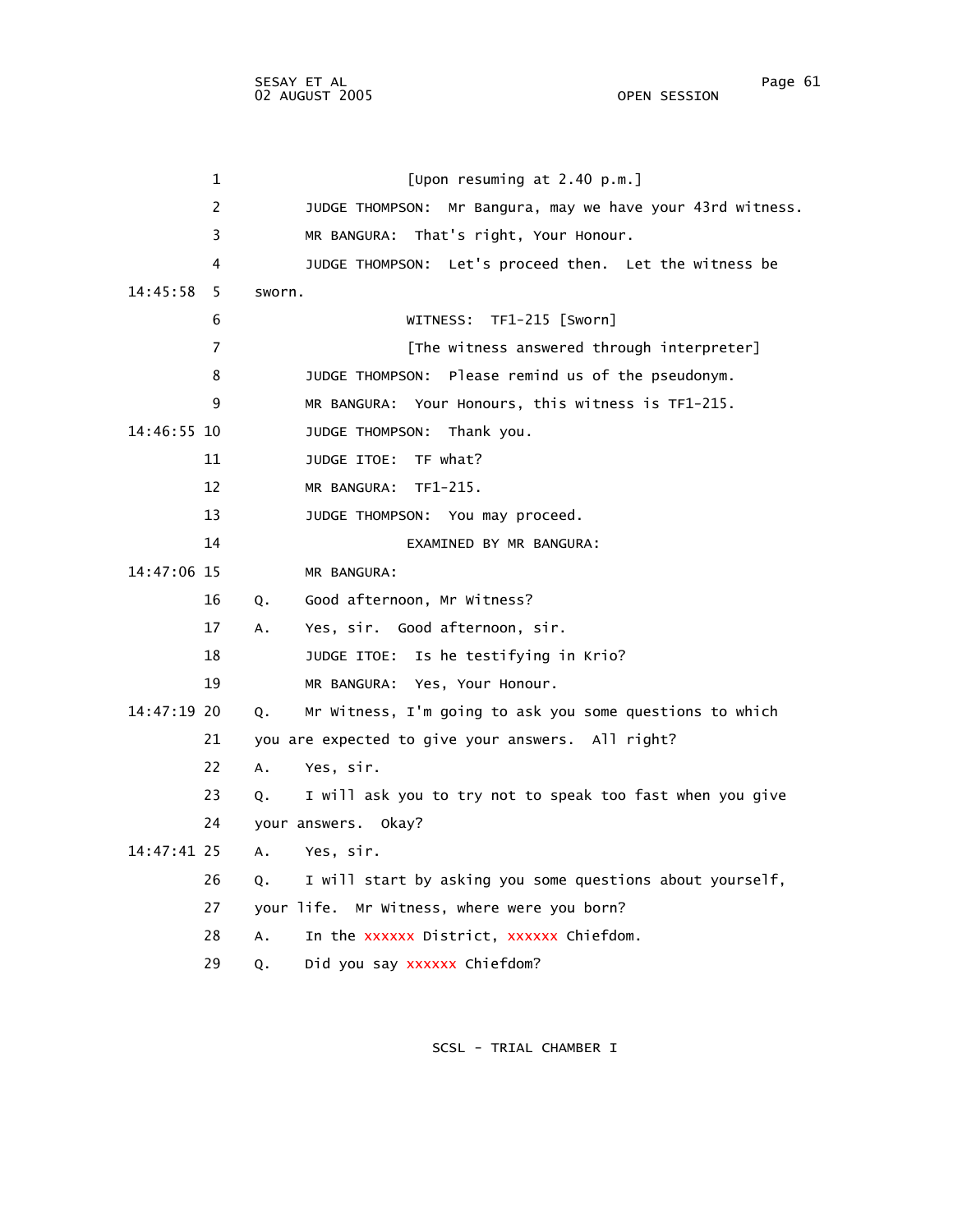[Upon resuming at 2.40 p.m.]

JUDGE THOMPSON: Mr Bangura, may we have your 43rd witness.

MR BANGURA: That's right, Your Honour.

JUDGE THOMPSON: Let's proceed then. Let the witness be sworn.

WITNESS: TF1-215 [Sworn]

[The witness answered through interpreter]

JUDGE THOMPSON: Please remind us of the pseudonym.

MR BANGURA: Your Honours, this witness is TF1-215.

JUDGE THOMPSON: Thank you.

JUDGE ITOE: TF what?

MR BANGURA: TF1-215.

JUDGE THOMPSON: You may proceed.

EXAMINED BY MR BANGURA:

MR BANGURA:

Q. Good afternoon, Mr Witness?

A. Yes, sir. Good afternoon, sir.

JUDGE ITOE: Is he testifying in Krio?

MR BANGURA: Yes, Your Honour.

Q. Mr Witness, I'm going to ask you some questions to which you are expected to give your answers. All right?

A. Yes, sir.

Q. I will ask you to try not to speak too fast when you give your answers. Okay?

A. Yes, sir.

Q. I will start by asking you some questions about yourself, your life. Mr Witness, where were you born?

A. In the xxxxxx District, xxxxxx Chiefdom.

Q. Did you say xxxxxx Chiefdom?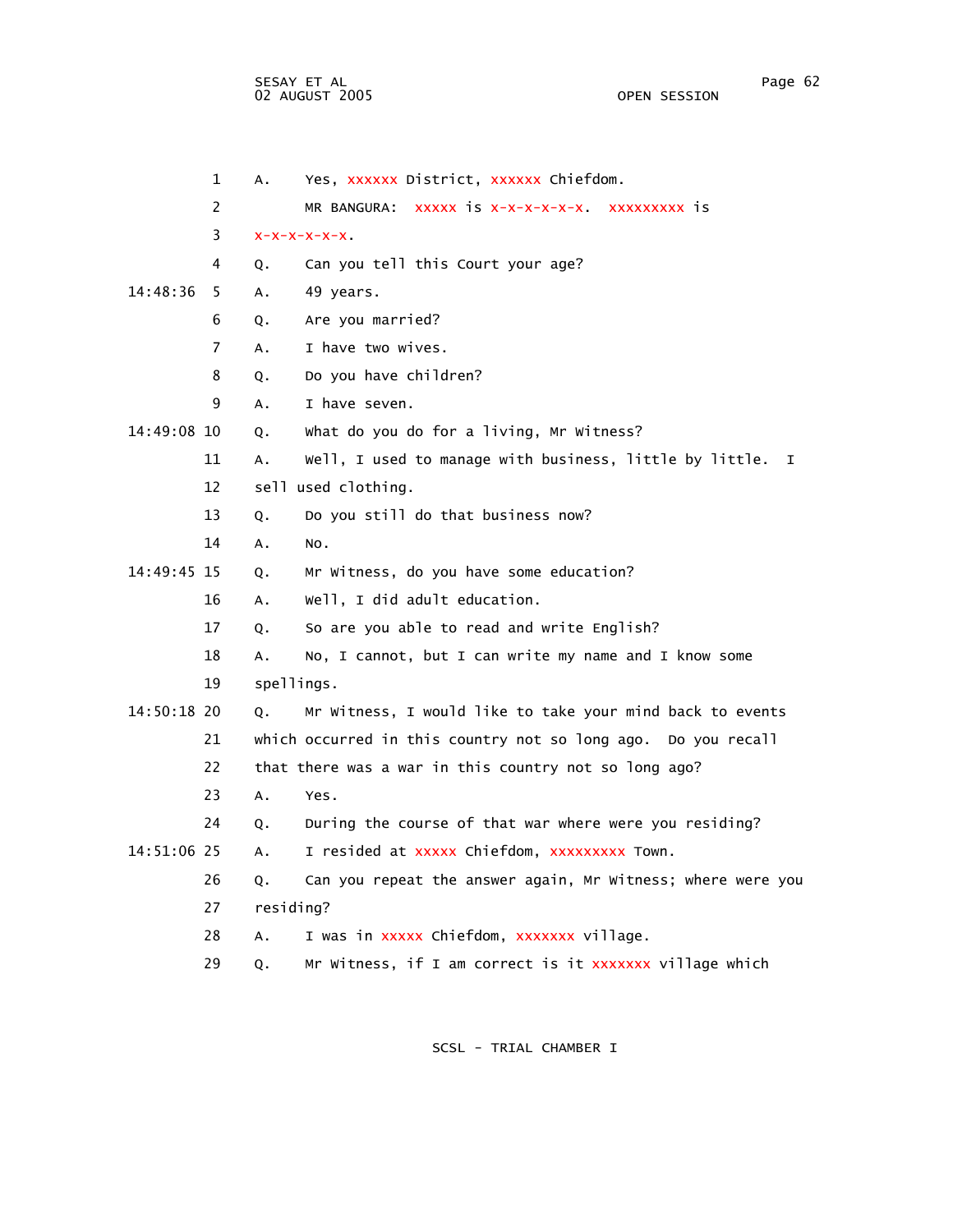1 A. Yes, xxxxxx District, xxxxxx Chiefdom.

2 MR BANGURA: xxxxx is x-x-x-x-x-x. xxxxxxxxx is

3 x-x-x-x-x-x.

4 Q. Can you tell this Court your age?

14:48:36 5 A. 49 years.

6 Q. Are you married?

7 A. I have two wives.

8 Q. Do you have children?

9 A. I have seven.

14:49:08 10 Q. What do you do for a living, Mr Witness?

11 A. Well, I used to manage with business, little by little. I

12 sell used clothing.

13 Q. Do you still do that business now?

14 A. No.

14:49:45 15 Q. Mr Witness, do you have some education?

16 A. Well, I did adult education.

17 Q. So are you able to read and write English?

18 A. No, I cannot, but I can write my name and I know some

19 spellings.

14:50:18 20 Q. Mr Witness, I would like to take your mind back to events

21 which occurred in this country not so long ago. Do you recall

22 that there was a war in this country not so long ago?

23 A. Yes.

24 Q. During the course of that war where were you residing?

14:51:06 25 A. I resided at xxxxx Chiefdom, xxxxxxxxx Town.

26 Q. Can you repeat the answer again, Mr Witness; where were you

27 residing?

28 A. I was in xxxxx Chiefdom, xxxxxxx village.

29 Q. Mr Witness, if I am correct is it xxxxxxx village which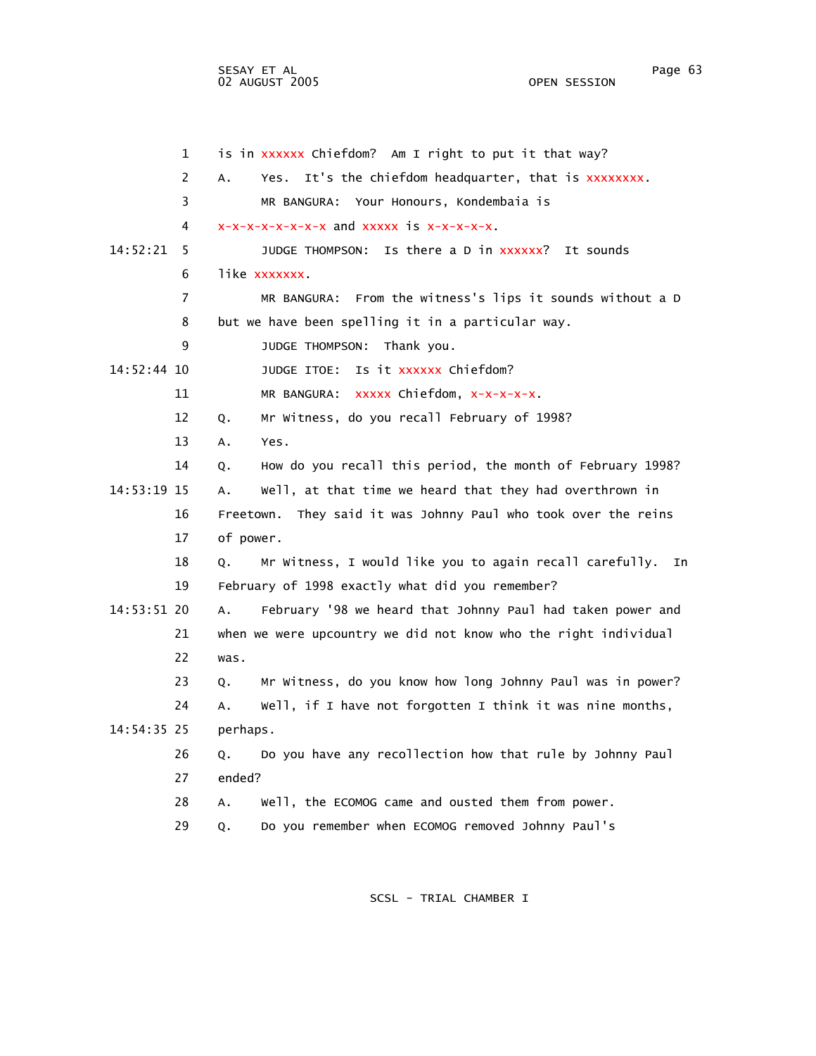1 is in xxxxxx Chiefdom? Am I right to put it that way?

2 A. Yes. It's the chiefdom headquarter, that is xxxxxxxx.

3 MR BANGURA: Your Honours, Kondembaia is

4 x-x-x-x-x-x-x-x and xxxxx is x-x-x-x-x-x.

14:52:21 5 JUDGE THOMPSON: Is there a D in xxxxxx? It sounds

6 like xxxxxxx.

7 MR BANGURA: From the witness's lips it sounds without a D

8 but we have been spelling it in a particular way.

9 JUDGE THOMPSON: Thank you.

14:52:44 10 JUDGE ITOE: Is it xxxxxx Chiefdom?

11 MR BANGURA: xxxxx Chiefdom, x-x-x-x-x-x.

12 Q. Mr Witness, do you recall February of 1998?

13 A. Yes.

14 Q. How do you recall this period, the month of February 1998?

14:53:19 15 A. Well, at that time we heard that they had overthrown in

16 Freetown. They said it was Johnny Paul who took over the reins

17 of power.

18 Q. Mr Witness, I would like you to again recall carefully. In

19 February of 1998 exactly what did you remember?

14:53:51 20 A. February '98 we heard that Johnny Paul had taken power and

21 when we were upcountry we did not know who the right individual

22 was.

23 Q. Mr Witness, do you know how long Johnny Paul was in power?

24 A. Well, if I have not forgotten I think it was nine months,

14:54:35 25 perhaps.

26 Q. Do you have any recollection how that rule by Johnny Paul

27 ended?

28 A. Well, the ECOMOG came and ousted them from power.

29 Q. Do you remember when ECOMOG removed Johnny Paul's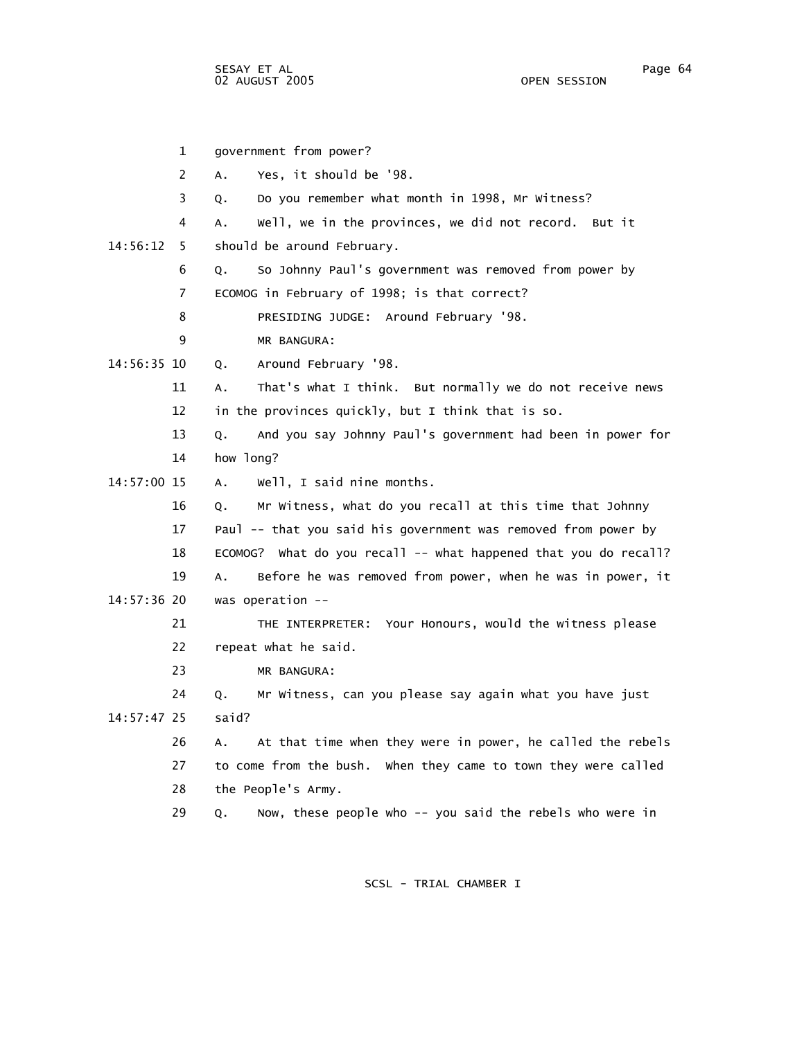government from power?

A. Yes, it should be '98.

Q. Do you remember what month in 1998, Mr Witness?

A. Well, we in the provinces, we did not record. But it should be around February.

Q. So Johnny Paul's government was removed from power by ECOMOG in February of 1998; is that correct?

PRESIDING JUDGE: Around February '98.

MR BANGURA:

Q. Around February '98.

A. That's what I think. But normally we do not receive news in the provinces quickly, but I think that is so.

Q. And you say Johnny Paul's government had been in power for how long?

A. Well, I said nine months.

Q. Mr Witness, what do you recall at this time that Johnny Paul -- that you said his government was removed from power by ECOMOG? What do you recall -- what happened that you do recall?

A. Before he was removed from power, when he was in power, it was operation --

THE INTERPRETER: Your Honours, would the witness please repeat what he said.

MR BANGURA:

Q. Mr Witness, can you please say again what you have just said?

A. At that time when they were in power, he called the rebels to come from the bush. When they came to town they were called the People's Army.

Q. Now, these people who -- you said the rebels who were in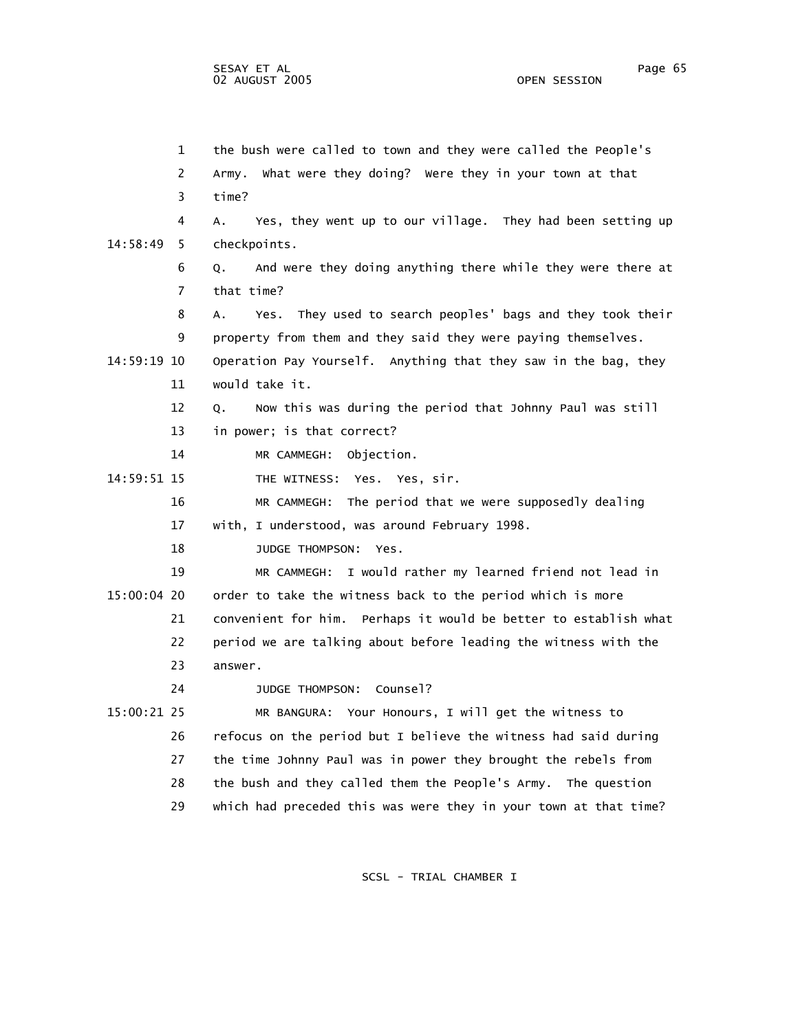the bush were called to town and they were called the People's Army. What were they doing? Were they in your town at that time?

A. Yes, they went up to our village. They had been setting up checkpoints.

Q. And were they doing anything there while they were there at that time?

A. Yes. They used to search peoples' bags and they took their property from them and they said they were paying themselves. Operation Pay Yourself. Anything that they saw in the bag, they would take it.

Q. Now this was during the period that Johnny Paul was still in power; is that correct?

MR CAMMEGH: Objection.

THE WITNESS: Yes. Yes, sir.

MR CAMMEGH: The period that we were supposedly dealing with, I understood, was around February 1998.

JUDGE THOMPSON: Yes.

MR CAMMEGH: I would rather my learned friend not lead in order to take the witness back to the period which is more convenient for him. Perhaps it would be better to establish what period we are talking about before leading the witness with the answer.

JUDGE THOMPSON: Counsel?

MR BANGURA: Your Honours, I will get the witness to refocus on the period but I believe the witness had said during the time Johnny Paul was in power they brought the rebels from the bush and they called them the People's Army. The question which had preceded this was were they in your town at that time?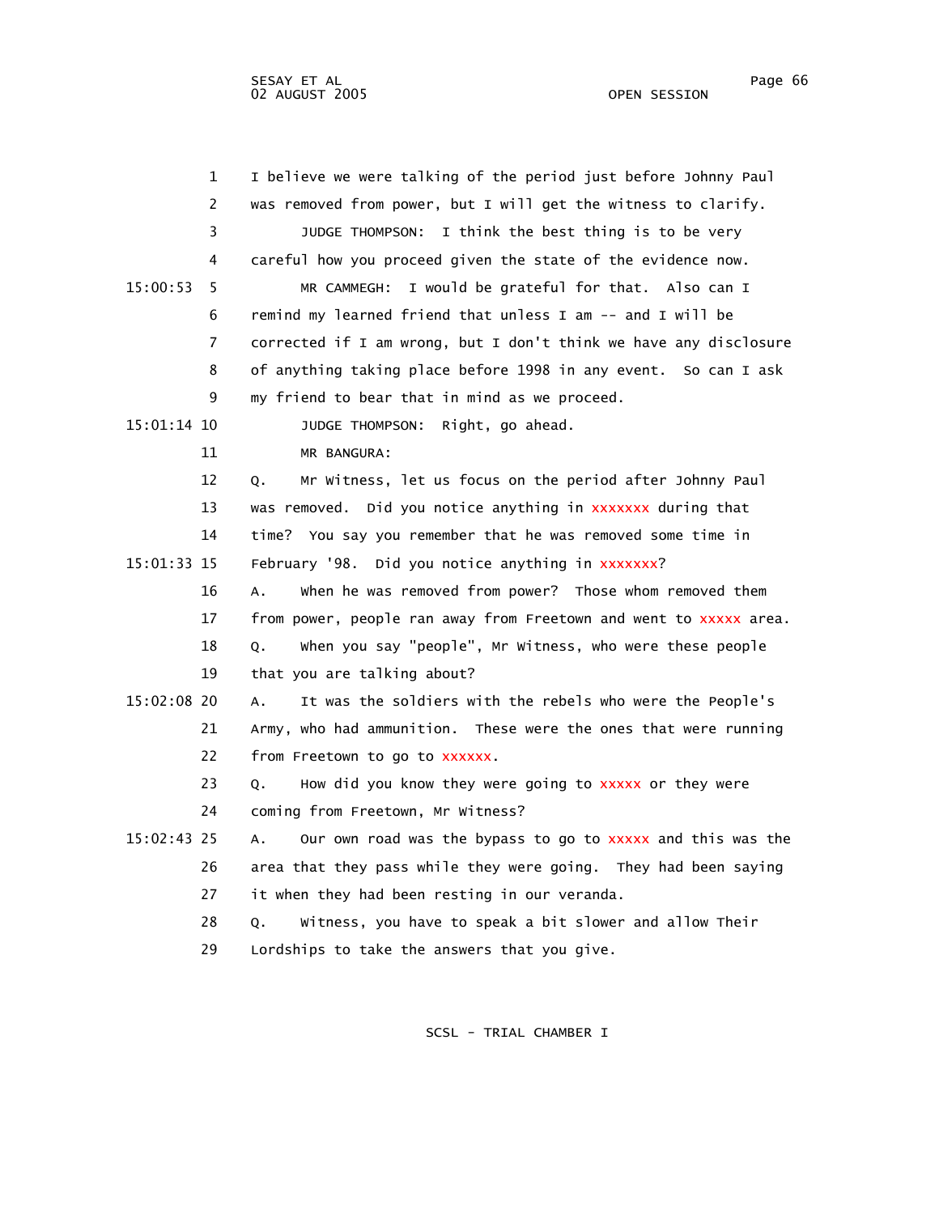I believe we were talking of the period just before Johnny Paul was removed from power, but I will get the witness to clarify.

JUDGE THOMPSON: I think the best thing is to be very careful how you proceed given the state of the evidence now.

MR CAMMEGH: I would be grateful for that. Also can I remind my learned friend that unless I am -- and I will be corrected if I am wrong, but I don't think we have any disclosure of anything taking place before 1998 in any event. So can I ask my friend to bear that in mind as we proceed.

JUDGE THOMPSON: Right, go ahead.

MR BANGURA:

Q. Mr Witness, let us focus on the period after Johnny Paul was removed. Did you notice anything in xxxxxxx during that time? You say you remember that he was removed some time in February '98. Did you notice anything in xxxxxxx?

A. When he was removed from power? Those whom removed them from power, people ran away from Freetown and went to xxxxx area.

Q. When you say "people", Mr Witness, who were these people that you are talking about?

A. It was the soldiers with the rebels who were the People's Army, who had ammunition. These were the ones that were running from Freetown to go to xxxxxx.

Q. How did you know they were going to xxxxx or they were coming from Freetown, Mr Witness?

A. Our own road was the bypass to go to xxxxx and this was the area that they pass while they were going. They had been saying it when they had been resting in our veranda.

Q. Witness, you have to speak a bit slower and allow Their Lordships to take the answers that you give.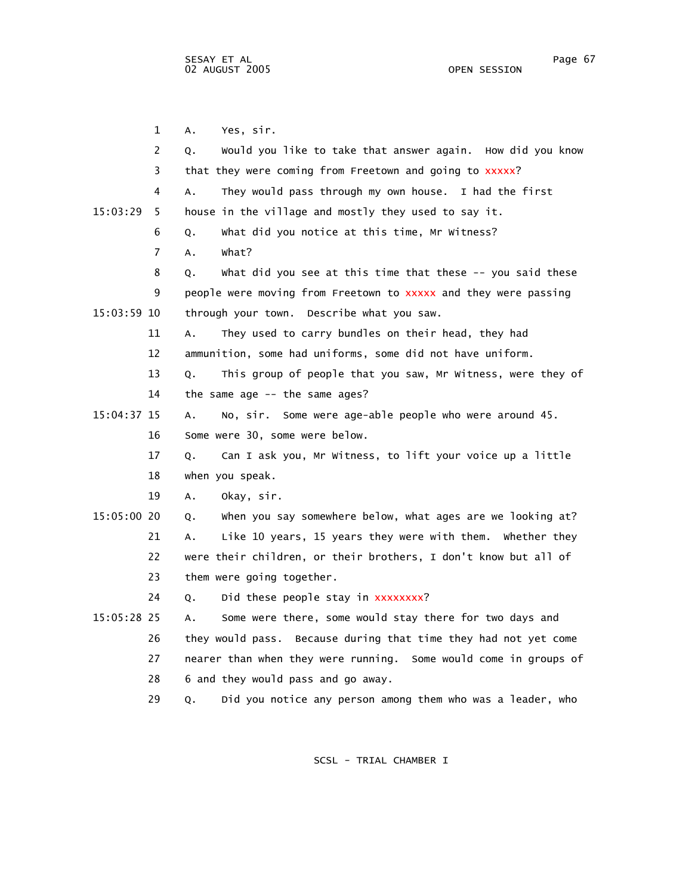1 A. Yes, sir.

2 Q. Would you like to take that answer again. How did you know

3 that they were coming from Freetown and going to xxxxx?

4 A. They would pass through my own house. I had the first

15:03:29 5 house in the village and mostly they used to say it.

6 Q. What did you notice at this time, Mr Witness?

7 A. What?

8 Q. What did you see at this time that these -- you said these

9 people were moving from Freetown to xxxxx and they were passing

15:03:59 10 through your town. Describe what you saw.

11 A. They used to carry bundles on their head, they had

12 ammunition, some had uniforms, some did not have uniform.

13 Q. This group of people that you saw, Mr Witness, were they of

14 the same age -- the same ages?

15:04:37 15 A. No, sir. Some were age-able people who were around 45.

16 Some were 30, some were below.

17 Q. Can I ask you, Mr Witness, to lift your voice up a little

18 when you speak.

19 A. Okay, sir.

15:05:00 20 Q. When you say somewhere below, what ages are we looking at?

21 A. Like 10 years, 15 years they were with them. Whether they

22 were their children, or their brothers, I don't know but all of

23 them were going together.

24 Q. Did these people stay in xxxxxxxx?

15:05:28 25 A. Some were there, some would stay there for two days and

26 they would pass. Because during that time they had not yet come

27 nearer than when they were running. Some would come in groups of

28 6 and they would pass and go away.

29 Q. Did you notice any person among them who was a leader, who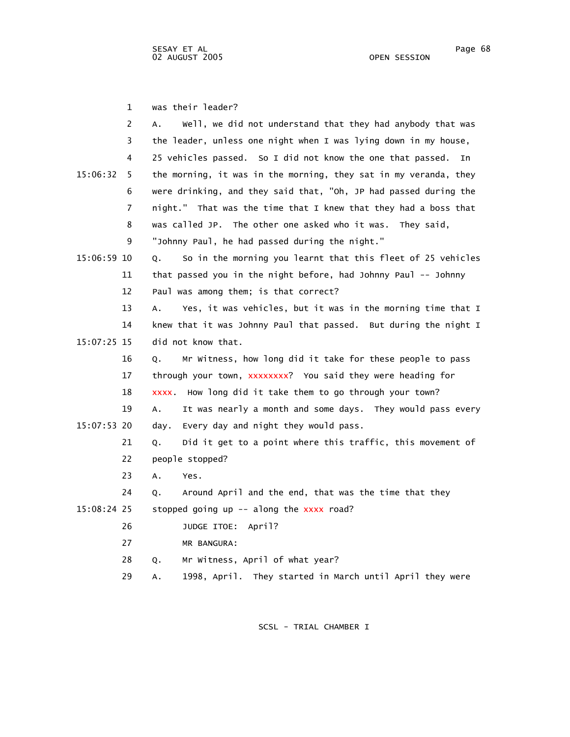1 was their leader?

2 A. Well, we did not understand that they had anybody that was

3 the leader, unless one night when I was lying down in my house,

4 25 vehicles passed. So I did not know the one that passed. In

15:06:32 5 the morning, it was in the morning, they sat in my veranda, they

6 were drinking, and they said that, "Oh, JP had passed during the

7 night." That was the time that I knew that they had a boss that

8 was called JP. The other one asked who it was. They said,

9 "Johnny Paul, he had passed during the night."

15:06:59 10 Q. So in the morning you learnt that this fleet of 25 vehicles

11 that passed you in the night before, had Johnny Paul -- Johnny

12 Paul was among them; is that correct?

13 A. Yes, it was vehicles, but it was in the morning time that I

14 knew that it was Johnny Paul that passed. But during the night I

15:07:25 15 did not know that.

16 Q. Mr Witness, how long did it take for these people to pass

17 through your town, xxxxxxxx? You said they were heading for

18 xxxx. How long did it take them to go through your town?

19 A. It was nearly a month and some days. They would pass every

15:07:53 20 day. Every day and night they would pass.

21 Q. Did it get to a point where this traffic, this movement of

22 people stopped?

23 A. Yes.

24 Q. Around April and the end, that was the time that they

15:08:24 25 stopped going up -- along the xxxx road?

26 JUDGE ITOE: April?

27 MR BANGURA:

28 Q. Mr Witness, April of what year?

29 A. 1998, April. They started in March until April they were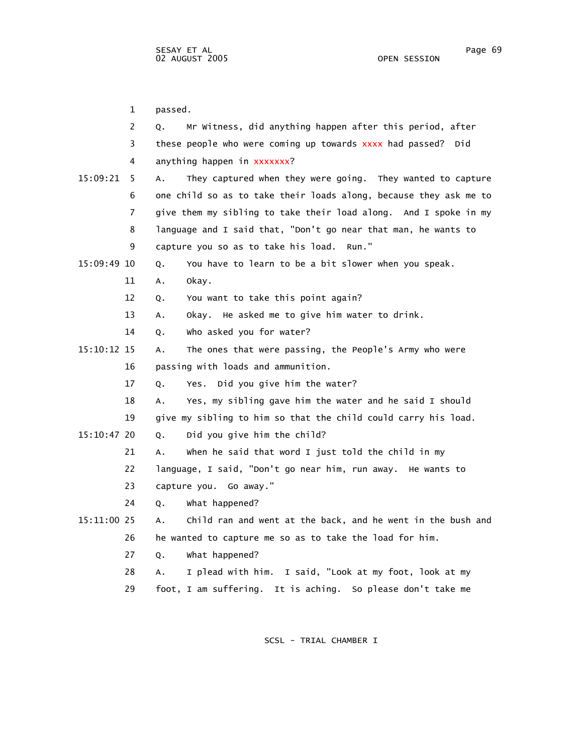1 passed.

2 Q. Mr Witness, did anything happen after this period, after

3 these people who were coming up towards xxxx had passed? Did

4 anything happen in xxxxxxx?

15:09:21 5 A. They captured when they were going. They wanted to capture

6 one child so as to take their loads along, because they ask me to

7 give them my sibling to take their load along. And I spoke in my

8 language and I said that, "Don't go near that man, he wants to

9 capture you so as to take his load. Run."

15:09:49 10 Q. You have to learn to be a bit slower when you speak.

11 A. Okay.

12 Q. You want to take this point again?

13 A. Okay. He asked me to give him water to drink.

14 Q. Who asked you for water?

15:10:12 15 A. The ones that were passing, the People's Army who were

16 passing with loads and ammunition.

17 Q. Yes. Did you give him the water?

18 A. Yes, my sibling gave him the water and he said I should

19 give my sibling to him so that the child could carry his load.

15:10:47 20 Q. Did you give him the child?

21 A. When he said that word I just told the child in my

22 language, I said, "Don't go near him, run away. He wants to

23 capture you. Go away."

24 Q. What happened?

15:11:00 25 A. Child ran and went at the back, and he went in the bush and

26 he wanted to capture me so as to take the load for him.

27 Q. What happened?

28 A. I plead with him. I said, "Look at my foot, look at my

29 foot, I am suffering. It is aching. So please don't take me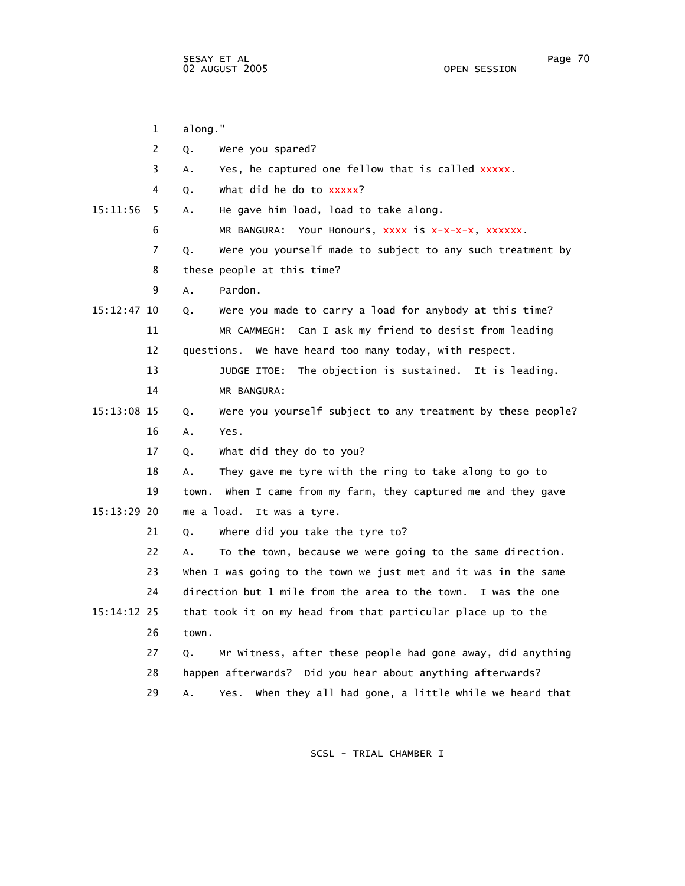1 along."

2 Q. Were you spared?

3 A. Yes, he captured one fellow that is called xxxxx.

4 Q. What did he do to xxxxx?

15:11:56 5 A. He gave him load, load to take along.

6 MR BANGURA: Your Honours, xxxx is x-x-x-x, xxxxxx.

7 Q. Were you yourself made to subject to any such treatment by

8 these people at this time?

9 A. Pardon.

15:12:47 10 Q. Were you made to carry a load for anybody at this time?

11 MR CAMMEGH: Can I ask my friend to desist from leading

12 questions. We have heard too many today, with respect.

13 JUDGE ITOE: The objection is sustained. It is leading.

14 MR BANGURA:

15:13:08 15 Q. Were you yourself subject to any treatment by these people?

16 A. Yes.

17 Q. What did they do to you?

18 A. They gave me tyre with the ring to take along to go to

19 town. When I came from my farm, they captured me and they gave

15:13:29 20 me a load. It was a tyre.

21 Q. Where did you take the tyre to?

22 A. To the town, because we were going to the same direction.

23 When I was going to the town we just met and it was in the same

24 direction but 1 mile from the area to the town. I was the one

15:14:12 25 that took it on my head from that particular place up to the

26 town.

27 Q. Mr Witness, after these people had gone away, did anything

28 happen afterwards? Did you hear about anything afterwards?

29 A. Yes. When they all had gone, a little while we heard that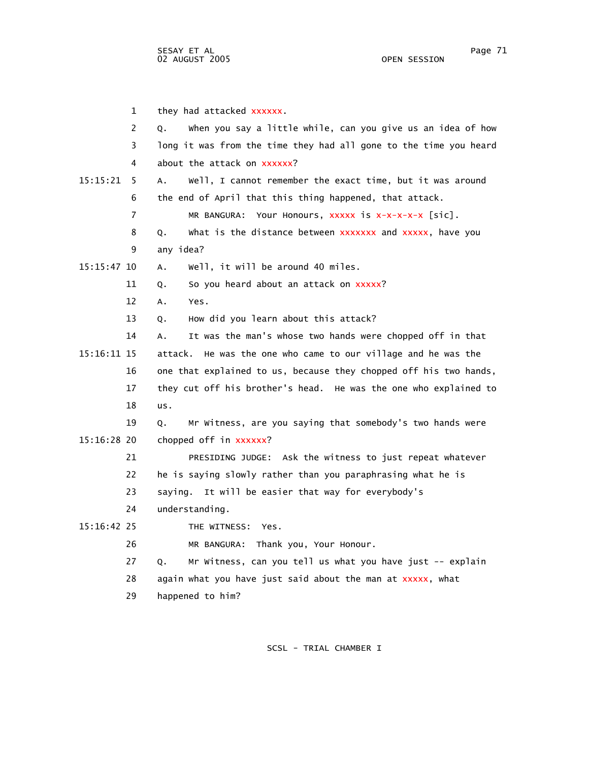1 they had attacked xxxxxx.

2 Q. When you say a little while, can you give us an idea of how

3 long it was from the time they had all gone to the time you heard

4 about the attack on xxxxxx?

15:15:21 5 A. Well, I cannot remember the exact time, but it was around

6 the end of April that this thing happened, that attack.

7 MR BANGURA: Your Honours, xxxxx is x-x-x-x-x [sic].

8 Q. What is the distance between xxxxxxx and xxxxx, have you

9 any idea?

15:15:47 10 A. Well, it will be around 40 miles.

11 Q. So you heard about an attack on xxxxx?

12 A. Yes.

13 Q. How did you learn about this attack?

14 A. It was the man's whose two hands were chopped off in that

15:16:11 15 attack. He was the one who came to our village and he was the

16 one that explained to us, because they chopped off his two hands,

17 they cut off his brother's head. He was the one who explained to

18 us.

19 Q. Mr Witness, are you saying that somebody's two hands were

15:16:28 20 chopped off in xxxxxx?

21 PRESIDING JUDGE: Ask the witness to just repeat whatever

22 he is saying slowly rather than you paraphrasing what he is

23 saying. It will be easier that way for everybody's

24 understanding.

15:16:42 25 THE WITNESS: Yes.

26 MR BANGURA: Thank you, Your Honour.

27 Q. Mr Witness, can you tell us what you have just -- explain

28 again what you have just said about the man at xxxxx, what

29 happened to him?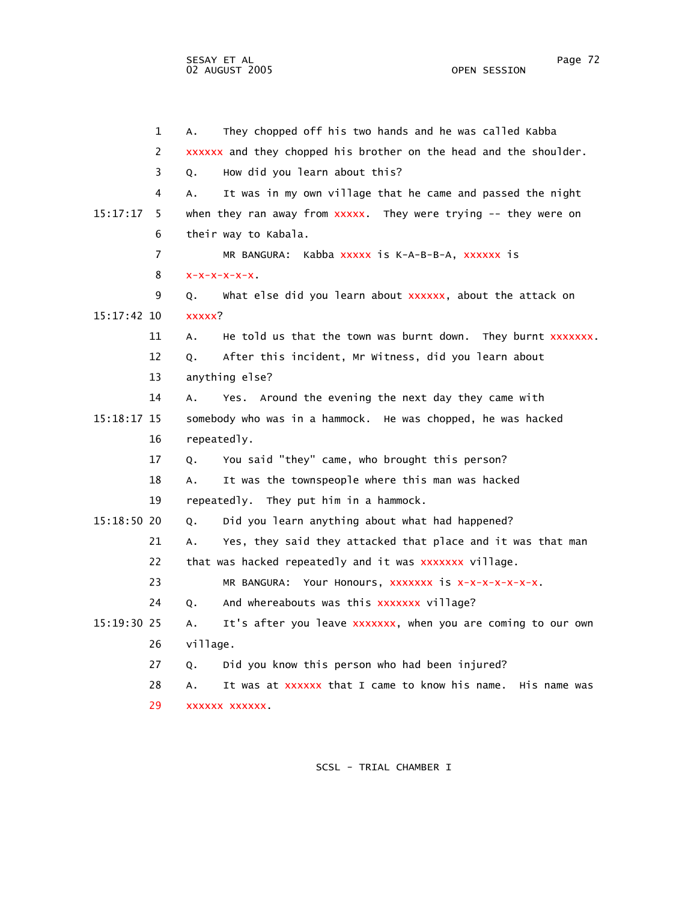1 A. They chopped off his two hands and he was called Kabba

2 xxxxxx and they chopped his brother on the head and the shoulder.

3 Q. How did you learn about this?

4 A. It was in my own village that he came and passed the night

15:17:17 5 when they ran away from xxxxx. They were trying -- they were on

6 their way to Kabala.

7 MR BANGURA: Kabba xxxxx is K-A-B-B-A, xxxxxx is

8 x-x-x-x-x-x.

9 Q. What else did you learn about xxxxxx, about the attack on

15:17:42 10 xxxxx?

11 A. He told us that the town was burnt down. They burnt xxxxxxx.

12 Q. After this incident, Mr Witness, did you learn about

13 anything else?

14 A. Yes. Around the evening the next day they came with

15:18:17 15 somebody who was in a hammock. He was chopped, he was hacked

16 repeatedly.

17 Q. You said "they" came, who brought this person?

18 A. It was the townspeople where this man was hacked

19 repeatedly. They put him in a hammock.

15:18:50 20 Q. Did you learn anything about what had happened?

21 A. Yes, they said they attacked that place and it was that man

22 that was hacked repeatedly and it was xxxxxxx village.

23 MR BANGURA: Your Honours, xxxxxxx is x-x-x-x-x-x-x.

24 Q. And whereabouts was this xxxxxxx village?

15:19:30 25 A. It's after you leave xxxxxxx, when you are coming to our own

26 village.

27 Q. Did you know this person who had been injured?

28 A. It was at xxxxxx that I came to know his name. His name was

29 xxxxxx xxxxxx.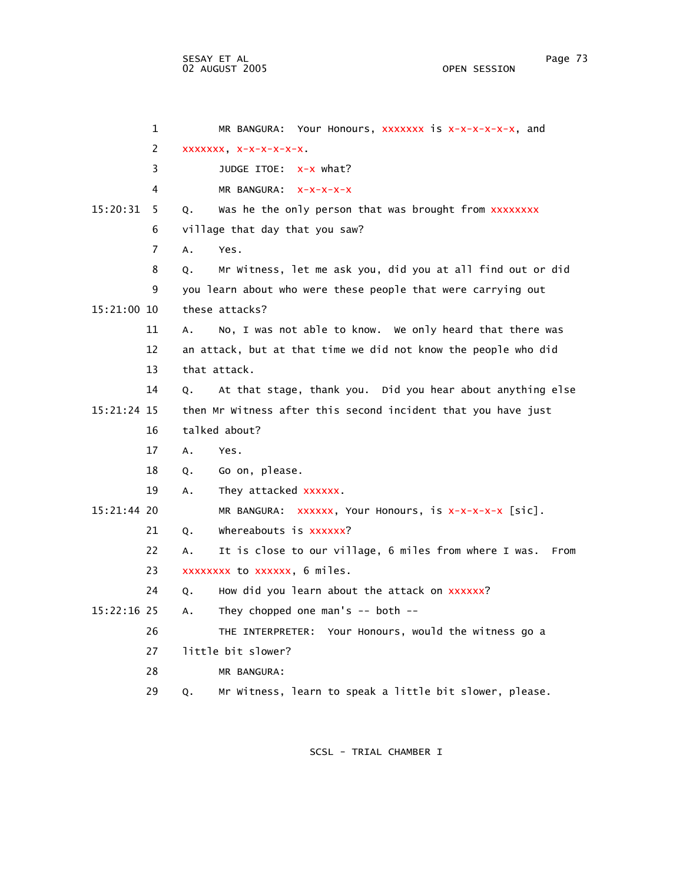1 MR BANGURA: Your Honours, xxxxxxx is x-x-x-x-x-x, and

2 xxxxxxx, x-x-x-x-x-x.

3 JUDGE ITOE: x-x what?

4 MR BANGURA: x-x-x-x-x

15:20:31 5 Q. Was he the only person that was brought from xxxxxxxx

6 village that day that you saw?

7 A. Yes.

8 Q. Mr Witness, let me ask you, did you at all find out or did

9 you learn about who were these people that were carrying out

15:21:00 10 these attacks?

11 A. No, I was not able to know. We only heard that there was

12 an attack, but at that time we did not know the people who did

13 that attack.

14 Q. At that stage, thank you. Did you hear about anything else

15:21:24 15 then Mr Witness after this second incident that you have just

16 talked about?

17 A. Yes.

18 Q. Go on, please.

19 A. They attacked xxxxxx.

15:21:44 20 MR BANGURA: xxxxxx, Your Honours, is x-x-x-x-x [sic].

21 Q. Whereabouts is xxxxxx?

22 A. It is close to our village, 6 miles from where I was. From

23 xxxxxxxx to xxxxxx, 6 miles.

24 Q. How did you learn about the attack on xxxxxx?

15:22:16 25 A. They chopped one man's -- both --

26 THE INTERPRETER: Your Honours, would the witness go a

27 little bit slower?

28 MR BANGURA:

29 Q. Mr Witness, learn to speak a little bit slower, please.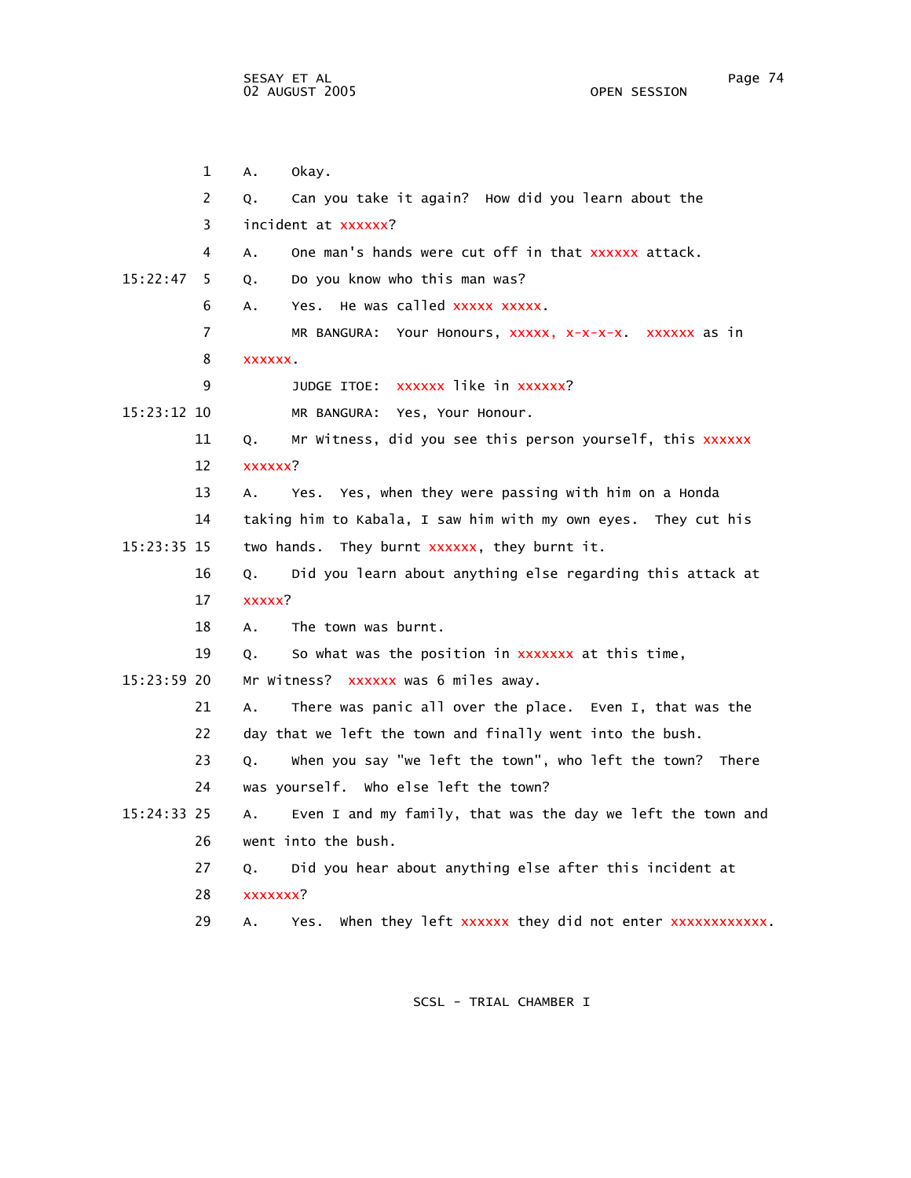1 A. Okay.

2 Q. Can you take it again? How did you learn about the

3 incident at xxxxxx?

4 A. One man's hands were cut off in that xxxxxx attack.

15:22:47 5 Q. Do you know who this man was?

6 A. Yes. He was called xxxxx xxxxx.

7 MR BANGURA: Your Honours, xxxxx, x-x-x-x. xxxxxx as in

8 xxxxxx.

9 JUDGE ITOE: xxxxxx like in xxxxxx?

15:23:12 10 MR BANGURA: Yes, Your Honour.

11 Q. Mr Witness, did you see this person yourself, this xxxxxx

12 xxxxxx?

13 A. Yes. Yes, when they were passing with him on a Honda

14 taking him to Kabala, I saw him with my own eyes. They cut his

15:23:35 15 two hands. They burnt xxxxxx, they burnt it.

16 Q. Did you learn about anything else regarding this attack at

17 xxxxx?

18 A. The town was burnt.

19 Q. So what was the position in xxxxxxx at this time,

15:23:59 20 Mr Witness? xxxxxx was 6 miles away.

21 A. There was panic all over the place. Even I, that was the

22 day that we left the town and finally went into the bush.

23 Q. When you say "we left the town", who left the town? There

24 was yourself. Who else left the town?

15:24:33 25 A. Even I and my family, that was the day we left the town and

26 went into the bush.

27 Q. Did you hear about anything else after this incident at

28 xxxxxxx?

29 A. Yes. When they left xxxxxx they did not enter xxxxxxxxxxxx.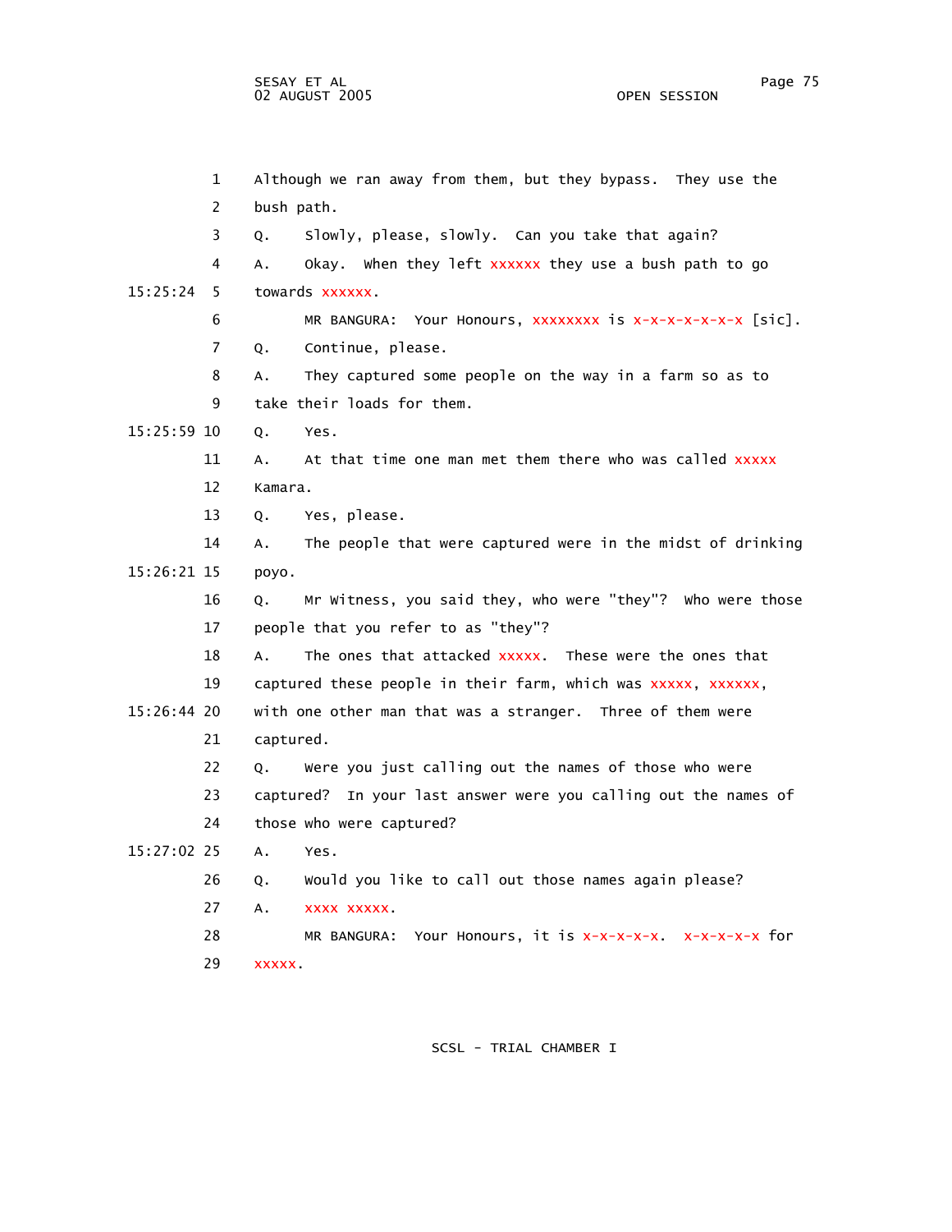1 Although we ran away from them, but they bypass. They use the

2 bush path.

3 Q. Slowly, please, slowly. Can you take that again?

4 A. Okay. When they left xxxxxx they use a bush path to go

15:25:24 5 towards xxxxxx.

6 MR BANGURA: Your Honours, xxxxxxxx is x-x-x-x-x-x-x [sic].

7 Q. Continue, please.

8 A. They captured some people on the way in a farm so as to

9 take their loads for them.

15:25:59 10 Q. Yes.

11 A. At that time one man met them there who was called xxxxx

12 Kamara.

13 Q. Yes, please.

14 A. The people that were captured were in the midst of drinking

15:26:21 15 poyo.

16 Q. Mr Witness, you said they, who were "they"? Who were those

17 people that you refer to as "they"?

18 A. The ones that attacked xxxxx. These were the ones that

19 captured these people in their farm, which was xxxxx, xxxxxx,

15:26:44 20 with one other man that was a stranger. Three of them were

21 captured.

22 Q. Were you just calling out the names of those who were

23 captured? In your last answer were you calling out the names of

24 those who were captured?

15:27:02 25 A. Yes.

26 Q. Would you like to call out those names again please?

27 A. xxxx xxxxx.

28 MR BANGURA: Your Honours, it is x-x-x-x-x. x-x-x-x-x for

29 xxxxx.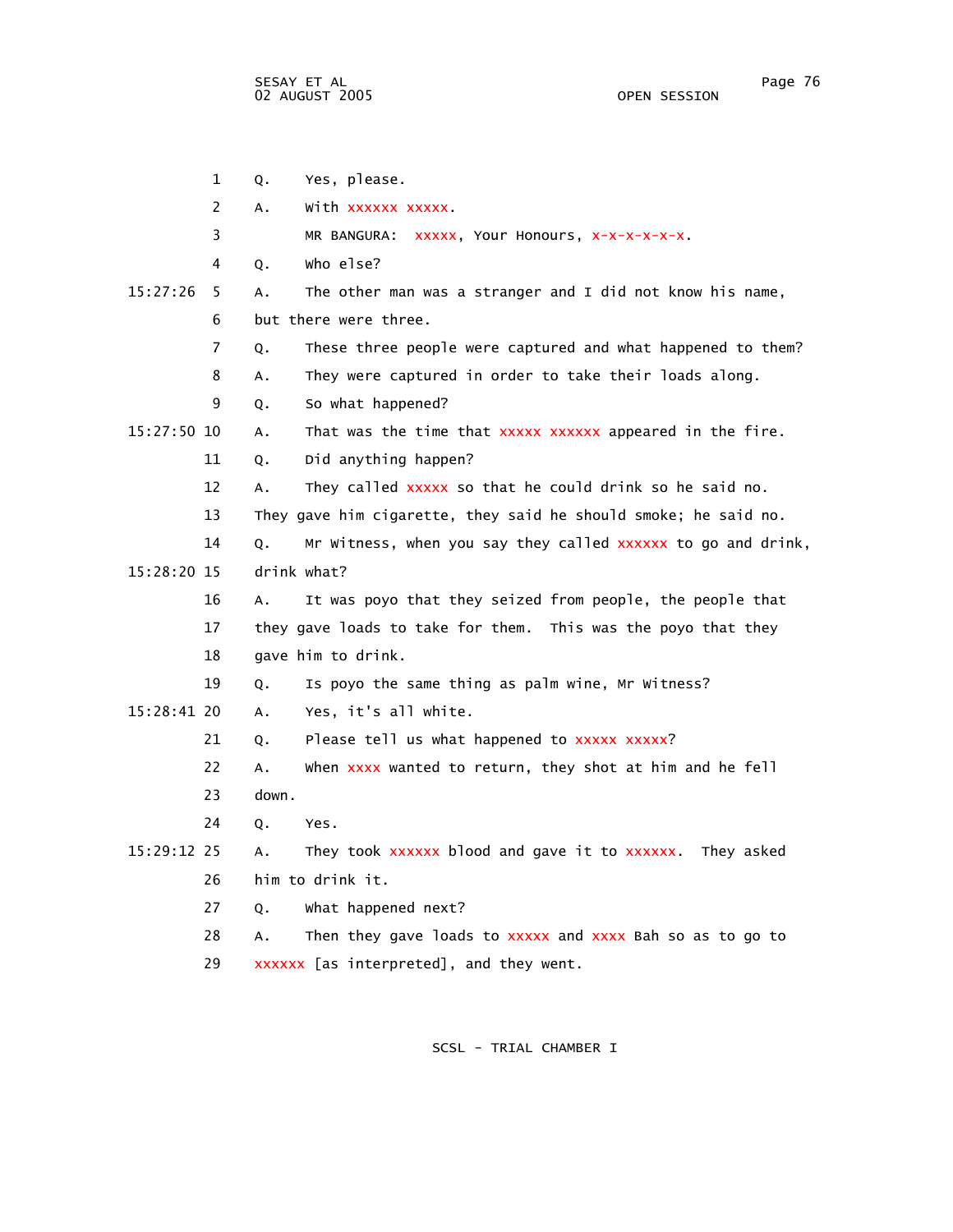1 Q. Yes, please.

2 A. With xxxxxx xxxxx.

3 MR BANGURA: xxxxx, Your Honours, x-x-x-x-x-x.

4 Q. Who else?

15:27:26 5 A. The other man was a stranger and I did not know his name,

6 but there were three.

7 Q. These three people were captured and what happened to them?

8 A. They were captured in order to take their loads along.

9 Q. So what happened?

15:27:50 10 A. That was the time that xxxxx xxxxxx appeared in the fire.

11 Q. Did anything happen?

12 A. They called xxxxx so that he could drink so he said no.

13 They gave him cigarette, they said he should smoke; he said no.

14 Q. Mr Witness, when you say they called xxxxxx to go and drink,

15:28:20 15 drink what?

16 A. It was poyo that they seized from people, the people that

17 they gave loads to take for them. This was the poyo that they

18 gave him to drink.

19 Q. Is poyo the same thing as palm wine, Mr Witness?

15:28:41 20 A. Yes, it's all white.

21 Q. Please tell us what happened to xxxxx xxxxx?

22 A. When xxxx wanted to return, they shot at him and he fell

23 down.

24 Q. Yes.

15:29:12 25 A. They took xxxxxx blood and gave it to xxxxxx. They asked

26 him to drink it.

27 Q. What happened next?

28 A. Then they gave loads to xxxxx and xxxx Bah so as to go to

29 xxxxxx [as interpreted], and they went.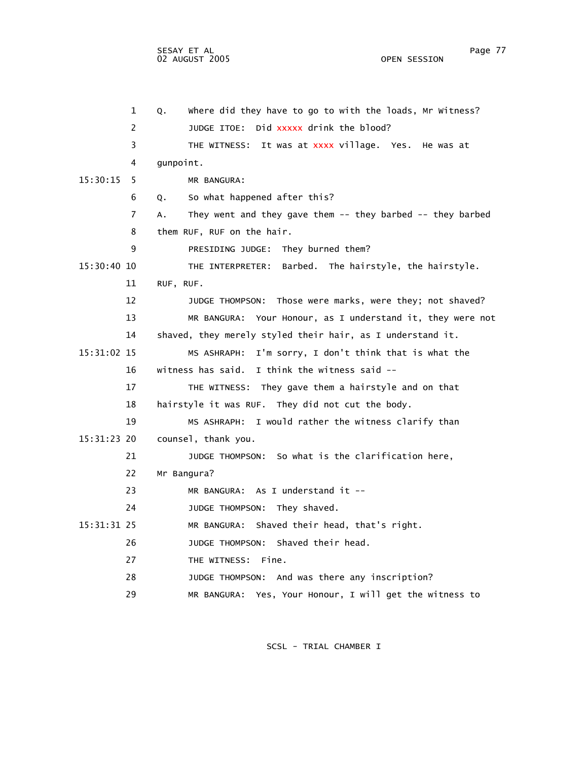1 Q. Where did they have to go to with the loads, Mr Witness?

2 JUDGE ITOE: Did xxxxx drink the blood?

3 THE WITNESS: It was at xxxx village. Yes. He was at

4 gunpoint.

15:30:15 5 MR BANGURA:

6 Q. So what happened after this?

7 A. They went and they gave them -- they barbed -- they barbed

8 them RUF, RUF on the hair.

9 PRESIDING JUDGE: They burned them?

15:30:40 10 THE INTERPRETER: Barbed. The hairstyle, the hairstyle.

11 RUF, RUF.

12 JUDGE THOMPSON: Those were marks, were they; not shaved?

13 MR BANGURA: Your Honour, as I understand it, they were not

14 shaved, they merely styled their hair, as I understand it.

15:31:02 15 MS ASHRAPH: I'm sorry, I don't think that is what the

16 witness has said. I think the witness said --

17 THE WITNESS: They gave them a hairstyle and on that

18 hairstyle it was RUF. They did not cut the body.

19 MS ASHRAPH: I would rather the witness clarify than

15:31:23 20 counsel, thank you.

21 JUDGE THOMPSON: So what is the clarification here,

22 Mr Bangura?

23 MR BANGURA: As I understand it --

24 JUDGE THOMPSON: They shaved.

15:31:31 25 MR BANGURA: Shaved their head, that's right.

26 JUDGE THOMPSON: Shaved their head.

27 THE WITNESS: Fine.

28 JUDGE THOMPSON: And was there any inscription?

29 MR BANGURA: Yes, Your Honour, I will get the witness to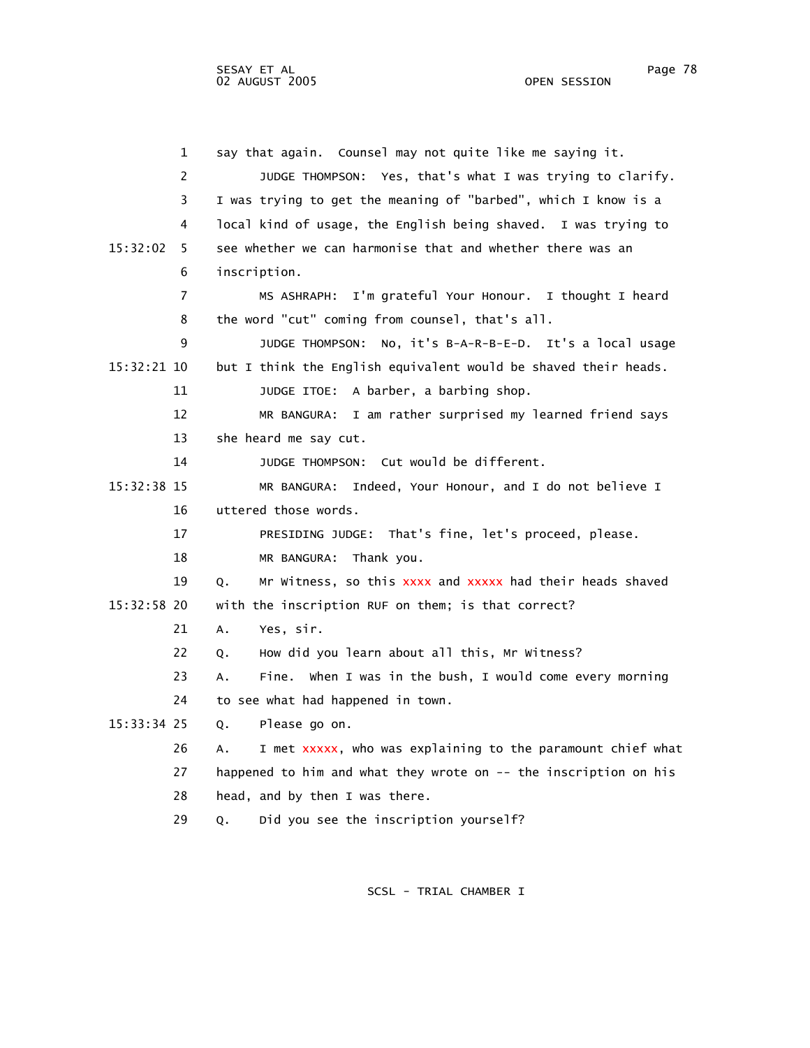1 say that again. Counsel may not quite like me saying it.

2 JUDGE THOMPSON: Yes, that's what I was trying to clarify.

3 I was trying to get the meaning of "barbed", which I know is a

4 local kind of usage, the English being shaved. I was trying to

15:32:02 5 see whether we can harmonise that and whether there was an

6 inscription.

7 MS ASHRAPH: I'm grateful Your Honour. I thought I heard

8 the word "cut" coming from counsel, that's all.

9 JUDGE THOMPSON: No, it's B-A-R-B-E-D. It's a local usage

15:32:21 10 but I think the English equivalent would be shaved their heads.

11 JUDGE ITOE: A barber, a barbing shop.

12 MR BANGURA: I am rather surprised my learned friend says

13 she heard me say cut.

14 JUDGE THOMPSON: Cut would be different.

15:32:38 15 MR BANGURA: Indeed, Your Honour, and I do not believe I

16 uttered those words.

17 PRESIDING JUDGE: That's fine, let's proceed, please.

18 MR BANGURA: Thank you.

19 Q. Mr Witness, so this xxxx and xxxxx had their heads shaved

15:32:58 20 with the inscription RUF on them; is that correct?

21 A. Yes, sir.

22 Q. How did you learn about all this, Mr Witness?

23 A. Fine. When I was in the bush, I would come every morning

24 to see what had happened in town.

15:33:34 25 Q. Please go on.

26 A. I met xxxxx, who was explaining to the paramount chief what

27 happened to him and what they wrote on -- the inscription on his

28 head, and by then I was there.

29 Q. Did you see the inscription yourself?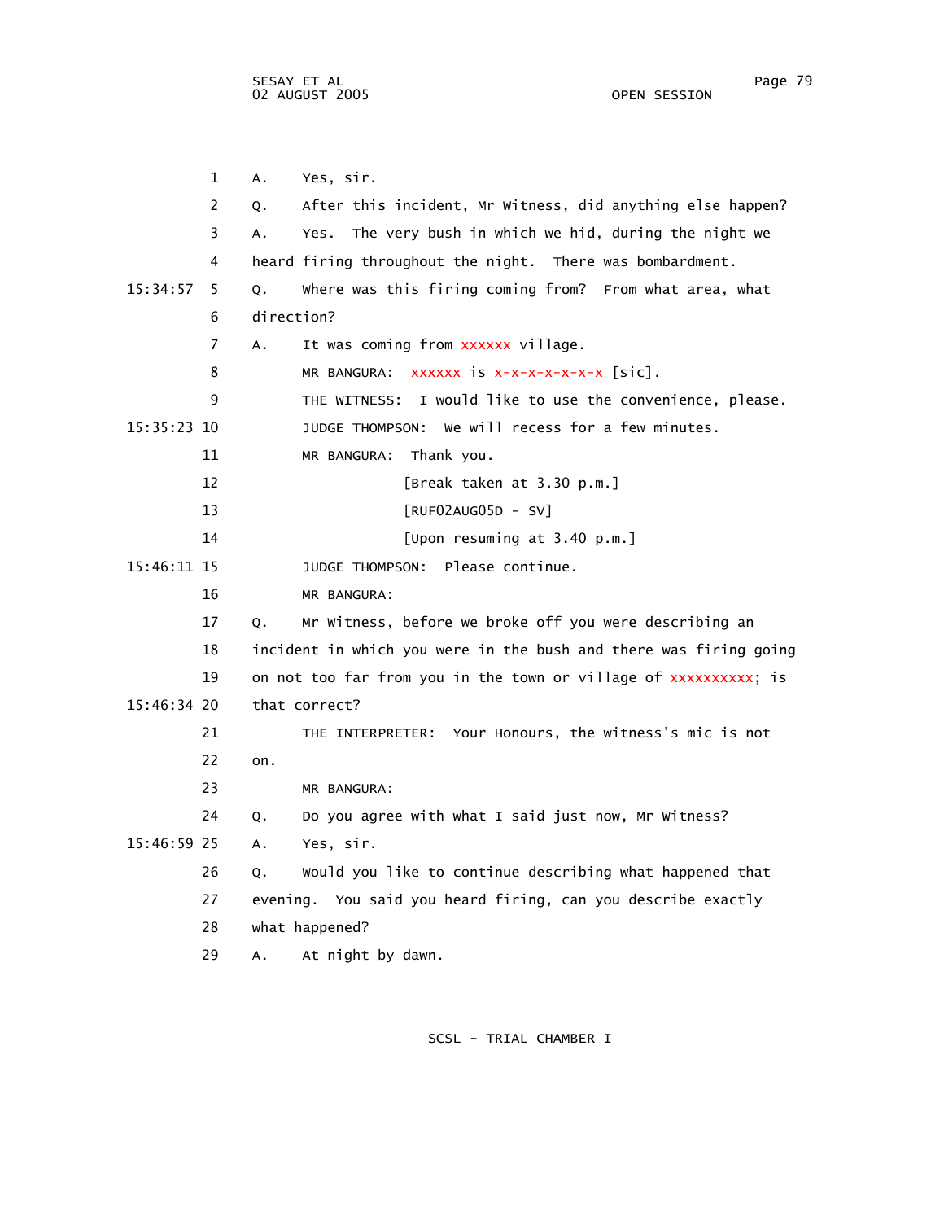1 A. Yes, sir.

2 Q. After this incident, Mr Witness, did anything else happen?

3 A. Yes. The very bush in which we hid, during the night we

4 heard firing throughout the night. There was bombardment.

15:34:57 5 Q. Where was this firing coming from? From what area, what

6 direction?

7 A. It was coming from xxxxxx village.

8 MR BANGURA: xxxxxx is x-x-x-x-x-x-x [sic].

9 THE WITNESS: I would like to use the convenience, please.

15:35:23 10 JUDGE THOMPSON: We will recess for a few minutes.

11 MR BANGURA: Thank you.

12 [Break taken at 3.30 p.m.]

13 [RUF02AUG05D - SV]

14 [Upon resuming at 3.40 p.m.]

15:46:11 15 JUDGE THOMPSON: Please continue.

16 MR BANGURA:

17 Q. Mr Witness, before we broke off you were describing an

18 incident in which you were in the bush and there was firing going

19 on not too far from you in the town or village of xxxxxxxxxx; is

15:46:34 20 that correct?

21 THE INTERPRETER: Your Honours, the witness's mic is not

22 on.

23 MR BANGURA:

24 Q. Do you agree with what I said just now, Mr Witness?

15:46:59 25 A. Yes, sir.

26 Q. Would you like to continue describing what happened that

27 evening. You said you heard firing, can you describe exactly

28 what happened?

29 A. At night by dawn.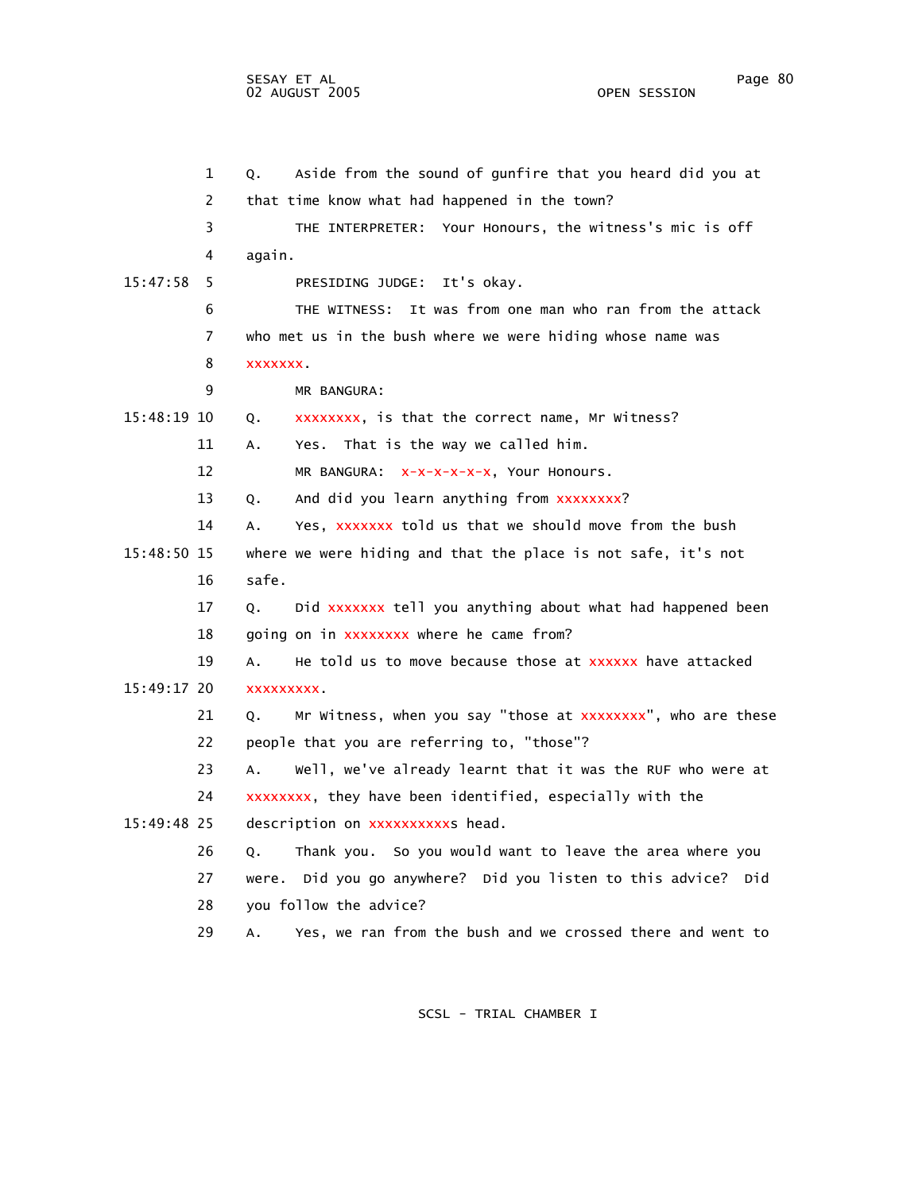1 Q. Aside from the sound of gunfire that you heard did you at

2 that time know what had happened in the town?

3 THE INTERPRETER: Your Honours, the witness's mic is off

4 again.

15:47:58 5 PRESIDING JUDGE: It's okay.

6 THE WITNESS: It was from one man who ran from the attack

7 who met us in the bush where we were hiding whose name was

8 xxxxxxx.

9 MR BANGURA:

15:48:19 10 Q. xxxxxxxx, is that the correct name, Mr Witness?

11 A. Yes. That is the way we called him.

12 MR BANGURA: x-x-x-x-x-x, Your Honours.

13 Q. And did you learn anything from xxxxxxxx?

14 A. Yes, xxxxxxx told us that we should move from the bush

15:48:50 15 where we were hiding and that the place is not safe, it's not

16 safe.

17 Q. Did xxxxxxx tell you anything about what had happened been

18 going on in xxxxxxxx where he came from?

19 A. He told us to move because those at xxxxxx have attacked

15:49:17 20 xxxxxxxxx.

21 Q. Mr Witness, when you say "those at xxxxxxxx", who are these

22 people that you are referring to, "those"?

23 A. Well, we've already learnt that it was the RUF who were at

24 xxxxxxxx, they have been identified, especially with the

15:49:48 25 description on xxxxxxxxxxs head.

26 Q. Thank you. So you would want to leave the area where you

27 were. Did you go anywhere? Did you listen to this advice? Did

28 you follow the advice?

29 A. Yes, we ran from the bush and we crossed there and went to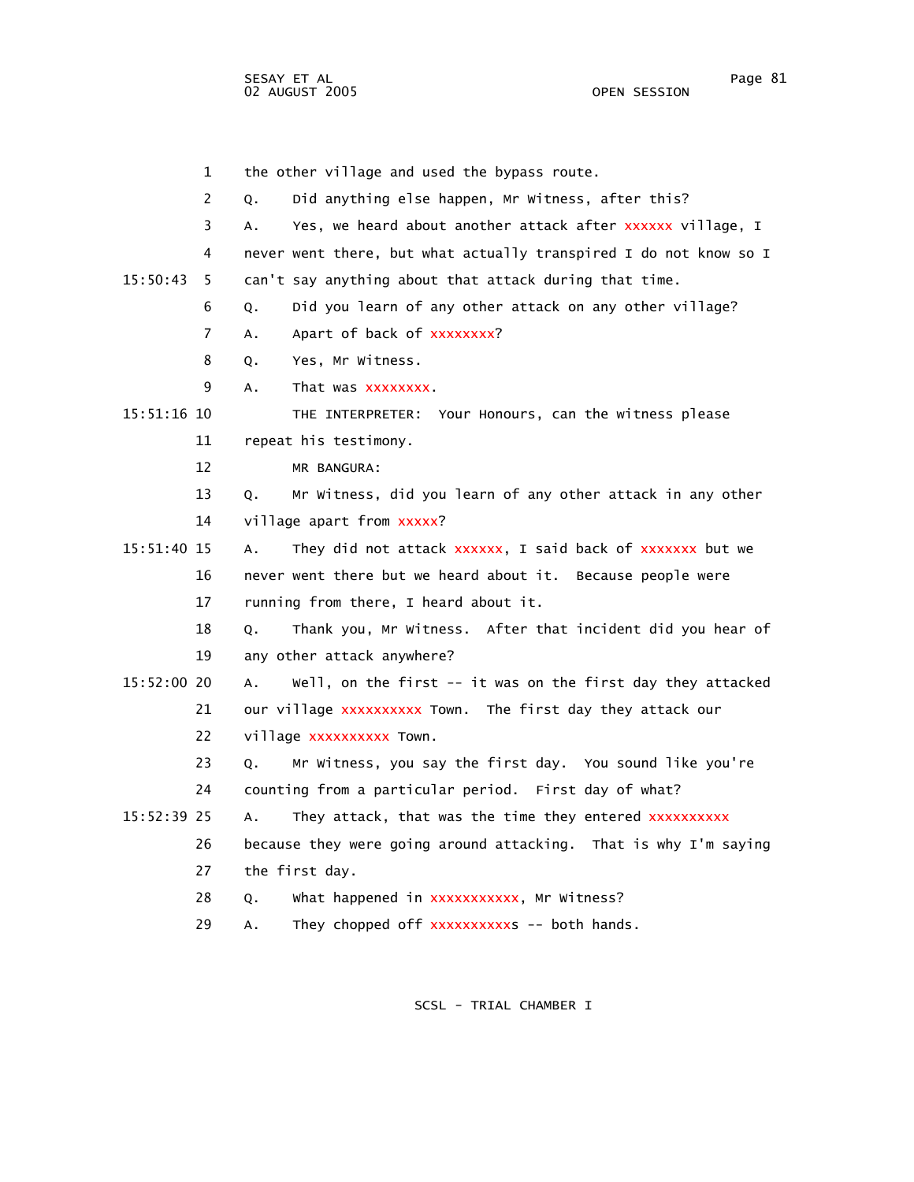1 the other village and used the bypass route.

2 Q. Did anything else happen, Mr Witness, after this?

3 A. Yes, we heard about another attack after xxxxxx village, I

4 never went there, but what actually transpired I do not know so I

15:50:43 5 can't say anything about that attack during that time.

6 Q. Did you learn of any other attack on any other village?

7 A. Apart of back of xxxxxxxx?

8 Q. Yes, Mr Witness.

9 A. That was xxxxxxxx.

15:51:16 10 THE INTERPRETER: Your Honours, can the witness please

11 repeat his testimony.

12 MR BANGURA:

13 Q. Mr Witness, did you learn of any other attack in any other

14 village apart from xxxxx?

15:51:40 15 A. They did not attack xxxxxx, I said back of xxxxxxx but we

16 never went there but we heard about it. Because people were

17 running from there, I heard about it.

18 Q. Thank you, Mr Witness. After that incident did you hear of

19 any other attack anywhere?

15:52:00 20 A. Well, on the first -- it was on the first day they attacked

21 our village xxxxxxxxxx Town. The first day they attack our

22 village xxxxxxxxxx Town.

23 Q. Mr Witness, you say the first day. You sound like you're

24 counting from a particular period. First day of what?

15:52:39 25 A. They attack, that was the time they entered xxxxxxxxxx

26 because they were going around attacking. That is why I'm saying

27 the first day.

28 Q. What happened in xxxxxxxxxxx, Mr Witness?

29 A. They chopped off xxxxxxxxxxs -- both hands.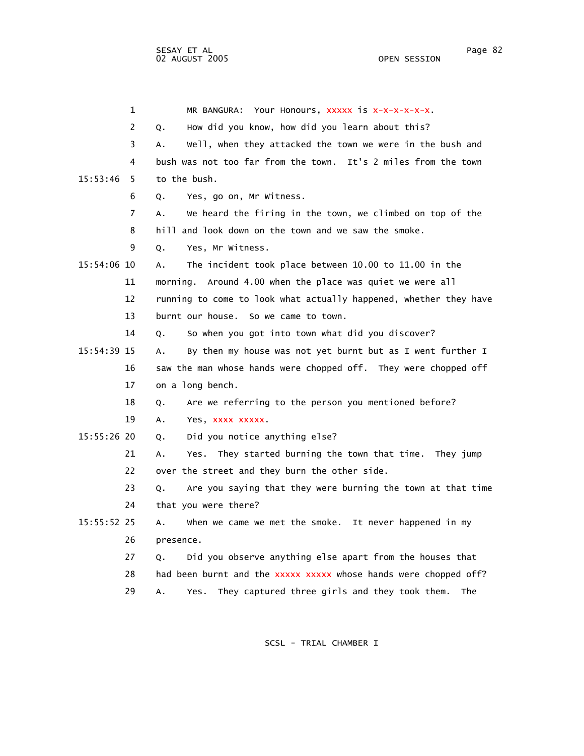MR BANGURA: Your Honours, xxxxx is x-x-x-x-x-x.

Q. How did you know, how did you learn about this?

A. Well, when they attacked the town we were in the bush and bush was not too far from the town. It's 2 miles from the town to the bush.

Q. Yes, go on, Mr Witness.

A. We heard the firing in the town, we climbed on top of the hill and look down on the town and we saw the smoke.

Q. Yes, Mr Witness.

A. The incident took place between 10.00 to 11.00 in the morning. Around 4.00 when the place was quiet we were all running to come to look what actually happened, whether they have burnt our house. So we came to town.

Q. So when you got into town what did you discover?

A. By then my house was not yet burnt but as I went further I saw the man whose hands were chopped off. They were chopped off on a long bench.

Q. Are we referring to the person you mentioned before?

A. Yes, xxxx xxxxx.

Q. Did you notice anything else?

A. Yes. They started burning the town that time. They jump over the street and they burn the other side.

Q. Are you saying that they were burning the town at that time that you were there?

A. When we came we met the smoke. It never happened in my presence.

Q. Did you observe anything else apart from the houses that had been burnt and the xxxxx xxxxx whose hands were chopped off?

A. Yes. They captured three girls and they took them. The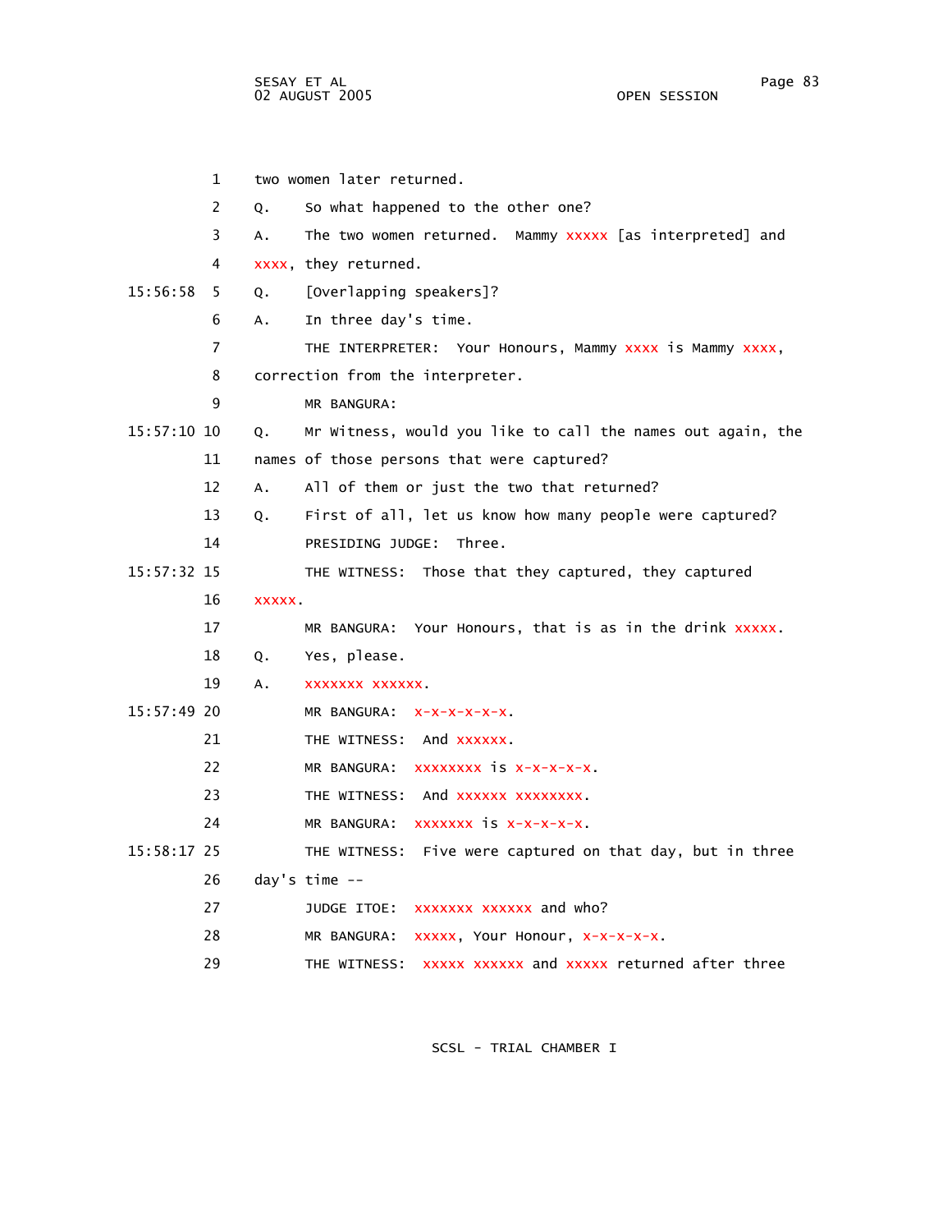1 two women later returned.

2 Q. So what happened to the other one?

3 A. The two women returned. Mammy xxxxx [as interpreted] and

4 xxxx, they returned.

15:56:58 5 Q. [Overlapping speakers]?

6 A. In three day's time.

7 THE INTERPRETER: Your Honours, Mammy xxxx is Mammy xxxx,

8 correction from the interpreter.

9 MR BANGURA:

15:57:10 10 Q. Mr Witness, would you like to call the names out again, the

11 names of those persons that were captured?

12 A. All of them or just the two that returned?

13 Q. First of all, let us know how many people were captured?

14 PRESIDING JUDGE: Three.

15:57:32 15 THE WITNESS: Those that they captured, they captured

16 xxxxx.

17 MR BANGURA: Your Honours, that is as in the drink xxxxx.

18 Q. Yes, please.

19 A. xxxxxxx xxxxxx.

15:57:49 20 MR BANGURA: x-x-x-x-x-x.

21 THE WITNESS: And xxxxxx.

22 MR BANGURA: xxxxxxxx is x-x-x-x-x.

23 THE WITNESS: And xxxxxx xxxxxxxx.

24 MR BANGURA: xxxxxxx is x-x-x-x-x.

15:58:17 25 THE WITNESS: Five were captured on that day, but in three

26 day's time --

27 JUDGE ITOE: xxxxxxx xxxxxx and who?

28 MR BANGURA: xxxxx, Your Honour, x-x-x-x-x.

29 THE WITNESS: xxxxx xxxxxx and xxxxx returned after three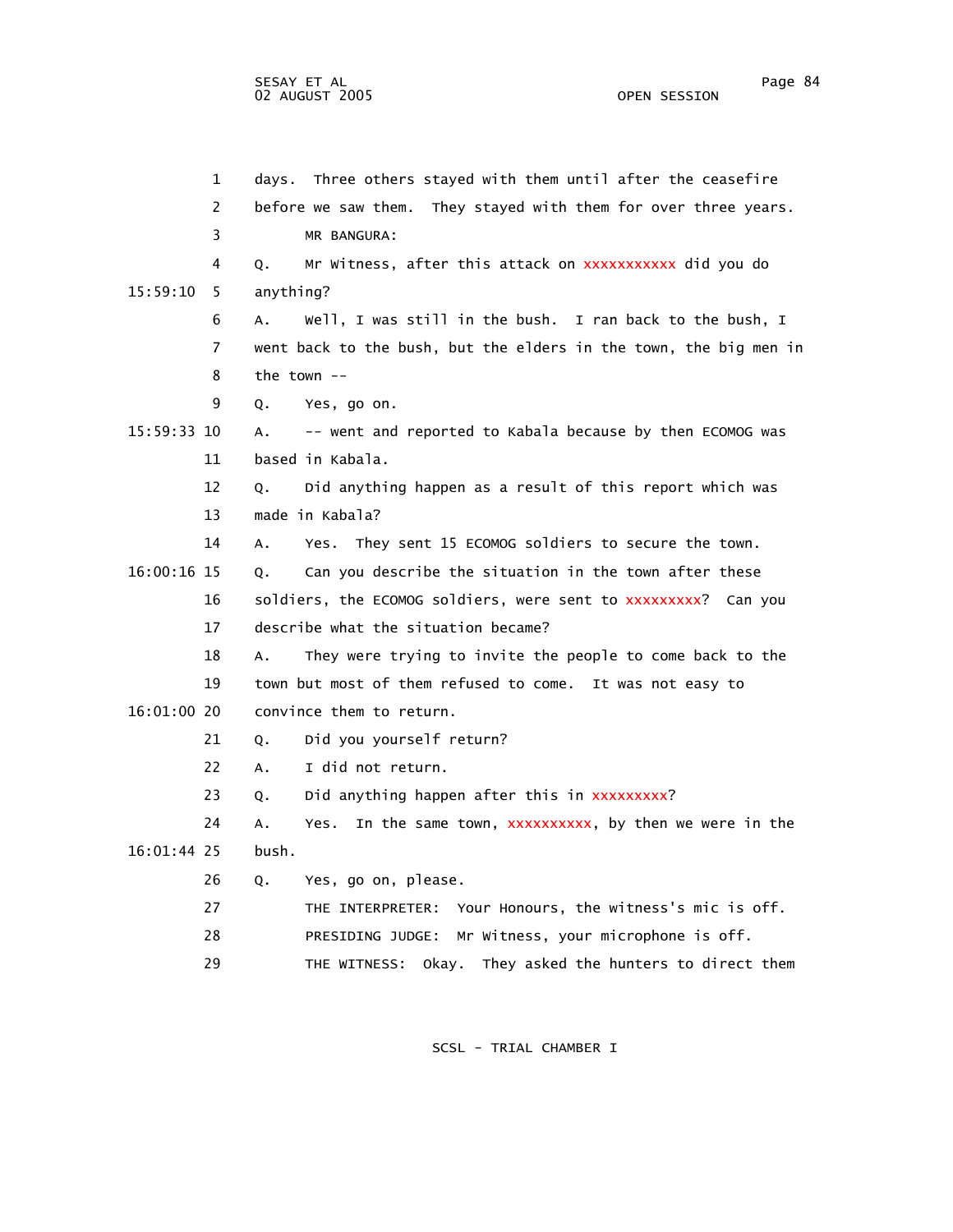1 days. Three others stayed with them until after the ceasefire
2 before we saw them. They stayed with them for over three years.
3 MR BANGURA:
4 Q. Mr Witness, after this attack on xxxxxxxxxxx did you do
15:59:10 5 anything?
6 A. Well, I was still in the bush. I ran back to the bush, I
7 went back to the bush, but the elders in the town, the big men in
8 the town --
9 Q. Yes, go on.
15:59:33 10 A. -- went and reported to Kabala because by then ECOMOG was
11 based in Kabala.
12 Q. Did anything happen as a result of this report which was
13 made in Kabala?
14 A. Yes. They sent 15 ECOMOG soldiers to secure the town.
16:00:16 15 Q. Can you describe the situation in the town after these
16 soldiers, the ECOMOG soldiers, were sent to xxxxxxxxx? Can you
17 describe what the situation became?
18 A. They were trying to invite the people to come back to the
19 town but most of them refused to come. It was not easy to
16:01:00 20 convince them to return.
21 Q. Did you yourself return?
22 A. I did not return.
23 Q. Did anything happen after this in xxxxxxxxx?
24 A. Yes. In the same town, xxxxxxxxxx, by then we were in the
16:01:44 25 bush.
26 Q. Yes, go on, please.
27 THE INTERPRETER: Your Honours, the witness's mic is off.
28 PRESIDING JUDGE: Mr Witness, your microphone is off.
29 THE WITNESS: Okay. They asked the hunters to direct them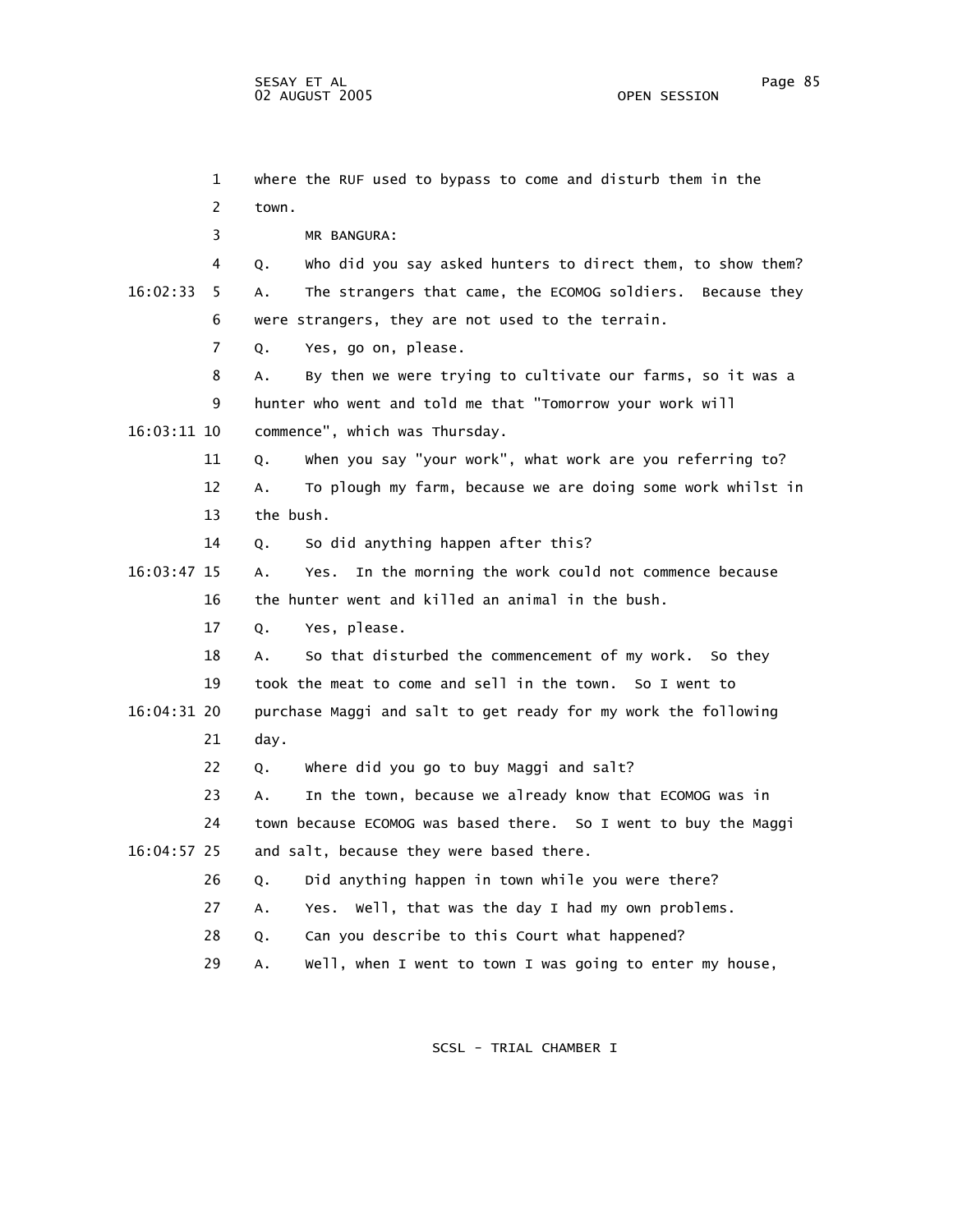where the RUF used to bypass to come and disturb them in the town.

MR BANGURA:

Q. Who did you say asked hunters to direct them, to show them?

A. The strangers that came, the ECOMOG soldiers. Because they were strangers, they are not used to the terrain.

Q. Yes, go on, please.

A. By then we were trying to cultivate our farms, so it was a hunter who went and told me that "Tomorrow your work will commence", which was Thursday.

Q. When you say "your work", what work are you referring to?

A. To plough my farm, because we are doing some work whilst in the bush.

Q. So did anything happen after this?

A. Yes. In the morning the work could not commence because the hunter went and killed an animal in the bush.

Q. Yes, please.

A. So that disturbed the commencement of my work. So they took the meat to come and sell in the town. So I went to purchase Maggi and salt to get ready for my work the following day.

Q. Where did you go to buy Maggi and salt?

A. In the town, because we already know that ECOMOG was in town because ECOMOG was based there. So I went to buy the Maggi and salt, because they were based there.

Q. Did anything happen in town while you were there?

A. Yes. Well, that was the day I had my own problems.

Q. Can you describe to this Court what happened?

A. Well, when I went to town I was going to enter my house,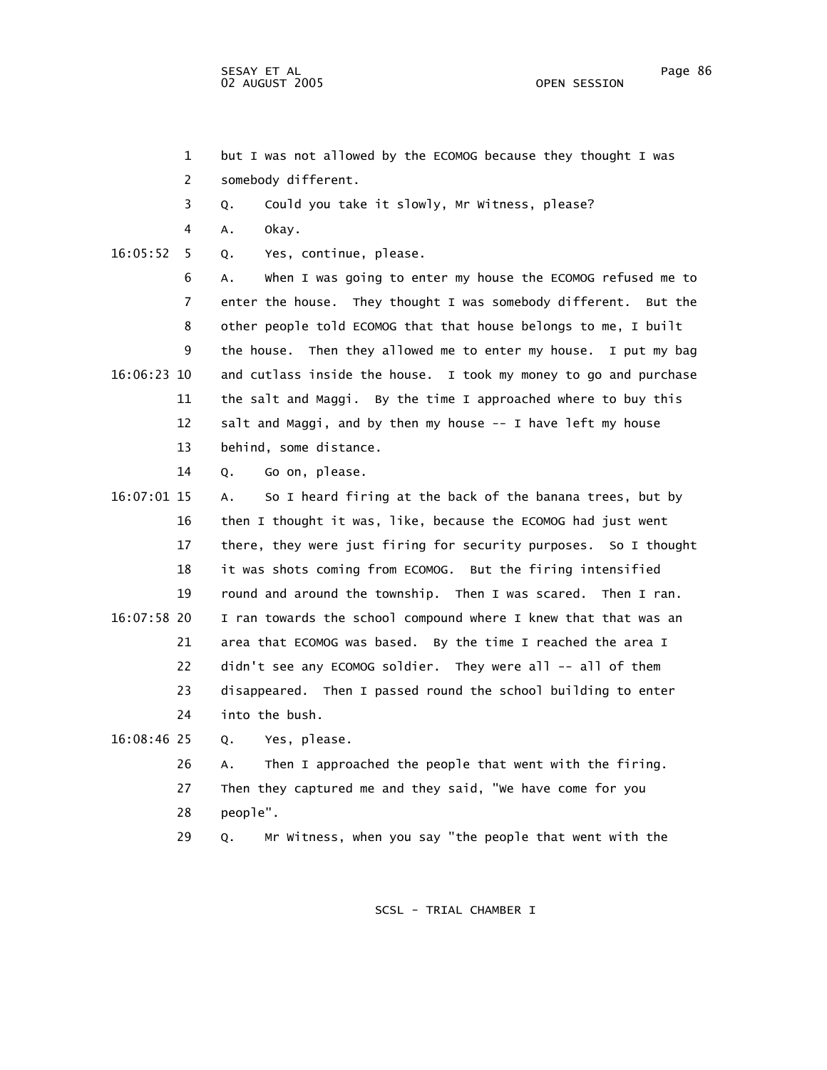but I was not allowed by the ECOMOG because they thought I was somebody different.

Q. Could you take it slowly, Mr Witness, please?

A. Okay.

Q. Yes, continue, please.

A. When I was going to enter my house the ECOMOG refused me to enter the house. They thought I was somebody different. But the other people told ECOMOG that that house belongs to me, I built the house. Then they allowed me to enter my house. I put my bag and cutlass inside the house. I took my money to go and purchase the salt and Maggi. By the time I approached where to buy this salt and Maggi, and by then my house -- I have left my house behind, some distance.

Q. Go on, please.

A. So I heard firing at the back of the banana trees, but by then I thought it was, like, because the ECOMOG had just went there, they were just firing for security purposes. So I thought it was shots coming from ECOMOG. But the firing intensified round and around the township. Then I was scared. Then I ran. I ran towards the school compound where I knew that that was an area that ECOMOG was based. By the time I reached the area I didn't see any ECOMOG soldier. They were all -- all of them disappeared. Then I passed round the school building to enter into the bush.

Q. Yes, please.

A. Then I approached the people that went with the firing. Then they captured me and they said, "We have come for you people".

Q. Mr Witness, when you say "the people that went with the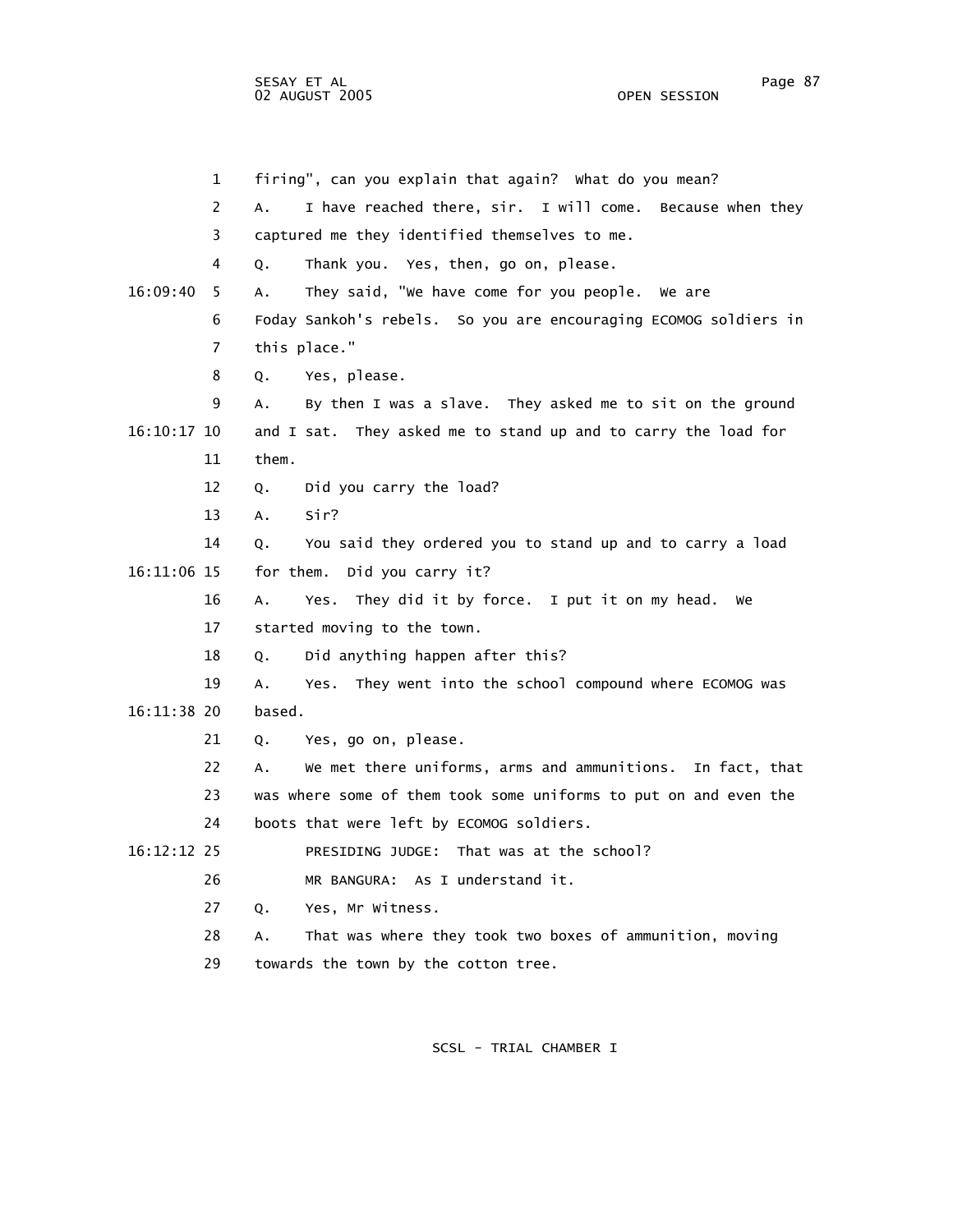1 firing", can you explain that again? What do you mean?

2 A. I have reached there, sir. I will come. Because when they

3 captured me they identified themselves to me.

4 Q. Thank you. Yes, then, go on, please.

16:09:40 5 A. They said, "We have come for you people. We are

6 Foday Sankoh's rebels. So you are encouraging ECOMOG soldiers in

7 this place."

8 Q. Yes, please.

9 A. By then I was a slave. They asked me to sit on the ground

16:10:17 10 and I sat. They asked me to stand up and to carry the load for

11 them.

12 Q. Did you carry the load?

13 A. Sir?

14 Q. You said they ordered you to stand up and to carry a load

16:11:06 15 for them. Did you carry it?

16 A. Yes. They did it by force. I put it on my head. We

17 started moving to the town.

18 Q. Did anything happen after this?

19 A. Yes. They went into the school compound where ECOMOG was

16:11:38 20 based.

21 Q. Yes, go on, please.

22 A. We met there uniforms, arms and ammunitions. In fact, that

23 was where some of them took some uniforms to put on and even the

24 boots that were left by ECOMOG soldiers.

16:12:12 25 PRESIDING JUDGE: That was at the school?

26 MR BANGURA: As I understand it.

27 Q. Yes, Mr Witness.

28 A. That was where they took two boxes of ammunition, moving

29 towards the town by the cotton tree.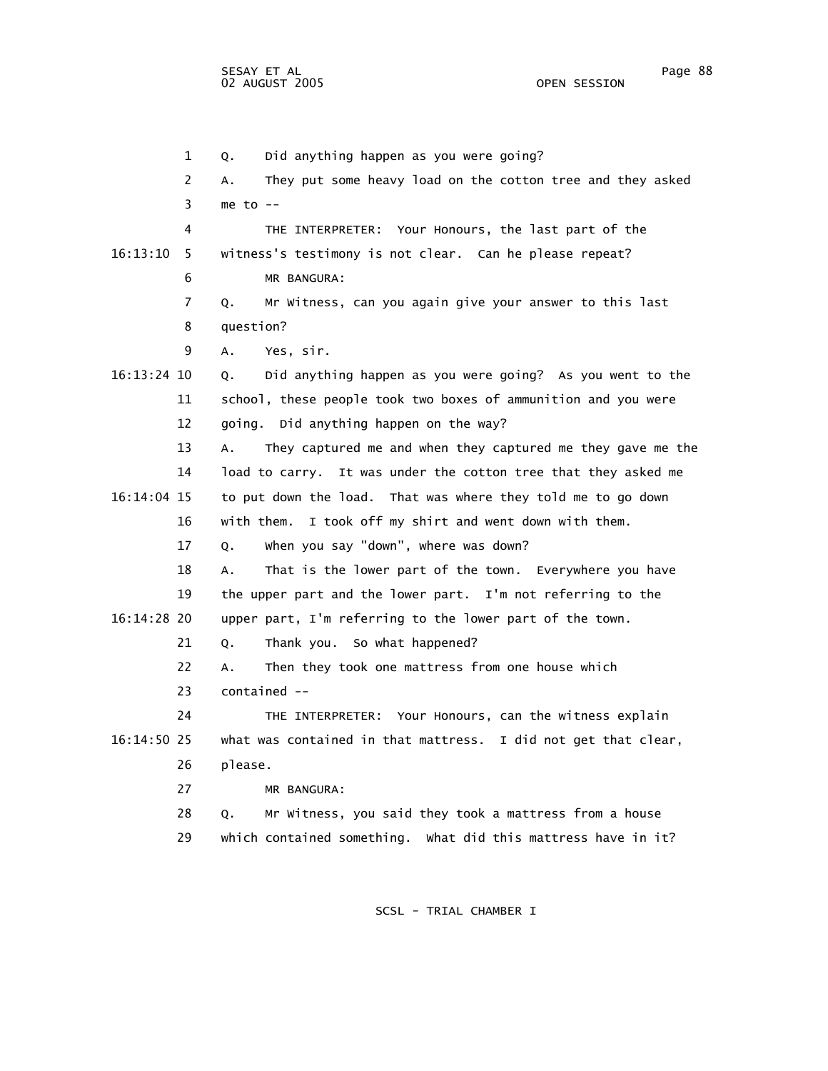Q. Did anything happen as you were going?

A. They put some heavy load on the cotton tree and they asked me to --

THE INTERPRETER: Your Honours, the last part of the witness's testimony is not clear. Can he please repeat?

MR BANGURA:

Q. Mr Witness, can you again give your answer to this last question?

A. Yes, sir.

Q. Did anything happen as you were going? As you went to the school, these people took two boxes of ammunition and you were going. Did anything happen on the way?

A. They captured me and when they captured me they gave me the load to carry. It was under the cotton tree that they asked me to put down the load. That was where they told me to go down with them. I took off my shirt and went down with them.

Q. When you say "down", where was down?

A. That is the lower part of the town. Everywhere you have the upper part and the lower part. I'm not referring to the upper part, I'm referring to the lower part of the town.

Q. Thank you. So what happened?

A. Then they took one mattress from one house which contained --

THE INTERPRETER: Your Honours, can the witness explain what was contained in that mattress. I did not get that clear, please.

MR BANGURA:

Q. Mr Witness, you said they took a mattress from a house which contained something. What did this mattress have in it?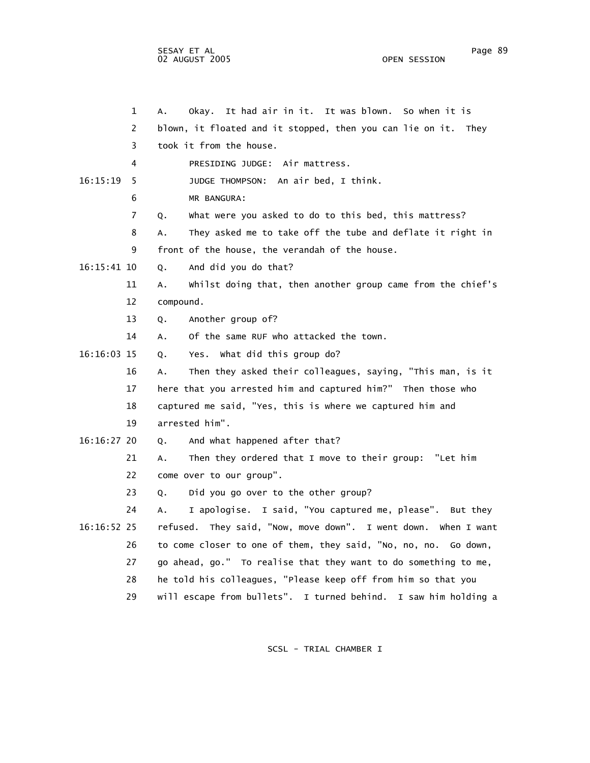A. Okay. It had air in it. It was blown. So when it is blown, it floated and it stopped, then you can lie on it. They took it from the house.

PRESIDING JUDGE: Air mattress.

JUDGE THOMPSON: An air bed, I think.

MR BANGURA:

Q. What were you asked to do to this bed, this mattress?

A. They asked me to take off the tube and deflate it right in front of the house, the verandah of the house.

Q. And did you do that?

A. Whilst doing that, then another group came from the chief's compound.

Q. Another group of?

A. Of the same RUF who attacked the town.

Q. Yes. What did this group do?

A. Then they asked their colleagues, saying, "This man, is it here that you arrested him and captured him?" Then those who captured me said, "Yes, this is where we captured him and arrested him".

Q. And what happened after that?

A. Then they ordered that I move to their group: "Let him come over to our group".

Q. Did you go over to the other group?

A. I apologise. I said, "You captured me, please". But they refused. They said, "Now, move down". I went down. When I want to come closer to one of them, they said, "No, no, no. Go down, go ahead, go." To realise that they want to do something to me, he told his colleagues, "Please keep off from him so that you will escape from bullets". I turned behind. I saw him holding a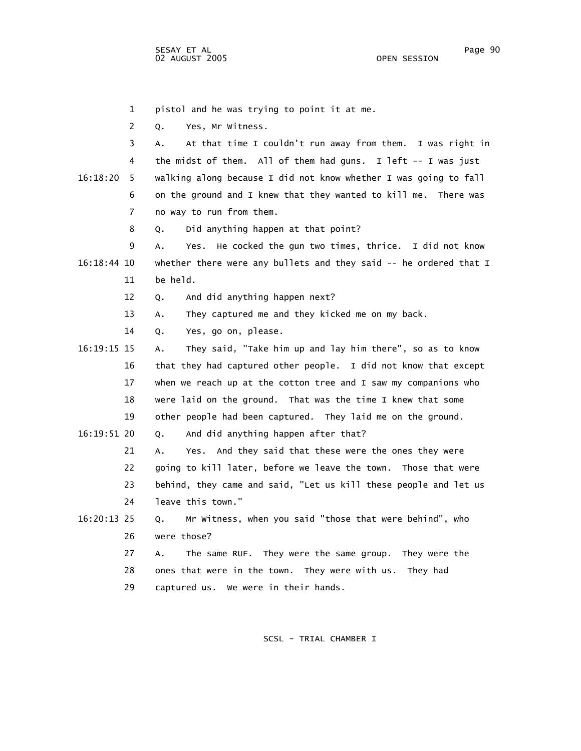pistol and he was trying to point it at me.

Q. Yes, Mr Witness.

A. At that time I couldn't run away from them. I was right in the midst of them. All of them had guns. I left -- I was just walking along because I did not know whether I was going to fall on the ground and I knew that they wanted to kill me. There was no way to run from them.

Q. Did anything happen at that point?

A. Yes. He cocked the gun two times, thrice. I did not know whether there were any bullets and they said -- he ordered that I be held.

Q. And did anything happen next?

A. They captured me and they kicked me on my back.

Q. Yes, go on, please.

A. They said, "Take him up and lay him there", so as to know that they had captured other people. I did not know that except when we reach up at the cotton tree and I saw my companions who were laid on the ground. That was the time I knew that some other people had been captured. They laid me on the ground.

Q. And did anything happen after that?

A. Yes. And they said that these were the ones they were going to kill later, before we leave the town. Those that were behind, they came and said, "Let us kill these people and let us leave this town."

Q. Mr Witness, when you said "those that were behind", who were those?

A. The same RUF. They were the same group. They were the ones that were in the town. They were with us. They had captured us. We were in their hands.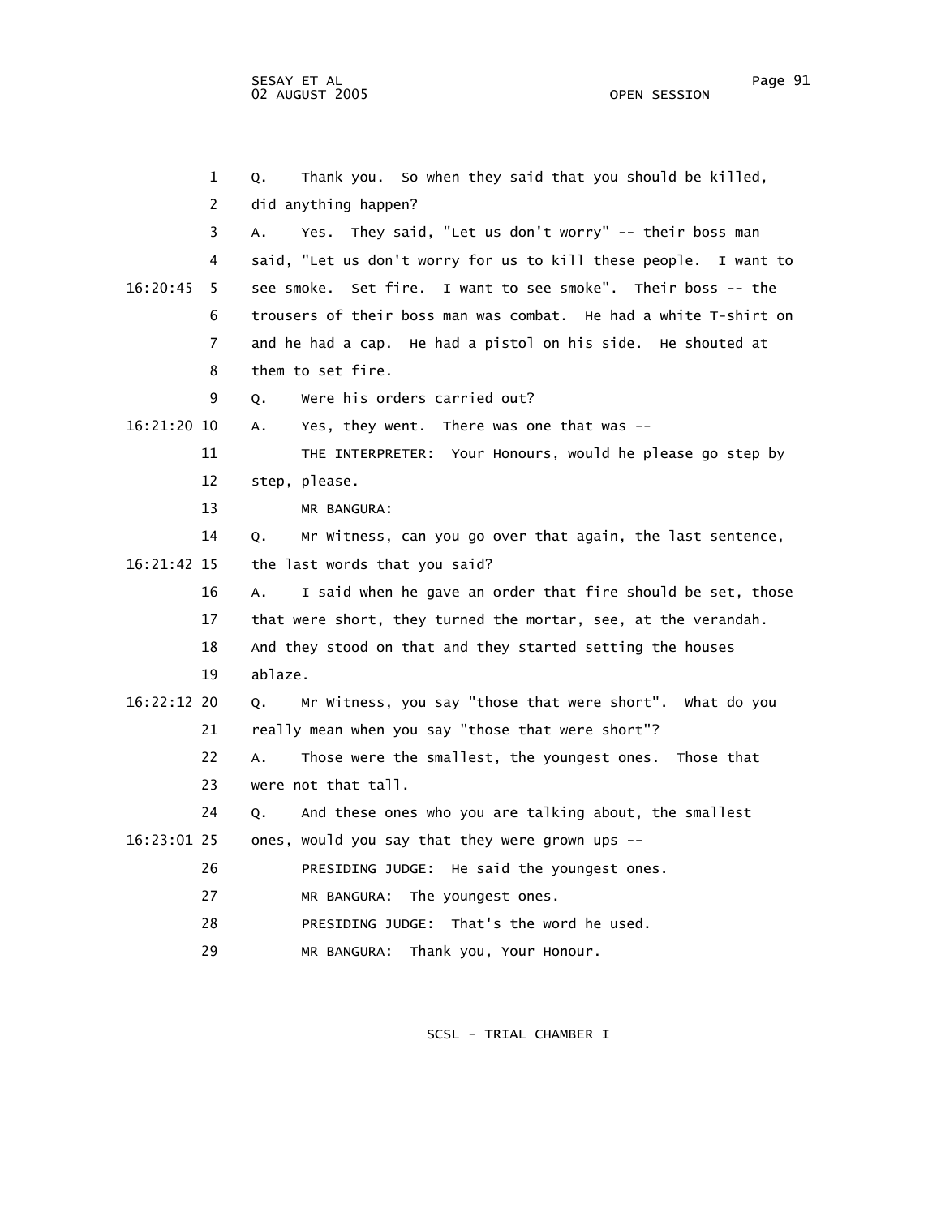1 Q. Thank you. So when they said that you should be killed,
2 did anything happen?
3 A. Yes. They said, "Let us don't worry" -- their boss man
4 said, "Let us don't worry for us to kill these people. I want to
16:20:45 5 see smoke. Set fire. I want to see smoke". Their boss -- the
6 trousers of their boss man was combat. He had a white T-shirt on
7 and he had a cap. He had a pistol on his side. He shouted at
8 them to set fire.
9 Q. Were his orders carried out?
16:21:20 10 A. Yes, they went. There was one that was --
11 THE INTERPRETER: Your Honours, would he please go step by
12 step, please.
13 MR BANGURA:
14 Q. Mr Witness, can you go over that again, the last sentence,
16:21:42 15 the last words that you said?
16 A. I said when he gave an order that fire should be set, those
17 that were short, they turned the mortar, see, at the verandah.
18 And they stood on that and they started setting the houses
19 ablaze.
16:22:12 20 Q. Mr Witness, you say "those that were short". What do you
21 really mean when you say "those that were short"?
22 A. Those were the smallest, the youngest ones. Those that
23 were not that tall.
24 Q. And these ones who you are talking about, the smallest
16:23:01 25 ones, would you say that they were grown ups --
26 PRESIDING JUDGE: He said the youngest ones.
27 MR BANGURA: The youngest ones.
28 PRESIDING JUDGE: That's the word he used.
29 MR BANGURA: Thank you, Your Honour.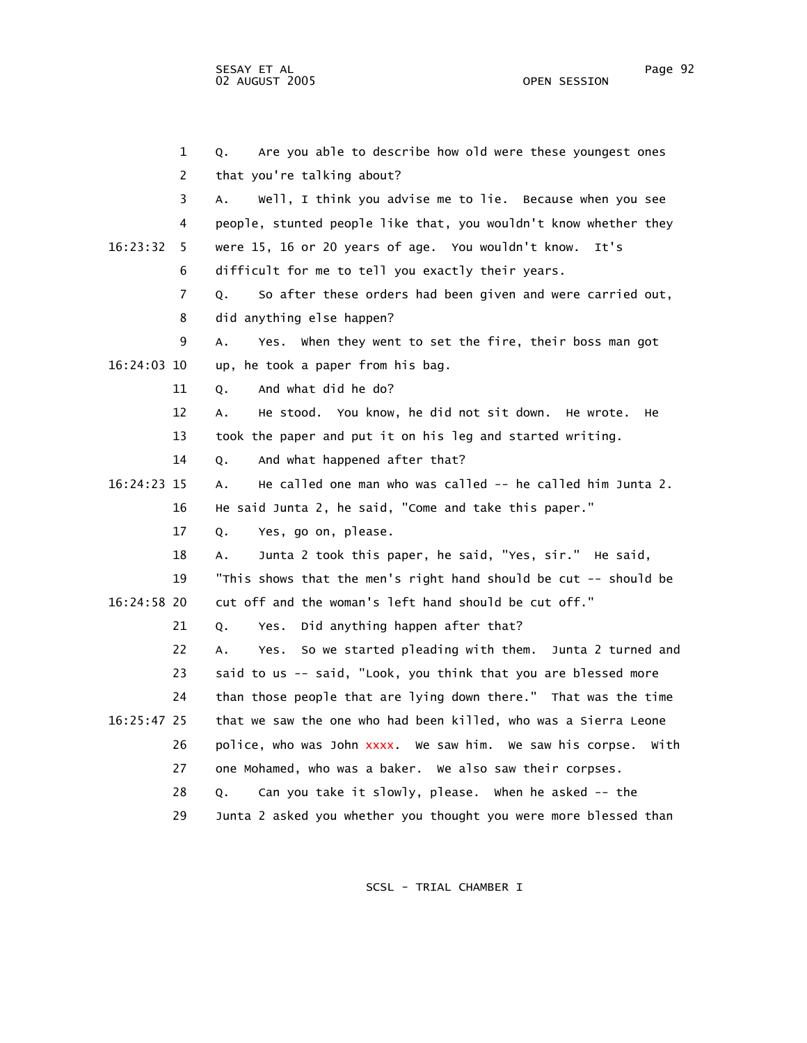1 Q. Are you able to describe how old were these youngest ones
2 that you're talking about?
3 A. Well, I think you advise me to lie. Because when you see
4 people, stunted people like that, you wouldn't know whether they
16:23:32 5 were 15, 16 or 20 years of age. You wouldn't know. It's
6 difficult for me to tell you exactly their years.
7 Q. So after these orders had been given and were carried out,
8 did anything else happen?
9 A. Yes. When they went to set the fire, their boss man got
16:24:03 10 up, he took a paper from his bag.
11 Q. And what did he do?
12 A. He stood. You know, he did not sit down. He wrote. He
13 took the paper and put it on his leg and started writing.
14 Q. And what happened after that?
16:24:23 15 A. He called one man who was called -- he called him Junta 2.
16 He said Junta 2, he said, "Come and take this paper."
17 Q. Yes, go on, please.
18 A. Junta 2 took this paper, he said, "Yes, sir." He said,
19 "This shows that the men's right hand should be cut -- should be
16:24:58 20 cut off and the woman's left hand should be cut off."
21 Q. Yes. Did anything happen after that?
22 A. Yes. So we started pleading with them. Junta 2 turned and
23 said to us -- said, "Look, you think that you are blessed more
24 than those people that are lying down there." That was the time
16:25:47 25 that we saw the one who had been killed, who was a Sierra Leone
26 police, who was John xxxx. We saw him. We saw his corpse. With
27 one Mohamed, who was a baker. We also saw their corpses.
28 Q. Can you take it slowly, please. When he asked -- the
29 Junta 2 asked you whether you thought you were more blessed than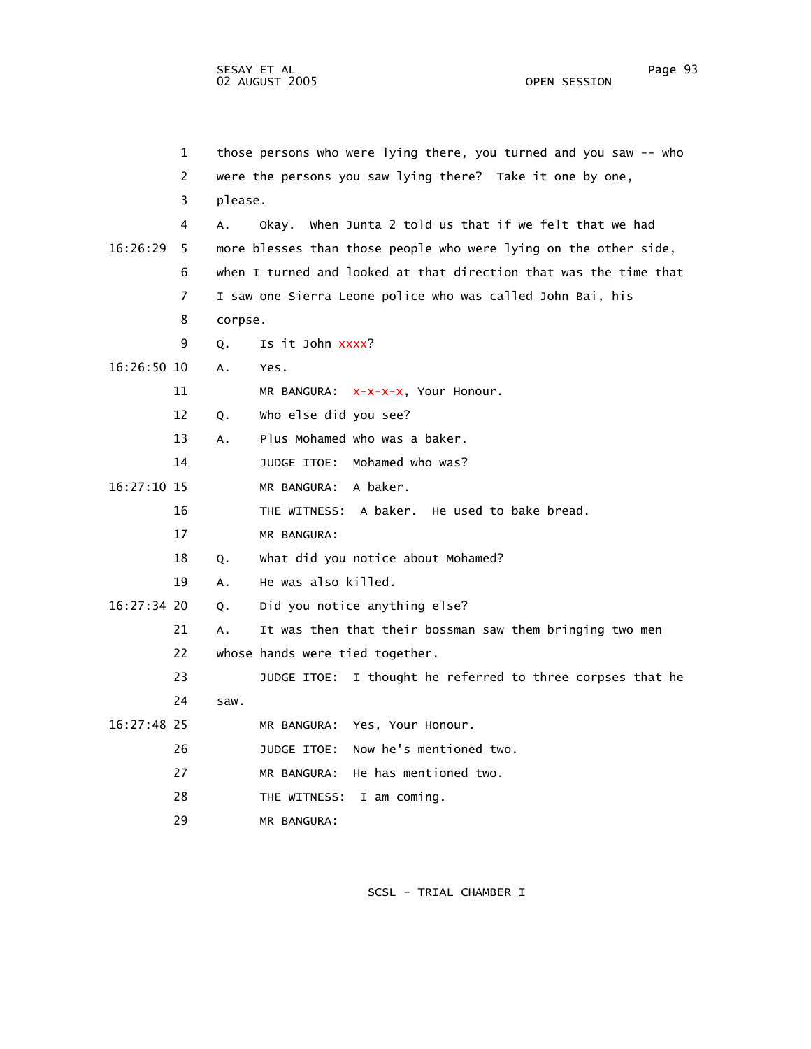1 those persons who were lying there, you turned and you saw -- who

2 were the persons you saw lying there? Take it one by one,

3 please.

4 A. Okay. When Junta 2 told us that if we felt that we had

16:26:29 5 more blesses than those people who were lying on the other side,

6 when I turned and looked at that direction that was the time that

7 I saw one Sierra Leone police who was called John Bai, his

8 corpse.

9 Q. Is it John xxxx?

16:26:50 10 A. Yes.

11 MR BANGURA: x-x-x-x, Your Honour.

12 Q. Who else did you see?

13 A. Plus Mohamed who was a baker.

14 JUDGE ITOE: Mohamed who was?

16:27:10 15 MR BANGURA: A baker.

16 THE WITNESS: A baker. He used to bake bread.

17 MR BANGURA:

18 Q. What did you notice about Mohamed?

19 A. He was also killed.

16:27:34 20 Q. Did you notice anything else?

21 A. It was then that their bossman saw them bringing two men

22 whose hands were tied together.

23 JUDGE ITOE: I thought he referred to three corpses that he

24 saw.

16:27:48 25 MR BANGURA: Yes, Your Honour.

26 JUDGE ITOE: Now he's mentioned two.

27 MR BANGURA: He has mentioned two.

28 THE WITNESS: I am coming.

29 MR BANGURA: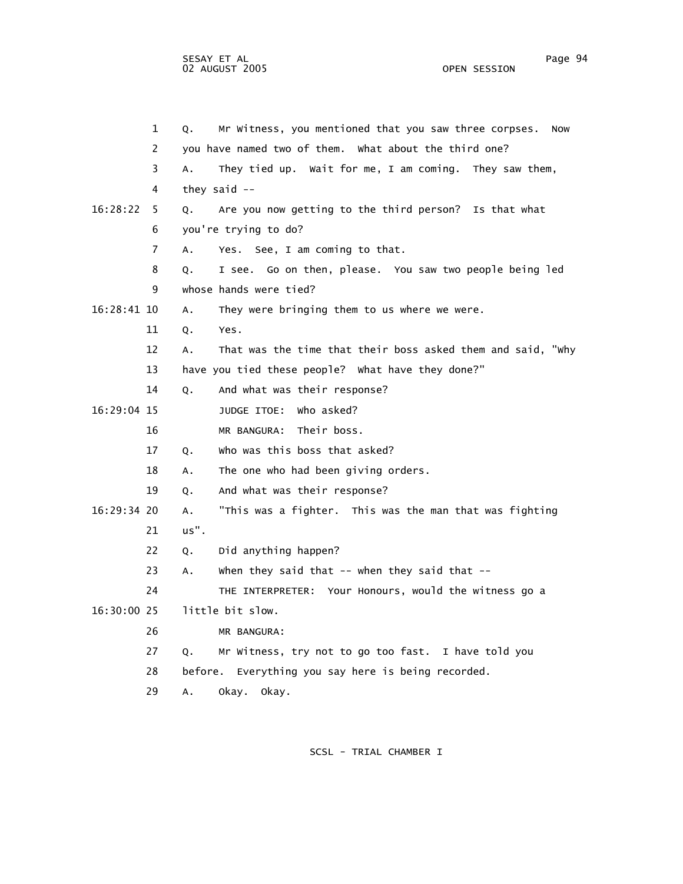1 Q. Mr Witness, you mentioned that you saw three corpses. Now
2 you have named two of them. What about the third one?
3 A. They tied up. Wait for me, I am coming. They saw them,
4 they said --
16:28:22 5 Q. Are you now getting to the third person? Is that what
6 you're trying to do?
7 A. Yes. See, I am coming to that.
8 Q. I see. Go on then, please. You saw two people being led
9 whose hands were tied?
16:28:41 10 A. They were bringing them to us where we were.
11 Q. Yes.
12 A. That was the time that their boss asked them and said, "Why
13 have you tied these people? What have they done?"
14 Q. And what was their response?
16:29:04 15 JUDGE ITOE: Who asked?
16 MR BANGURA: Their boss.
17 Q. Who was this boss that asked?
18 A. The one who had been giving orders.
19 Q. And what was their response?
16:29:34 20 A. "This was a fighter. This was the man that was fighting
21 us".
22 Q. Did anything happen?
23 A. When they said that -- when they said that --
24 THE INTERPRETER: Your Honours, would the witness go a
16:30:00 25 little bit slow.
26 MR BANGURA:
27 Q. Mr Witness, try not to go too fast. I have told you
28 before. Everything you say here is being recorded.
29 A. Okay. Okay.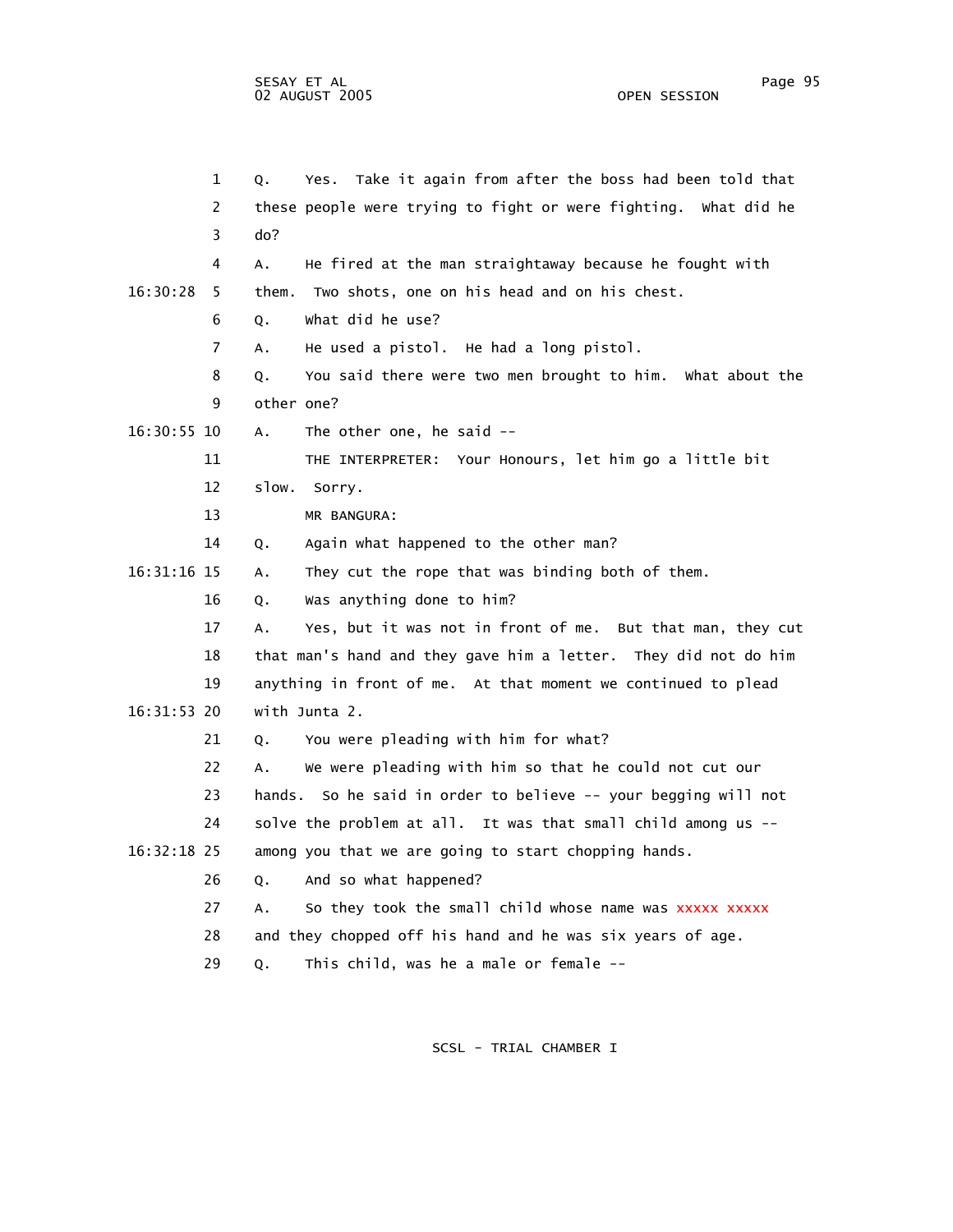1 Q. Yes. Take it again from after the boss had been told that
2 these people were trying to fight or were fighting. What did he
3 do?
4 A. He fired at the man straightaway because he fought with
16:30:28 5 them. Two shots, one on his head and on his chest.
6 Q. What did he use?
7 A. He used a pistol. He had a long pistol.
8 Q. You said there were two men brought to him. What about the
9 other one?
16:30:55 10 A. The other one, he said --
11 THE INTERPRETER: Your Honours, let him go a little bit
12 slow. Sorry.
13 MR BANGURA:
14 Q. Again what happened to the other man?
16:31:16 15 A. They cut the rope that was binding both of them.
16 Q. Was anything done to him?
17 A. Yes, but it was not in front of me. But that man, they cut
18 that man's hand and they gave him a letter. They did not do him
19 anything in front of me. At that moment we continued to plead
16:31:53 20 with Junta 2.
21 Q. You were pleading with him for what?
22 A. We were pleading with him so that he could not cut our
23 hands. So he said in order to believe -- your begging will not
24 solve the problem at all. It was that small child among us --
16:32:18 25 among you that we are going to start chopping hands.
26 Q. And so what happened?
27 A. So they took the small child whose name was xxxxx xxxxx
28 and they chopped off his hand and he was six years of age.
29 Q. This child, was he a male or female --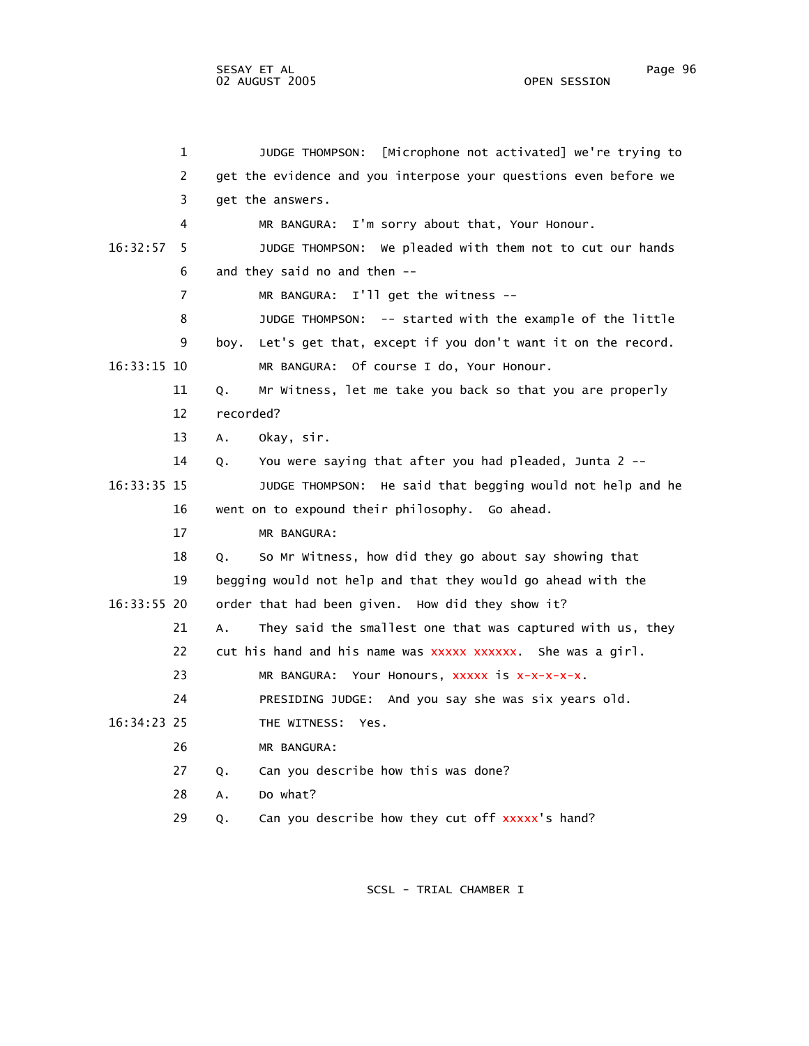1 JUDGE THOMPSON: [Microphone not activated] we're trying to
2 get the evidence and you interpose your questions even before we
3 get the answers.
4 MR BANGURA: I'm sorry about that, Your Honour.
16:32:57 5 JUDGE THOMPSON: We pleaded with them not to cut our hands
6 and they said no and then --
7 MR BANGURA: I'll get the witness --
8 JUDGE THOMPSON: -- started with the example of the little
9 boy. Let's get that, except if you don't want it on the record.
16:33:15 10 MR BANGURA: Of course I do, Your Honour.
11 Q. Mr Witness, let me take you back so that you are properly
12 recorded?
13 A. Okay, sir.
14 Q. You were saying that after you had pleaded, Junta 2 --
16:33:35 15 JUDGE THOMPSON: He said that begging would not help and he
16 went on to expound their philosophy. Go ahead.
17 MR BANGURA:
18 Q. So Mr Witness, how did they go about say showing that
19 begging would not help and that they would go ahead with the
16:33:55 20 order that had been given. How did they show it?
21 A. They said the smallest one that was captured with us, they
22 cut his hand and his name was xxxxx xxxxxx. She was a girl.
23 MR BANGURA: Your Honours, xxxxx is x-x-x-x-x.
24 PRESIDING JUDGE: And you say she was six years old.
16:34:23 25 THE WITNESS: Yes.
26 MR BANGURA:
27 Q. Can you describe how this was done?
28 A. Do what?
29 Q. Can you describe how they cut off xxxxx's hand?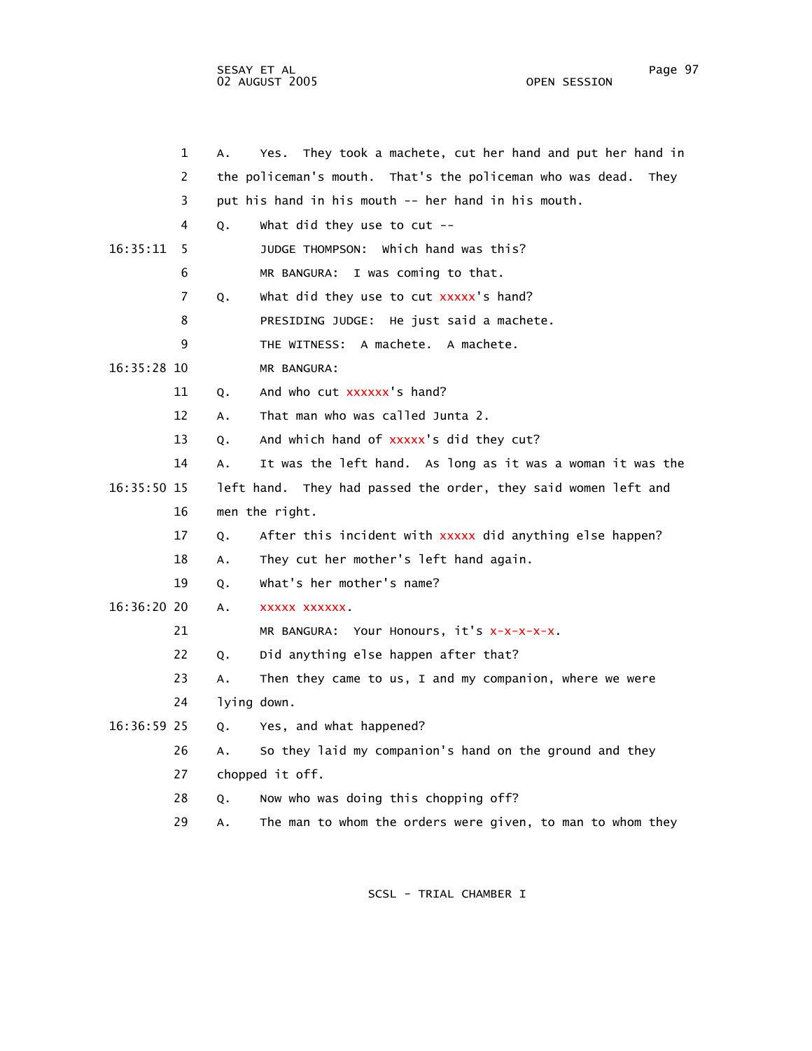1 A. Yes. They took a machete, cut her hand and put her hand in
2 the policeman's mouth. That's the policeman who was dead. They
3 put his hand in his mouth -- her hand in his mouth.
4 Q. What did they use to cut --
16:35:11 5 JUDGE THOMPSON: Which hand was this?
6 MR BANGURA: I was coming to that.
7 Q. What did they use to cut xxxxx's hand?
8 PRESIDING JUDGE: He just said a machete.
9 THE WITNESS: A machete. A machete.
16:35:28 10 MR BANGURA:
11 Q. And who cut xxxxxx's hand?
12 A. That man who was called Junta 2.
13 Q. And which hand of xxxxx's did they cut?
14 A. It was the left hand. As long as it was a woman it was the
16:35:50 15 left hand. They had passed the order, they said women left and
16 men the right.
17 Q. After this incident with xxxxx did anything else happen?
18 A. They cut her mother's left hand again.
19 Q. What's her mother's name?
16:36:20 20 A. xxxxx xxxxxx.
21 MR BANGURA: Your Honours, it's x-x-x-x-x.
22 Q. Did anything else happen after that?
23 A. Then they came to us, I and my companion, where we were
24 lying down.
16:36:59 25 Q. Yes, and what happened?
26 A. So they laid my companion's hand on the ground and they
27 chopped it off.
28 Q. Now who was doing this chopping off?
29 A. The man to whom the orders were given, to man to whom they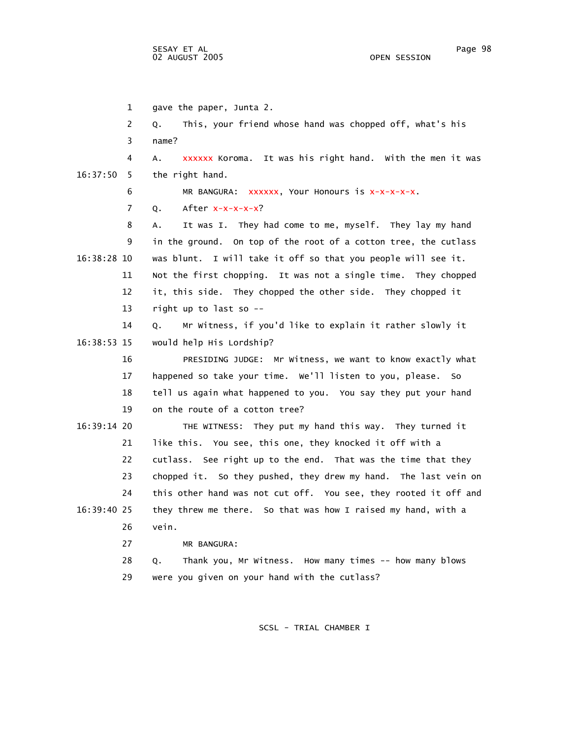gave the paper, Junta 2.

Q. This, your friend whose hand was chopped off, what's his name?

A. xxxxxx Koroma. It was his right hand. With the men it was the right hand.

MR BANGURA: xxxxxx, Your Honours is x-x-x-x-x.

Q. After x-x-x-x-x?

A. It was I. They had come to me, myself. They lay my hand in the ground. On top of the root of a cotton tree, the cutlass was blunt. I will take it off so that you people will see it. Not the first chopping. It was not a single time. They chopped it, this side. They chopped the other side. They chopped it right up to last so --

Q. Mr Witness, if you'd like to explain it rather slowly it would help His Lordship?

PRESIDING JUDGE: Mr Witness, we want to know exactly what happened so take your time. We'll listen to you, please. So tell us again what happened to you. You say they put your hand on the route of a cotton tree?

THE WITNESS: They put my hand this way. They turned it like this. You see, this one, they knocked it off with a cutlass. See right up to the end. That was the time that they chopped it. So they pushed, they drew my hand. The last vein on this other hand was not cut off. You see, they rooted it off and they threw me there. So that was how I raised my hand, with a vein.

MR BANGURA:

Q. Thank you, Mr Witness. How many times -- how many blows were you given on your hand with the cutlass?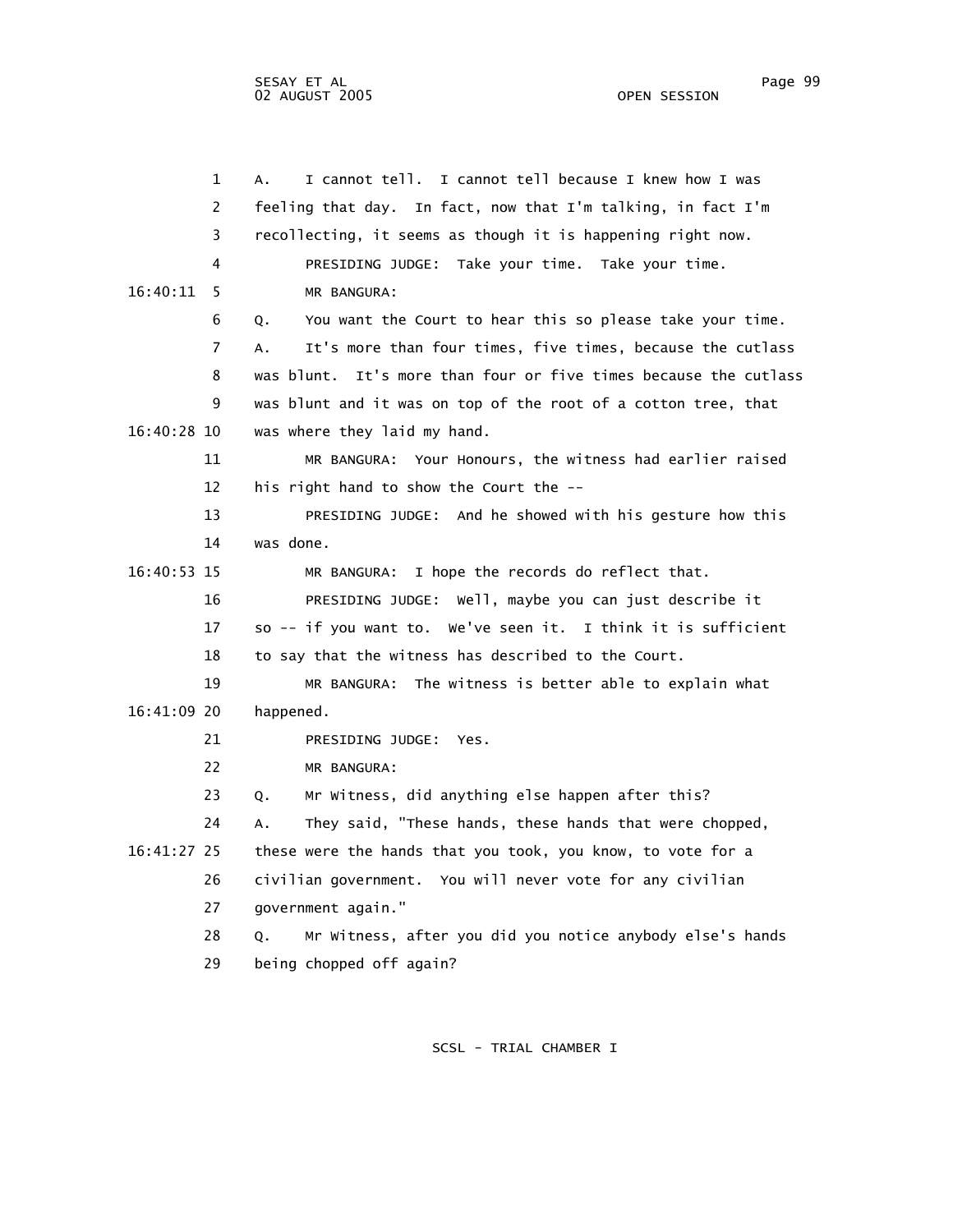A. I cannot tell. I cannot tell because I knew how I was feeling that day. In fact, now that I'm talking, in fact I'm recollecting, it seems as though it is happening right now.

PRESIDING JUDGE: Take your time. Take your time.

MR BANGURA:

Q. You want the Court to hear this so please take your time.

A. It's more than four times, five times, because the cutlass was blunt. It's more than four or five times because the cutlass was blunt and it was on top of the root of a cotton tree, that was where they laid my hand.

MR BANGURA: Your Honours, the witness had earlier raised his right hand to show the Court the --

PRESIDING JUDGE: And he showed with his gesture how this was done.

MR BANGURA: I hope the records do reflect that.

PRESIDING JUDGE: Well, maybe you can just describe it so -- if you want to. We've seen it. I think it is sufficient to say that the witness has described to the Court.

MR BANGURA: The witness is better able to explain what happened.

PRESIDING JUDGE: Yes.

MR BANGURA:

Q. Mr Witness, did anything else happen after this?

A. They said, "These hands, these hands that were chopped, these were the hands that you took, you know, to vote for a civilian government. You will never vote for any civilian government again."

Q. Mr Witness, after you did you notice anybody else's hands being chopped off again?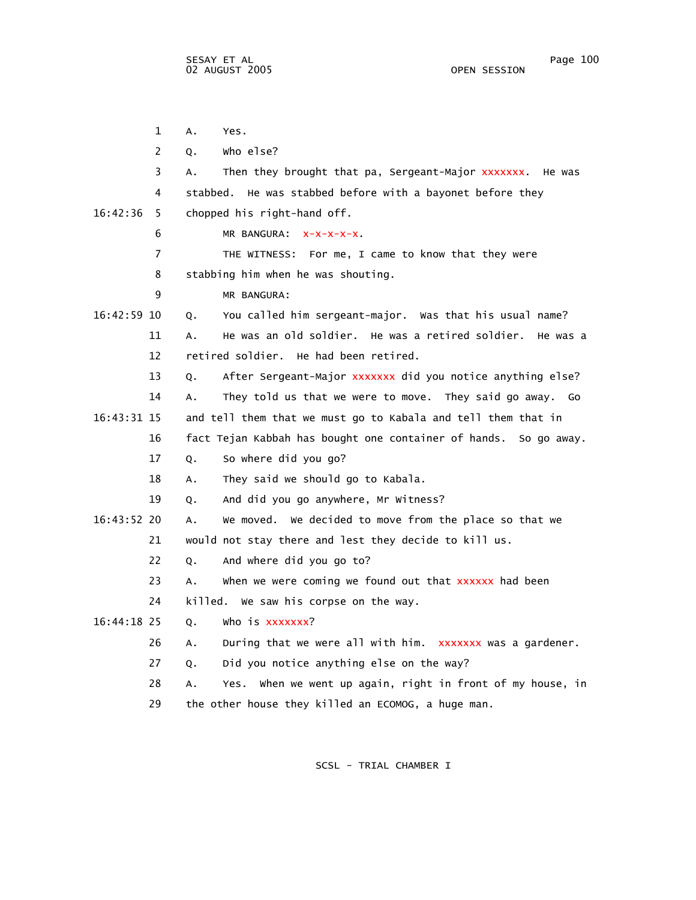1 A. Yes.

2 Q. Who else?

3 A. Then they brought that pa, Sergeant-Major xxxxxxx. He was

4 stabbed. He was stabbed before with a bayonet before they

16:42:36 5 chopped his right-hand off.

6 MR BANGURA: x-x-x-x-x.

7 THE WITNESS: For me, I came to know that they were

8 stabbing him when he was shouting.

9 MR BANGURA:

16:42:59 10 Q. You called him sergeant-major. Was that his usual name?

11 A. He was an old soldier. He was a retired soldier. He was a

12 retired soldier. He had been retired.

13 Q. After Sergeant-Major xxxxxxx did you notice anything else?

14 A. They told us that we were to move. They said go away. Go

16:43:31 15 and tell them that we must go to Kabala and tell them that in

16 fact Tejan Kabbah has bought one container of hands. So go away.

17 Q. So where did you go?

18 A. They said we should go to Kabala.

19 Q. And did you go anywhere, Mr Witness?

16:43:52 20 A. We moved. We decided to move from the place so that we

21 would not stay there and lest they decide to kill us.

22 Q. And where did you go to?

23 A. When we were coming we found out that xxxxxx had been

24 killed. We saw his corpse on the way.

16:44:18 25 Q. Who is xxxxxxx?

26 A. During that we were all with him. xxxxxxx was a gardener.

27 Q. Did you notice anything else on the way?

28 A. Yes. When we went up again, right in front of my house, in

29 the other house they killed an ECOMOG, a huge man.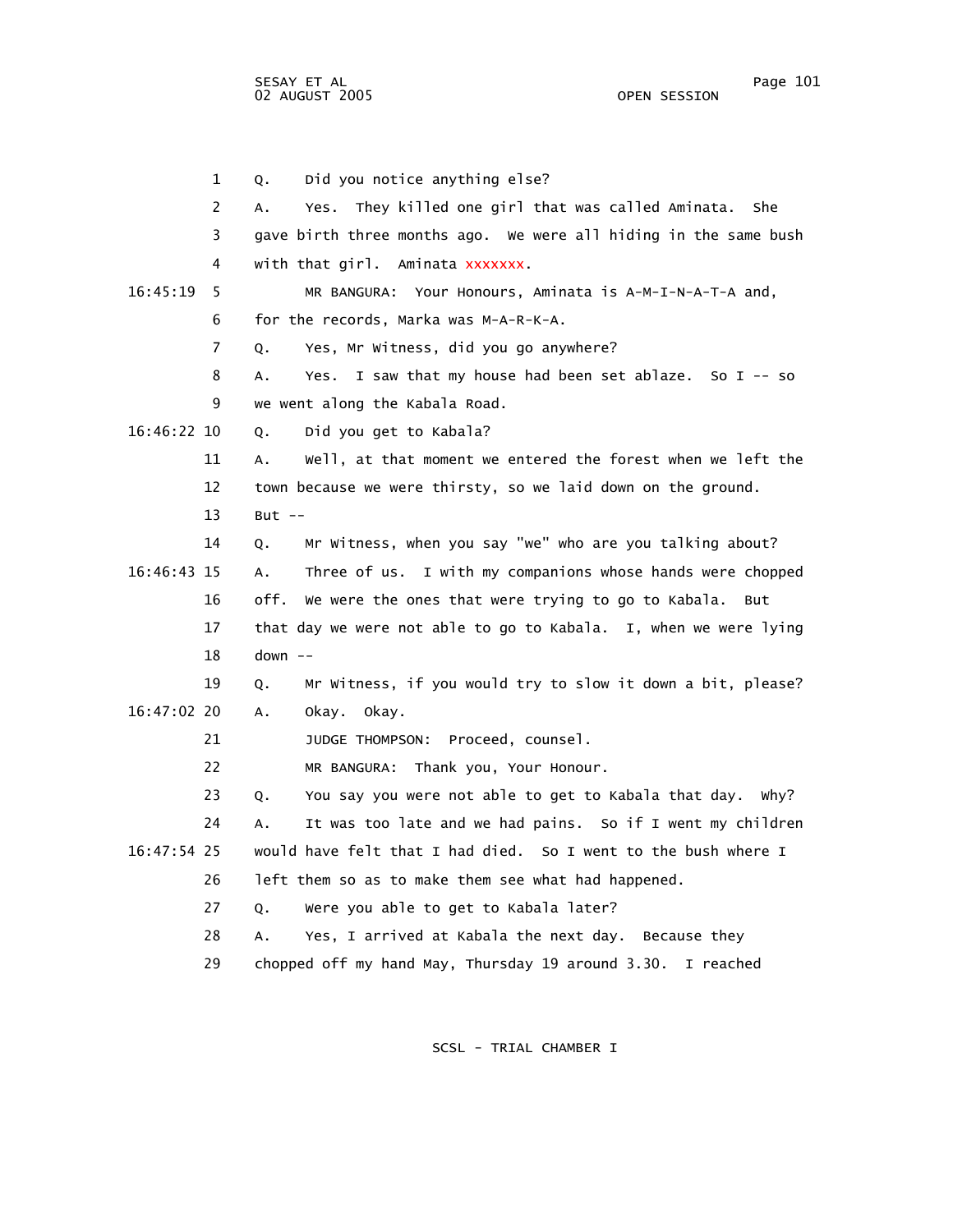1 Q. Did you notice anything else?

2 A. Yes. They killed one girl that was called Aminata. She

3 gave birth three months ago. We were all hiding in the same bush

4 with that girl. Aminata xxxxxxx.

16:45:19 5 MR BANGURA: Your Honours, Aminata is A-M-I-N-A-T-A and,

6 for the records, Marka was M-A-R-K-A.

7 Q. Yes, Mr Witness, did you go anywhere?

8 A. Yes. I saw that my house had been set ablaze. So I -- so

9 we went along the Kabala Road.

16:46:22 10 Q. Did you get to Kabala?

11 A. Well, at that moment we entered the forest when we left the

12 town because we were thirsty, so we laid down on the ground.

13 But --

14 Q. Mr Witness, when you say "we" who are you talking about?

16:46:43 15 A. Three of us. I with my companions whose hands were chopped

16 off. We were the ones that were trying to go to Kabala. But

17 that day we were not able to go to Kabala. I, when we were lying

18 down --

19 Q. Mr Witness, if you would try to slow it down a bit, please?

16:47:02 20 A. Okay. Okay.

21 JUDGE THOMPSON: Proceed, counsel.

22 MR BANGURA: Thank you, Your Honour.

23 Q. You say you were not able to get to Kabala that day. Why?

24 A. It was too late and we had pains. So if I went my children

16:47:54 25 would have felt that I had died. So I went to the bush where I

26 left them so as to make them see what had happened.

27 Q. Were you able to get to Kabala later?

28 A. Yes, I arrived at Kabala the next day. Because they

29 chopped off my hand May, Thursday 19 around 3.30. I reached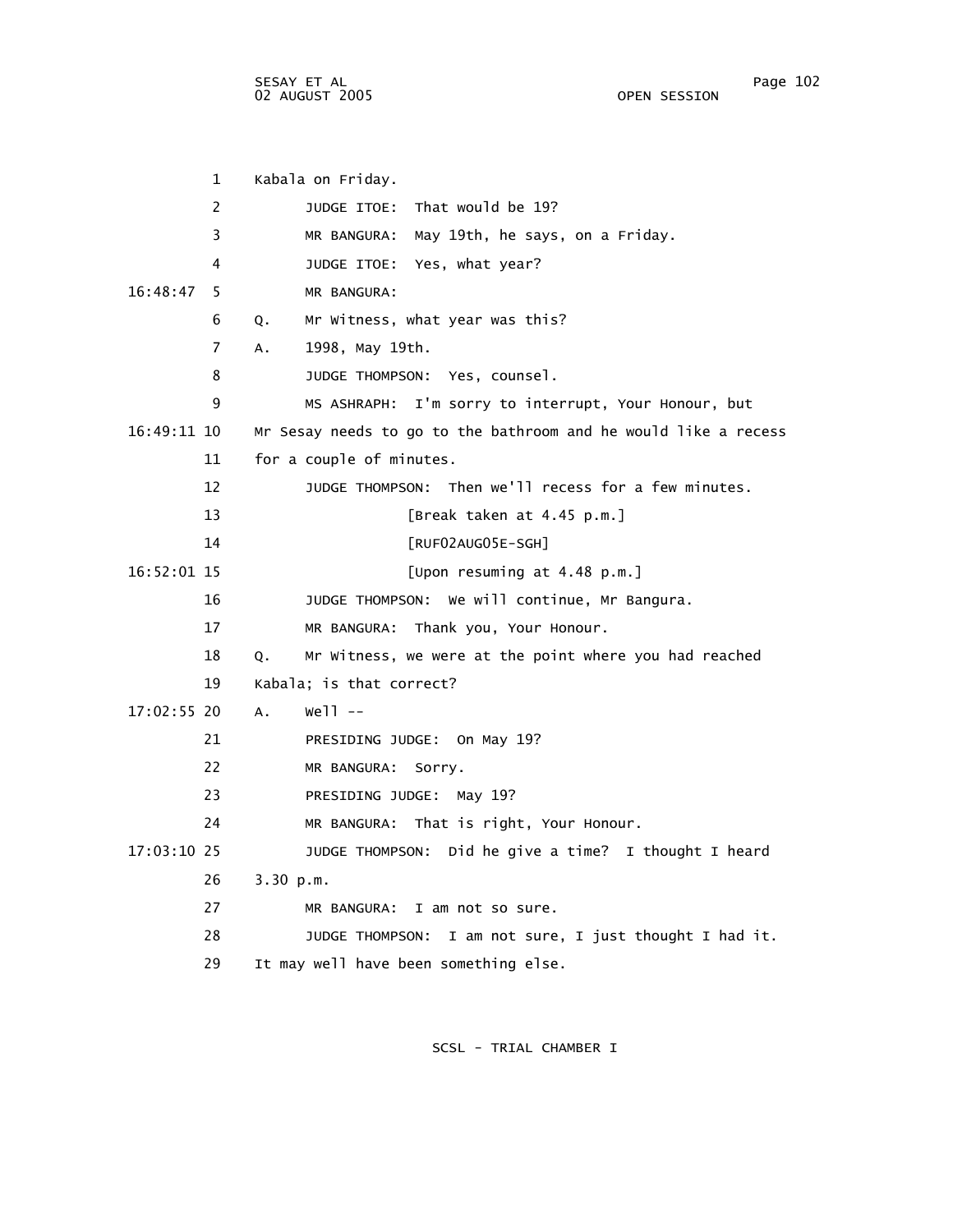1 Kabala on Friday.

2 JUDGE ITOE: That would be 19?

3 MR BANGURA: May 19th, he says, on a Friday.

4 JUDGE ITOE: Yes, what year?

16:48:47 5 MR BANGURA:

6 Q. Mr Witness, what year was this?

7 A. 1998, May 19th.

8 JUDGE THOMPSON: Yes, counsel.

9 MS ASHRAPH: I'm sorry to interrupt, Your Honour, but

16:49:11 10 Mr Sesay needs to go to the bathroom and he would like a recess

11 for a couple of minutes.

12 JUDGE THOMPSON: Then we'll recess for a few minutes.

13 [Break taken at 4.45 p.m.]

14 [RUF02AUG05E-SGH]

16:52:01 15 [Upon resuming at 4.48 p.m.]

16 JUDGE THOMPSON: We will continue, Mr Bangura.

17 MR BANGURA: Thank you, Your Honour.

18 Q. Mr Witness, we were at the point where you had reached

19 Kabala; is that correct?

17:02:55 20 A. Well --

21 PRESIDING JUDGE: On May 19?

22 MR BANGURA: Sorry.

23 PRESIDING JUDGE: May 19?

24 MR BANGURA: That is right, Your Honour.

17:03:10 25 JUDGE THOMPSON: Did he give a time? I thought I heard

26 3.30 p.m.

27 MR BANGURA: I am not so sure.

28 JUDGE THOMPSON: I am not sure, I just thought I had it.

29 It may well have been something else.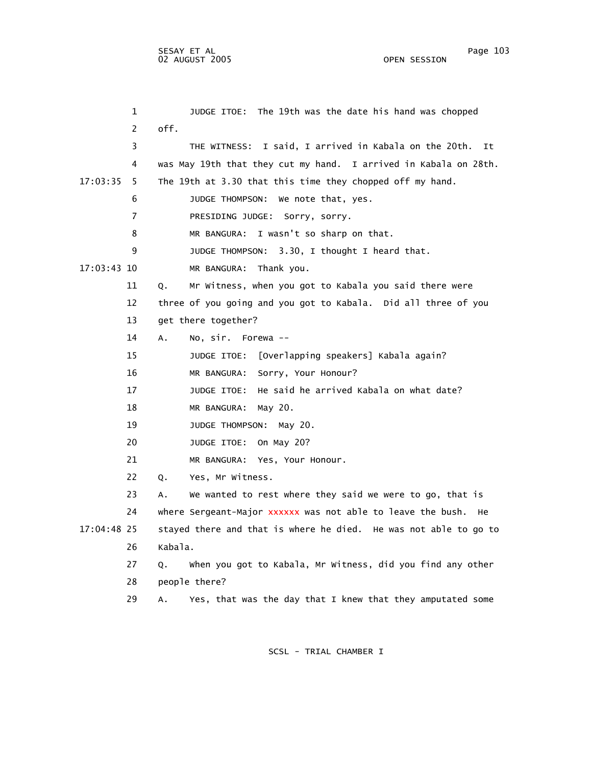JUDGE ITOE: The 19th was the date his hand was chopped off.

THE WITNESS: I said, I arrived in Kabala on the 20th. It was May 19th that they cut my hand. I arrived in Kabala on 28th. The 19th at 3.30 that this time they chopped off my hand.

JUDGE THOMPSON: We note that, yes.

PRESIDING JUDGE: Sorry, sorry.

MR BANGURA: I wasn't so sharp on that.

JUDGE THOMPSON: 3.30, I thought I heard that.

MR BANGURA: Thank you.

Q. Mr Witness, when you got to Kabala you said there were three of you going and you got to Kabala. Did all three of you get there together?

A. No, sir. Forewa --

JUDGE ITOE: [Overlapping speakers] Kabala again?

MR BANGURA: Sorry, Your Honour?

JUDGE ITOE: He said he arrived Kabala on what date?

MR BANGURA: May 20.

JUDGE THOMPSON: May 20.

JUDGE ITOE: On May 20?

MR BANGURA: Yes, Your Honour.

Q. Yes, Mr Witness.

A. We wanted to rest where they said we were to go, that is where Sergeant-Major xxxxxx was not able to leave the bush. He stayed there and that is where he died. He was not able to go to Kabala.

Q. When you got to Kabala, Mr Witness, did you find any other people there?

A. Yes, that was the day that I knew that they amputated some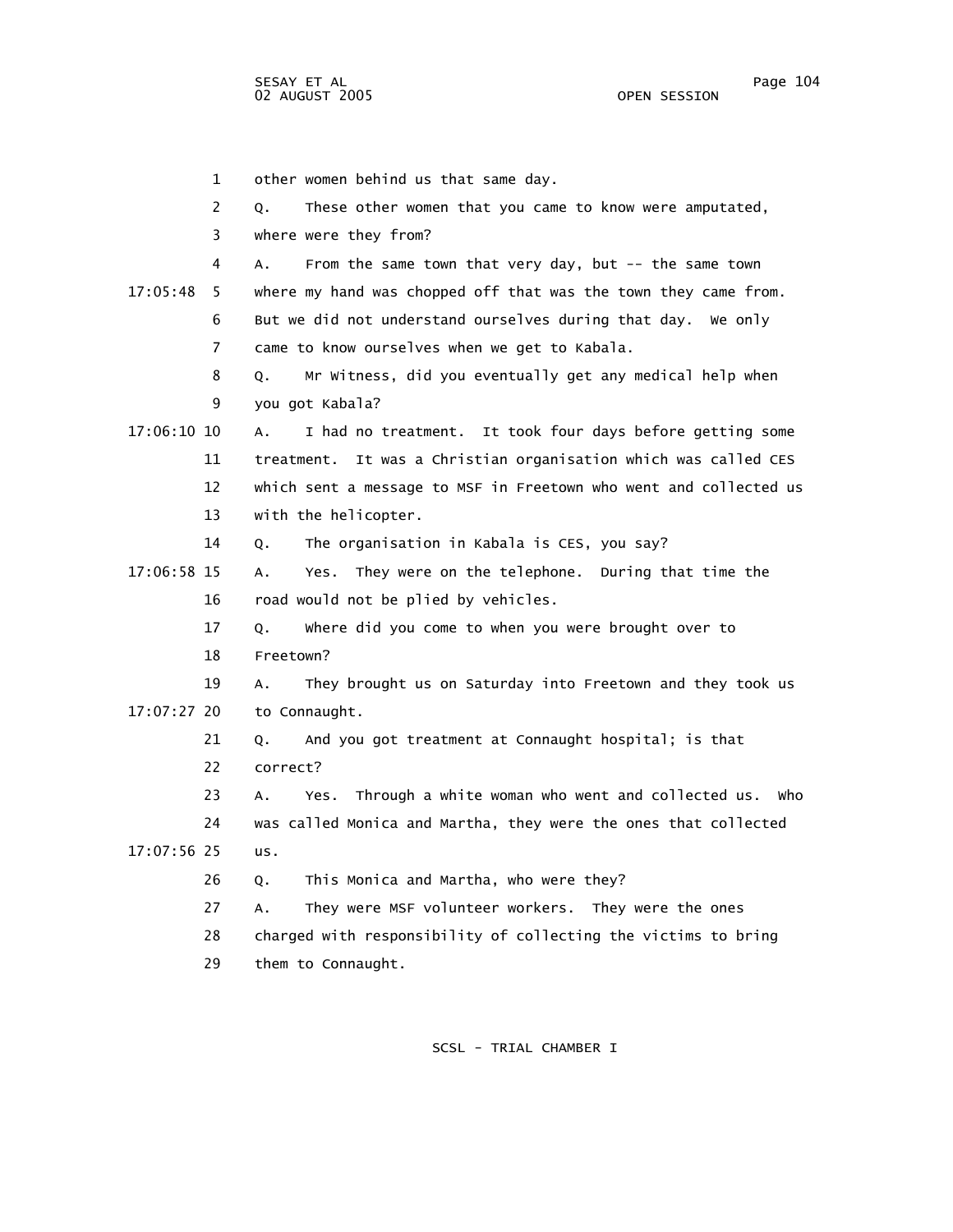other women behind us that same day.

Q. These other women that you came to know were amputated, where were they from?

A. From the same town that very day, but -- the same town where my hand was chopped off that was the town they came from. But we did not understand ourselves during that day. We only came to know ourselves when we get to Kabala.

Q. Mr Witness, did you eventually get any medical help when you got Kabala?

A. I had no treatment. It took four days before getting some treatment. It was a Christian organisation which was called CES which sent a message to MSF in Freetown who went and collected us with the helicopter.

Q. The organisation in Kabala is CES, you say?

A. Yes. They were on the telephone. During that time the road would not be plied by vehicles.

Q. Where did you come to when you were brought over to Freetown?

A. They brought us on Saturday into Freetown and they took us to Connaught.

Q. And you got treatment at Connaught hospital; is that correct?

A. Yes. Through a white woman who went and collected us. Who was called Monica and Martha, they were the ones that collected us.

Q. This Monica and Martha, who were they?

A. They were MSF volunteer workers. They were the ones charged with responsibility of collecting the victims to bring them to Connaught.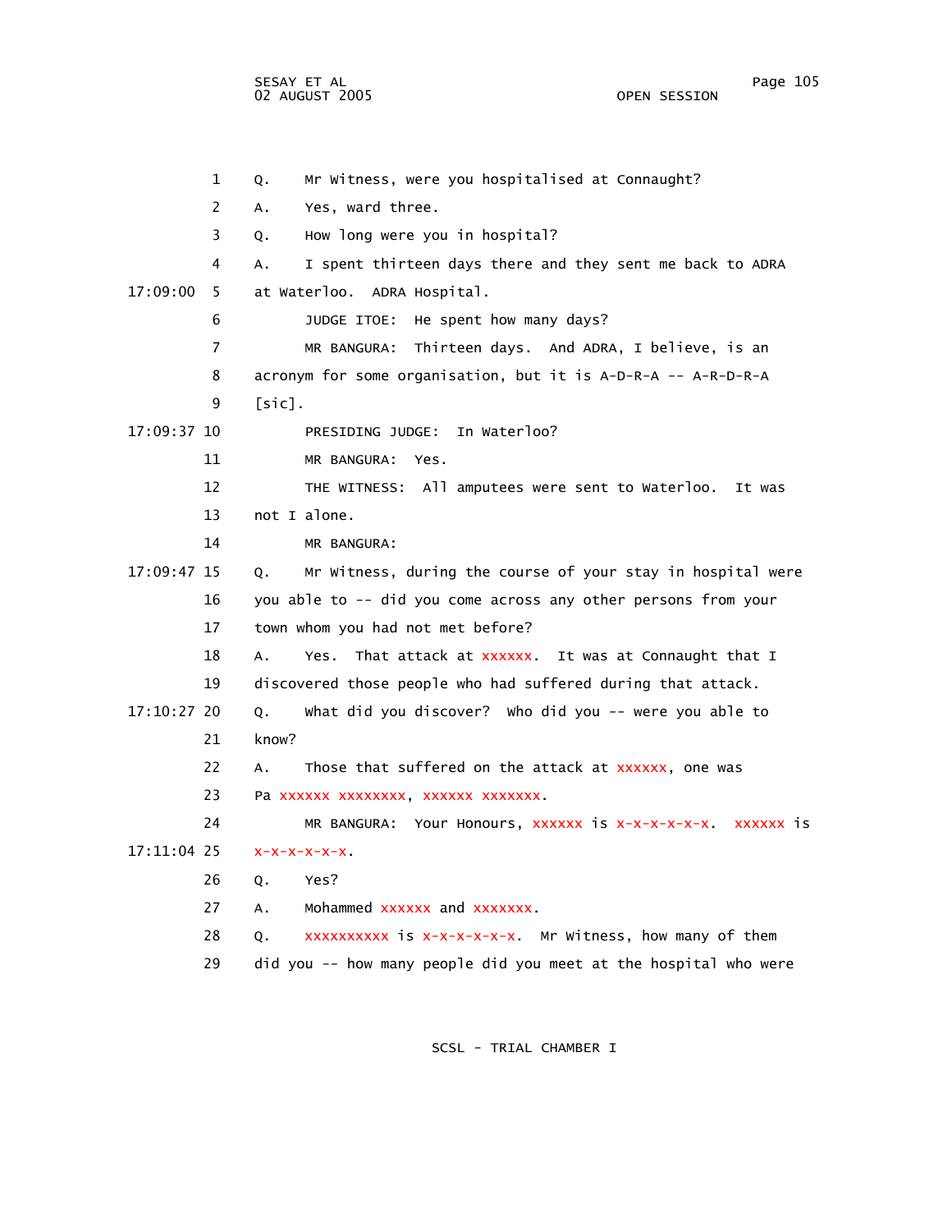1 Q. Mr Witness, were you hospitalised at Connaught?

2 A. Yes, ward three.

3 Q. How long were you in hospital?

4 A. I spent thirteen days there and they sent me back to ADRA

17:09:00 5 at Waterloo. ADRA Hospital.

6 JUDGE ITOE: He spent how many days?

7 MR BANGURA: Thirteen days. And ADRA, I believe, is an

8 acronym for some organisation, but it is A-D-R-A -- A-R-D-R-A

9 [sic].

17:09:37 10 PRESIDING JUDGE: In Waterloo?

11 MR BANGURA: Yes.

12 THE WITNESS: All amputees were sent to Waterloo. It was

13 not I alone.

14 MR BANGURA:

17:09:47 15 Q. Mr Witness, during the course of your stay in hospital were

16 you able to -- did you come across any other persons from your

17 town whom you had not met before?

18 A. Yes. That attack at xxxxxx. It was at Connaught that I

19 discovered those people who had suffered during that attack.

17:10:27 20 Q. What did you discover? Who did you -- were you able to

21 know?

22 A. Those that suffered on the attack at xxxxxx, one was

23 Pa xxxxxx xxxxxxxx, xxxxxx xxxxxxx.

24 MR BANGURA: Your Honours, xxxxxx is x-x-x-x-x-x. xxxxxx is

17:11:04 25 x-x-x-x-x-x.

26 Q. Yes?

27 A. Mohammed xxxxxx and xxxxxxx.

28 Q. xxxxxxxxxx is x-x-x-x-x-x. Mr Witness, how many of them

29 did you -- how many people did you meet at the hospital who were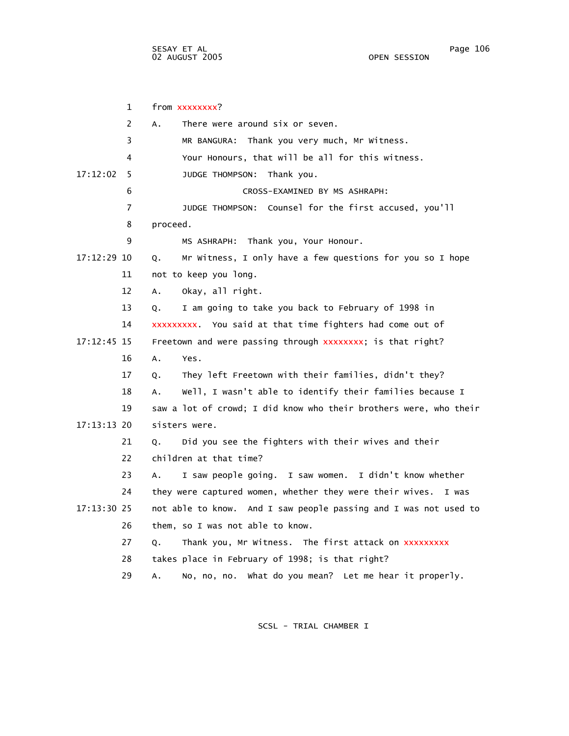from xxxxxxxx?

A. There were around six or seven.

MR BANGURA: Thank you very much, Mr Witness.

Your Honours, that will be all for this witness.

17:12:02 JUDGE THOMPSON: Thank you.

CROSS-EXAMINED BY MS ASHRAPH:

JUDGE THOMPSON: Counsel for the first accused, you'll proceed.

MS ASHRAPH: Thank you, Your Honour.

17:12:29 Q. Mr Witness, I only have a few questions for you so I hope not to keep you long.

A. Okay, all right.

Q. I am going to take you back to February of 1998 in xxxxxxxxx. You said at that time fighters had come out of

17:12:45 Freetown and were passing through xxxxxxxx; is that right?

A. Yes.

Q. They left Freetown with their families, didn't they?

A. Well, I wasn't able to identify their families because I saw a lot of crowd; I did know who their brothers were, who their

17:13:13 sisters were.

Q. Did you see the fighters with their wives and their children at that time?

A. I saw people going. I saw women. I didn't know whether they were captured women, whether they were their wives. I was

17:13:30 not able to know. And I saw people passing and I was not used to them, so I was not able to know.

Q. Thank you, Mr Witness. The first attack on xxxxxxxxx takes place in February of 1998; is that right?

A. No, no, no. What do you mean? Let me hear it properly.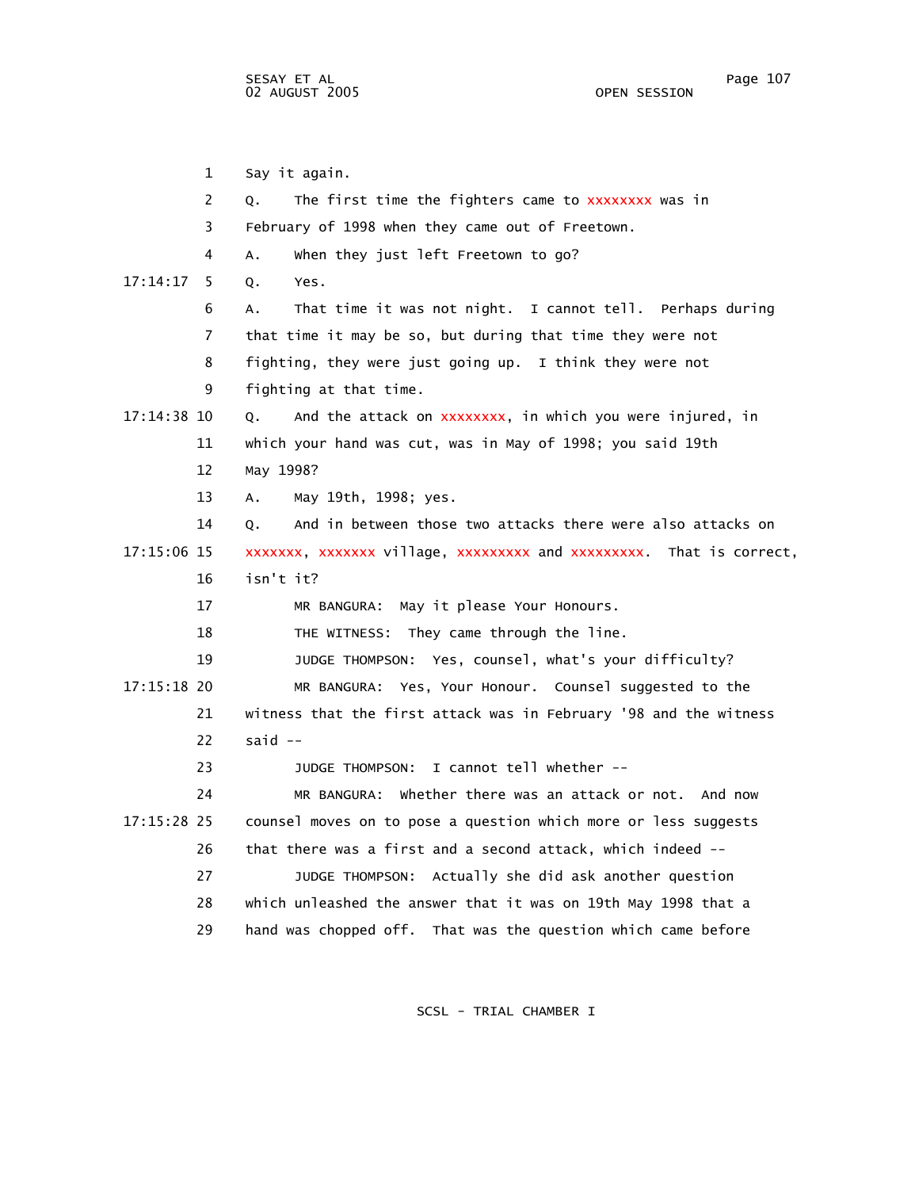1 Say it again.

2 Q. The first time the fighters came to xxxxxxxx was in

3 February of 1998 when they came out of Freetown.

4 A. When they just left Freetown to go?

17:14:17 5 Q. Yes.

6 A. That time it was not night. I cannot tell. Perhaps during

7 that time it may be so, but during that time they were not

8 fighting, they were just going up. I think they were not

9 fighting at that time.

17:14:38 10 Q. And the attack on xxxxxxxx, in which you were injured, in

11 which your hand was cut, was in May of 1998; you said 19th

12 May 1998?

13 A. May 19th, 1998; yes.

14 Q. And in between those two attacks there were also attacks on

17:15:06 15 xxxxxxx, xxxxxxx village, xxxxxxxxx and xxxxxxxxx. That is correct,

16 isn't it?

17 MR BANGURA: May it please Your Honours.

18 THE WITNESS: They came through the line.

19 JUDGE THOMPSON: Yes, counsel, what's your difficulty?

17:15:18 20 MR BANGURA: Yes, Your Honour. Counsel suggested to the

21 witness that the first attack was in February '98 and the witness

22 said --

23 JUDGE THOMPSON: I cannot tell whether --

24 MR BANGURA: Whether there was an attack or not. And now

17:15:28 25 counsel moves on to pose a question which more or less suggests

26 that there was a first and a second attack, which indeed --

27 JUDGE THOMPSON: Actually she did ask another question

28 which unleashed the answer that it was on 19th May 1998 that a

29 hand was chopped off. That was the question which came before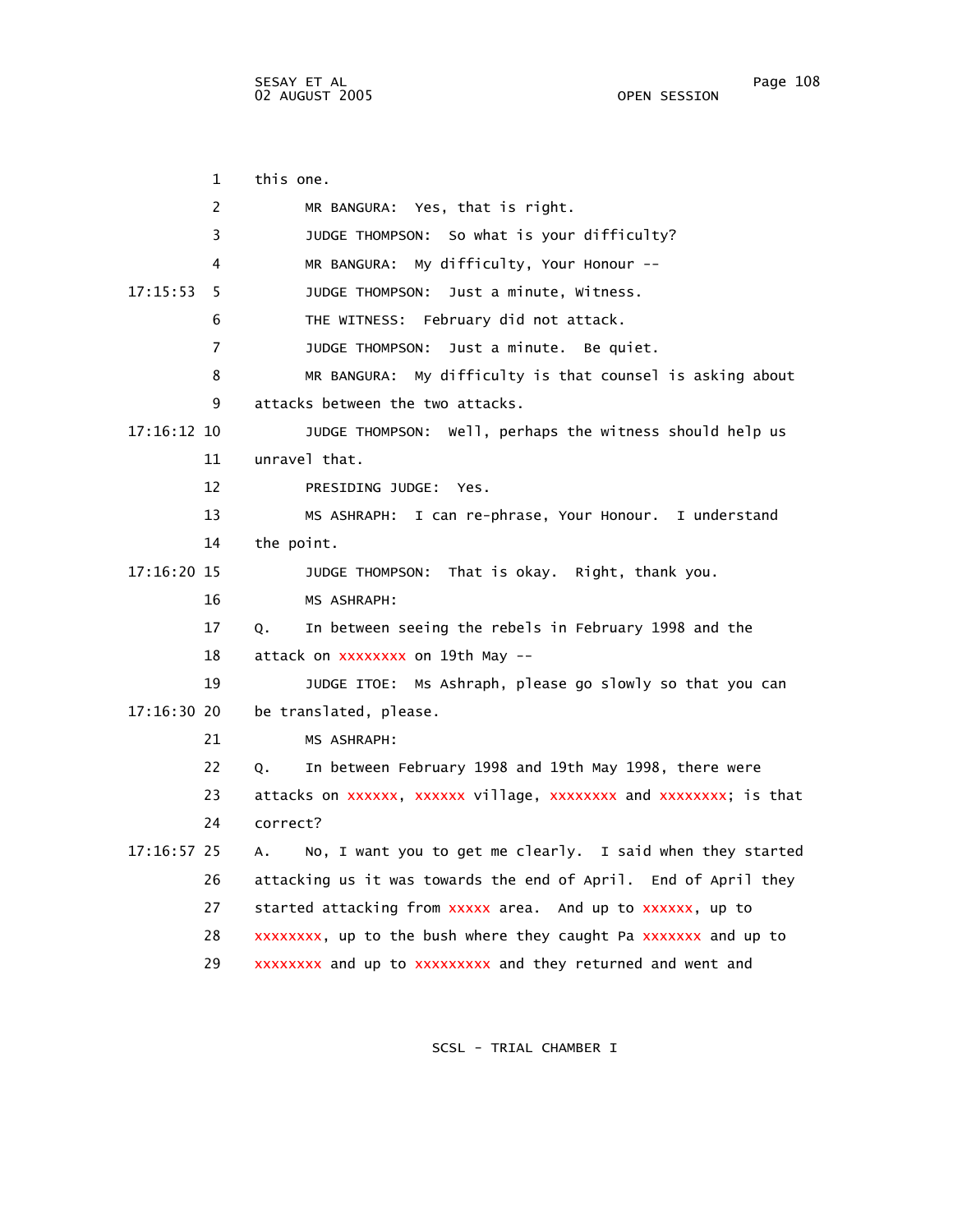1 this one.

2 MR BANGURA: Yes, that is right.

3 JUDGE THOMPSON: So what is your difficulty?

4 MR BANGURA: My difficulty, Your Honour --

17:15:53 5 JUDGE THOMPSON: Just a minute, Witness.

6 THE WITNESS: February did not attack.

7 JUDGE THOMPSON: Just a minute. Be quiet.

8 MR BANGURA: My difficulty is that counsel is asking about

9 attacks between the two attacks.

17:16:12 10 JUDGE THOMPSON: Well, perhaps the witness should help us

11 unravel that.

12 PRESIDING JUDGE: Yes.

13 MS ASHRAPH: I can re-phrase, Your Honour. I understand

14 the point.

17:16:20 15 JUDGE THOMPSON: That is okay. Right, thank you.

16 MS ASHRAPH:

17 Q. In between seeing the rebels in February 1998 and the

18 attack on xxxxxxxx on 19th May --

19 JUDGE ITOE: Ms Ashraph, please go slowly so that you can

17:16:30 20 be translated, please.

21 MS ASHRAPH:

22 Q. In between February 1998 and 19th May 1998, there were

23 attacks on xxxxxx, xxxxxx village, xxxxxxxx and xxxxxxxx; is that

24 correct?

17:16:57 25 A. No, I want you to get me clearly. I said when they started

26 attacking us it was towards the end of April. End of April they

27 started attacking from xxxxx area. And up to xxxxxx, up to

28 xxxxxxxx, up to the bush where they caught Pa xxxxxxx and up to

29 xxxxxxxx and up to xxxxxxxxx and they returned and went and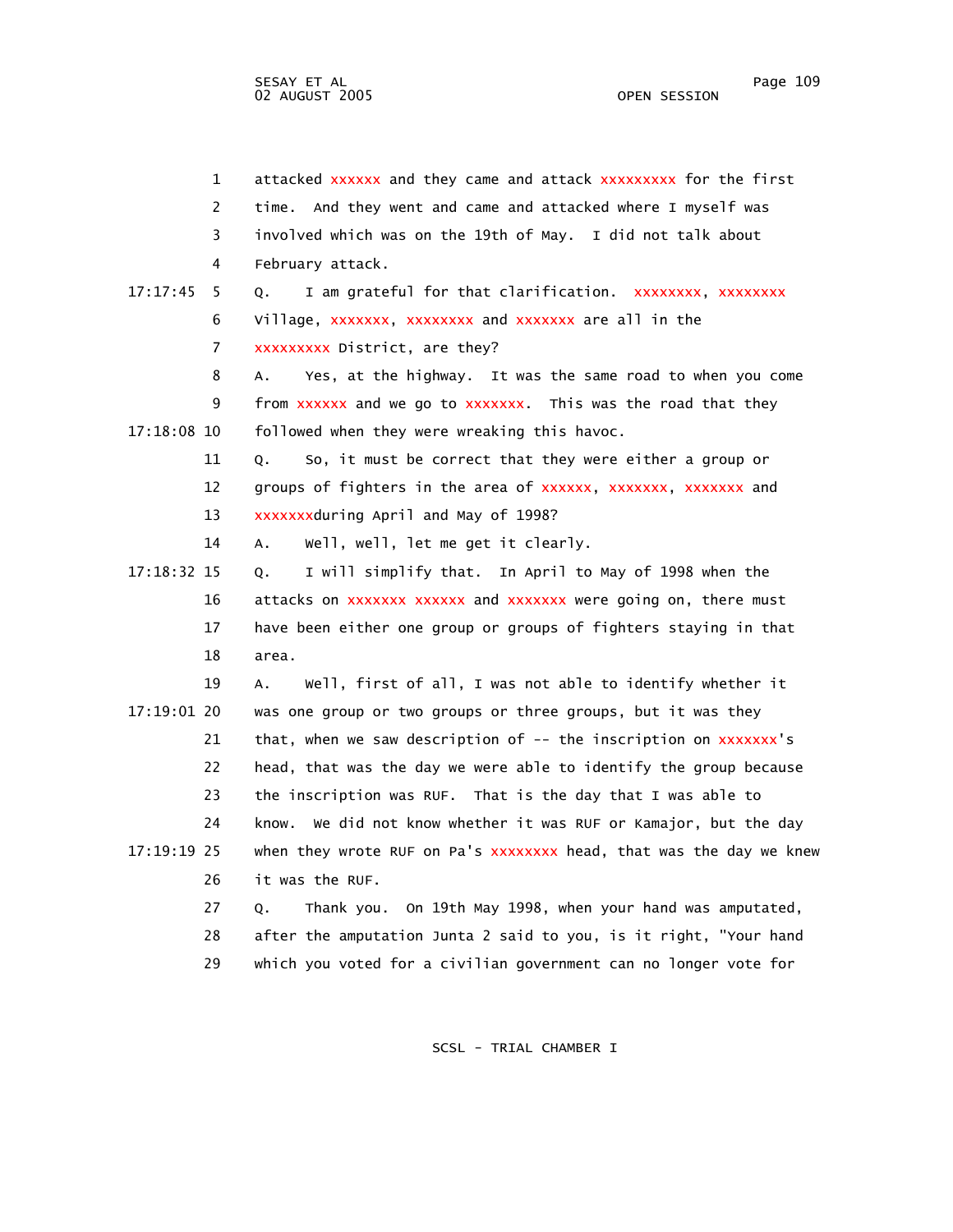1 attacked xxxxxx and they came and attack xxxxxxxxx for the first
2 time. And they went and came and attacked where I myself was
3 involved which was on the 19th of May. I did not talk about
4 February attack.

17:17:45 5 Q. I am grateful for that clarification. xxxxxxxx, xxxxxxxx
6 Village, xxxxxxx, xxxxxxxx and xxxxxxx are all in the
7 xxxxxxxxx District, are they?
8 A. Yes, at the highway. It was the same road to when you come
9 from xxxxxx and we go to xxxxxxx. This was the road that they

17:18:08 10 followed when they were wreaking this havoc.
11 Q. So, it must be correct that they were either a group or
12 groups of fighters in the area of xxxxxx, xxxxxxx, xxxxxxx and
13 xxxxxxxduring April and May of 1998?
14 A. Well, well, let me get it clearly.

17:18:32 15 Q. I will simplify that. In April to May of 1998 when the
16 attacks on xxxxxxx xxxxxx and xxxxxxx were going on, there must
17 have been either one group or groups of fighters staying in that
18 area.
19 A. Well, first of all, I was not able to identify whether it

17:19:01 20 was one group or two groups or three groups, but it was they
21 that, when we saw description of -- the inscription on xxxxxxx's
22 head, that was the day we were able to identify the group because
23 the inscription was RUF. That is the day that I was able to
24 know. We did not know whether it was RUF or Kamajor, but the day

17:19:19 25 when they wrote RUF on Pa's xxxxxxxx head, that was the day we knew
26 it was the RUF.
27 Q. Thank you. On 19th May 1998, when your hand was amputated,
28 after the amputation Junta 2 said to you, is it right, "Your hand
29 which you voted for a civilian government can no longer vote for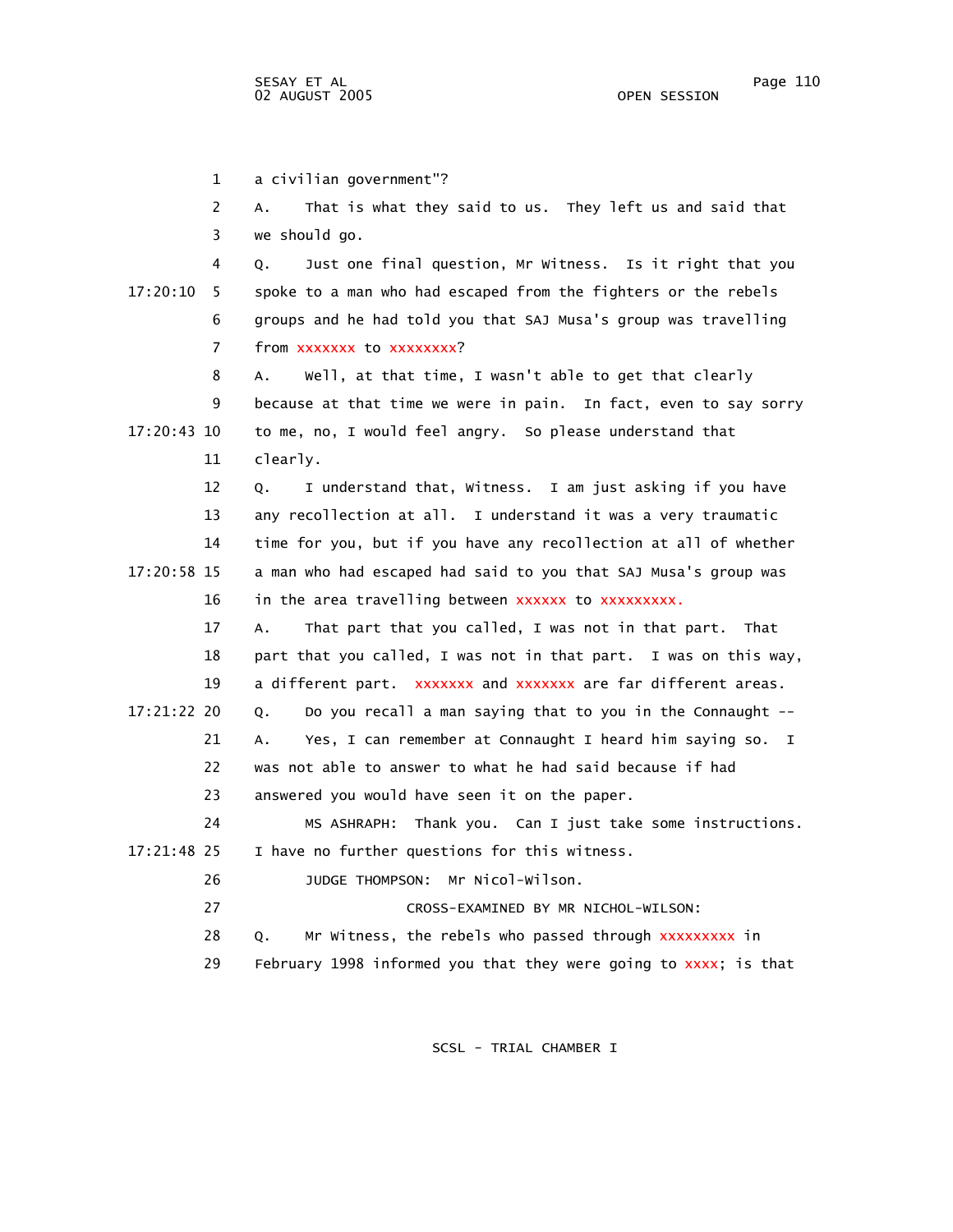1 a civilian government"?

2 A. That is what they said to us. They left us and said that

3 we should go.

4 Q. Just one final question, Mr Witness. Is it right that you

17:20:10 5 spoke to a man who had escaped from the fighters or the rebels

6 groups and he had told you that SAJ Musa's group was travelling

7 from xxxxxxx to xxxxxxxx?

8 A. Well, at that time, I wasn't able to get that clearly

9 because at that time we were in pain. In fact, even to say sorry

17:20:43 10 to me, no, I would feel angry. So please understand that

11 clearly.

12 Q. I understand that, Witness. I am just asking if you have

13 any recollection at all. I understand it was a very traumatic

14 time for you, but if you have any recollection at all of whether

17:20:58 15 a man who had escaped had said to you that SAJ Musa's group was

16 in the area travelling between xxxxxx to xxxxxxxxx.

17 A. That part that you called, I was not in that part. That

18 part that you called, I was not in that part. I was on this way,

19 a different part. xxxxxxx and xxxxxxx are far different areas.

17:21:22 20 Q. Do you recall a man saying that to you in the Connaught --

21 A. Yes, I can remember at Connaught I heard him saying so. I

22 was not able to answer to what he had said because if had

23 answered you would have seen it on the paper.

24 MS ASHRAPH: Thank you. Can I just take some instructions.

17:21:48 25 I have no further questions for this witness.

26 JUDGE THOMPSON: Mr Nicol-Wilson.

27 CROSS-EXAMINED BY MR NICHOL-WILSON:

28 Q. Mr Witness, the rebels who passed through xxxxxxxxx in

29 February 1998 informed you that they were going to xxxx; is that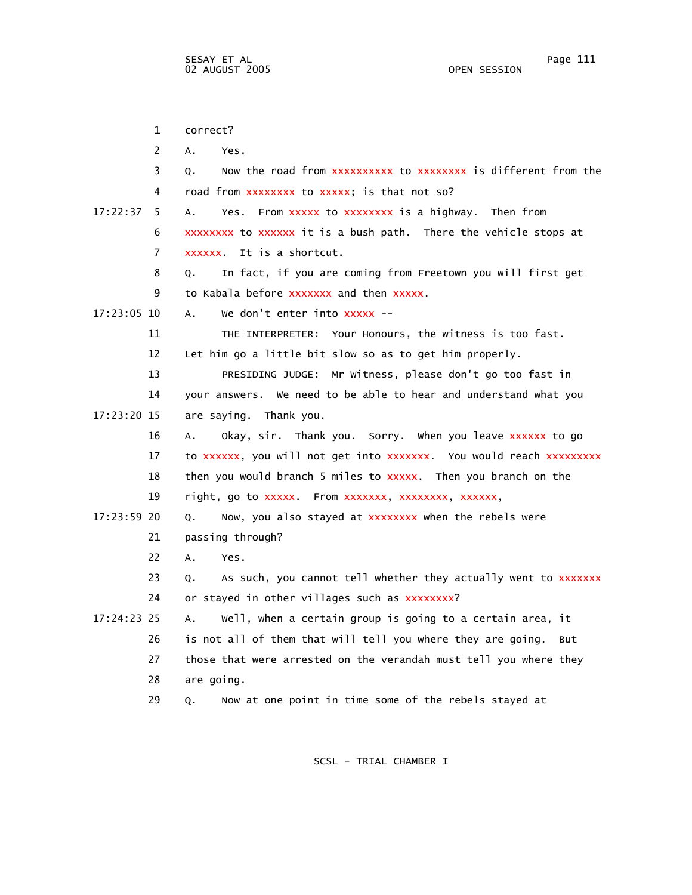1 correct?

2 A. Yes.

3 Q. Now the road from xxxxxxxxxx to xxxxxxxx is different from the

4 road from xxxxxxxx to xxxxx; is that not so?

17:22:37 5 A. Yes. From xxxxx to xxxxxxxx is a highway. Then from

6 xxxxxxxx to xxxxxx it is a bush path. There the vehicle stops at

7 xxxxxx. It is a shortcut.

8 Q. In fact, if you are coming from Freetown you will first get

9 to Kabala before xxxxxxx and then xxxxx.

17:23:05 10 A. We don't enter into xxxxx --

11 THE INTERPRETER: Your Honours, the witness is too fast.

12 Let him go a little bit slow so as to get him properly.

13 PRESIDING JUDGE: Mr Witness, please don't go too fast in

14 your answers. We need to be able to hear and understand what you

17:23:20 15 are saying. Thank you.

16 A. Okay, sir. Thank you. Sorry. When you leave xxxxxx to go

17 to xxxxxx, you will not get into xxxxxxx. You would reach xxxxxxxxx

18 then you would branch 5 miles to xxxxx. Then you branch on the

19 right, go to xxxxx. From xxxxxxx, xxxxxxxx, xxxxxx,

17:23:59 20 Q. Now, you also stayed at xxxxxxxx when the rebels were

21 passing through?

22 A. Yes.

23 Q. As such, you cannot tell whether they actually went to xxxxxxx

24 or stayed in other villages such as xxxxxxxx?

17:24:23 25 A. Well, when a certain group is going to a certain area, it

26 is not all of them that will tell you where they are going. But

27 those that were arrested on the verandah must tell you where they

28 are going.

29 Q. Now at one point in time some of the rebels stayed at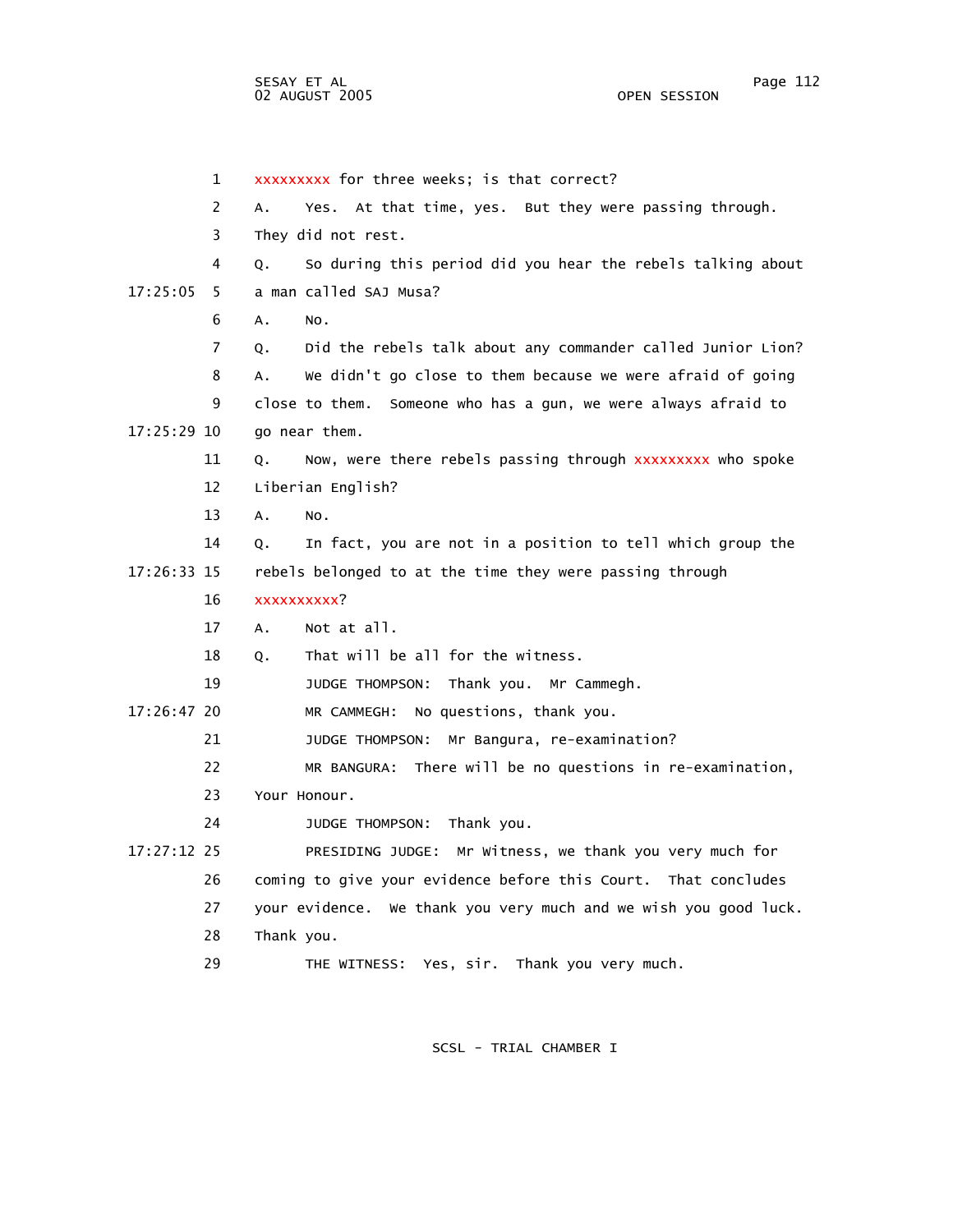xxxxxxxxx for three weeks; is that correct?

A. Yes. At that time, yes. But they were passing through. They did not rest.

Q. So during this period did you hear the rebels talking about a man called SAJ Musa?

A. No.

Q. Did the rebels talk about any commander called Junior Lion?

A. We didn't go close to them because we were afraid of going close to them. Someone who has a gun, we were always afraid to go near them.

Q. Now, were there rebels passing through xxxxxxxxx who spoke Liberian English?

A. No.

Q. In fact, you are not in a position to tell which group the rebels belonged to at the time they were passing through xxxxxxxxxx?

A. Not at all.

Q. That will be all for the witness.

JUDGE THOMPSON: Thank you. Mr Cammegh.

MR CAMMEGH: No questions, thank you.

JUDGE THOMPSON: Mr Bangura, re-examination?

MR BANGURA: There will be no questions in re-examination, Your Honour.

JUDGE THOMPSON: Thank you.

PRESIDING JUDGE: Mr Witness, we thank you very much for coming to give your evidence before this Court. That concludes your evidence. We thank you very much and we wish you good luck. Thank you.

THE WITNESS: Yes, sir. Thank you very much.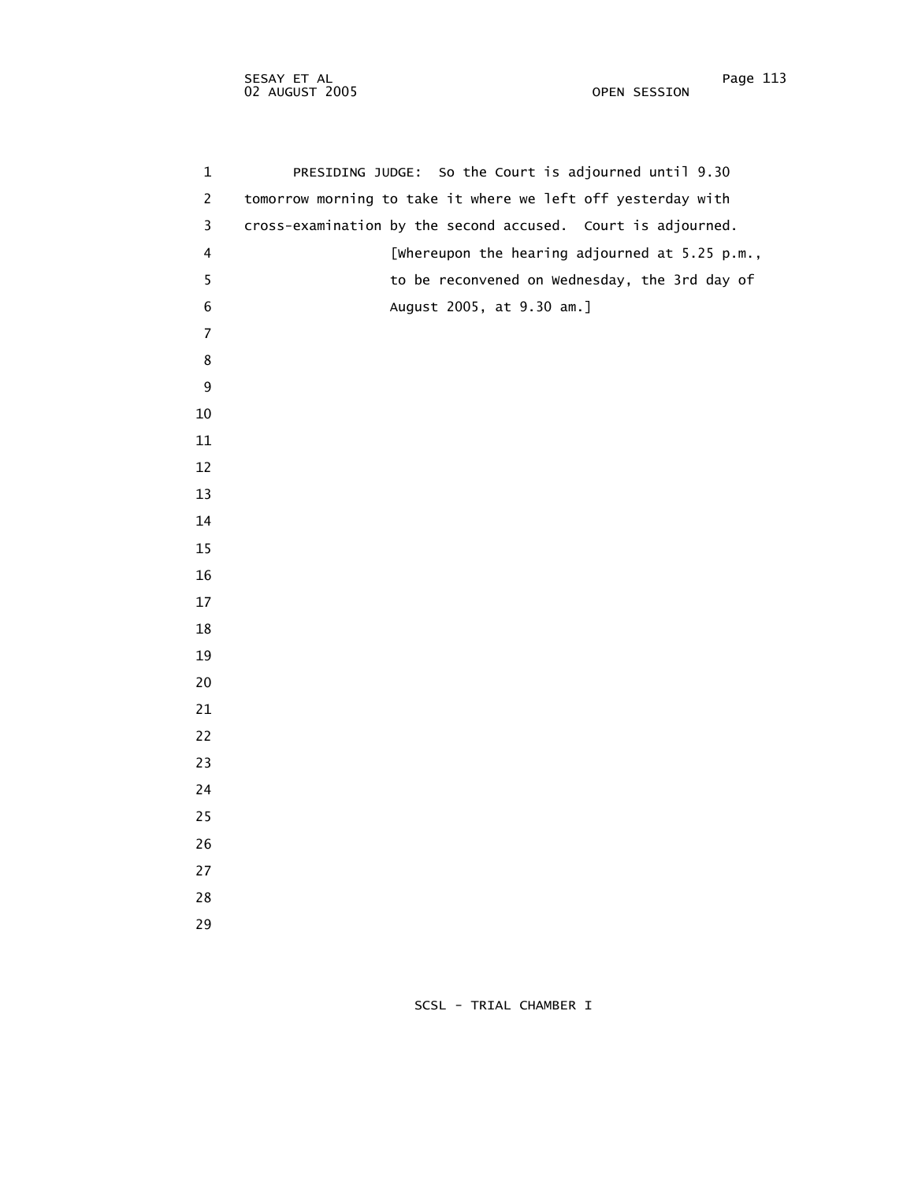PRESIDING JUDGE: So the Court is adjourned until 9.30 tomorrow morning to take it where we left off yesterday with cross-examination by the second accused. Court is adjourned.

[Whereupon the hearing adjourned at 5.25 p.m., to be reconvened on Wednesday, the 3rd day of August 2005, at 9.30 am.]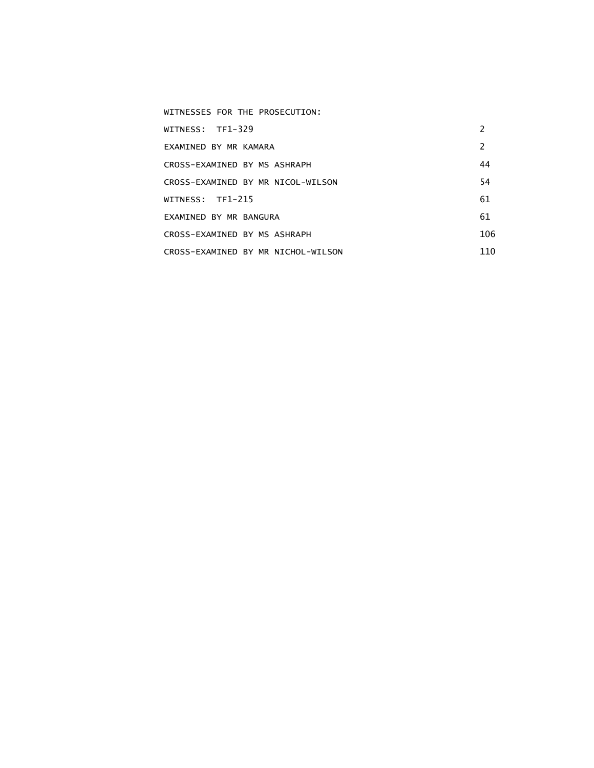WITNESSES FOR THE PROSECUTION:

| | |
|---|---|
| WITNESS: TF1-329 | 2 |
| EXAMINED BY MR KAMARA | 2 |
| CROSS-EXAMINED BY MS ASHRAPH | 44 |
| CROSS-EXAMINED BY MR NICOL-WILSON | 54 |
| WITNESS: TF1-215 | 61 |
| EXAMINED BY MR BANGURA | 61 |
| CROSS-EXAMINED BY MS ASHRAPH | 106 |
| CROSS-EXAMINED BY MR NICHOL-WILSON | 110 |